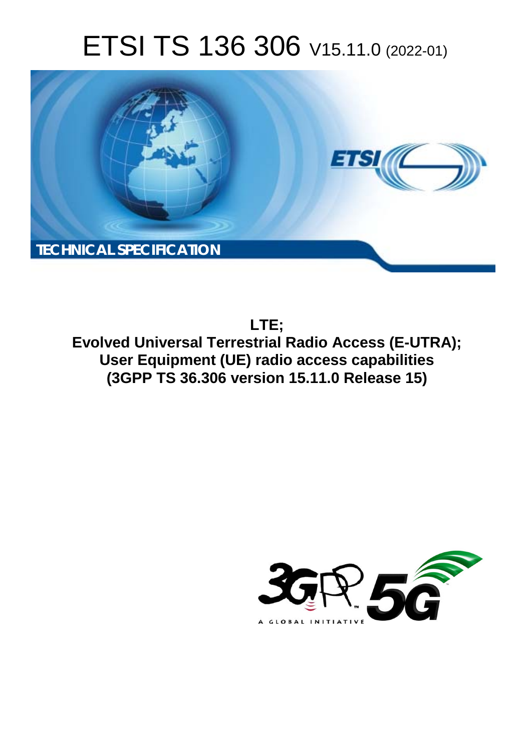# ETSI TS 136 306 V15.11.0 (2022-01)

**TECHNICAL SPECIFICATION**

**LTE;**
**Evolved Universal Terrestrial Radio Access (E-UTRA);**
**User Equipment (UE) radio access capabilities**
**(3GPP TS 36.306 version 15.11.0 Release 15)**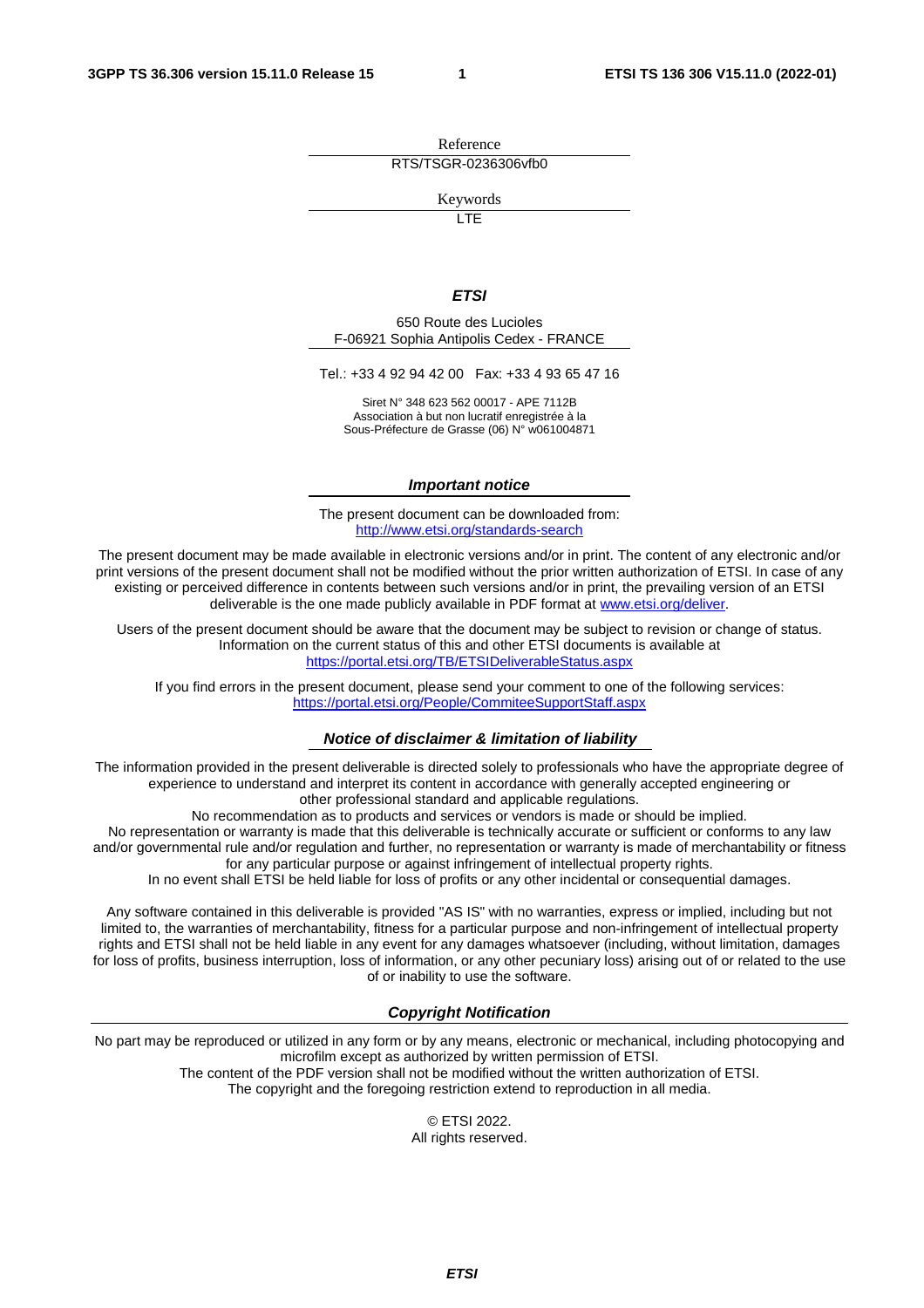Reference

RTS/TSGR-0236306vfb0

Keywords

LTE

***ETSI***

650 Route des Lucioles
F-06921 Sophia Antipolis Cedex - FRANCE

Tel.: +33 4 92 94 42 00   Fax: +33 4 93 65 47 16

Siret N° 348 623 562 00017 - APE 7112B
Association à but non lucratif enregistrée à la
Sous-Préfecture de Grasse (06) N° w061004871

***Important notice***

The present document can be downloaded from:
http://www.etsi.org/standards-search

The present document may be made available in electronic versions and/or in print. The content of any electronic and/or print versions of the present document shall not be modified without the prior written authorization of ETSI. In case of any existing or perceived difference in contents between such versions and/or in print, the prevailing version of an ETSI deliverable is the one made publicly available in PDF format at www.etsi.org/deliver.

Users of the present document should be aware that the document may be subject to revision or change of status. Information on the current status of this and other ETSI documents is available at
https://portal.etsi.org/TB/ETSIDeliverableStatus.aspx

If you find errors in the present document, please send your comment to one of the following services:
https://portal.etsi.org/People/CommiteeSupportStaff.aspx

***Notice of disclaimer & limitation of liability***

The information provided in the present deliverable is directed solely to professionals who have the appropriate degree of experience to understand and interpret its content in accordance with generally accepted engineering or other professional standard and applicable regulations.
No recommendation as to products and services or vendors is made or should be implied.
No representation or warranty is made that this deliverable is technically accurate or sufficient or conforms to any law and/or governmental rule and/or regulation and further, no representation or warranty is made of merchantability or fitness for any particular purpose or against infringement of intellectual property rights.
In no event shall ETSI be held liable for loss of profits or any other incidental or consequential damages.

Any software contained in this deliverable is provided "AS IS" with no warranties, express or implied, including but not limited to, the warranties of merchantability, fitness for a particular purpose and non-infringement of intellectual property rights and ETSI shall not be held liable in any event for any damages whatsoever (including, without limitation, damages for loss of profits, business interruption, loss of information, or any other pecuniary loss) arising out of or related to the use of or inability to use the software.

***Copyright Notification***

No part may be reproduced or utilized in any form or by any means, electronic or mechanical, including photocopying and microfilm except as authorized by written permission of ETSI.
The content of the PDF version shall not be modified without the written authorization of ETSI.
The copyright and the foregoing restriction extend to reproduction in all media.

© ETSI 2022.
All rights reserved.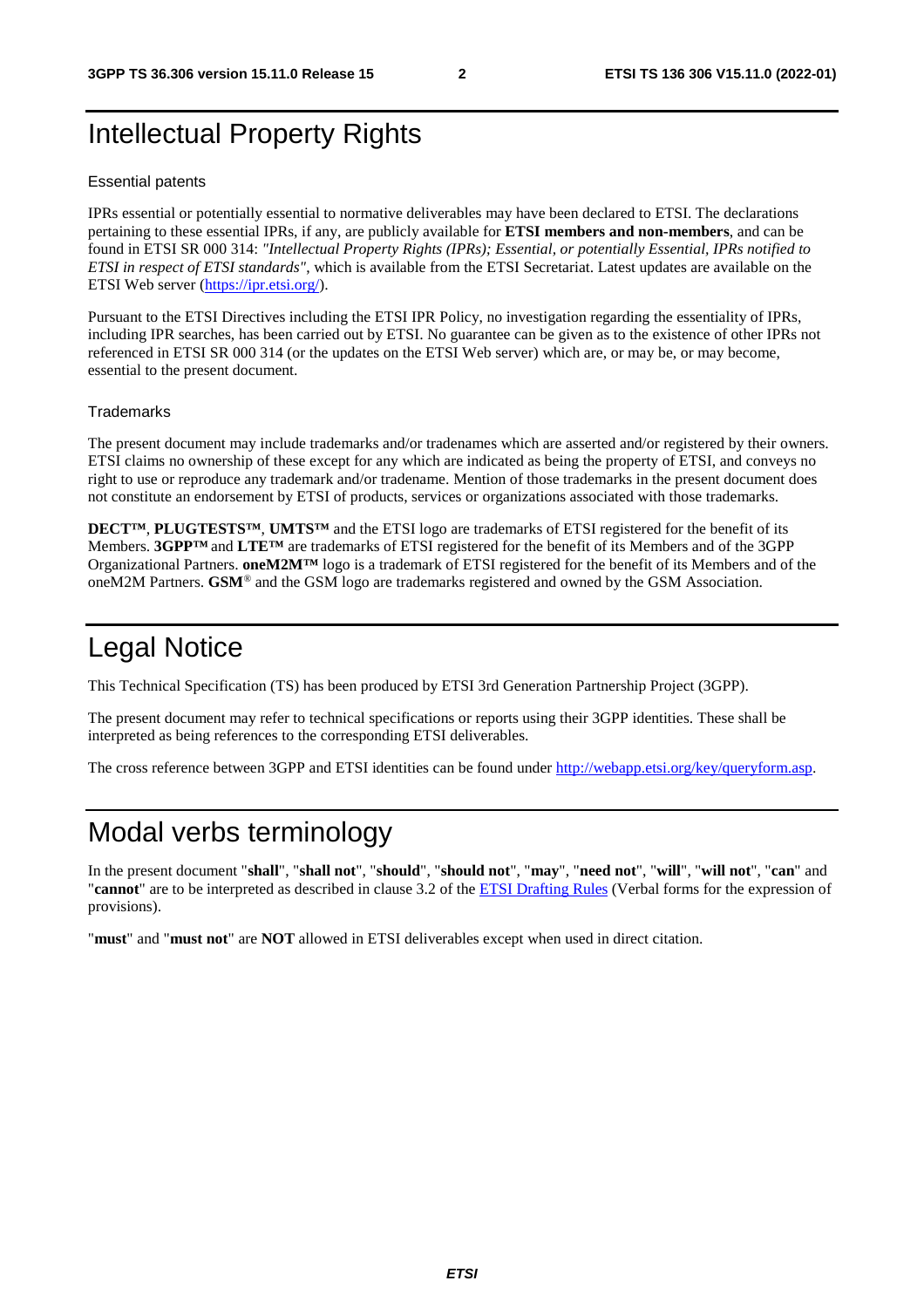# Intellectual Property Rights

### Essential patents

IPRs essential or potentially essential to normative deliverables may have been declared to ETSI. The declarations pertaining to these essential IPRs, if any, are publicly available for **ETSI members and non-members**, and can be found in ETSI SR 000 314: *"Intellectual Property Rights (IPRs); Essential, or potentially Essential, IPRs notified to ETSI in respect of ETSI standards"*, which is available from the ETSI Secretariat. Latest updates are available on the ETSI Web server (https://ipr.etsi.org/).

Pursuant to the ETSI Directives including the ETSI IPR Policy, no investigation regarding the essentiality of IPRs, including IPR searches, has been carried out by ETSI. No guarantee can be given as to the existence of other IPRs not referenced in ETSI SR 000 314 (or the updates on the ETSI Web server) which are, or may be, or may become, essential to the present document.

### Trademarks

The present document may include trademarks and/or tradenames which are asserted and/or registered by their owners. ETSI claims no ownership of these except for any which are indicated as being the property of ETSI, and conveys no right to use or reproduce any trademark and/or tradename. Mention of those trademarks in the present document does not constitute an endorsement by ETSI of products, services or organizations associated with those trademarks.

**DECT™**, **PLUGTESTS™**, **UMTS™** and the ETSI logo are trademarks of ETSI registered for the benefit of its Members. **3GPP™** and **LTE™** are trademarks of ETSI registered for the benefit of its Members and of the 3GPP Organizational Partners. **oneM2M™** logo is a trademark of ETSI registered for the benefit of its Members and of the oneM2M Partners. **GSM**® and the GSM logo are trademarks registered and owned by the GSM Association.

# Legal Notice

This Technical Specification (TS) has been produced by ETSI 3rd Generation Partnership Project (3GPP).

The present document may refer to technical specifications or reports using their 3GPP identities. These shall be interpreted as being references to the corresponding ETSI deliverables.

The cross reference between 3GPP and ETSI identities can be found under http://webapp.etsi.org/key/queryform.asp.

# Modal verbs terminology

In the present document "**shall**", "**shall not**", "**should**", "**should not**", "**may**", "**need not**", "**will**", "**will not**", "**can**" and "**cannot**" are to be interpreted as described in clause 3.2 of the ETSI Drafting Rules (Verbal forms for the expression of provisions).

"**must**" and "**must not**" are **NOT** allowed in ETSI deliverables except when used in direct citation.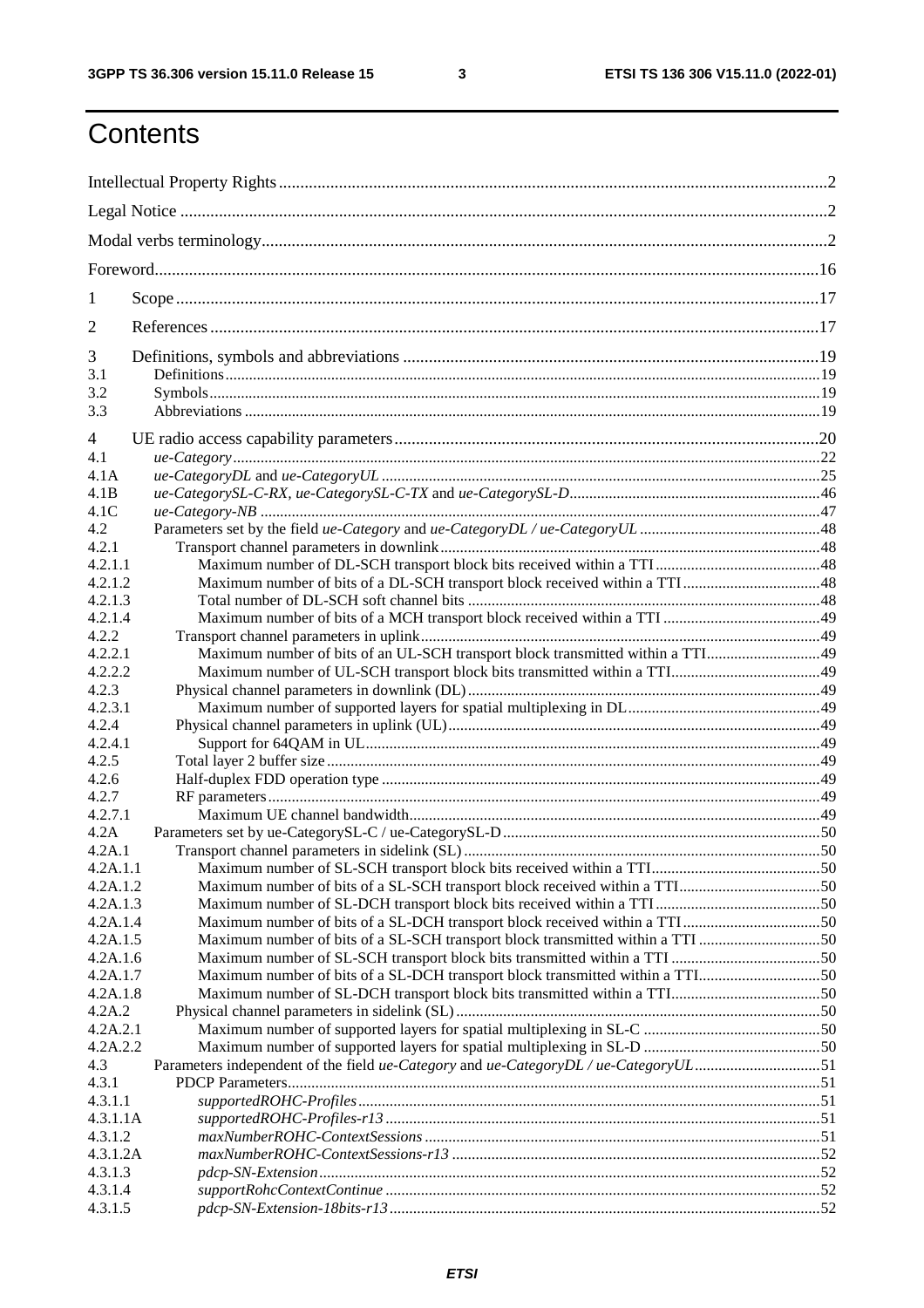# Contents

Intellectual Property Rights ..... 2
Legal Notice ..... 2
Modal verbs terminology ..... 2
Foreword ..... 16
1 Scope ..... 17
2 References ..... 17
3 Definitions, symbols and abbreviations ..... 19
3.1 Definitions ..... 19
3.2 Symbols ..... 19
3.3 Abbreviations ..... 19
4 UE radio access capability parameters ..... 20
4.1 *ue-Category* ..... 22
4.1A *ue-CategoryDL* and *ue-CategoryUL* ..... 25
4.1B *ue-CategorySL-C-RX, ue-CategorySL-C-TX* and *ue-CategorySL-D* ..... 46
4.1C *ue-Category-NB* ..... 47
4.2 Parameters set by the field *ue-Category* and *ue-CategoryDL / ue-CategoryUL* ..... 48
4.2.1 Transport channel parameters in downlink ..... 48
4.2.1.1 Maximum number of DL-SCH transport block bits received within a TTI ..... 48
4.2.1.2 Maximum number of bits of a DL-SCH transport block received within a TTI ..... 48
4.2.1.3 Total number of DL-SCH soft channel bits ..... 48
4.2.1.4 Maximum number of bits of a MCH transport block received within a TTI ..... 49
4.2.2 Transport channel parameters in uplink ..... 49
4.2.2.1 Maximum number of bits of an UL-SCH transport block transmitted within a TTI ..... 49
4.2.2.2 Maximum number of UL-SCH transport block bits transmitted within a TTI ..... 49
4.2.3 Physical channel parameters in downlink (DL) ..... 49
4.2.3.1 Maximum number of supported layers for spatial multiplexing in DL ..... 49
4.2.4 Physical channel parameters in uplink (UL) ..... 49
4.2.4.1 Support for 64QAM in UL ..... 49
4.2.5 Total layer 2 buffer size ..... 49
4.2.6 Half-duplex FDD operation type ..... 49
4.2.7 RF parameters ..... 49
4.2.7.1 Maximum UE channel bandwidth ..... 49
4.2A Parameters set by ue-CategorySL-C / ue-CategorySL-D ..... 50
4.2A.1 Transport channel parameters in sidelink (SL) ..... 50
4.2A.1.1 Maximum number of SL-SCH transport block bits received within a TTI ..... 50
4.2A.1.2 Maximum number of bits of a SL-SCH transport block received within a TTI ..... 50
4.2A.1.3 Maximum number of SL-DCH transport block bits received within a TTI ..... 50
4.2A.1.4 Maximum number of bits of a SL-DCH transport block received within a TTI ..... 50
4.2A.1.5 Maximum number of bits of a SL-SCH transport block transmitted within a TTI ..... 50
4.2A.1.6 Maximum number of SL-SCH transport block bits transmitted within a TTI ..... 50
4.2A.1.7 Maximum number of bits of a SL-DCH transport block transmitted within a TTI ..... 50
4.2A.1.8 Maximum number of SL-DCH transport block bits transmitted within a TTI ..... 50
4.2A.2 Physical channel parameters in sidelink (SL) ..... 50
4.2A.2.1 Maximum number of supported layers for spatial multiplexing in SL-C ..... 50
4.2A.2.2 Maximum number of supported layers for spatial multiplexing in SL-D ..... 50
4.3 Parameters independent of the field *ue-Category* and *ue-CategoryDL / ue-CategoryUL* ..... 51
4.3.1 PDCP Parameters ..... 51
4.3.1.1 *supportedROHC-Profiles* ..... 51
4.3.1.1A *supportedROHC-Profiles-r13* ..... 51
4.3.1.2 *maxNumberROHC-ContextSessions* ..... 51
4.3.1.2A *maxNumberROHC-ContextSessions-r13* ..... 52
4.3.1.3 *pdcp-SN-Extension* ..... 52
4.3.1.4 *supportRohcContextContinue* ..... 52
4.3.1.5 *pdcp-SN-Extension-18bits-r13* ..... 52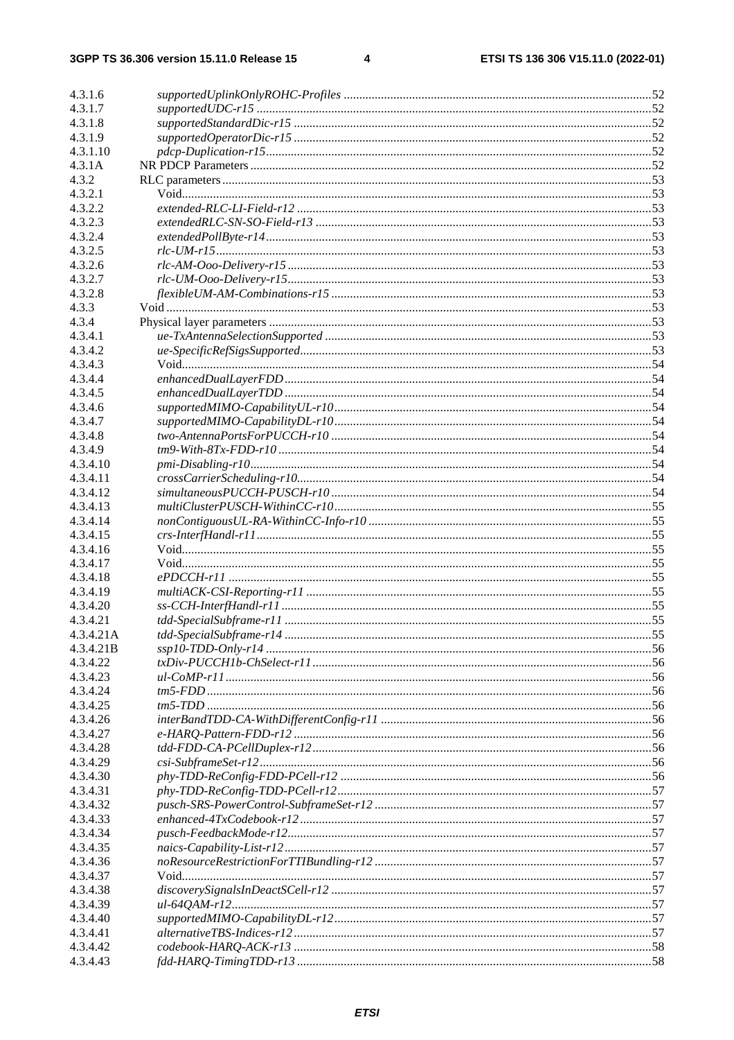| | | |
|---|---|---|
| 4.3.1.6 | *supportedUplinkOnlyROHC-Profiles* | 52 |
| 4.3.1.7 | *supportedUDC-r15* | 52 |
| 4.3.1.8 | *supportedStandardDic-r15* | 52 |
| 4.3.1.9 | *supportedOperatorDic-r15* | 52 |
| 4.3.1.10 | *pdcp-Duplication-r15* | 52 |
| 4.3.1A | NR PDCP Parameters | 52 |
| 4.3.2 | RLC parameters | 53 |
| 4.3.2.1 | Void | 53 |
| 4.3.2.2 | *extended-RLC-LI-Field-r12* | 53 |
| 4.3.2.3 | *extendedRLC-SN-SO-Field-r13* | 53 |
| 4.3.2.4 | *extendedPollByte-r14* | 53 |
| 4.3.2.5 | *rlc-UM-r15* | 53 |
| 4.3.2.6 | *rlc-AM-Ooo-Delivery-r15* | 53 |
| 4.3.2.7 | *rlc-UM-Ooo-Delivery-r15* | 53 |
| 4.3.2.8 | *flexibleUM-AM-Combinations-r15* | 53 |
| 4.3.3 | Void | 53 |
| 4.3.4 | Physical layer parameters | 53 |
| 4.3.4.1 | *ue-TxAntennaSelectionSupported* | 53 |
| 4.3.4.2 | *ue-SpecificRefSigsSupported* | 53 |
| 4.3.4.3 | Void | 54 |
| 4.3.4.4 | *enhancedDualLayerFDD* | 54 |
| 4.3.4.5 | *enhancedDualLayerTDD* | 54 |
| 4.3.4.6 | *supportedMIMO-CapabilityUL-r10* | 54 |
| 4.3.4.7 | *supportedMIMO-CapabilityDL-r10* | 54 |
| 4.3.4.8 | *two-AntennaPortsForPUCCH-r10* | 54 |
| 4.3.4.9 | *tm9-With-8Tx-FDD-r10* | 54 |
| 4.3.4.10 | *pmi-Disabling-r10* | 54 |
| 4.3.4.11 | *crossCarrierScheduling-r10* | 54 |
| 4.3.4.12 | *simultaneousPUCCH-PUSCH-r10* | 54 |
| 4.3.4.13 | *multiClusterPUSCH-WithinCC-r10* | 55 |
| 4.3.4.14 | *nonContiguousUL-RA-WithinCC-Info-r10* | 55 |
| 4.3.4.15 | *crs-InterfHandl-r11* | 55 |
| 4.3.4.16 | Void | 55 |
| 4.3.4.17 | Void | 55 |
| 4.3.4.18 | *ePDCCH-r11* | 55 |
| 4.3.4.19 | *multiACK-CSI-Reporting-r11* | 55 |
| 4.3.4.20 | *ss-CCH-InterfHandl-r11* | 55 |
| 4.3.4.21 | *tdd-SpecialSubframe-r11* | 55 |
| 4.3.4.21A | *tdd-SpecialSubframe-r14* | 55 |
| 4.3.4.21B | *ssp10-TDD-Only-r14* | 56 |
| 4.3.4.22 | *txDiv-PUCCH1b-ChSelect-r11* | 56 |
| 4.3.4.23 | *ul-CoMP-r11* | 56 |
| 4.3.4.24 | *tm5-FDD* | 56 |
| 4.3.4.25 | *tm5-TDD* | 56 |
| 4.3.4.26 | *interBandTDD-CA-WithDifferentConfig-r11* | 56 |
| 4.3.4.27 | *e-HARQ-Pattern-FDD-r12* | 56 |
| 4.3.4.28 | *tdd-FDD-CA-PCellDuplex-r12* | 56 |
| 4.3.4.29 | *csi-SubframeSet-r12* | 56 |
| 4.3.4.30 | *phy-TDD-ReConfig-FDD-PCell-r12* | 56 |
| 4.3.4.31 | *phy-TDD-ReConfig-TDD-PCell-r12* | 57 |
| 4.3.4.32 | *pusch-SRS-PowerControl-SubframeSet-r12* | 57 |
| 4.3.4.33 | *enhanced-4TxCodebook-r12* | 57 |
| 4.3.4.34 | *pusch-FeedbackMode-r12* | 57 |
| 4.3.4.35 | *naics-Capability-List-r12* | 57 |
| 4.3.4.36 | *noResourceRestrictionForTTIBundling-r12* | 57 |
| 4.3.4.37 | Void | 57 |
| 4.3.4.38 | *discoverySignalsInDeactSCell-r12* | 57 |
| 4.3.4.39 | *ul-64QAM-r12* | 57 |
| 4.3.4.40 | *supportedMIMO-CapabilityDL-r12* | 57 |
| 4.3.4.41 | *alternativeTBS-Indices-r12* | 57 |
| 4.3.4.42 | *codebook-HARQ-ACK-r13* | 58 |
| 4.3.4.43 | *fdd-HARQ-TimingTDD-r13* | 58 |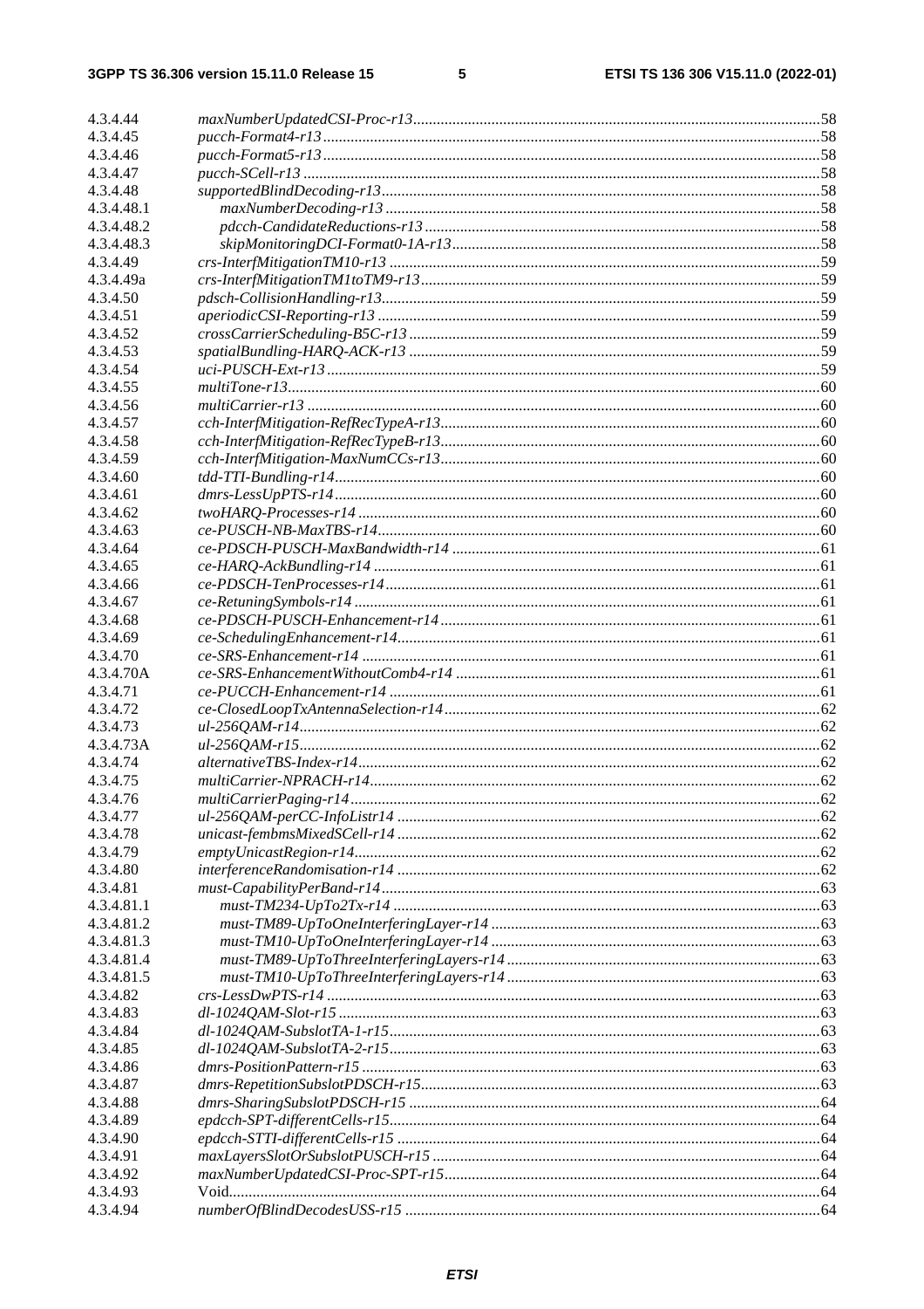4.3.4.44 *maxNumberUpdatedCSI-Proc-r13* ........ 58
4.3.4.45 *pucch-Format4-r13* ........ 58
4.3.4.46 *pucch-Format5-r13* ........ 58
4.3.4.47 *pucch-SCell-r13* ........ 58
4.3.4.48 *supportedBlindDecoding-r13* ........ 58
4.3.4.48.1 *maxNumberDecoding-r13* ........ 58
4.3.4.48.2 *pdcch-CandidateReductions-r13* ........ 58
4.3.4.48.3 *skipMonitoringDCI-Format0-1A-r13* ........ 58
4.3.4.49 *crs-InterfMitigationTM10-r13* ........ 59
4.3.4.49a *crs-InterfMitigationTM1toTM9-r13* ........ 59
4.3.4.50 *pdsch-CollisionHandling-r13* ........ 59
4.3.4.51 *aperiodicCSI-Reporting-r13* ........ 59
4.3.4.52 *crossCarrierScheduling-B5C-r13* ........ 59
4.3.4.53 *spatialBundling-HARQ-ACK-r13* ........ 59
4.3.4.54 *uci-PUSCH-Ext-r13* ........ 59
4.3.4.55 *multiTone-r13* ........ 60
4.3.4.56 *multiCarrier-r13* ........ 60
4.3.4.57 *cch-InterfMitigation-RefRecTypeA-r13* ........ 60
4.3.4.58 *cch-InterfMitigation-RefRecTypeB-r13* ........ 60
4.3.4.59 *cch-InterfMitigation-MaxNumCCs-r13* ........ 60
4.3.4.60 *tdd-TTI-Bundling-r14* ........ 60
4.3.4.61 *dmrs-LessUpPTS-r14* ........ 60
4.3.4.62 *twoHARQ-Processes-r14* ........ 60
4.3.4.63 *ce-PUSCH-NB-MaxTBS-r14* ........ 60
4.3.4.64 *ce-PDSCH-PUSCH-MaxBandwidth-r14* ........ 61
4.3.4.65 *ce-HARQ-AckBundling-r14* ........ 61
4.3.4.66 *ce-PDSCH-TenProcesses-r14* ........ 61
4.3.4.67 *ce-RetuningSymbols-r14* ........ 61
4.3.4.68 *ce-PDSCH-PUSCH-Enhancement-r14* ........ 61
4.3.4.69 *ce-SchedulingEnhancement-r14* ........ 61
4.3.4.70 *ce-SRS-Enhancement-r14* ........ 61
4.3.4.70A *ce-SRS-EnhancementWithoutComb4-r14* ........ 61
4.3.4.71 *ce-PUCCH-Enhancement-r14* ........ 61
4.3.4.72 *ce-ClosedLoopTxAntennaSelection-r14* ........ 62
4.3.4.73 *ul-256QAM-r14* ........ 62
4.3.4.73A *ul-256QAM-r15* ........ 62
4.3.4.74 *alternativeTBS-Index-r14* ........ 62
4.3.4.75 *multiCarrier-NPRACH-r14* ........ 62
4.3.4.76 *multiCarrierPaging-r14* ........ 62
4.3.4.77 *ul-256QAM-perCC-InfoListr14* ........ 62
4.3.4.78 *unicast-fembmsMixedSCell-r14* ........ 62
4.3.4.79 *emptyUnicastRegion-r14* ........ 62
4.3.4.80 *interferenceRandomisation-r14* ........ 62
4.3.4.81 *must-CapabilityPerBand-r14* ........ 63
4.3.4.81.1 *must-TM234-UpTo2Tx-r14* ........ 63
4.3.4.81.2 *must-TM89-UpToOneInterferingLayer-r14* ........ 63
4.3.4.81.3 *must-TM10-UpToOneInterferingLayer-r14* ........ 63
4.3.4.81.4 *must-TM89-UpToThreeInterferingLayers-r14* ........ 63
4.3.4.81.5 *must-TM10-UpToThreeInterferingLayers-r14* ........ 63
4.3.4.82 *crs-LessDwPTS-r14* ........ 63
4.3.4.83 *dl-1024QAM-Slot-r15* ........ 63
4.3.4.84 *dl-1024QAM-SubslotTA-1-r15* ........ 63
4.3.4.85 *dl-1024QAM-SubslotTA-2-r15* ........ 63
4.3.4.86 *dmrs-PositionPattern-r15* ........ 63
4.3.4.87 *dmrs-RepetitionSubslotPDSCH-r15* ........ 63
4.3.4.88 *dmrs-SharingSubslotPDSCH-r15* ........ 64
4.3.4.89 *epdcch-SPT-differentCells-r15* ........ 64
4.3.4.90 *epdcch-STTI-differentCells-r15* ........ 64
4.3.4.91 *maxLayersSlotOrSubslotPUSCH-r15* ........ 64
4.3.4.92 *maxNumberUpdatedCSI-Proc-SPT-r15* ........ 64
4.3.4.93 Void ........ 64
4.3.4.94 *numberOfBlindDecodesUSS-r15* ........ 64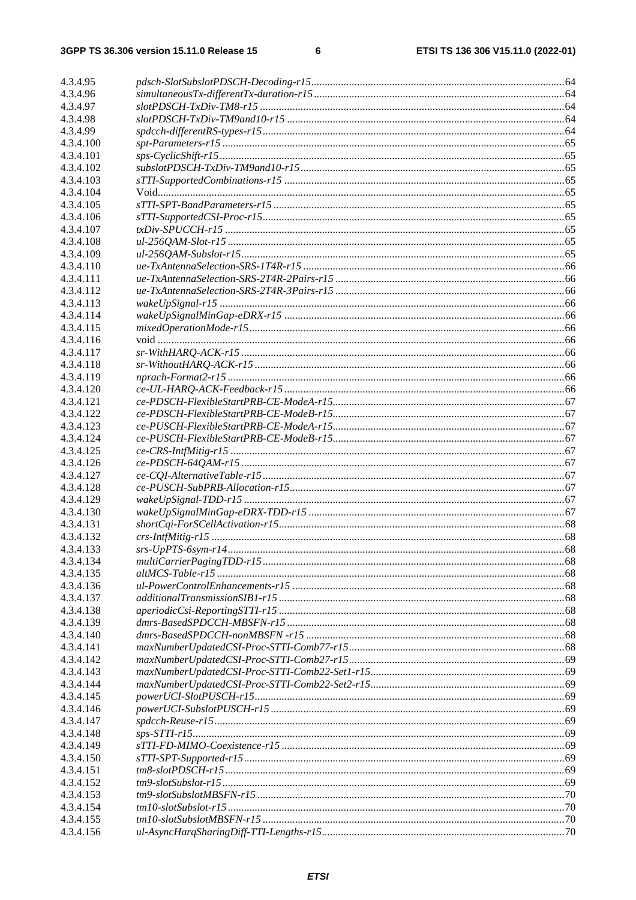| | | |
|---|---|---|
| 4.3.4.95 | *pdsch-SlotSubslotPDSCH-Decoding-r15* | 64 |
| 4.3.4.96 | *simultaneousTx-differentTx-duration-r15* | 64 |
| 4.3.4.97 | *slotPDSCH-TxDiv-TM8-r15* | 64 |
| 4.3.4.98 | *slotPDSCH-TxDiv-TM9and10-r15* | 64 |
| 4.3.4.99 | *spdcch-differentRS-types-r15* | 64 |
| 4.3.4.100 | *spt-Parameters-r15* | 65 |
| 4.3.4.101 | *sps-CyclicShift-r15* | 65 |
| 4.3.4.102 | *subslotPDSCH-TxDiv-TM9and10-r15* | 65 |
| 4.3.4.103 | *sTTI-SupportedCombinations-r15* | 65 |
| 4.3.4.104 | Void | 65 |
| 4.3.4.105 | *sTTI-SPT-BandParameters-r15* | 65 |
| 4.3.4.106 | *sTTI-SupportedCSI-Proc-r15* | 65 |
| 4.3.4.107 | *txDiv-SPUCCH-r15* | 65 |
| 4.3.4.108 | *ul-256QAM-Slot-r15* | 65 |
| 4.3.4.109 | *ul-256QAM-Subslot-r15* | 65 |
| 4.3.4.110 | *ue-TxAntennaSelection-SRS-1T4R-r15* | 66 |
| 4.3.4.111 | *ue-TxAntennaSelection-SRS-2T4R-2Pairs-r15* | 66 |
| 4.3.4.112 | *ue-TxAntennaSelection-SRS-2T4R-3Pairs-r15* | 66 |
| 4.3.4.113 | *wakeUpSignal-r15* | 66 |
| 4.3.4.114 | *wakeUpSignalMinGap-eDRX-r15* | 66 |
| 4.3.4.115 | *mixedOperationMode-r15* | 66 |
| 4.3.4.116 | void | 66 |
| 4.3.4.117 | *sr-WithHARQ-ACK-r15* | 66 |
| 4.3.4.118 | *sr-WithoutHARQ-ACK-r15* | 66 |
| 4.3.4.119 | *nprach-Format2-r15* | 66 |
| 4.3.4.120 | *ce-UL-HARQ-ACK-Feedback-r15* | 66 |
| 4.3.4.121 | *ce-PDSCH-FlexibleStartPRB-CE-ModeA-r15* | 67 |
| 4.3.4.122 | *ce-PDSCH-FlexibleStartPRB-CE-ModeB-r15* | 67 |
| 4.3.4.123 | *ce-PUSCH-FlexibleStartPRB-CE-ModeA-r15* | 67 |
| 4.3.4.124 | *ce-PUSCH-FlexibleStartPRB-CE-ModeB-r15* | 67 |
| 4.3.4.125 | *ce-CRS-IntfMitig-r15* | 67 |
| 4.3.4.126 | *ce-PDSCH-64QAM-r15* | 67 |
| 4.3.4.127 | *ce-CQI-AlternativeTable-r15* | 67 |
| 4.3.4.128 | *ce-PUSCH-SubPRB-Allocation-r15* | 67 |
| 4.3.4.129 | *wakeUpSignal-TDD-r15* | 67 |
| 4.3.4.130 | *wakeUpSignalMinGap-eDRX-TDD-r15* | 67 |
| 4.3.4.131 | *shortCqi-ForSCellActivation-r15* | 68 |
| 4.3.4.132 | *crs-IntfMitig-r15* | 68 |
| 4.3.4.133 | *srs-UpPTS-6sym-r14* | 68 |
| 4.3.4.134 | *multiCarrierPagingTDD-r15* | 68 |
| 4.3.4.135 | *altMCS-Table-r15* | 68 |
| 4.3.4.136 | *ul-PowerControlEnhancements-r15* | 68 |
| 4.3.4.137 | *additionalTransmissionSIB1-r15* | 68 |
| 4.3.4.138 | *aperiodicCsi-ReportingSTTI-r15* | 68 |
| 4.3.4.139 | *dmrs-BasedSPDCCH-MBSFN-r15* | 68 |
| 4.3.4.140 | *dmrs-BasedSPDCCH-nonMBSFN -r15* | 68 |
| 4.3.4.141 | *maxNumberUpdatedCSI-Proc-STTI-Comb77-r15* | 68 |
| 4.3.4.142 | *maxNumberUpdatedCSI-Proc-STTI-Comb27-r15* | 69 |
| 4.3.4.143 | *maxNumberUpdatedCSI-Proc-STTI-Comb22-Set1-r15* | 69 |
| 4.3.4.144 | *maxNumberUpdatedCSI-Proc-STTI-Comb22-Set2-r15* | 69 |
| 4.3.4.145 | *powerUCI-SlotPUSCH-r15* | 69 |
| 4.3.4.146 | *powerUCI-SubslotPUSCH-r15* | 69 |
| 4.3.4.147 | *spdcch-Reuse-r15* | 69 |
| 4.3.4.148 | *sps-STTI-r15* | 69 |
| 4.3.4.149 | *sTTI-FD-MIMO-Coexistence-r15* | 69 |
| 4.3.4.150 | *sTTI-SPT-Supported-r15* | 69 |
| 4.3.4.151 | *tm8-slotPDSCH-r15* | 69 |
| 4.3.4.152 | *tm9-slotSubslot-r15* | 69 |
| 4.3.4.153 | *tm9-slotSubslotMBSFN-r15* | 70 |
| 4.3.4.154 | *tm10-slotSubslot-r15* | 70 |
| 4.3.4.155 | *tm10-slotSubslotMBSFN-r15* | 70 |
| 4.3.4.156 | *ul-AsyncHarqSharingDiff-TTI-Lengths-r15* | 70 |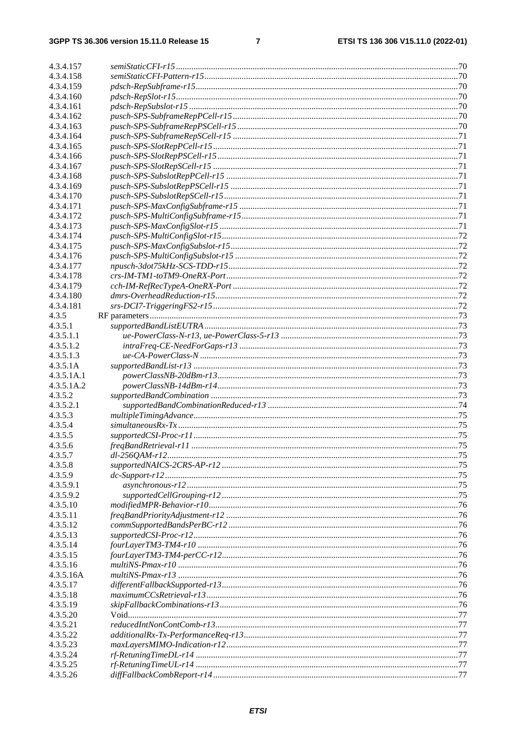4.3.4.157 *semiStaticCFI-r15* .....70
4.3.4.158 *semiStaticCFI-Pattern-r15* .....70
4.3.4.159 *pdsch-RepSubframe-r15* .....70
4.3.4.160 *pdsch-RepSlot-r15* .....70
4.3.4.161 *pdsch-RepSubslot-r15* .....70
4.3.4.162 *pusch-SPS-SubframeRepPCell-r15* .....70
4.3.4.163 *pusch-SPS-SubframeRepPSCell-r15* .....70
4.3.4.164 *pusch-SPS-SubframeRepSCell-r15* .....71
4.3.4.165 *pusch-SPS-SlotRepPCell-r15* .....71
4.3.4.166 *pusch-SPS-SlotRepPSCell-r15* .....71
4.3.4.167 *pusch-SPS-SlotRepSCell-r15* .....71
4.3.4.168 *pusch-SPS-SubslotRepPCell-r15* .....71
4.3.4.169 *pusch-SPS-SubslotRepPSCell-r15* .....71
4.3.4.170 *pusch-SPS-SubslotRepSCell-r15* .....71
4.3.4.171 *pusch-SPS-MaxConfigSubframe-r15* .....71
4.3.4.172 *pusch-SPS-MultiConfigSubframe-r15* .....71
4.3.4.173 *pusch-SPS-MaxConfigSlot-r15* .....71
4.3.4.174 *pusch-SPS-MultiConfigSlot-r15* .....72
4.3.4.175 *pusch-SPS-MaxConfigSubslot-r15* .....72
4.3.4.176 *pusch-SPS-MultiConfigSubslot-r15* .....72
4.3.4.177 *npusch-3dot75kHz-SCS-TDD-r15* .....72
4.3.4.178 *crs-IM-TM1-toTM9-OneRX-Port* .....72
4.3.4.179 *cch-IM-RefRecTypeA-OneRX-Port* .....72
4.3.4.180 *dmrs-OverheadReduction-r15* .....72
4.3.4.181 *srs-DCI7-TriggeringFS2-r15* .....72
4.3.5 RF parameters .....73
4.3.5.1 *supportedBandListEUTRA* .....73
4.3.5.1.1 *ue-PowerClass-N-r13, ue-PowerClass-5-r13* .....73
4.3.5.1.2 *intraFreq-CE-NeedForGaps-r13* .....73
4.3.5.1.3 *ue-CA-PowerClass-N* .....73
4.3.5.1A *supportedBandList-r13* .....73
4.3.5.1A.1 *powerClassNB-20dBm-r13* .....73
4.3.5.1A.2 *powerClassNB-14dBm-r13* .....73
4.3.5.2 *supportedBandCombination* .....73
4.3.5.2.1 *supportedBandCombinationReduced-r13* .....74
4.3.5.3 *multipleTimingAdvance* .....75
4.3.5.4 *simultaneousRx-Tx* .....75
4.3.5.5 *supportedCSI-Proc-r11* .....75
4.3.5.6 *freqBandRetrieval-r11* .....75
4.3.5.7 *dl-256QAM-r12* .....75
4.3.5.8 *supportedNAICS-2CRS-AP-r12* .....75
4.3.5.9 *dc-Support-r12* .....75
4.3.5.9.1 *asynchronous-r12* .....75
4.3.5.9.2 *supportedCellGrouping-r12* .....75
4.3.5.10 *modifiedMPR-Behavior-r10* .....76
4.3.5.11 *freqBandPriorityAdjustment-r12* .....76
4.3.5.12 *commSupportedBandsPerBC-r12* .....76
4.3.5.13 *supportedCSI-Proc-r12* .....76
4.3.5.14 *fourLayerTM3-TM4-r10* .....76
4.3.5.15 *fourLayerTM3-TM4-perCC-r12* .....76
4.3.5.16 *multiNS-Pmax-r10* .....76
4.3.5.16A *multiNS-Pmax-r13* .....76
4.3.5.17 *differentFallbackSupported-r13* .....76
4.3.5.18 *maximumCCsRetrieval-r13* .....76
4.3.5.19 *skipFallbackCombinations-r13* .....76
4.3.5.20 Void .....77
4.3.5.21 *reducedIntNonContComb-r13* .....77
4.3.5.22 *additionalRx-Tx-PerformanceReq-r13* .....77
4.3.5.23 *maxLayersMIMO-Indication-r12* .....77
4.3.5.24 *rf-RetuningTimeDL-r14* .....77
4.3.5.25 *rf-RetuningTimeUL-r14* .....77
4.3.5.26 *diffFallbackCombReport-r14* .....77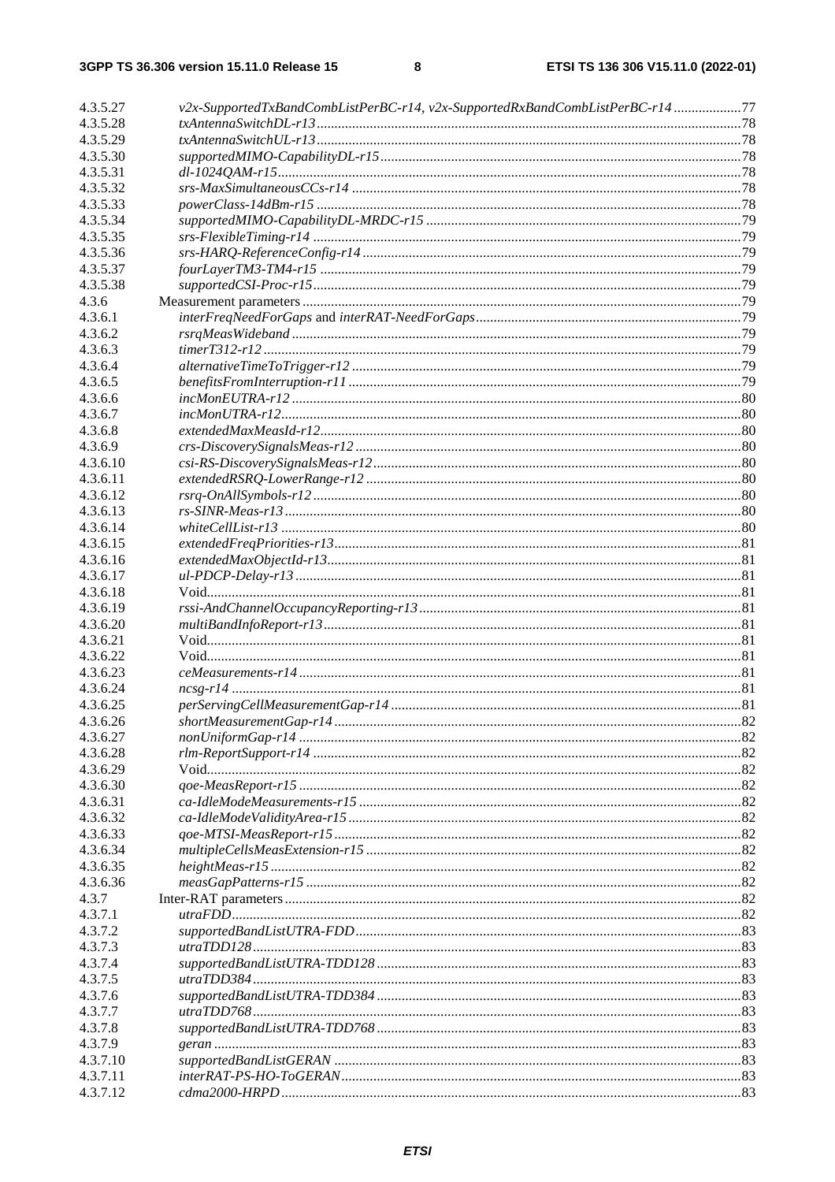4.3.5.27 *v2x-SupportedTxBandCombListPerBC-r14, v2x-SupportedRxBandCombListPerBC-r14* ... 77
4.3.5.28 *txAntennaSwitchDL-r13* ... 78
4.3.5.29 *txAntennaSwitchUL-r13* ... 78
4.3.5.30 *supportedMIMO-CapabilityDL-r15* ... 78
4.3.5.31 *dl-1024QAM-r15* ... 78
4.3.5.32 *srs-MaxSimultaneousCCs-r14* ... 78
4.3.5.33 *powerClass-14dBm-r15* ... 78
4.3.5.34 *supportedMIMO-CapabilityDL-MRDC-r15* ... 79
4.3.5.35 *srs-FlexibleTiming-r14* ... 79
4.3.5.36 *srs-HARQ-ReferenceConfig-r14* ... 79
4.3.5.37 *fourLayerTM3-TM4-r15* ... 79
4.3.5.38 *supportedCSI-Proc-r15* ... 79
4.3.6 Measurement parameters ... 79
4.3.6.1 *interFreqNeedForGaps* and *interRAT-NeedForGaps* ... 79
4.3.6.2 *rsrqMeasWideband* ... 79
4.3.6.3 *timerT312-r12* ... 79
4.3.6.4 *alternativeTimeToTrigger-r12* ... 79
4.3.6.5 *benefitsFromInterruption-r11* ... 79
4.3.6.6 *incMonEUTRA-r12* ... 80
4.3.6.7 *incMonUTRA-r12* ... 80
4.3.6.8 *extendedMaxMeasId-r12* ... 80
4.3.6.9 *crs-DiscoverySignalsMeas-r12* ... 80
4.3.6.10 *csi-RS-DiscoverySignalsMeas-r12* ... 80
4.3.6.11 *extendedRSRQ-LowerRange-r12* ... 80
4.3.6.12 *rsrq-OnAllSymbols-r12* ... 80
4.3.6.13 *rs-SINR-Meas-r13* ... 80
4.3.6.14 *whiteCellList-r13* ... 80
4.3.6.15 *extendedFreqPriorities-r13* ... 81
4.3.6.16 *extendedMaxObjectId-r13* ... 81
4.3.6.17 *ul-PDCP-Delay-r13* ... 81
4.3.6.18 Void ... 81
4.3.6.19 *rssi-AndChannelOccupancyReporting-r13* ... 81
4.3.6.20 *multiBandInfoReport-r13* ... 81
4.3.6.21 Void ... 81
4.3.6.22 Void ... 81
4.3.6.23 *ceMeasurements-r14* ... 81
4.3.6.24 *ncsg-r14* ... 81
4.3.6.25 *perServingCellMeasurementGap-r14* ... 81
4.3.6.26 *shortMeasurementGap-r14* ... 82
4.3.6.27 *nonUniformGap-r14* ... 82
4.3.6.28 *rlm-ReportSupport-r14* ... 82
4.3.6.29 Void ... 82
4.3.6.30 *qoe-MeasReport-r15* ... 82
4.3.6.31 *ca-IdleModeMeasurements-r15* ... 82
4.3.6.32 *ca-IdleModeValidityArea-r15* ... 82
4.3.6.33 *qoe-MTSI-MeasReport-r15* ... 82
4.3.6.34 *multipleCellsMeasExtension-r15* ... 82
4.3.6.35 *heightMeas-r15* ... 82
4.3.6.36 *measGapPatterns-r15* ... 82
4.3.7 Inter-RAT parameters ... 82
4.3.7.1 *utraFDD* ... 82
4.3.7.2 *supportedBandListUTRA-FDD* ... 83
4.3.7.3 *utraTDD128* ... 83
4.3.7.4 *supportedBandListUTRA-TDD128* ... 83
4.3.7.5 *utraTDD384* ... 83
4.3.7.6 *supportedBandListUTRA-TDD384* ... 83
4.3.7.7 *utraTDD768* ... 83
4.3.7.8 *supportedBandListUTRA-TDD768* ... 83
4.3.7.9 *geran* ... 83
4.3.7.10 *supportedBandListGERAN* ... 83
4.3.7.11 *interRAT-PS-HO-ToGERAN* ... 83
4.3.7.12 *cdma2000-HRPD* ... 83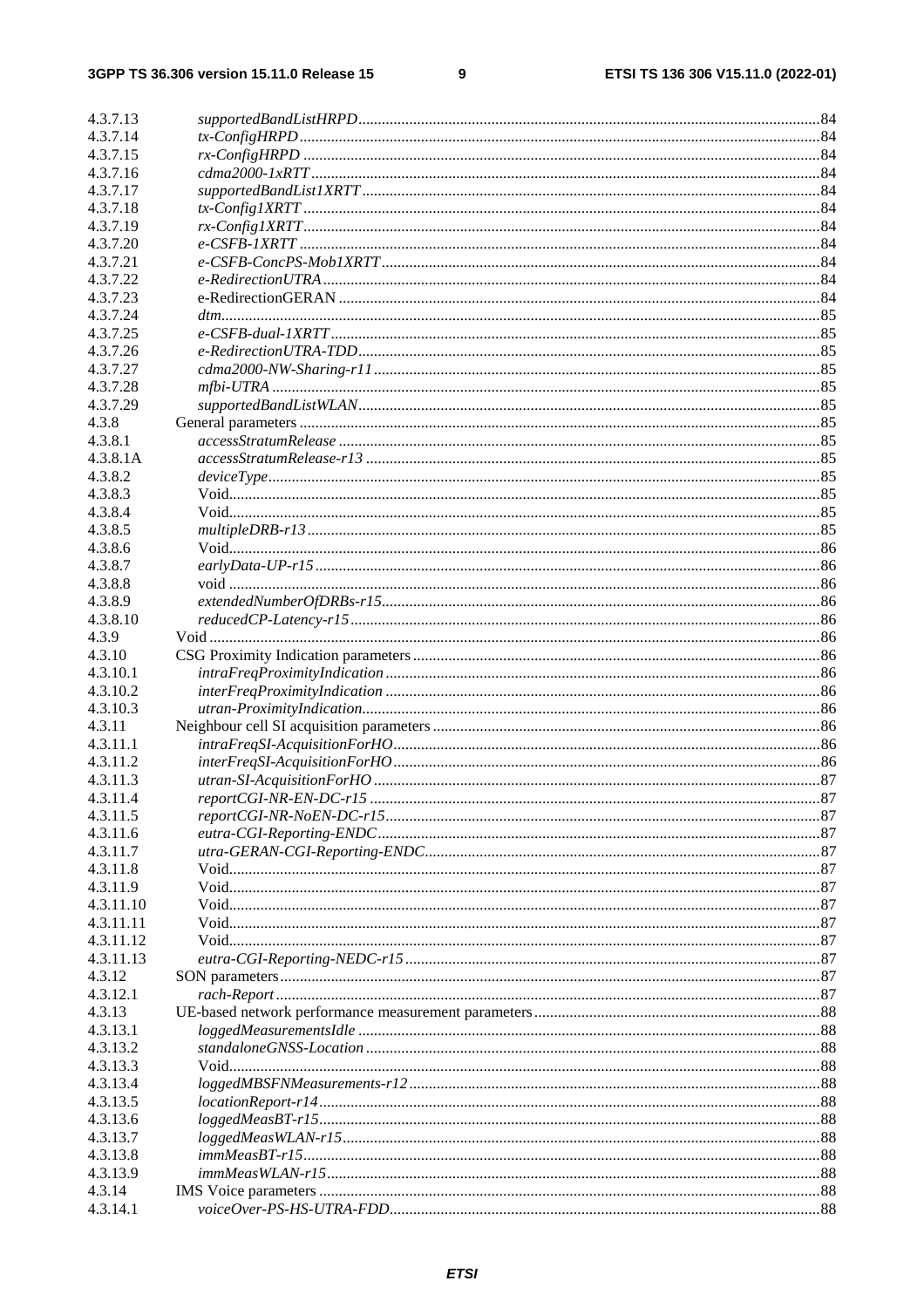| | | |
|---|---|---|
| 4.3.7.13 | *supportedBandListHRPD* | 84 |
| 4.3.7.14 | *tx-ConfigHRPD* | 84 |
| 4.3.7.15 | *rx-ConfigHRPD* | 84 |
| 4.3.7.16 | *cdma2000-1xRTT* | 84 |
| 4.3.7.17 | *supportedBandList1XRTT* | 84 |
| 4.3.7.18 | *tx-Config1XRTT* | 84 |
| 4.3.7.19 | *rx-Config1XRTT* | 84 |
| 4.3.7.20 | *e-CSFB-1XRTT* | 84 |
| 4.3.7.21 | *e-CSFB-ConcPS-Mob1XRTT* | 84 |
| 4.3.7.22 | *e-RedirectionUTRA* | 84 |
| 4.3.7.23 | e-RedirectionGERAN | 84 |
| 4.3.7.24 | *dtm* | 85 |
| 4.3.7.25 | *e-CSFB-dual-1XRTT* | 85 |
| 4.3.7.26 | *e-RedirectionUTRA-TDD* | 85 |
| 4.3.7.27 | *cdma2000-NW-Sharing-r11* | 85 |
| 4.3.7.28 | *mfbi-UTRA* | 85 |
| 4.3.7.29 | *supportedBandListWLAN* | 85 |
| 4.3.8 | General parameters | 85 |
| 4.3.8.1 | *accessStratumRelease* | 85 |
| 4.3.8.1A | *accessStratumRelease-r13* | 85 |
| 4.3.8.2 | *deviceType* | 85 |
| 4.3.8.3 | Void | 85 |
| 4.3.8.4 | Void | 85 |
| 4.3.8.5 | *multipleDRB-r13* | 85 |
| 4.3.8.6 | Void | 86 |
| 4.3.8.7 | *earlyData-UP-r15* | 86 |
| 4.3.8.8 | void | 86 |
| 4.3.8.9 | *extendedNumberOfDRBs-r15* | 86 |
| 4.3.8.10 | *reducedCP-Latency-r15* | 86 |
| 4.3.9 | Void | 86 |
| 4.3.10 | CSG Proximity Indication parameters | 86 |
| 4.3.10.1 | *intraFreqProximityIndication* | 86 |
| 4.3.10.2 | *interFreqProximityIndication* | 86 |
| 4.3.10.3 | *utran-ProximityIndication* | 86 |
| 4.3.11 | Neighbour cell SI acquisition parameters | 86 |
| 4.3.11.1 | *intraFreqSI-AcquisitionForHO* | 86 |
| 4.3.11.2 | *interFreqSI-AcquisitionForHO* | 86 |
| 4.3.11.3 | *utran-SI-AcquisitionForHO* | 87 |
| 4.3.11.4 | *reportCGI-NR-EN-DC-r15* | 87 |
| 4.3.11.5 | *reportCGI-NR-NoEN-DC-r15* | 87 |
| 4.3.11.6 | *eutra-CGI-Reporting-ENDC* | 87 |
| 4.3.11.7 | *utra-GERAN-CGI-Reporting-ENDC* | 87 |
| 4.3.11.8 | Void | 87 |
| 4.3.11.9 | Void | 87 |
| 4.3.11.10 | Void | 87 |
| 4.3.11.11 | Void | 87 |
| 4.3.11.12 | Void | 87 |
| 4.3.11.13 | *eutra-CGI-Reporting-NEDC-r15* | 87 |
| 4.3.12 | SON parameters | 87 |
| 4.3.12.1 | *rach-Report* | 87 |
| 4.3.13 | UE-based network performance measurement parameters | 88 |
| 4.3.13.1 | *loggedMeasurementsIdle* | 88 |
| 4.3.13.2 | *standaloneGNSS-Location* | 88 |
| 4.3.13.3 | Void | 88 |
| 4.3.13.4 | *loggedMBSFNMeasurements-r12* | 88 |
| 4.3.13.5 | *locationReport-r14* | 88 |
| 4.3.13.6 | *loggedMeasBT-r15* | 88 |
| 4.3.13.7 | *loggedMeasWLAN-r15* | 88 |
| 4.3.13.8 | *immMeasBT-r15* | 88 |
| 4.3.13.9 | *immMeasWLAN-r15* | 88 |
| 4.3.14 | IMS Voice parameters | 88 |
| 4.3.14.1 | *voiceOver-PS-HS-UTRA-FDD* | 88 |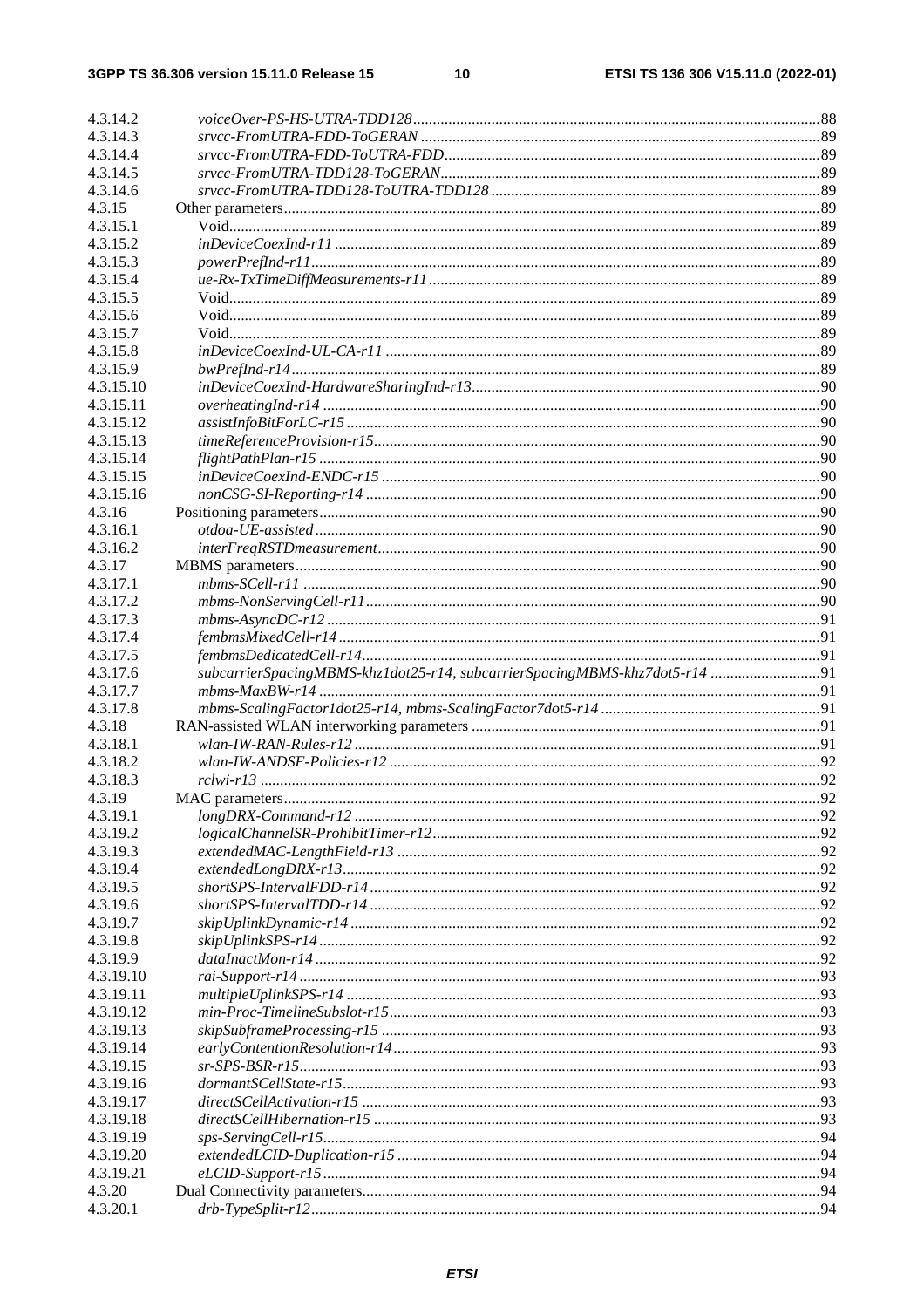4.3.14.2 *voiceOver-PS-HS-UTRA-TDD128* ..... 88
4.3.14.3 *srvcc-FromUTRA-FDD-ToGERAN* ..... 89
4.3.14.4 *srvcc-FromUTRA-FDD-ToUTRA-FDD* ..... 89
4.3.14.5 *srvcc-FromUTRA-TDD128-ToGERAN* ..... 89
4.3.14.6 *srvcc-FromUTRA-TDD128-ToUTRA-TDD128* ..... 89
4.3.15 Other parameters ..... 89
4.3.15.1 Void ..... 89
4.3.15.2 *inDeviceCoexInd-r11* ..... 89
4.3.15.3 *powerPrefInd-r11* ..... 89
4.3.15.4 *ue-Rx-TxTimeDiffMeasurements-r11* ..... 89
4.3.15.5 Void ..... 89
4.3.15.6 Void ..... 89
4.3.15.7 Void ..... 89
4.3.15.8 *inDeviceCoexInd-UL-CA-r11* ..... 89
4.3.15.9 *bwPrefInd-r14* ..... 89
4.3.15.10 *inDeviceCoexInd-HardwareSharingInd-r13* ..... 90
4.3.15.11 *overheatingInd-r14* ..... 90
4.3.15.12 *assistInfoBitForLC-r15* ..... 90
4.3.15.13 *timeReferenceProvision-r15* ..... 90
4.3.15.14 *flightPathPlan-r15* ..... 90
4.3.15.15 *inDeviceCoexInd-ENDC-r15* ..... 90
4.3.15.16 *nonCSG-SI-Reporting-r14* ..... 90
4.3.16 Positioning parameters ..... 90
4.3.16.1 *otdoa-UE-assisted* ..... 90
4.3.16.2 *interFreqRSTDmeasurement* ..... 90
4.3.17 MBMS parameters ..... 90
4.3.17.1 *mbms-SCell-r11* ..... 90
4.3.17.2 *mbms-NonServingCell-r11* ..... 90
4.3.17.3 *mbms-AsyncDC-r12* ..... 91
4.3.17.4 *fembmsMixedCell-r14* ..... 91
4.3.17.5 *fembmsDedicatedCell-r14* ..... 91
4.3.17.6 *subcarrierSpacingMBMS-khz1dot25-r14, subcarrierSpacingMBMS-khz7dot5-r14* ..... 91
4.3.17.7 *mbms-MaxBW-r14* ..... 91
4.3.17.8 *mbms-ScalingFactor1dot25-r14, mbms-ScalingFactor7dot5-r14* ..... 91
4.3.18 RAN-assisted WLAN interworking parameters ..... 91
4.3.18.1 *wlan-IW-RAN-Rules-r12* ..... 91
4.3.18.2 *wlan-IW-ANDSF-Policies-r12* ..... 92
4.3.18.3 *rclwi-r13* ..... 92
4.3.19 MAC parameters ..... 92
4.3.19.1 *longDRX-Command-r12* ..... 92
4.3.19.2 *logicalChannelSR-ProhibitTimer-r12* ..... 92
4.3.19.3 *extendedMAC-LengthField-r13* ..... 92
4.3.19.4 *extendedLongDRX-r13* ..... 92
4.3.19.5 *shortSPS-IntervalFDD-r14* ..... 92
4.3.19.6 *shortSPS-IntervalTDD-r14* ..... 92
4.3.19.7 *skipUplinkDynamic-r14* ..... 92
4.3.19.8 *skipUplinkSPS-r14* ..... 92
4.3.19.9 *dataInactMon-r14* ..... 92
4.3.19.10 *rai-Support-r14* ..... 93
4.3.19.11 *multipleUplinkSPS-r14* ..... 93
4.3.19.12 *min-Proc-TimelineSubslot-r15* ..... 93
4.3.19.13 *skipSubframeProcessing-r15* ..... 93
4.3.19.14 *earlyContentionResolution-r14* ..... 93
4.3.19.15 *sr-SPS-BSR-r15* ..... 93
4.3.19.16 *dormantSCellState-r15* ..... 93
4.3.19.17 *directSCellActivation-r15* ..... 93
4.3.19.18 *directSCellHibernation-r15* ..... 93
4.3.19.19 *sps-ServingCell-r15* ..... 94
4.3.19.20 *extendedLCID-Duplication-r15* ..... 94
4.3.19.21 *eLCID-Support-r15* ..... 94
4.3.20 Dual Connectivity parameters ..... 94
4.3.20.1 *drb-TypeSplit-r12* ..... 94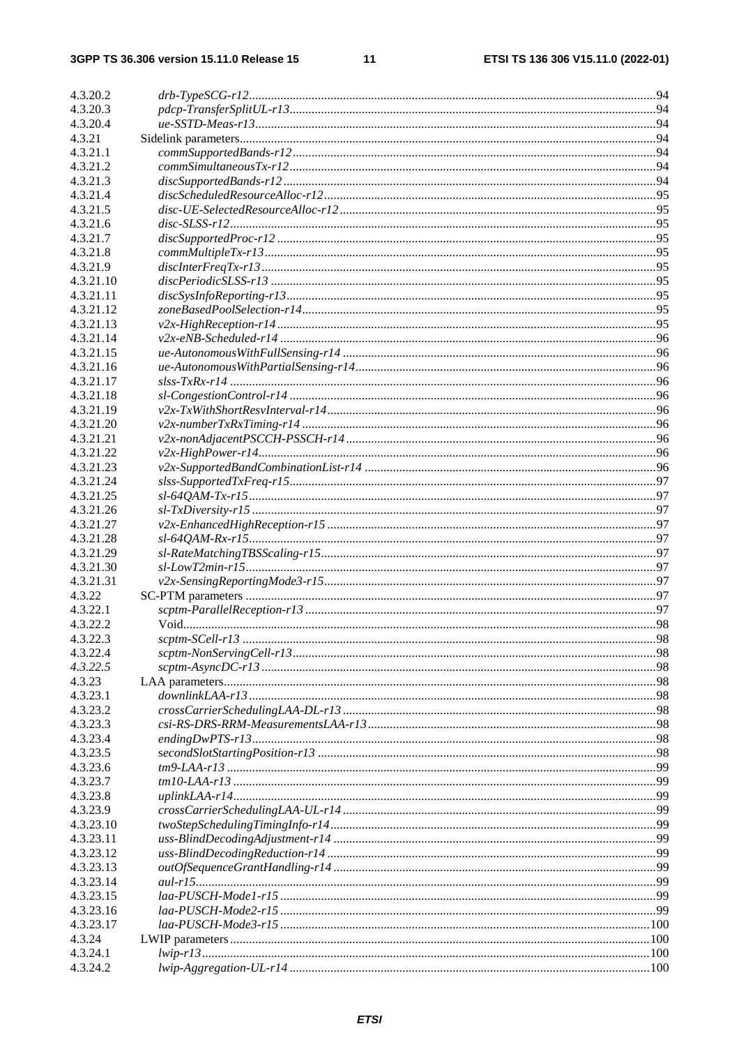| | | |
|---|---|---|
| 4.3.20.2 | *drb-TypeSCG-r12* | 94 |
| 4.3.20.3 | *pdcp-TransferSplitUL-r13* | 94 |
| 4.3.20.4 | *ue-SSTD-Meas-r13* | 94 |
| 4.3.21 | Sidelink parameters | 94 |
| 4.3.21.1 | *commSupportedBands-r12* | 94 |
| 4.3.21.2 | *commSimultaneousTx-r12* | 94 |
| 4.3.21.3 | *discSupportedBands-r12* | 94 |
| 4.3.21.4 | *discScheduledResourceAlloc-r12* | 95 |
| 4.3.21.5 | *disc-UE-SelectedResourceAlloc-r12* | 95 |
| 4.3.21.6 | *disc-SLSS-r12* | 95 |
| 4.3.21.7 | *discSupportedProc-r12* | 95 |
| 4.3.21.8 | *commMultipleTx-r13* | 95 |
| 4.3.21.9 | *discInterFreqTx-r13* | 95 |
| 4.3.21.10 | *discPeriodicSLSS-r13* | 95 |
| 4.3.21.11 | *discSysInfoReporting-r13* | 95 |
| 4.3.21.12 | *zoneBasedPoolSelection-r14* | 95 |
| 4.3.21.13 | *v2x-HighReception-r14* | 95 |
| 4.3.21.14 | *v2x-eNB-Scheduled-r14* | 96 |
| 4.3.21.15 | *ue-AutonomousWithFullSensing-r14* | 96 |
| 4.3.21.16 | *ue-AutonomousWithPartialSensing-r14* | 96 |
| 4.3.21.17 | *slss-TxRx-r14* | 96 |
| 4.3.21.18 | *sl-CongestionControl-r14* | 96 |
| 4.3.21.19 | *v2x-TxWithShortResvInterval-r14* | 96 |
| 4.3.21.20 | *v2x-numberTxRxTiming-r14* | 96 |
| 4.3.21.21 | *v2x-nonAdjacentPSCCH-PSSCH-r14* | 96 |
| 4.3.21.22 | *v2x-HighPower-r14* | 96 |
| 4.3.21.23 | *v2x-SupportedBandCombinationList-r14* | 96 |
| 4.3.21.24 | *slss-SupportedTxFreq-r15* | 97 |
| 4.3.21.25 | *sl-64QAM-Tx-r15* | 97 |
| 4.3.21.26 | *sl-TxDiversity-r15* | 97 |
| 4.3.21.27 | *v2x-EnhancedHighReception-r15* | 97 |
| 4.3.21.28 | *sl-64QAM-Rx-r15* | 97 |
| 4.3.21.29 | *sl-RateMatchingTBSScaling-r15* | 97 |
| 4.3.21.30 | *sl-LowT2min-r15* | 97 |
| 4.3.21.31 | *v2x-SensingReportingMode3-r15* | 97 |
| 4.3.22 | SC-PTM parameters | 97 |
| 4.3.22.1 | *scptm-ParallelReception-r13* | 97 |
| 4.3.22.2 | Void | 98 |
| 4.3.22.3 | *scptm-SCell-r13* | 98 |
| 4.3.22.4 | *scptm-NonServingCell-r13* | 98 |
| *4.3.22.5* | *scptm-AsyncDC-r13* | 98 |
| 4.3.23 | LAA parameters | 98 |
| 4.3.23.1 | *downlinkLAA-r13* | 98 |
| 4.3.23.2 | *crossCarrierSchedulingLAA-DL-r13* | 98 |
| 4.3.23.3 | *csi-RS-DRS-RRM-MeasurementsLAA-r13* | 98 |
| 4.3.23.4 | *endingDwPTS-r13* | 98 |
| 4.3.23.5 | *secondSlotStartingPosition-r13* | 98 |
| 4.3.23.6 | *tm9-LAA-r13* | 99 |
| 4.3.23.7 | *tm10-LAA-r13* | 99 |
| 4.3.23.8 | *uplinkLAA-r14* | 99 |
| 4.3.23.9 | *crossCarrierSchedulingLAA-UL-r14* | 99 |
| 4.3.23.10 | *twoStepSchedulingTimingInfo-r14* | 99 |
| 4.3.23.11 | *uss-BlindDecodingAdjustment-r14* | 99 |
| 4.3.23.12 | *uss-BlindDecodingReduction-r14* | 99 |
| 4.3.23.13 | *outOfSequenceGrantHandling-r14* | 99 |
| 4.3.23.14 | *aul-r15* | 99 |
| 4.3.23.15 | *laa-PUSCH-Mode1-r15* | 99 |
| 4.3.23.16 | *laa-PUSCH-Mode2-r15* | 99 |
| 4.3.23.17 | *laa-PUSCH-Mode3-r15* | 100 |
| 4.3.24 | LWIP parameters | 100 |
| 4.3.24.1 | *lwip-r13* | 100 |
| 4.3.24.2 | *lwip-Aggregation-UL-r14* | 100 |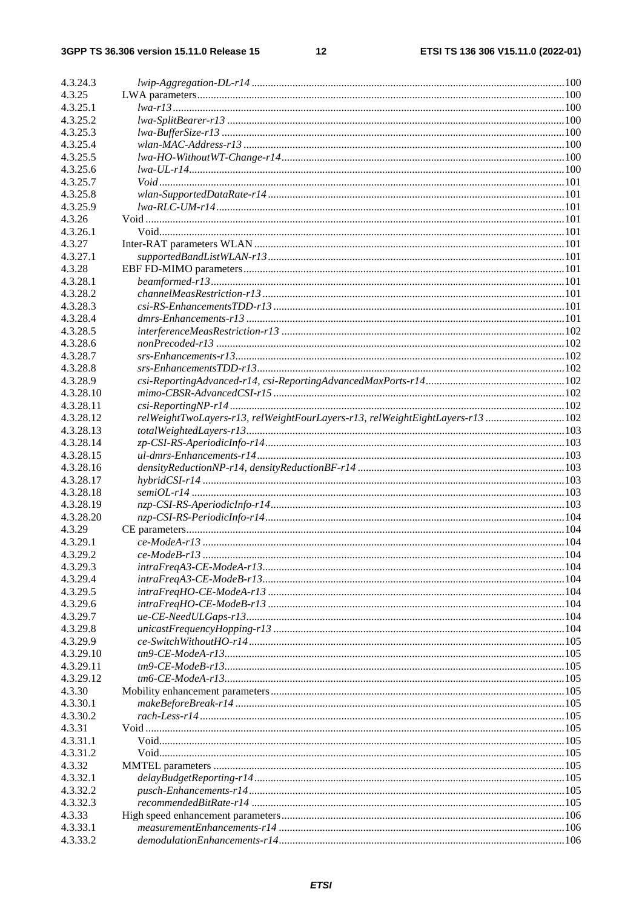4.3.24.3 *lwip-Aggregation-DL-r14* ... 100
4.3.25 LWA parameters ... 100
4.3.25.1 *lwa-r13* ... 100
4.3.25.2 *lwa-SplitBearer-r13* ... 100
4.3.25.3 *lwa-BufferSize-r13* ... 100
4.3.25.4 *wlan-MAC-Address-r13* ... 100
4.3.25.5 *lwa-HO-WithoutWT-Change-r14* ... 100
4.3.25.6 *lwa-UL-r14* ... 100
4.3.25.7 *Void* ... 101
4.3.25.8 *wlan-SupportedDataRate-r14* ... 101
4.3.25.9 *lwa-RLC-UM-r14* ... 101
4.3.26 Void ... 101
4.3.26.1 Void ... 101
4.3.27 Inter-RAT parameters WLAN ... 101
4.3.27.1 *supportedBandListWLAN-r13* ... 101
4.3.28 EBF FD-MIMO parameters ... 101
4.3.28.1 *beamformed-r13* ... 101
4.3.28.2 *channelMeasRestriction-r13* ... 101
4.3.28.3 *csi-RS-EnhancementsTDD-r13* ... 101
4.3.28.4 *dmrs-Enhancements-r13* ... 101
4.3.28.5 *interferenceMeasRestriction-r13* ... 102
4.3.28.6 *nonPrecoded-r13* ... 102
4.3.28.7 *srs-Enhancements-r13* ... 102
4.3.28.8 *srs-EnhancementsTDD-r13* ... 102
4.3.28.9 *csi-ReportingAdvanced-r14, csi-ReportingAdvancedMaxPorts-r14* ... 102
4.3.28.10 *mimo-CBSR-AdvancedCSI-r15* ... 102
4.3.28.11 *csi-ReportingNP-r14* ... 102
4.3.28.12 *relWeightTwoLayers-r13, relWeightFourLayers-r13, relWeightEightLayers-r13* ... 102
4.3.28.13 *totalWeightedLayers-r13* ... 103
4.3.28.14 *zp-CSI-RS-AperiodicInfo-r14* ... 103
4.3.28.15 *ul-dmrs-Enhancements-r14* ... 103
4.3.28.16 *densityReductionNP-r14, densityReductionBF-r14* ... 103
4.3.28.17 *hybridCSI-r14* ... 103
4.3.28.18 *semiOL-r14* ... 103
4.3.28.19 *nzp-CSI-RS-AperiodicInfo-r14* ... 103
4.3.28.20 *nzp-CSI-RS-PeriodicInfo-r14* ... 104
4.3.29 CE parameters ... 104
4.3.29.1 *ce-ModeA-r13* ... 104
4.3.29.2 *ce-ModeB-r13* ... 104
4.3.29.3 *intraFreqA3-CE-ModeA-r13* ... 104
4.3.29.4 *intraFreqA3-CE-ModeB-r13* ... 104
4.3.29.5 *intraFreqHO-CE-ModeA-r13* ... 104
4.3.29.6 *intraFreqHO-CE-ModeB-r13* ... 104
4.3.29.7 *ue-CE-NeedULGaps-r13* ... 104
4.3.29.8 *unicastFrequencyHopping-r13* ... 104
4.3.29.9 *ce-SwitchWithoutHO-r14* ... 105
4.3.29.10 *tm9-CE-ModeA-r13* ... 105
4.3.29.11 *tm9-CE-ModeB-r13* ... 105
4.3.29.12 *tm6-CE-ModeA-r13* ... 105
4.3.30 Mobility enhancement parameters ... 105
4.3.30.1 *makeBeforeBreak-r14* ... 105
4.3.30.2 *rach-Less-r14* ... 105
4.3.31 Void ... 105
4.3.31.1 Void ... 105
4.3.31.2 Void ... 105
4.3.32 MMTEL parameters ... 105
4.3.32.1 *delayBudgetReporting-r14* ... 105
4.3.32.2 *pusch-Enhancements-r14* ... 105
4.3.32.3 *recommendedBitRate-r14* ... 105
4.3.33 High speed enhancement parameters ... 106
4.3.33.1 *measurementEnhancements-r14* ... 106
4.3.33.2 *demodulationEnhancements-r14* ... 106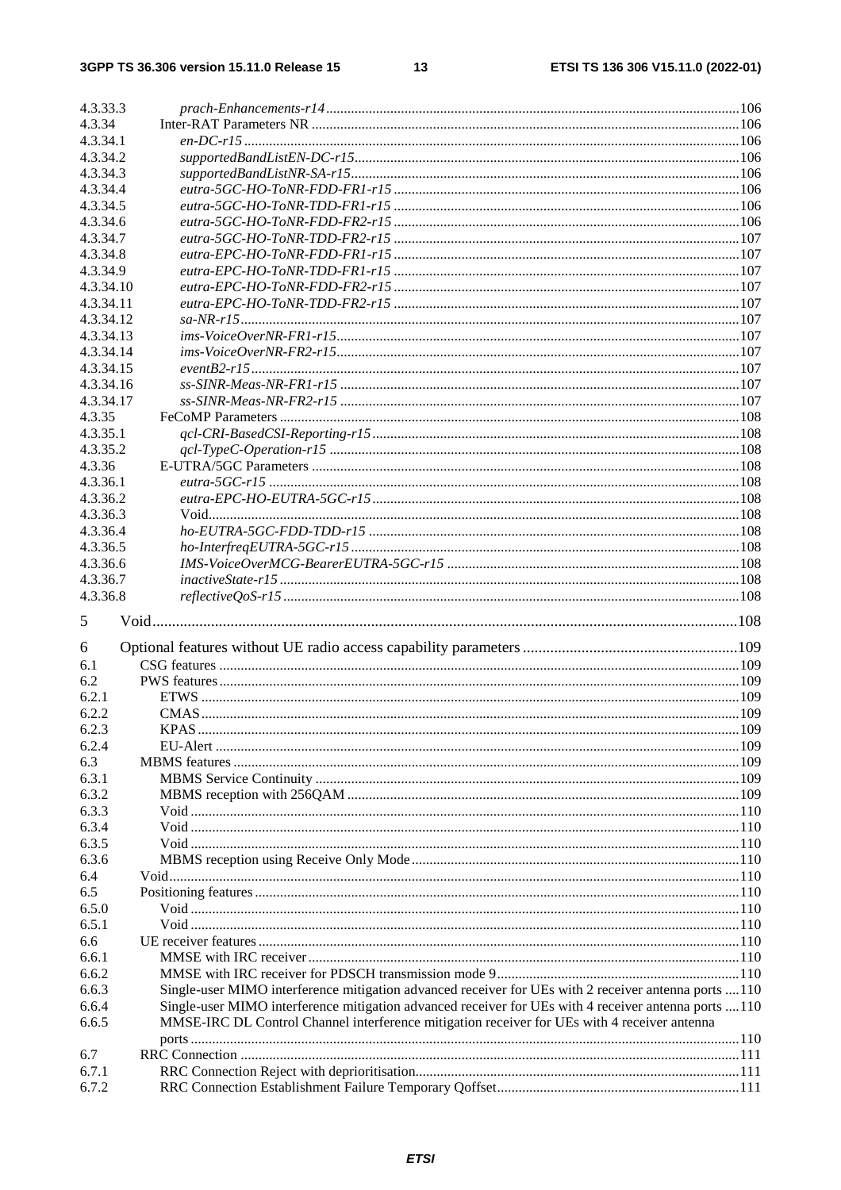4.3.33.3 *prach-Enhancements-r14* ... 106
4.3.34 Inter-RAT Parameters NR ... 106
4.3.34.1 *en-DC-r15* ... 106
4.3.34.2 *supportedBandListEN-DC-r15* ... 106
4.3.34.3 *supportedBandListNR-SA-r15* ... 106
4.3.34.4 *eutra-5GC-HO-ToNR-FDD-FR1-r15* ... 106
4.3.34.5 *eutra-5GC-HO-ToNR-TDD-FR1-r15* ... 106
4.3.34.6 *eutra-5GC-HO-ToNR-FDD-FR2-r15* ... 106
4.3.34.7 *eutra-5GC-HO-ToNR-TDD-FR2-r15* ... 107
4.3.34.8 *eutra-EPC-HO-ToNR-FDD-FR1-r15* ... 107
4.3.34.9 *eutra-EPC-HO-ToNR-TDD-FR1-r15* ... 107
4.3.34.10 *eutra-EPC-HO-ToNR-FDD-FR2-r15* ... 107
4.3.34.11 *eutra-EPC-HO-ToNR-TDD-FR2-r15* ... 107
4.3.34.12 *sa-NR-r15* ... 107
4.3.34.13 *ims-VoiceOverNR-FR1-r15* ... 107
4.3.34.14 *ims-VoiceOverNR-FR2-r15* ... 107
4.3.34.15 *eventB2-r15* ... 107
4.3.34.16 *ss-SINR-Meas-NR-FR1-r15* ... 107
4.3.34.17 *ss-SINR-Meas-NR-FR2-r15* ... 107
4.3.35 FeCoMP Parameters ... 108
4.3.35.1 *qcl-CRI-BasedCSI-Reporting-r15* ... 108
4.3.35.2 *qcl-TypeC-Operation-r15* ... 108
4.3.36 E-UTRA/5GC Parameters ... 108
4.3.36.1 *eutra-5GC-r15* ... 108
4.3.36.2 *eutra-EPC-HO-EUTRA-5GC-r15* ... 108
4.3.36.3 Void ... 108
4.3.36.4 *ho-EUTRA-5GC-FDD-TDD-r15* ... 108
4.3.36.5 *ho-InterfreqEUTRA-5GC-r15* ... 108
4.3.36.6 *IMS-VoiceOverMCG-BearerEUTRA-5GC-r15* ... 108
4.3.36.7 *inactiveState-r15* ... 108
4.3.36.8 *reflectiveQoS-r15* ... 108

5 Void ... 108

6 Optional features without UE radio access capability parameters ... 109
6.1 CSG features ... 109
6.2 PWS features ... 109
6.2.1 ETWS ... 109
6.2.2 CMAS ... 109
6.2.3 KPAS ... 109
6.2.4 EU-Alert ... 109
6.3 MBMS features ... 109
6.3.1 MBMS Service Continuity ... 109
6.3.2 MBMS reception with 256QAM ... 109
6.3.3 Void ... 110
6.3.4 Void ... 110
6.3.5 Void ... 110
6.3.6 MBMS reception using Receive Only Mode ... 110
6.4 Void ... 110
6.5 Positioning features ... 110
6.5.0 Void ... 110
6.5.1 Void ... 110
6.6 UE receiver features ... 110
6.6.1 MMSE with IRC receiver ... 110
6.6.2 MMSE with IRC receiver for PDSCH transmission mode 9 ... 110
6.6.3 Single-user MIMO interference mitigation advanced receiver for UEs with 2 receiver antenna ports ... 110
6.6.4 Single-user MIMO interference mitigation advanced receiver for UEs with 4 receiver antenna ports ... 110
6.6.5 MMSE-IRC DL Control Channel interference mitigation receiver for UEs with 4 receiver antenna ports ... 110
6.7 RRC Connection ... 111
6.7.1 RRC Connection Reject with deprioritisation ... 111
6.7.2 RRC Connection Establishment Failure Temporary Qoffset ... 111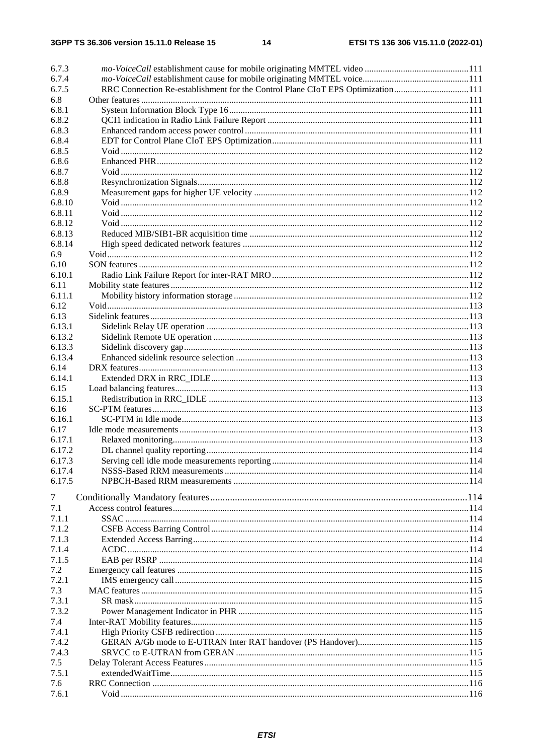6.7.3 *mo-VoiceCall* establishment cause for mobile originating MMTEL video ....111
6.7.4 *mo-VoiceCall* establishment cause for mobile originating MMTEL voice....111
6.7.5 RRC Connection Re-establishment for the Control Plane CIoT EPS Optimization....111
6.8 Other features....111
6.8.1 System Information Block Type 16....111
6.8.2 QCI1 indication in Radio Link Failure Report....111
6.8.3 Enhanced random access power control....111
6.8.4 EDT for Control Plane CIoT EPS Optimization....111
6.8.5 Void....112
6.8.6 Enhanced PHR....112
6.8.7 Void....112
6.8.8 Resynchronization Signals....112
6.8.9 Measurement gaps for higher UE velocity....112
6.8.10 Void....112
6.8.11 Void....112
6.8.12 Void....112
6.8.13 Reduced MIB/SIB1-BR acquisition time....112
6.8.14 High speed dedicated network features....112
6.9 Void....112
6.10 SON features....112
6.10.1 Radio Link Failure Report for inter-RAT MRO....112
6.11 Mobility state features....112
6.11.1 Mobility history information storage....112
6.12 Void....113
6.13 Sidelink features....113
6.13.1 Sidelink Relay UE operation....113
6.13.2 Sidelink Remote UE operation....113
6.13.3 Sidelink discovery gap....113
6.13.4 Enhanced sidelink resource selection....113
6.14 DRX features....113
6.14.1 Extended DRX in RRC_IDLE....113
6.15 Load balancing features....113
6.15.1 Redistribution in RRC_IDLE....113
6.16 SC-PTM features....113
6.16.1 SC-PTM in Idle mode....113
6.17 Idle mode measurements....113
6.17.1 Relaxed monitoring....113
6.17.2 DL channel quality reporting....114
6.17.3 Serving cell idle mode measurements reporting....114
6.17.4 NSSS-Based RRM measurements....114
6.17.5 NPBCH-Based RRM measurements....114

7 Conditionally Mandatory features....114
7.1 Access control features....114
7.1.1 SSAC....114
7.1.2 CSFB Access Barring Control....114
7.1.3 Extended Access Barring....114
7.1.4 ACDC....114
7.1.5 EAB per RSRP....114
7.2 Emergency call features....115
7.2.1 IMS emergency call....115
7.3 MAC features....115
7.3.1 SR mask....115
7.3.2 Power Management Indicator in PHR....115
7.4 Inter-RAT Mobility features....115
7.4.1 High Priority CSFB redirection....115
7.4.2 GERAN A/Gb mode to E-UTRAN Inter RAT handover (PS Handover)....115
7.4.3 SRVCC to E-UTRAN from GERAN....115
7.5 Delay Tolerant Access Features....115
7.5.1 extendedWaitTime....115
7.6 RRC Connection....116
7.6.1 Void....116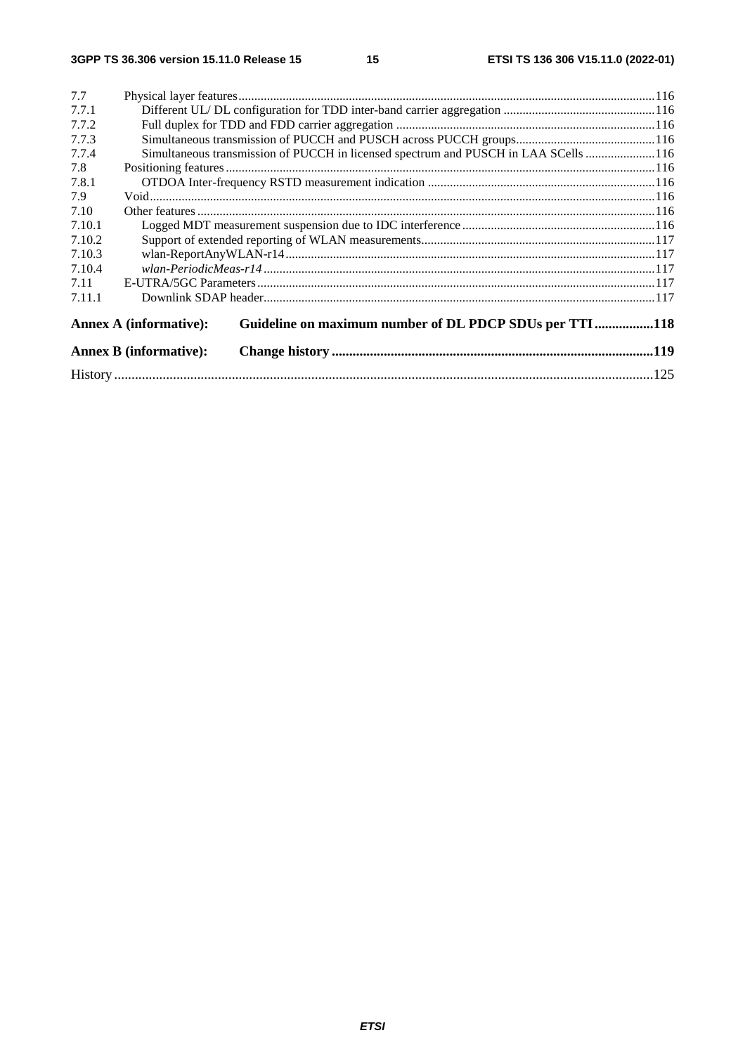| | | |
|---|---|---|
| 7.7 | Physical layer features | 116 |
| 7.7.1 | Different UL/ DL configuration for TDD inter-band carrier aggregation | 116 |
| 7.7.2 | Full duplex for TDD and FDD carrier aggregation | 116 |
| 7.7.3 | Simultaneous transmission of PUCCH and PUSCH across PUCCH groups | 116 |
| 7.7.4 | Simultaneous transmission of PUCCH in licensed spectrum and PUSCH in LAA SCells | 116 |
| 7.8 | Positioning features | 116 |
| 7.8.1 | OTDOA Inter-frequency RSTD measurement indication | 116 |
| 7.9 | Void | 116 |
| 7.10 | Other features | 116 |
| 7.10.1 | Logged MDT measurement suspension due to IDC interference | 116 |
| 7.10.2 | Support of extended reporting of WLAN measurements | 117 |
| 7.10.3 | wlan-ReportAnyWLAN-r14 | 117 |
| 7.10.4 | *wlan-PeriodicMeas-r14* | 117 |
| 7.11 | E-UTRA/5GC Parameters | 117 |
| 7.11.1 | Downlink SDAP header | 117 |

**Annex A (informative): Guideline on maximum number of DL PDCP SDUs per TTI** ........ 118

**Annex B (informative): Change history** ........ 119

History ........ 125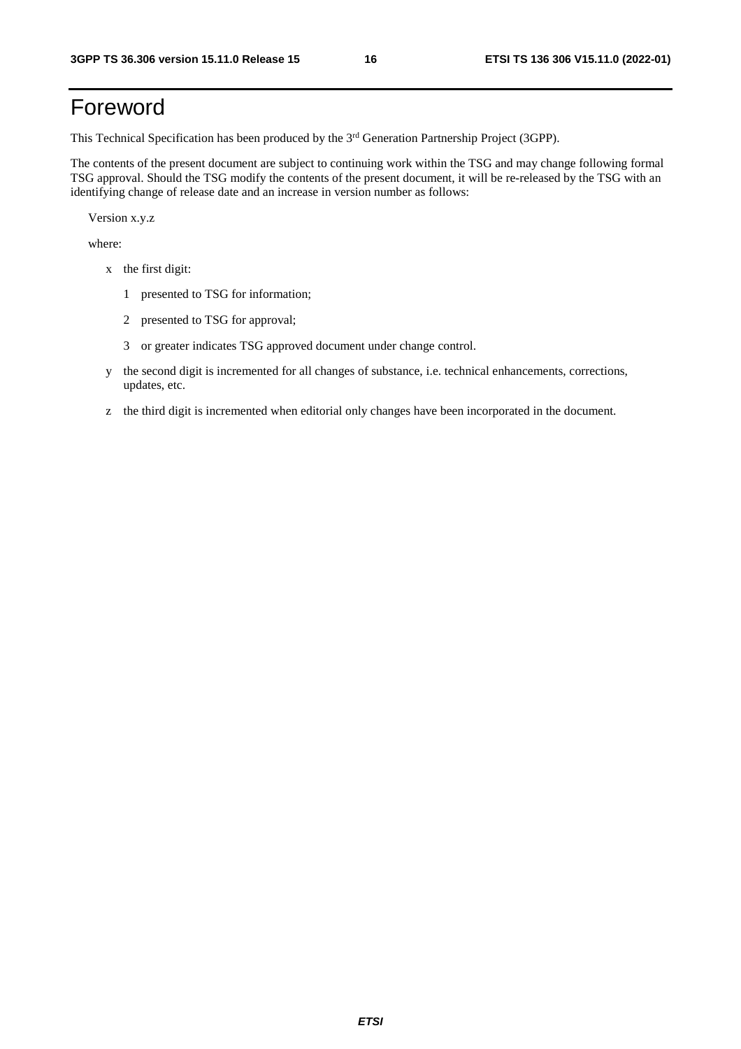# Foreword

This Technical Specification has been produced by the 3rd Generation Partnership Project (3GPP).

The contents of the present document are subject to continuing work within the TSG and may change following formal TSG approval. Should the TSG modify the contents of the present document, it will be re-released by the TSG with an identifying change of release date and an increase in version number as follows:

Version x.y.z

where:

- x the first digit:
  - 1 presented to TSG for information;
  - 2 presented to TSG for approval;
  - 3 or greater indicates TSG approved document under change control.
- y the second digit is incremented for all changes of substance, i.e. technical enhancements, corrections, updates, etc.
- z the third digit is incremented when editorial only changes have been incorporated in the document.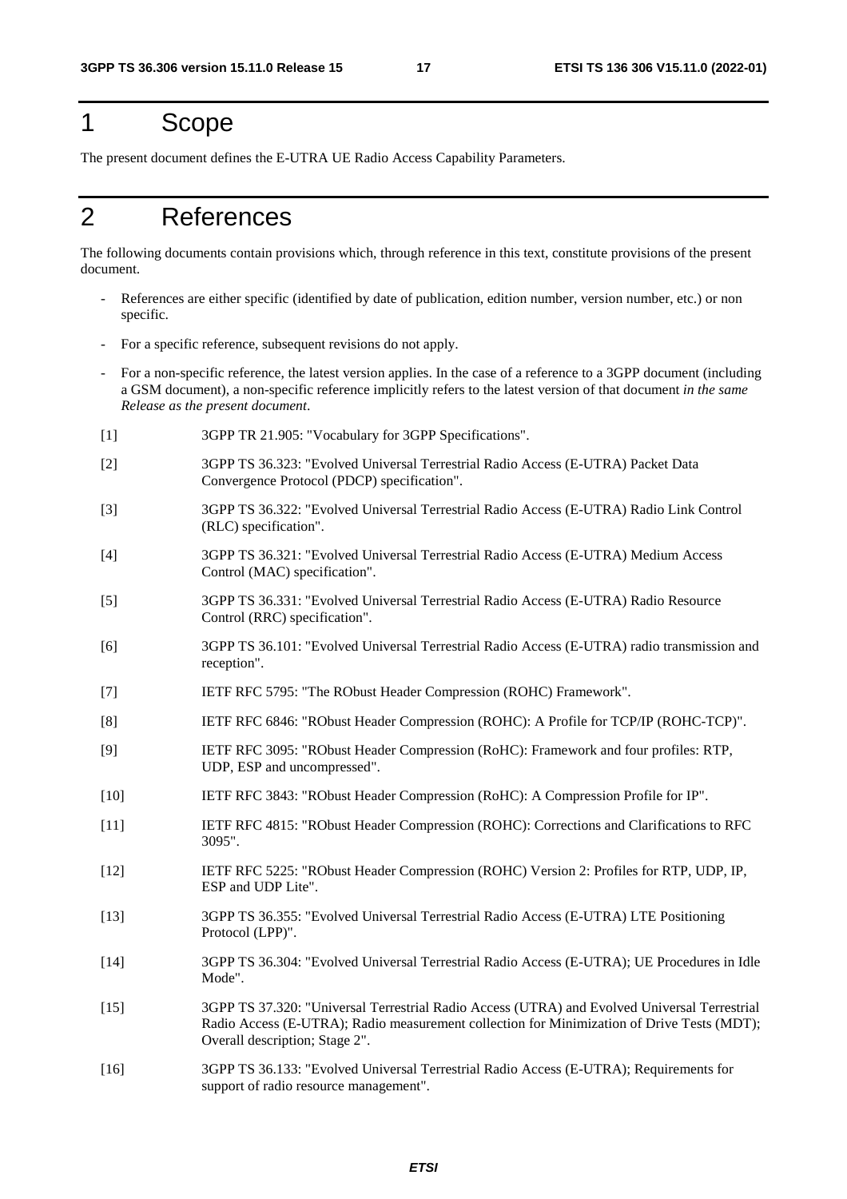# 1 Scope

The present document defines the E-UTRA UE Radio Access Capability Parameters.

# 2 References

The following documents contain provisions which, through reference in this text, constitute provisions of the present document.

- References are either specific (identified by date of publication, edition number, version number, etc.) or non specific.
- For a specific reference, subsequent revisions do not apply.
- For a non-specific reference, the latest version applies. In the case of a reference to a 3GPP document (including a GSM document), a non-specific reference implicitly refers to the latest version of that document *in the same Release as the present document*.

[1] 3GPP TR 21.905: "Vocabulary for 3GPP Specifications".

[2] 3GPP TS 36.323: "Evolved Universal Terrestrial Radio Access (E-UTRA) Packet Data Convergence Protocol (PDCP) specification".

[3] 3GPP TS 36.322: "Evolved Universal Terrestrial Radio Access (E-UTRA) Radio Link Control (RLC) specification".

[4] 3GPP TS 36.321: "Evolved Universal Terrestrial Radio Access (E-UTRA) Medium Access Control (MAC) specification".

[5] 3GPP TS 36.331: "Evolved Universal Terrestrial Radio Access (E-UTRA) Radio Resource Control (RRC) specification".

[6] 3GPP TS 36.101: "Evolved Universal Terrestrial Radio Access (E-UTRA) radio transmission and reception".

[7] IETF RFC 5795: "The RObust Header Compression (ROHC) Framework".

[8] IETF RFC 6846: "RObust Header Compression (ROHC): A Profile for TCP/IP (ROHC-TCP)".

[9] IETF RFC 3095: "RObust Header Compression (RoHC): Framework and four profiles: RTP, UDP, ESP and uncompressed".

[10] IETF RFC 3843: "RObust Header Compression (RoHC): A Compression Profile for IP".

[11] IETF RFC 4815: "RObust Header Compression (ROHC): Corrections and Clarifications to RFC 3095".

[12] IETF RFC 5225: "RObust Header Compression (ROHC) Version 2: Profiles for RTP, UDP, IP, ESP and UDP Lite".

[13] 3GPP TS 36.355: "Evolved Universal Terrestrial Radio Access (E-UTRA) LTE Positioning Protocol (LPP)".

[14] 3GPP TS 36.304: "Evolved Universal Terrestrial Radio Access (E-UTRA); UE Procedures in Idle Mode".

[15] 3GPP TS 37.320: "Universal Terrestrial Radio Access (UTRA) and Evolved Universal Terrestrial Radio Access (E-UTRA); Radio measurement collection for Minimization of Drive Tests (MDT); Overall description; Stage 2".

[16] 3GPP TS 36.133: "Evolved Universal Terrestrial Radio Access (E-UTRA); Requirements for support of radio resource management".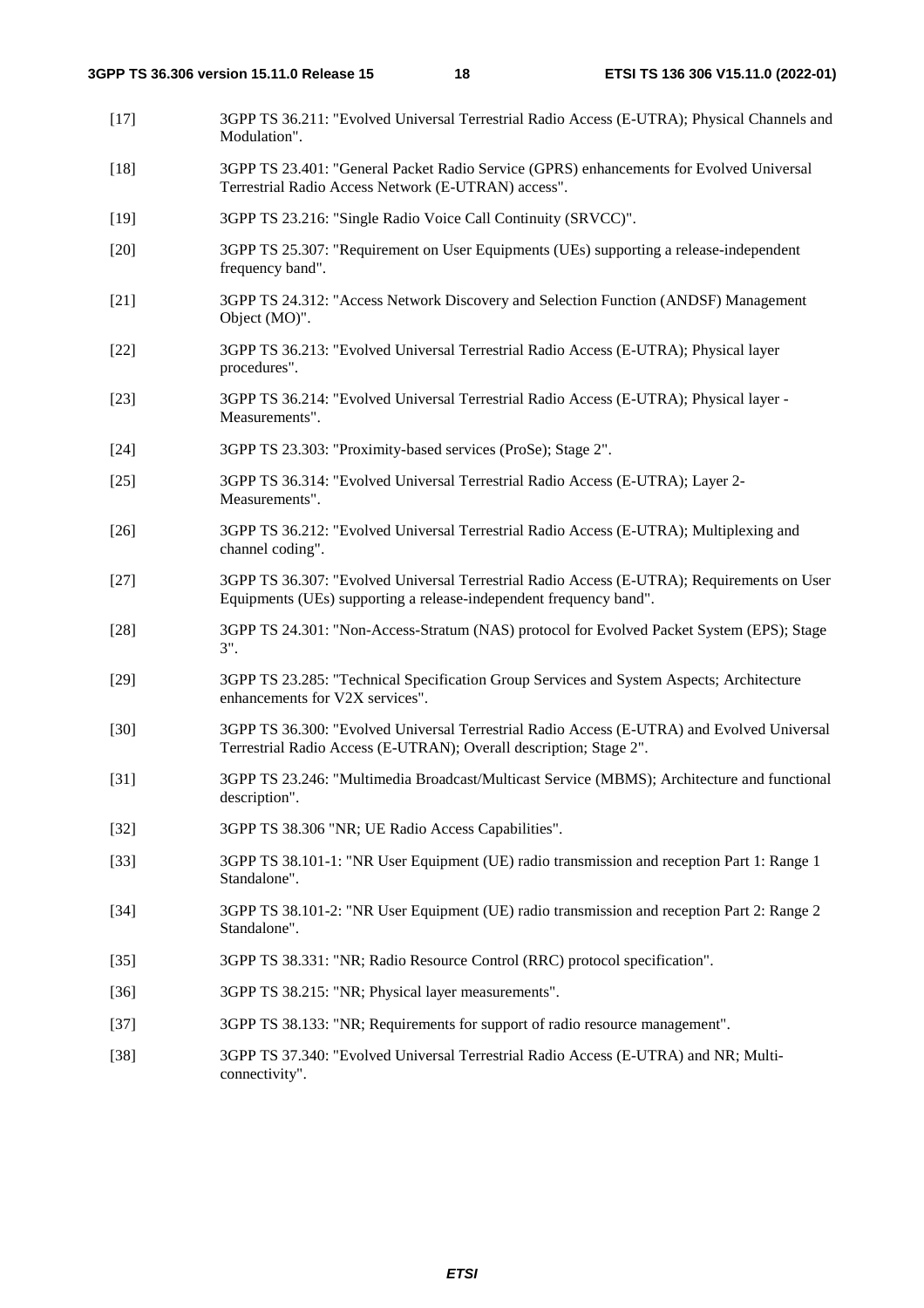[17] 3GPP TS 36.211: "Evolved Universal Terrestrial Radio Access (E-UTRA); Physical Channels and Modulation".

[18] 3GPP TS 23.401: "General Packet Radio Service (GPRS) enhancements for Evolved Universal Terrestrial Radio Access Network (E-UTRAN) access".

[19] 3GPP TS 23.216: "Single Radio Voice Call Continuity (SRVCC)".

[20] 3GPP TS 25.307: "Requirement on User Equipments (UEs) supporting a release-independent frequency band".

[21] 3GPP TS 24.312: "Access Network Discovery and Selection Function (ANDSF) Management Object (MO)".

[22] 3GPP TS 36.213: "Evolved Universal Terrestrial Radio Access (E-UTRA); Physical layer procedures".

[23] 3GPP TS 36.214: "Evolved Universal Terrestrial Radio Access (E-UTRA); Physical layer - Measurements".

[24] 3GPP TS 23.303: "Proximity-based services (ProSe); Stage 2".

[25] 3GPP TS 36.314: "Evolved Universal Terrestrial Radio Access (E-UTRA); Layer 2- Measurements".

[26] 3GPP TS 36.212: "Evolved Universal Terrestrial Radio Access (E-UTRA); Multiplexing and channel coding".

[27] 3GPP TS 36.307: "Evolved Universal Terrestrial Radio Access (E-UTRA); Requirements on User Equipments (UEs) supporting a release-independent frequency band".

[28] 3GPP TS 24.301: "Non-Access-Stratum (NAS) protocol for Evolved Packet System (EPS); Stage 3".

[29] 3GPP TS 23.285: "Technical Specification Group Services and System Aspects; Architecture enhancements for V2X services".

[30] 3GPP TS 36.300: "Evolved Universal Terrestrial Radio Access (E-UTRA) and Evolved Universal Terrestrial Radio Access (E-UTRAN); Overall description; Stage 2".

[31] 3GPP TS 23.246: "Multimedia Broadcast/Multicast Service (MBMS); Architecture and functional description".

[32] 3GPP TS 38.306 "NR; UE Radio Access Capabilities".

[33] 3GPP TS 38.101-1: "NR User Equipment (UE) radio transmission and reception Part 1: Range 1 Standalone".

[34] 3GPP TS 38.101-2: "NR User Equipment (UE) radio transmission and reception Part 2: Range 2 Standalone".

[35] 3GPP TS 38.331: "NR; Radio Resource Control (RRC) protocol specification".

[36] 3GPP TS 38.215: "NR; Physical layer measurements".

[37] 3GPP TS 38.133: "NR; Requirements for support of radio resource management".

[38] 3GPP TS 37.340: "Evolved Universal Terrestrial Radio Access (E-UTRA) and NR; Multi-connectivity".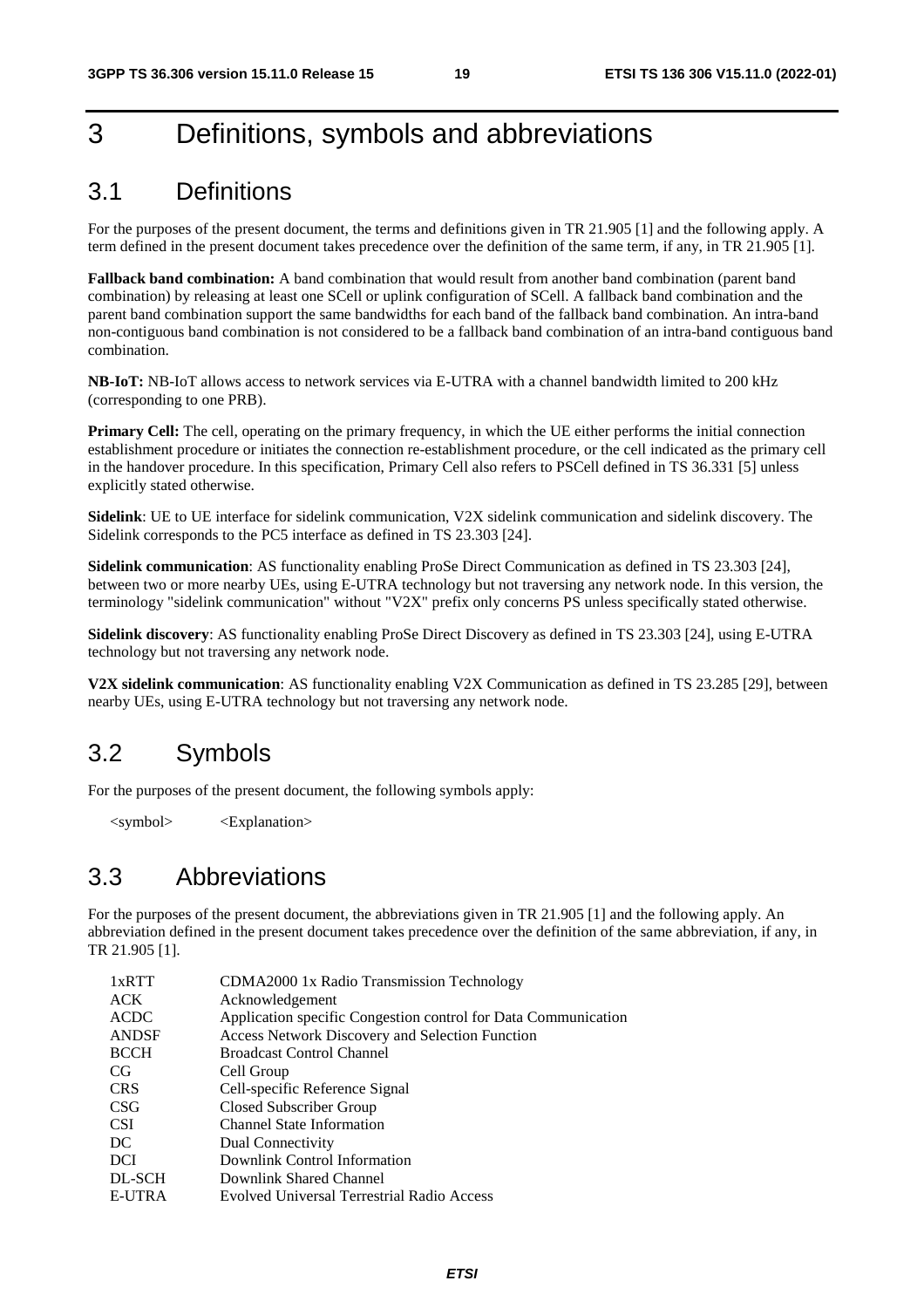# 3 Definitions, symbols and abbreviations

## 3.1 Definitions

For the purposes of the present document, the terms and definitions given in TR 21.905 [1] and the following apply. A term defined in the present document takes precedence over the definition of the same term, if any, in TR 21.905 [1].

**Fallback band combination:** A band combination that would result from another band combination (parent band combination) by releasing at least one SCell or uplink configuration of SCell. A fallback band combination and the parent band combination support the same bandwidths for each band of the fallback band combination. An intra-band non-contiguous band combination is not considered to be a fallback band combination of an intra-band contiguous band combination.

**NB-IoT:** NB-IoT allows access to network services via E-UTRA with a channel bandwidth limited to 200 kHz (corresponding to one PRB).

**Primary Cell:** The cell, operating on the primary frequency, in which the UE either performs the initial connection establishment procedure or initiates the connection re-establishment procedure, or the cell indicated as the primary cell in the handover procedure. In this specification, Primary Cell also refers to PSCell defined in TS 36.331 [5] unless explicitly stated otherwise.

**Sidelink**: UE to UE interface for sidelink communication, V2X sidelink communication and sidelink discovery. The Sidelink corresponds to the PC5 interface as defined in TS 23.303 [24].

**Sidelink communication**: AS functionality enabling ProSe Direct Communication as defined in TS 23.303 [24], between two or more nearby UEs, using E-UTRA technology but not traversing any network node. In this version, the terminology "sidelink communication" without "V2X" prefix only concerns PS unless specifically stated otherwise.

**Sidelink discovery**: AS functionality enabling ProSe Direct Discovery as defined in TS 23.303 [24], using E-UTRA technology but not traversing any network node.

**V2X sidelink communication**: AS functionality enabling V2X Communication as defined in TS 23.285 [29], between nearby UEs, using E-UTRA technology but not traversing any network node.

## 3.2 Symbols

For the purposes of the present document, the following symbols apply:

<symbol> <Explanation>

## 3.3 Abbreviations

For the purposes of the present document, the abbreviations given in TR 21.905 [1] and the following apply. An abbreviation defined in the present document takes precedence over the definition of the same abbreviation, if any, in TR 21.905 [1].

| | |
|---|---|
| 1xRTT | CDMA2000 1x Radio Transmission Technology |
| ACK | Acknowledgement |
| ACDC | Application specific Congestion control for Data Communication |
| ANDSF | Access Network Discovery and Selection Function |
| BCCH | Broadcast Control Channel |
| CG | Cell Group |
| CRS | Cell-specific Reference Signal |
| CSG | Closed Subscriber Group |
| CSI | Channel State Information |
| DC | Dual Connectivity |
| DCI | Downlink Control Information |
| DL-SCH | Downlink Shared Channel |
| E-UTRA | Evolved Universal Terrestrial Radio Access |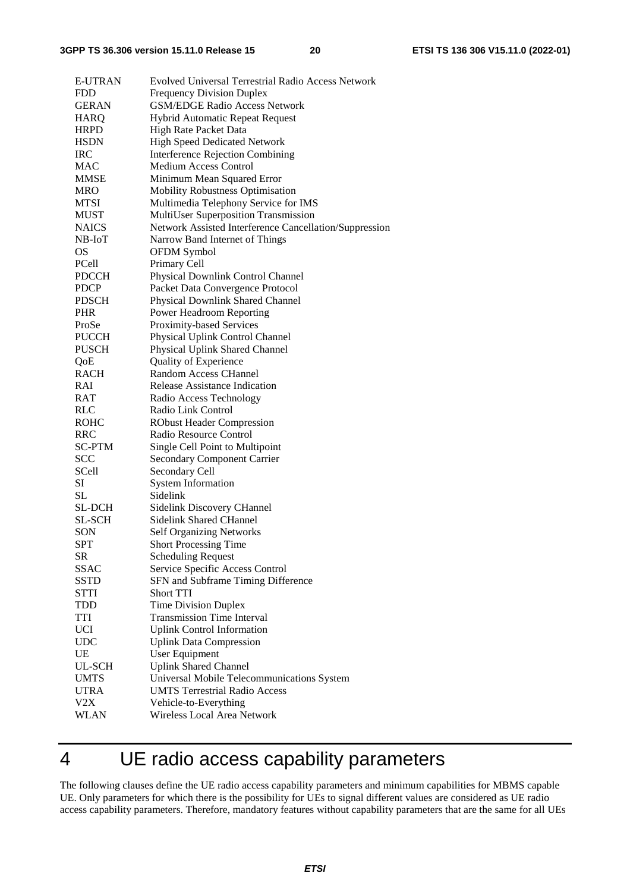| | |
|---|---|
| E-UTRAN | Evolved Universal Terrestrial Radio Access Network |
| FDD | Frequency Division Duplex |
| GERAN | GSM/EDGE Radio Access Network |
| HARQ | Hybrid Automatic Repeat Request |
| HRPD | High Rate Packet Data |
| HSDN | High Speed Dedicated Network |
| IRC | Interference Rejection Combining |
| MAC | Medium Access Control |
| MMSE | Minimum Mean Squared Error |
| MRO | Mobility Robustness Optimisation |
| MTSI | Multimedia Telephony Service for IMS |
| MUST | MultiUser Superposition Transmission |
| NAICS | Network Assisted Interference Cancellation/Suppression |
| NB-IoT | Narrow Band Internet of Things |
| OS | OFDM Symbol |
| PCell | Primary Cell |
| PDCCH | Physical Downlink Control Channel |
| PDCP | Packet Data Convergence Protocol |
| PDSCH | Physical Downlink Shared Channel |
| PHR | Power Headroom Reporting |
| ProSe | Proximity-based Services |
| PUCCH | Physical Uplink Control Channel |
| PUSCH | Physical Uplink Shared Channel |
| QoE | Quality of Experience |
| RACH | Random Access CHannel |
| RAI | Release Assistance Indication |
| RAT | Radio Access Technology |
| RLC | Radio Link Control |
| ROHC | RObust Header Compression |
| RRC | Radio Resource Control |
| SC-PTM | Single Cell Point to Multipoint |
| SCC | Secondary Component Carrier |
| SCell | Secondary Cell |
| SI | System Information |
| SL | Sidelink |
| SL-DCH | Sidelink Discovery CHannel |
| SL-SCH | Sidelink Shared CHannel |
| SON | Self Organizing Networks |
| SPT | Short Processing Time |
| SR | Scheduling Request |
| SSAC | Service Specific Access Control |
| SSTD | SFN and Subframe Timing Difference |
| STTI | Short TTI |
| TDD | Time Division Duplex |
| TTI | Transmission Time Interval |
| UCI | Uplink Control Information |
| UDC | Uplink Data Compression |
| UE | User Equipment |
| UL-SCH | Uplink Shared Channel |
| UMTS | Universal Mobile Telecommunications System |
| UTRA | UMTS Terrestrial Radio Access |
| V2X | Vehicle-to-Everything |
| WLAN | Wireless Local Area Network |

# 4 UE radio access capability parameters

The following clauses define the UE radio access capability parameters and minimum capabilities for MBMS capable UE. Only parameters for which there is the possibility for UEs to signal different values are considered as UE radio access capability parameters. Therefore, mandatory features without capability parameters that are the same for all UEs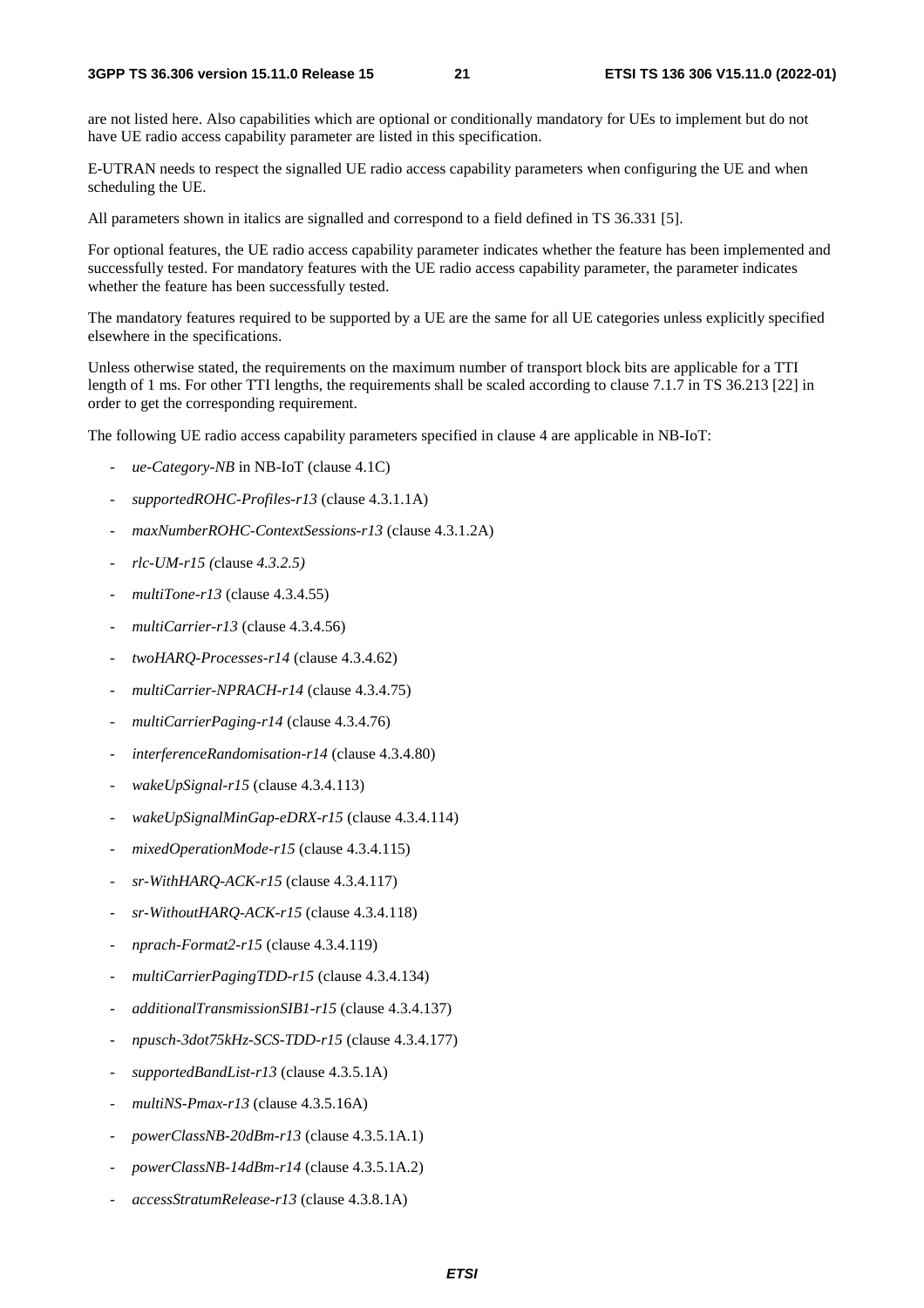are not listed here. Also capabilities which are optional or conditionally mandatory for UEs to implement but do not have UE radio access capability parameter are listed in this specification.

E-UTRAN needs to respect the signalled UE radio access capability parameters when configuring the UE and when scheduling the UE.

All parameters shown in italics are signalled and correspond to a field defined in TS 36.331 [5].

For optional features, the UE radio access capability parameter indicates whether the feature has been implemented and successfully tested. For mandatory features with the UE radio access capability parameter, the parameter indicates whether the feature has been successfully tested.

The mandatory features required to be supported by a UE are the same for all UE categories unless explicitly specified elsewhere in the specifications.

Unless otherwise stated, the requirements on the maximum number of transport block bits are applicable for a TTI length of 1 ms. For other TTI lengths, the requirements shall be scaled according to clause 7.1.7 in TS 36.213 [22] in order to get the corresponding requirement.

The following UE radio access capability parameters specified in clause 4 are applicable in NB-IoT:

- *ue-Category-NB* in NB-IoT (clause 4.1C)
- *supportedROHC-Profiles-r13* (clause 4.3.1.1A)
- *maxNumberROHC-ContextSessions-r13* (clause 4.3.1.2A)
- *rlc-UM-r15 (*clause *4.3.2.5)*
- *multiTone-r13* (clause 4.3.4.55)
- *multiCarrier-r13* (clause 4.3.4.56)
- *twoHARQ-Processes-r14* (clause 4.3.4.62)
- *multiCarrier-NPRACH-r14* (clause 4.3.4.75)
- *multiCarrierPaging-r14* (clause 4.3.4.76)
- *interferenceRandomisation-r14* (clause 4.3.4.80)
- *wakeUpSignal-r15* (clause 4.3.4.113)
- *wakeUpSignalMinGap-eDRX-r15* (clause 4.3.4.114)
- *mixedOperationMode-r15* (clause 4.3.4.115)
- *sr-WithHARQ-ACK-r15* (clause 4.3.4.117)
- *sr-WithoutHARQ-ACK-r15* (clause 4.3.4.118)
- *nprach-Format2-r15* (clause 4.3.4.119)
- *multiCarrierPagingTDD-r15* (clause 4.3.4.134)
- *additionalTransmissionSIB1-r15* (clause 4.3.4.137)
- *npusch-3dot75kHz-SCS-TDD-r15* (clause 4.3.4.177)
- *supportedBandList-r13* (clause 4.3.5.1A)
- *multiNS-Pmax-r13* (clause 4.3.5.16A)
- *powerClassNB-20dBm-r13* (clause 4.3.5.1A.1)
- *powerClassNB-14dBm-r14* (clause 4.3.5.1A.2)
- *accessStratumRelease-r13* (clause 4.3.8.1A)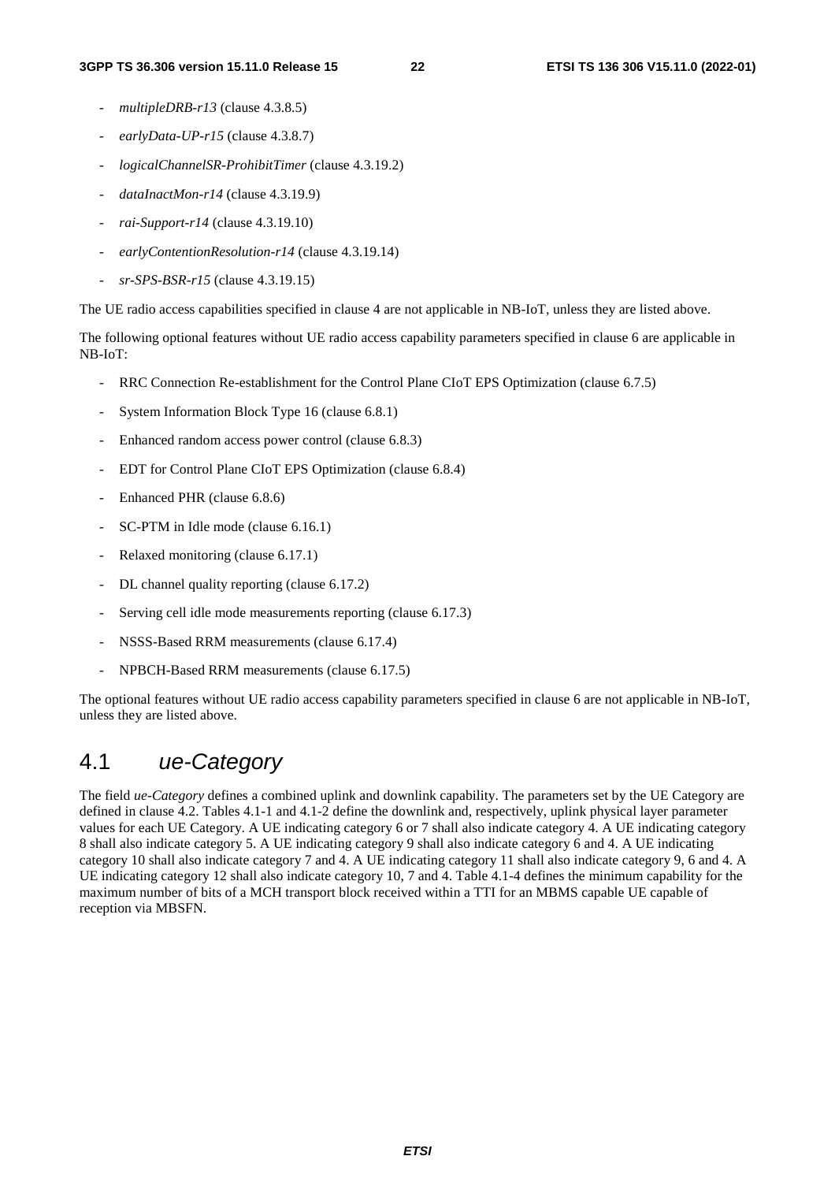- *multipleDRB-r13* (clause 4.3.8.5)
- *earlyData-UP-r15* (clause 4.3.8.7)
- *logicalChannelSR-ProhibitTimer* (clause 4.3.19.2)
- *dataInactMon-r14* (clause 4.3.19.9)
- *rai-Support-r14* (clause 4.3.19.10)
- *earlyContentionResolution-r14* (clause 4.3.19.14)
- *sr-SPS-BSR-r15* (clause 4.3.19.15)

The UE radio access capabilities specified in clause 4 are not applicable in NB-IoT, unless they are listed above.

The following optional features without UE radio access capability parameters specified in clause 6 are applicable in NB-IoT:

- RRC Connection Re-establishment for the Control Plane CIoT EPS Optimization (clause 6.7.5)
- System Information Block Type 16 (clause 6.8.1)
- Enhanced random access power control (clause 6.8.3)
- EDT for Control Plane CIoT EPS Optimization (clause 6.8.4)
- Enhanced PHR (clause 6.8.6)
- SC-PTM in Idle mode (clause 6.16.1)
- Relaxed monitoring (clause 6.17.1)
- DL channel quality reporting (clause 6.17.2)
- Serving cell idle mode measurements reporting (clause 6.17.3)
- NSSS-Based RRM measurements (clause 6.17.4)
- NPBCH-Based RRM measurements (clause 6.17.5)

The optional features without UE radio access capability parameters specified in clause 6 are not applicable in NB-IoT, unless they are listed above.

## 4.1 *ue-Category*

The field *ue-Category* defines a combined uplink and downlink capability. The parameters set by the UE Category are defined in clause 4.2. Tables 4.1-1 and 4.1-2 define the downlink and, respectively, uplink physical layer parameter values for each UE Category. A UE indicating category 6 or 7 shall also indicate category 4. A UE indicating category 8 shall also indicate category 5. A UE indicating category 9 shall also indicate category 6 and 4. A UE indicating category 10 shall also indicate category 7 and 4. A UE indicating category 11 shall also indicate category 9, 6 and 4. A UE indicating category 12 shall also indicate category 10, 7 and 4. Table 4.1-4 defines the minimum capability for the maximum number of bits of a MCH transport block received within a TTI for an MBMS capable UE capable of reception via MBSFN.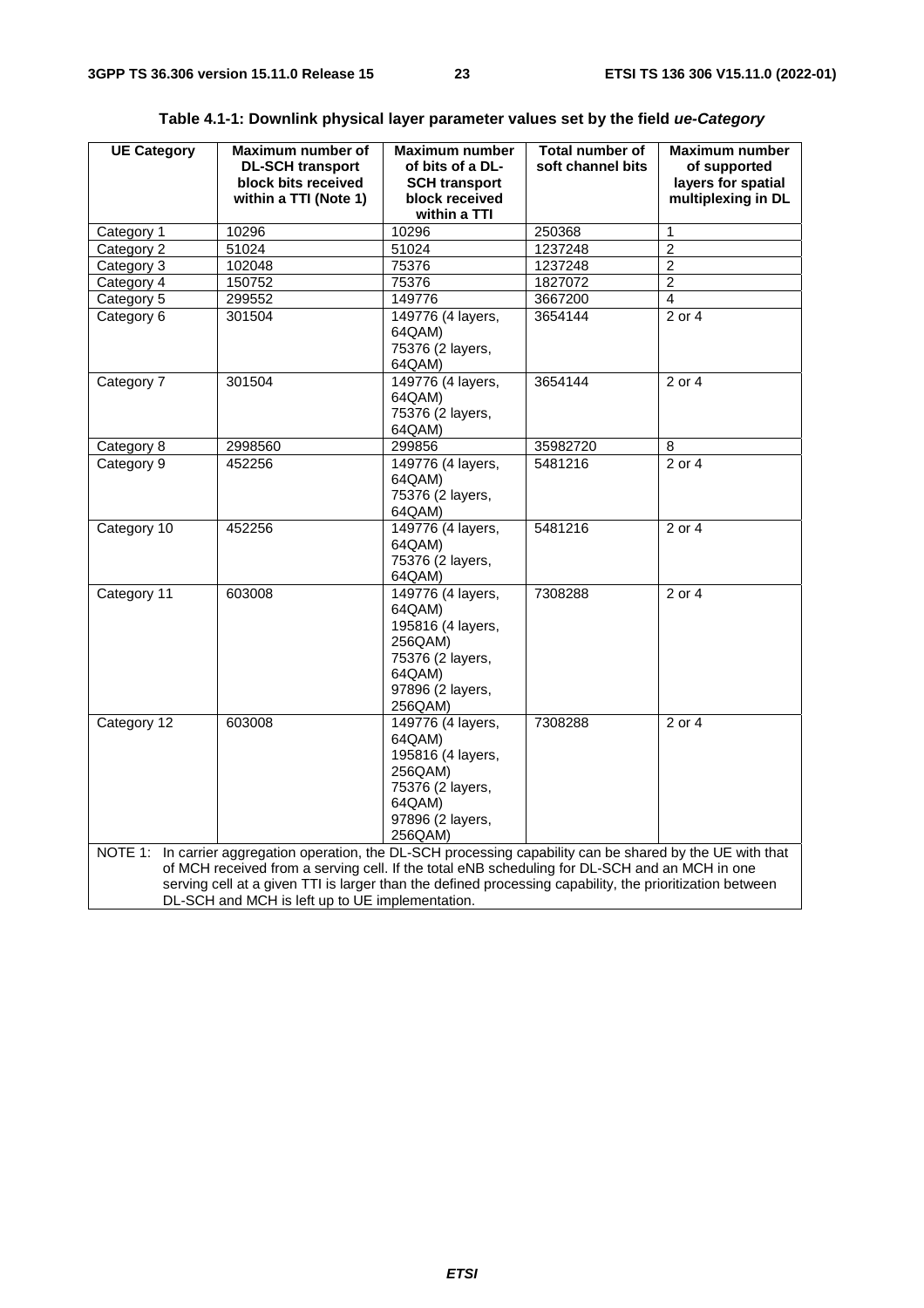**Table 4.1-1: Downlink physical layer parameter values set by the field *ue-Category***

| UE Category | Maximum number of DL-SCH transport block bits received within a TTI (Note 1) | Maximum number of bits of a DL-SCH transport block received within a TTI | Total number of soft channel bits | Maximum number of supported layers for spatial multiplexing in DL |
|---|---|---|---|---|
| Category 1 | 10296 | 10296 | 250368 | 1 |
| Category 2 | 51024 | 51024 | 1237248 | 2 |
| Category 3 | 102048 | 75376 | 1237248 | 2 |
| Category 4 | 150752 | 75376 | 1827072 | 2 |
| Category 5 | 299552 | 149776 | 3667200 | 4 |
| Category 6 | 301504 | 149776 (4 layers, 64QAM)<br>75376 (2 layers, 64QAM) | 3654144 | 2 or 4 |
| Category 7 | 301504 | 149776 (4 layers, 64QAM)<br>75376 (2 layers, 64QAM) | 3654144 | 2 or 4 |
| Category 8 | 2998560 | 299856 | 35982720 | 8 |
| Category 9 | 452256 | 149776 (4 layers, 64QAM)<br>75376 (2 layers, 64QAM) | 5481216 | 2 or 4 |
| Category 10 | 452256 | 149776 (4 layers, 64QAM)<br>75376 (2 layers, 64QAM) | 5481216 | 2 or 4 |
| Category 11 | 603008 | 149776 (4 layers, 64QAM)<br>195816 (4 layers, 256QAM)<br>75376 (2 layers, 64QAM)<br>97896 (2 layers, 256QAM) | 7308288 | 2 or 4 |
| Category 12 | 603008 | 149776 (4 layers, 64QAM)<br>195816 (4 layers, 256QAM)<br>75376 (2 layers, 64QAM)<br>97896 (2 layers, 256QAM) | 7308288 | 2 or 4 |

NOTE 1: In carrier aggregation operation, the DL-SCH processing capability can be shared by the UE with that of MCH received from a serving cell. If the total eNB scheduling for DL-SCH and an MCH in one serving cell at a given TTI is larger than the defined processing capability, the prioritization between DL-SCH and MCH is left up to UE implementation.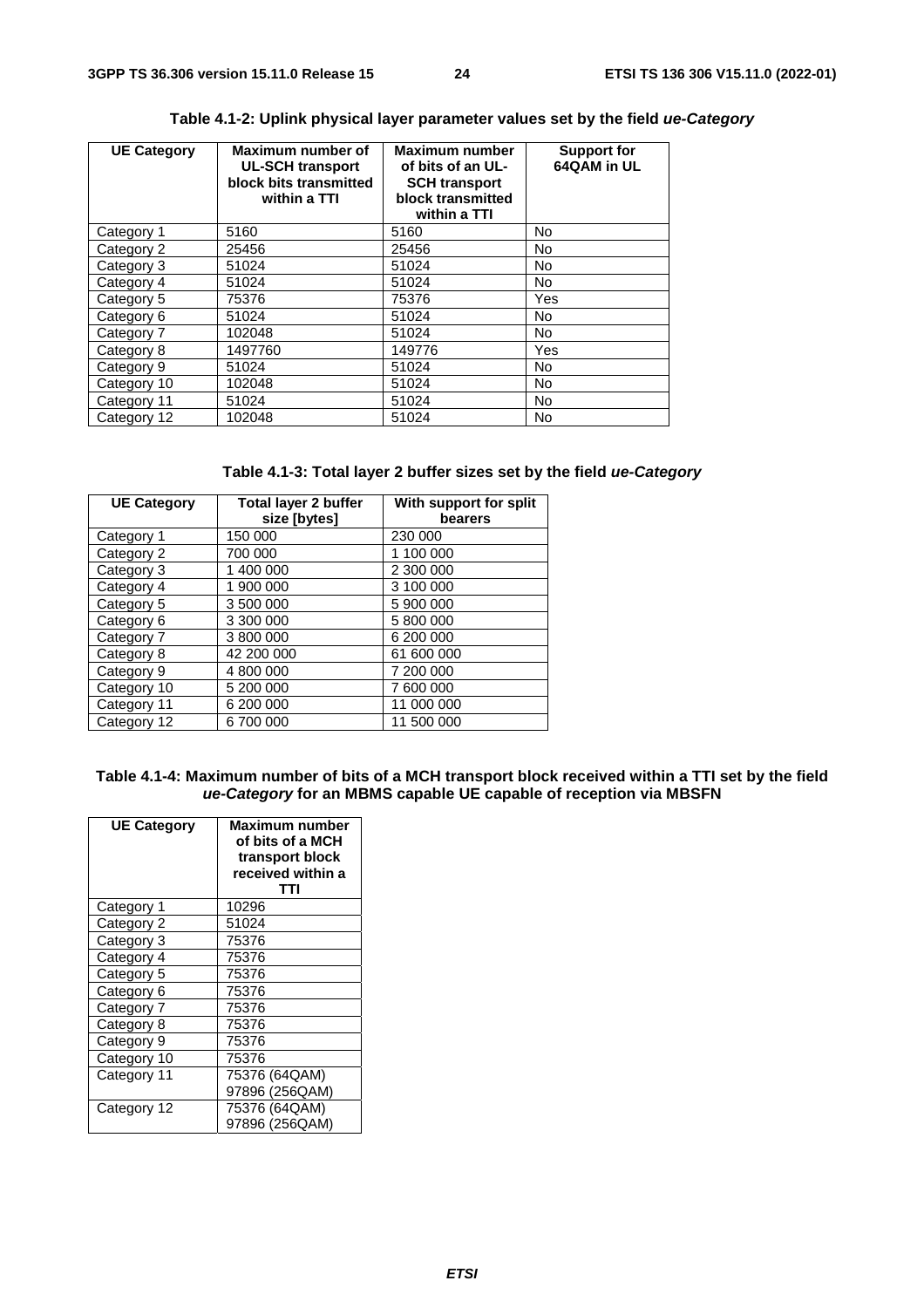**Table 4.1-2: Uplink physical layer parameter values set by the field *ue-Category***

| UE Category | Maximum number of UL-SCH transport block bits transmitted within a TTI | Maximum number of bits of an UL-SCH transport block transmitted within a TTI | Support for 64QAM in UL |
|---|---|---|---|
| Category 1 | 5160 | 5160 | No |
| Category 2 | 25456 | 25456 | No |
| Category 3 | 51024 | 51024 | No |
| Category 4 | 51024 | 51024 | No |
| Category 5 | 75376 | 75376 | Yes |
| Category 6 | 51024 | 51024 | No |
| Category 7 | 102048 | 51024 | No |
| Category 8 | 1497760 | 149776 | Yes |
| Category 9 | 51024 | 51024 | No |
| Category 10 | 102048 | 51024 | No |
| Category 11 | 51024 | 51024 | No |
| Category 12 | 102048 | 51024 | No |

**Table 4.1-3: Total layer 2 buffer sizes set by the field *ue-Category***

| UE Category | Total layer 2 buffer size [bytes] | With support for split bearers |
|---|---|---|
| Category 1 | 150 000 | 230 000 |
| Category 2 | 700 000 | 1 100 000 |
| Category 3 | 1 400 000 | 2 300 000 |
| Category 4 | 1 900 000 | 3 100 000 |
| Category 5 | 3 500 000 | 5 900 000 |
| Category 6 | 3 300 000 | 5 800 000 |
| Category 7 | 3 800 000 | 6 200 000 |
| Category 8 | 42 200 000 | 61 600 000 |
| Category 9 | 4 800 000 | 7 200 000 |
| Category 10 | 5 200 000 | 7 600 000 |
| Category 11 | 6 200 000 | 11 000 000 |
| Category 12 | 6 700 000 | 11 500 000 |

**Table 4.1-4: Maximum number of bits of a MCH transport block received within a TTI set by the field *ue-Category* for an MBMS capable UE capable of reception via MBSFN**

| UE Category | Maximum number of bits of a MCH transport block received within a TTI |
|---|---|
| Category 1 | 10296 |
| Category 2 | 51024 |
| Category 3 | 75376 |
| Category 4 | 75376 |
| Category 5 | 75376 |
| Category 6 | 75376 |
| Category 7 | 75376 |
| Category 8 | 75376 |
| Category 9 | 75376 |
| Category 10 | 75376 |
| Category 11 | 75376 (64QAM) 97896 (256QAM) |
| Category 12 | 75376 (64QAM) 97896 (256QAM) |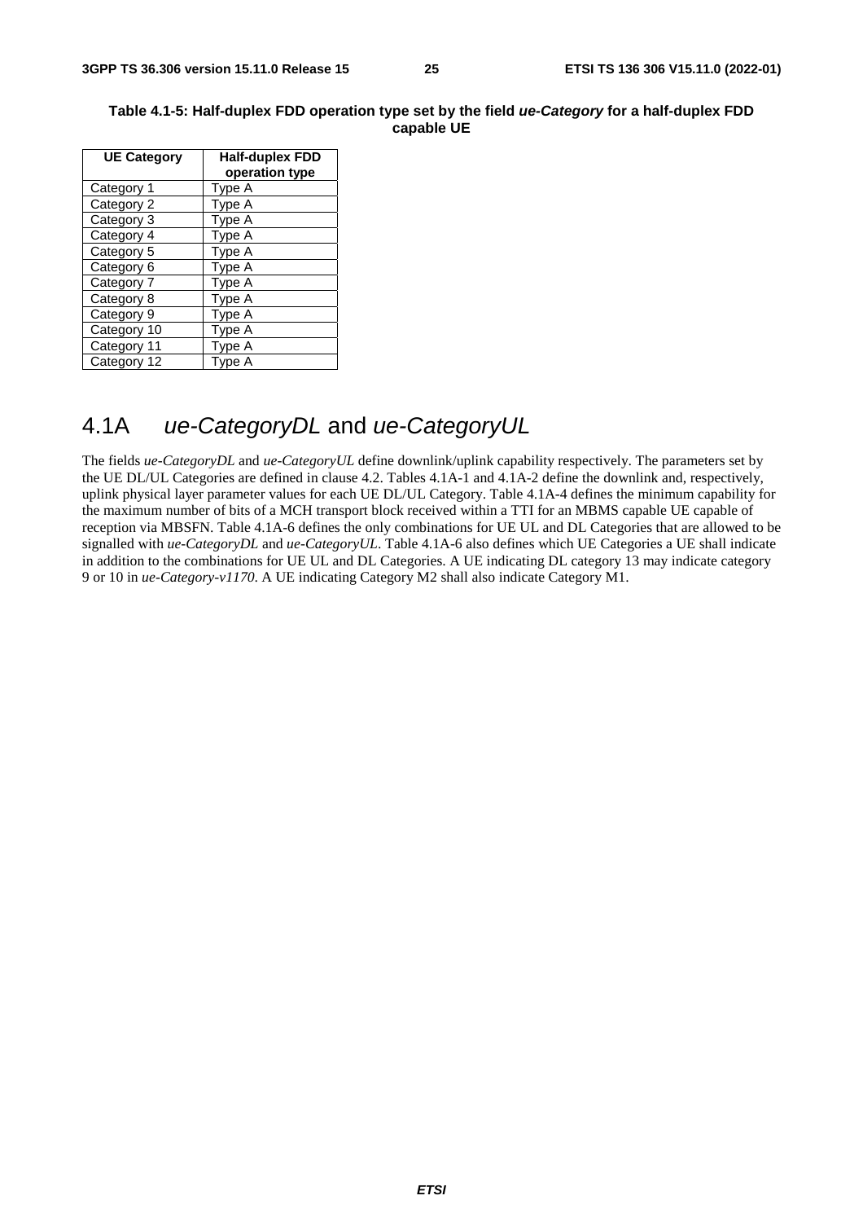**Table 4.1-5: Half-duplex FDD operation type set by the field *ue-Category* for a half-duplex FDD capable UE**

| UE Category | Half-duplex FDD operation type |
|---|---|
| Category 1 | Type A |
| Category 2 | Type A |
| Category 3 | Type A |
| Category 4 | Type A |
| Category 5 | Type A |
| Category 6 | Type A |
| Category 7 | Type A |
| Category 8 | Type A |
| Category 9 | Type A |
| Category 10 | Type A |
| Category 11 | Type A |
| Category 12 | Type A |

## 4.1A *ue-CategoryDL* and *ue-CategoryUL*

The fields *ue-CategoryDL* and *ue-CategoryUL* define downlink/uplink capability respectively. The parameters set by the UE DL/UL Categories are defined in clause 4.2. Tables 4.1A-1 and 4.1A-2 define the downlink and, respectively, uplink physical layer parameter values for each UE DL/UL Category. Table 4.1A-4 defines the minimum capability for the maximum number of bits of a MCH transport block received within a TTI for an MBMS capable UE capable of reception via MBSFN. Table 4.1A-6 defines the only combinations for UE UL and DL Categories that are allowed to be signalled with *ue-CategoryDL* and *ue-CategoryUL*. Table 4.1A-6 also defines which UE Categories a UE shall indicate in addition to the combinations for UE UL and DL Categories. A UE indicating DL category 13 may indicate category 9 or 10 in *ue-Category-v1170*. A UE indicating Category M2 shall also indicate Category M1.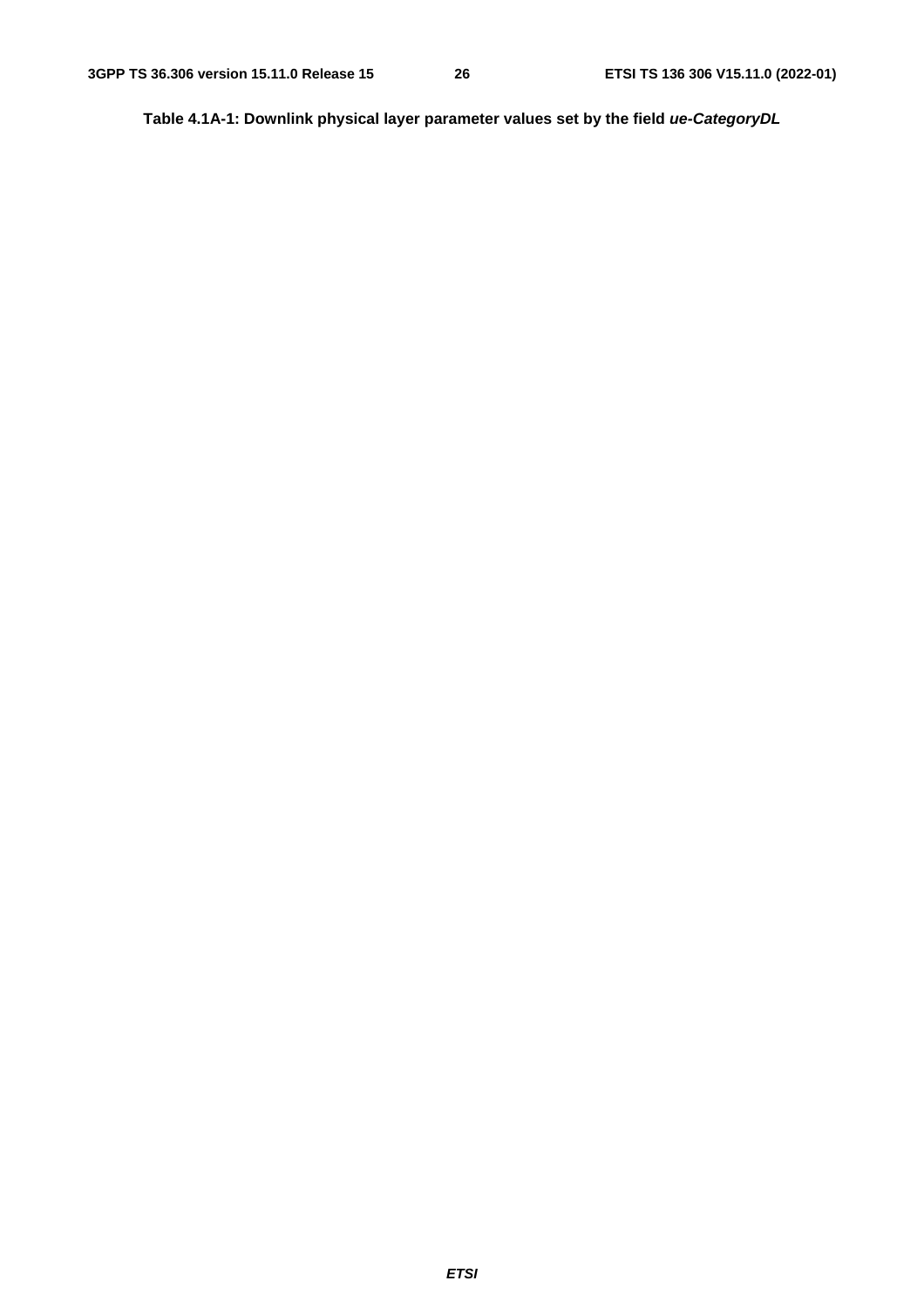**Table 4.1A-1: Downlink physical layer parameter values set by the field *ue-CategoryDL***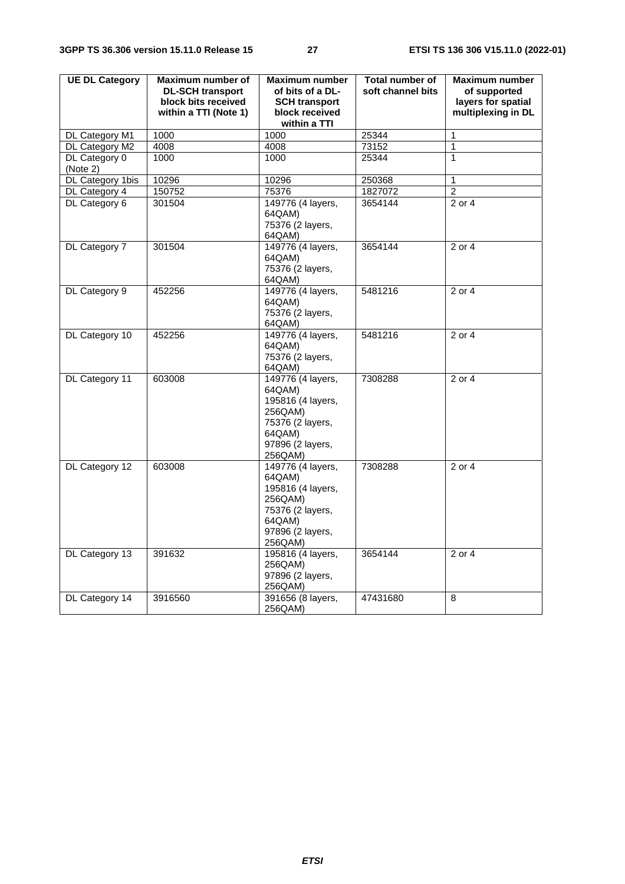| UE DL Category | Maximum number of DL-SCH transport block bits received within a TTI (Note 1) | Maximum number of bits of a DL-SCH transport block received within a TTI | Total number of soft channel bits | Maximum number of supported layers for spatial multiplexing in DL |
|---|---|---|---|---|
| DL Category M1 | 1000 | 1000 | 25344 | 1 |
| DL Category M2 | 4008 | 4008 | 73152 | 1 |
| DL Category 0 (Note 2) | 1000 | 1000 | 25344 | 1 |
| DL Category 1bis | 10296 | 10296 | 250368 | 1 |
| DL Category 4 | 150752 | 75376 | 1827072 | 2 |
| DL Category 6 | 301504 | 149776 (4 layers, 64QAM)<br>75376 (2 layers, 64QAM) | 3654144 | 2 or 4 |
| DL Category 7 | 301504 | 149776 (4 layers, 64QAM)<br>75376 (2 layers, 64QAM) | 3654144 | 2 or 4 |
| DL Category 9 | 452256 | 149776 (4 layers, 64QAM)<br>75376 (2 layers, 64QAM) | 5481216 | 2 or 4 |
| DL Category 10 | 452256 | 149776 (4 layers, 64QAM)<br>75376 (2 layers, 64QAM) | 5481216 | 2 or 4 |
| DL Category 11 | 603008 | 149776 (4 layers, 64QAM)<br>195816 (4 layers, 256QAM)<br>75376 (2 layers, 64QAM)<br>97896 (2 layers, 256QAM) | 7308288 | 2 or 4 |
| DL Category 12 | 603008 | 149776 (4 layers, 64QAM)<br>195816 (4 layers, 256QAM)<br>75376 (2 layers, 64QAM)<br>97896 (2 layers, 256QAM) | 7308288 | 2 or 4 |
| DL Category 13 | 391632 | 195816 (4 layers, 256QAM)<br>97896 (2 layers, 256QAM) | 3654144 | 2 or 4 |
| DL Category 14 | 3916560 | 391656 (8 layers, 256QAM) | 47431680 | 8 |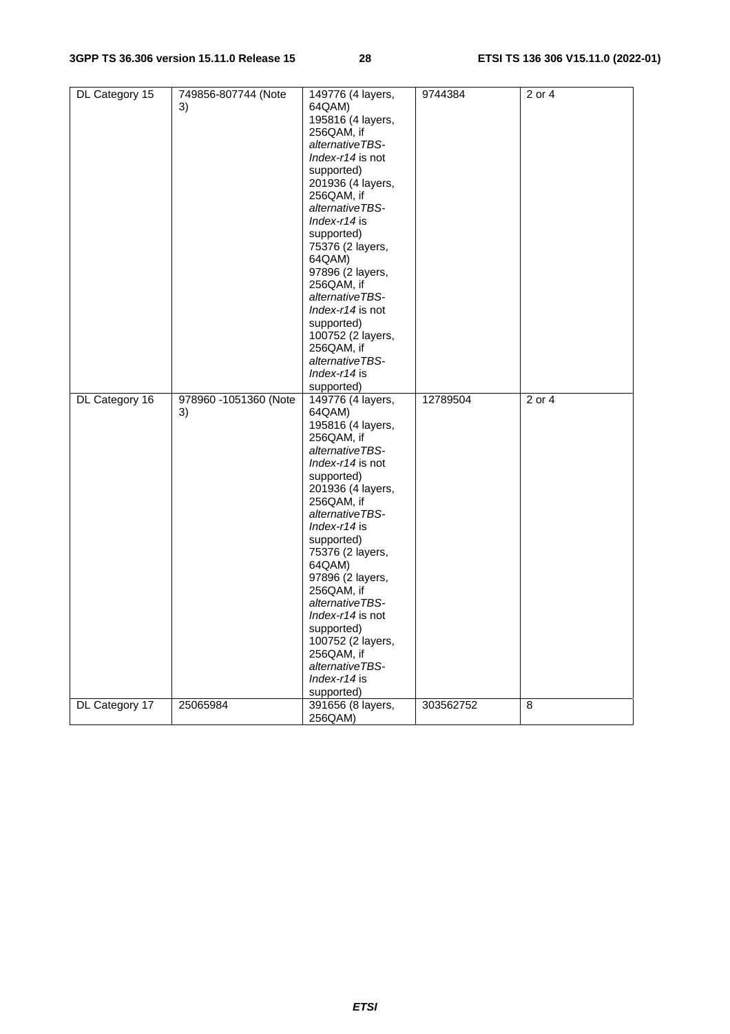| DL Category 15 | 749856-807744 (Note 3) | 149776 (4 layers, 64QAM)<br>195816 (4 layers, 256QAM, if *alternativeTBS-Index-r14* is not supported)<br>201936 (4 layers, 256QAM, if *alternativeTBS-Index-r14* is supported)<br>75376 (2 layers, 64QAM)<br>97896 (2 layers, 256QAM, if *alternativeTBS-Index-r14* is not supported)<br>100752 (2 layers, 256QAM, if *alternativeTBS-Index-r14* is supported) | 9744384 | 2 or 4 |
|---|---|---|---|---|
| DL Category 16 | 978960 -1051360 (Note 3) | 149776 (4 layers, 64QAM)<br>195816 (4 layers, 256QAM, if *alternativeTBS-Index-r14* is not supported)<br>201936 (4 layers, 256QAM, if *alternativeTBS-Index-r14* is supported)<br>75376 (2 layers, 64QAM)<br>97896 (2 layers, 256QAM, if *alternativeTBS-Index-r14* is not supported)<br>100752 (2 layers, 256QAM, if *alternativeTBS-Index-r14* is supported) | 12789504 | 2 or 4 |
| DL Category 17 | 25065984 | 391656 (8 layers, 256QAM) | 303562752 | 8 |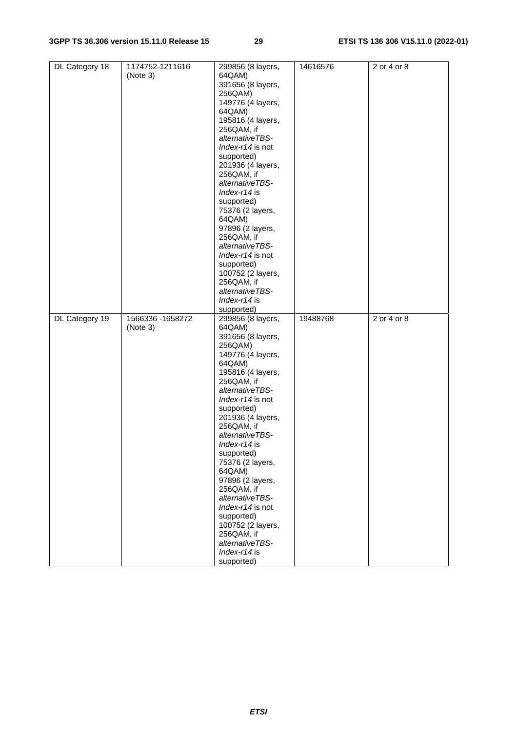| DL Category 18 | 1174752-1211616 (Note 3) | 299856 (8 layers, 64QAM)<br>391656 (8 layers, 256QAM)<br>149776 (4 layers, 64QAM)<br>195816 (4 layers, 256QAM, if *alternativeTBS-Index-r14* is not supported)<br>201936 (4 layers, 256QAM, if *alternativeTBS-Index-r14* is supported)<br>75376 (2 layers, 64QAM)<br>97896 (2 layers, 256QAM, if *alternativeTBS-Index-r14* is not supported)<br>100752 (2 layers, 256QAM, if *alternativeTBS-Index-r14* is supported) | 14616576 | 2 or 4 or 8 |
|---|---|---|---|---|
| DL Category 19 | 1566336 -1658272 (Note 3) | 299856 (8 layers, 64QAM)<br>391656 (8 layers, 256QAM)<br>149776 (4 layers, 64QAM)<br>195816 (4 layers, 256QAM, if *alternativeTBS-Index-r14* is not supported)<br>201936 (4 layers, 256QAM, if *alternativeTBS-Index-r14* is supported)<br>75376 (2 layers, 64QAM)<br>97896 (2 layers, 256QAM, if *alternativeTBS-Index-r14* is not supported)<br>100752 (2 layers, 256QAM, if *alternativeTBS-Index-r14* is supported) | 19488768 | 2 or 4 or 8 |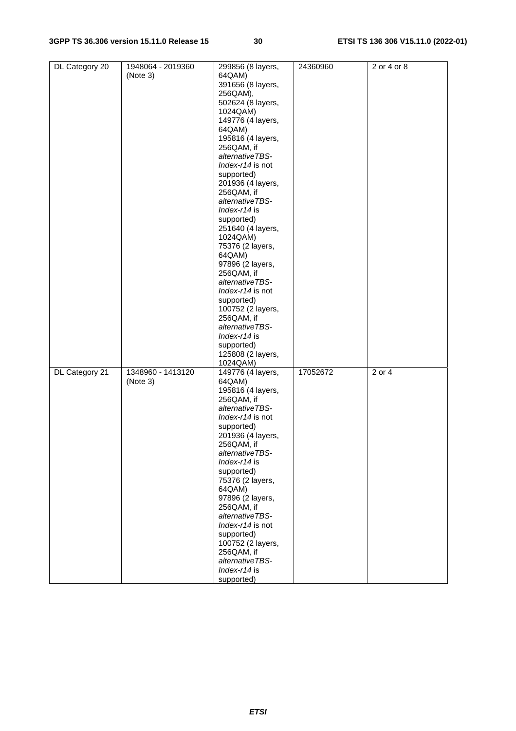| DL Category 20 | 1948064 - 2019360 (Note 3) | 299856 (8 layers, 64QAM) 391656 (8 layers, 256QAM), 502624 (8 layers, 1024QAM) 149776 (4 layers, 64QAM) 195816 (4 layers, 256QAM, if *alternativeTBS-Index-r14* is not supported) 201936 (4 layers, 256QAM, if *alternativeTBS-Index-r14* is supported) 251640 (4 layers, 1024QAM) 75376 (2 layers, 64QAM) 97896 (2 layers, 256QAM, if *alternativeTBS-Index-r14* is not supported) 100752 (2 layers, 256QAM, if *alternativeTBS-Index-r14* is supported) 125808 (2 layers, 1024QAM) | 24360960 | 2 or 4 or 8 |
|---|---|---|---|---|
| DL Category 21 | 1348960 - 1413120 (Note 3) | 149776 (4 layers, 64QAM) 195816 (4 layers, 256QAM, if *alternativeTBS-Index-r14* is not supported) 201936 (4 layers, 256QAM, if *alternativeTBS-Index-r14* is supported) 75376 (2 layers, 64QAM) 97896 (2 layers, 256QAM, if *alternativeTBS-Index-r14* is not supported) 100752 (2 layers, 256QAM, if *alternativeTBS-Index-r14* is supported) | 17052672 | 2 or 4 |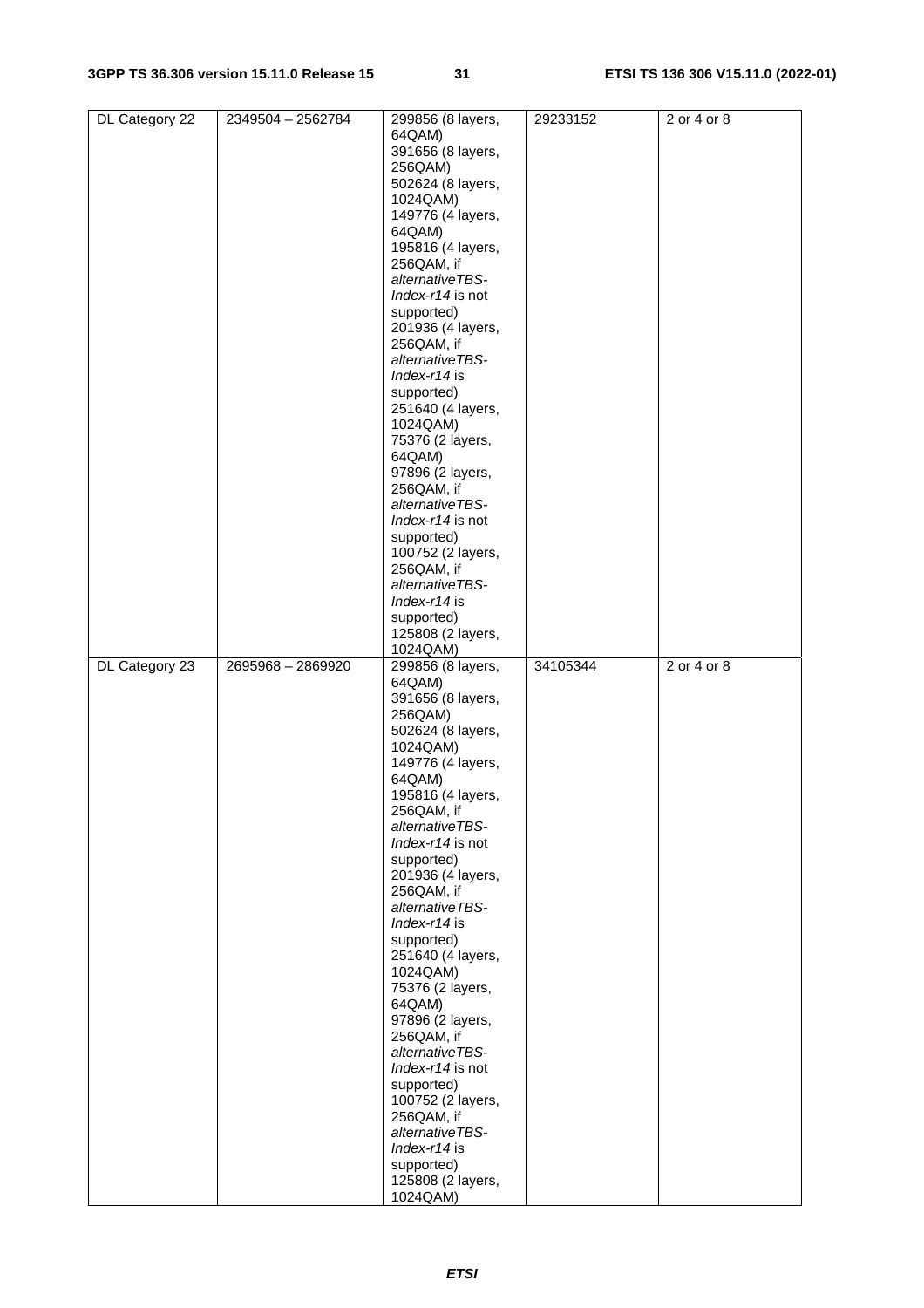| DL Category 22 | 2349504 – 2562784 | 299856 (8 layers, 64QAM)<br>391656 (8 layers, 256QAM)<br>502624 (8 layers, 1024QAM)<br>149776 (4 layers, 64QAM)<br>195816 (4 layers, 256QAM, if *alternativeTBS-Index-r14* is not supported)<br>201936 (4 layers, 256QAM, if *alternativeTBS-Index-r14* is supported)<br>251640 (4 layers, 1024QAM)<br>75376 (2 layers, 64QAM)<br>97896 (2 layers, 256QAM, if *alternativeTBS-Index-r14* is not supported)<br>100752 (2 layers, 256QAM, if *alternativeTBS-Index-r14* is supported)<br>125808 (2 layers, 1024QAM) | 29233152 | 2 or 4 or 8 |
|---|---|---|---|---|
| DL Category 23 | 2695968 – 2869920 | 299856 (8 layers, 64QAM)<br>391656 (8 layers, 256QAM)<br>502624 (8 layers, 1024QAM)<br>149776 (4 layers, 64QAM)<br>195816 (4 layers, 256QAM, if *alternativeTBS-Index-r14* is not supported)<br>201936 (4 layers, 256QAM, if *alternativeTBS-Index-r14* is supported)<br>251640 (4 layers, 1024QAM)<br>75376 (2 layers, 64QAM)<br>97896 (2 layers, 256QAM, if *alternativeTBS-Index-r14* is not supported)<br>100752 (2 layers, 256QAM, if *alternativeTBS-Index-r14* is supported)<br>125808 (2 layers, 1024QAM) | 34105344 | 2 or 4 or 8 |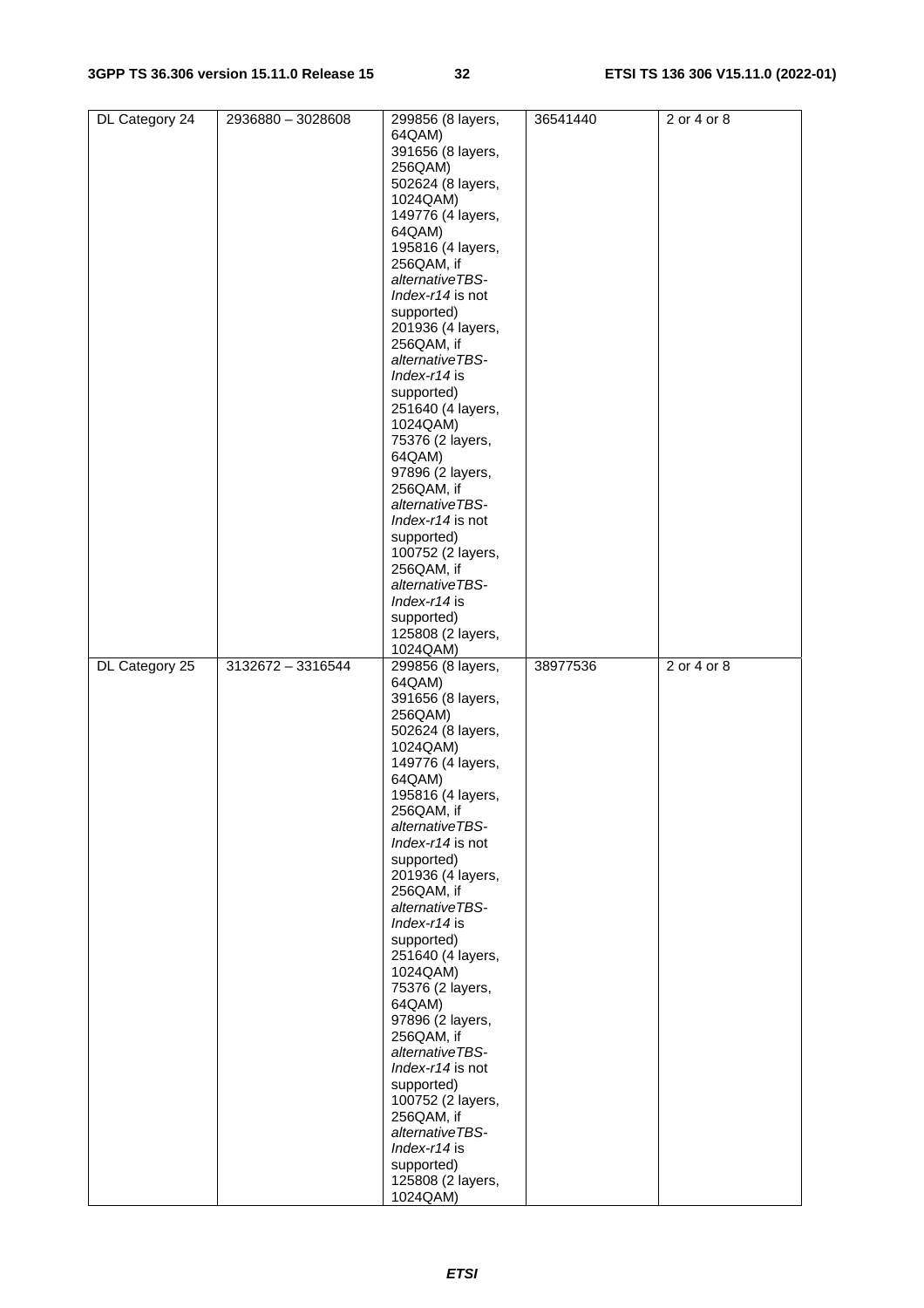| DL Category 24 | 2936880 – 3028608 | 299856 (8 layers, 64QAM)<br>391656 (8 layers, 256QAM)<br>502624 (8 layers, 1024QAM)<br>149776 (4 layers, 64QAM)<br>195816 (4 layers, 256QAM, if *alternativeTBS-Index-r14* is not supported)<br>201936 (4 layers, 256QAM, if *alternativeTBS-Index-r14* is supported)<br>251640 (4 layers, 1024QAM)<br>75376 (2 layers, 64QAM)<br>97896 (2 layers, 256QAM, if *alternativeTBS-Index-r14* is not supported)<br>100752 (2 layers, 256QAM, if *alternativeTBS-Index-r14* is supported)<br>125808 (2 layers, 1024QAM) | 36541440 | 2 or 4 or 8 |
|---|---|---|---|---|
| DL Category 25 | 3132672 – 3316544 | 299856 (8 layers, 64QAM)<br>391656 (8 layers, 256QAM)<br>502624 (8 layers, 1024QAM)<br>149776 (4 layers, 64QAM)<br>195816 (4 layers, 256QAM, if *alternativeTBS-Index-r14* is not supported)<br>201936 (4 layers, 256QAM, if *alternativeTBS-Index-r14* is supported)<br>251640 (4 layers, 1024QAM)<br>75376 (2 layers, 64QAM)<br>97896 (2 layers, 256QAM, if *alternativeTBS-Index-r14* is not supported)<br>100752 (2 layers, 256QAM, if *alternativeTBS-Index-r14* is supported)<br>125808 (2 layers, 1024QAM) | 38977536 | 2 or 4 or 8 |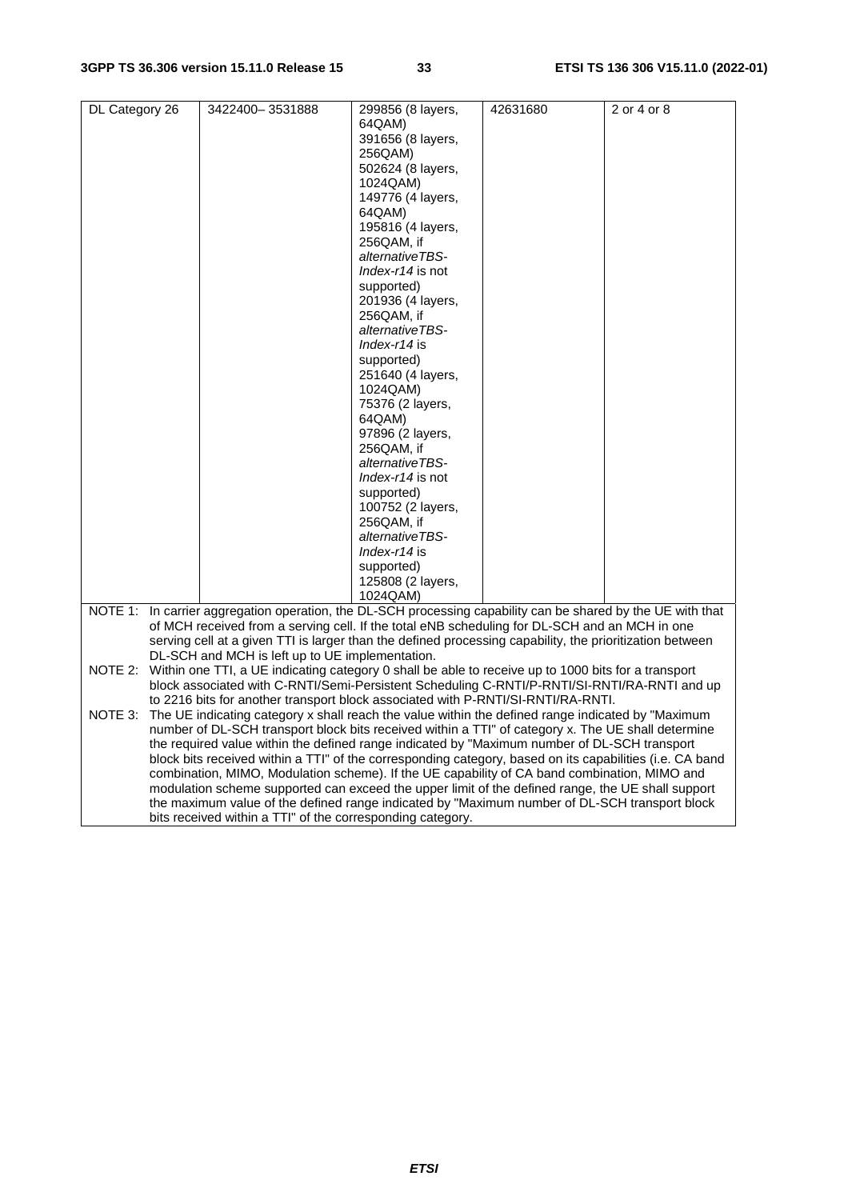| DL Category 26 | 3422400– 3531888 | 299856 (8 layers, 64QAM)<br>391656 (8 layers, 256QAM)<br>502624 (8 layers, 1024QAM)<br>149776 (4 layers, 64QAM)<br>195816 (4 layers, 256QAM, if *alternativeTBS-Index-r14* is not supported)<br>201936 (4 layers, 256QAM, if *alternativeTBS-Index-r14* is supported)<br>251640 (4 layers, 1024QAM)<br>75376 (2 layers, 64QAM)<br>97896 (2 layers, 256QAM, if *alternativeTBS-Index-r14* is not supported)<br>100752 (2 layers, 256QAM, if *alternativeTBS-Index-r14* is supported)<br>125808 (2 layers, 1024QAM) | 42631680 | 2 or 4 or 8 |
|---|---|---|---|---|

NOTE 1: In carrier aggregation operation, the DL-SCH processing capability can be shared by the UE with that of MCH received from a serving cell. If the total eNB scheduling for DL-SCH and an MCH in one serving cell at a given TTI is larger than the defined processing capability, the prioritization between DL-SCH and MCH is left up to UE implementation.

NOTE 2: Within one TTI, a UE indicating category 0 shall be able to receive up to 1000 bits for a transport block associated with C-RNTI/Semi-Persistent Scheduling C-RNTI/P-RNTI/SI-RNTI/RA-RNTI and up to 2216 bits for another transport block associated with P-RNTI/SI-RNTI/RA-RNTI.

NOTE 3: The UE indicating category x shall reach the value within the defined range indicated by "Maximum number of DL-SCH transport block bits received within a TTI" of category x. The UE shall determine the required value within the defined range indicated by "Maximum number of DL-SCH transport block bits received within a TTI" of the corresponding category, based on its capabilities (i.e. CA band combination, MIMO, Modulation scheme). If the UE capability of CA band combination, MIMO and modulation scheme supported can exceed the upper limit of the defined range, the UE shall support the maximum value of the defined range indicated by "Maximum number of DL-SCH transport block bits received within a TTI" of the corresponding category.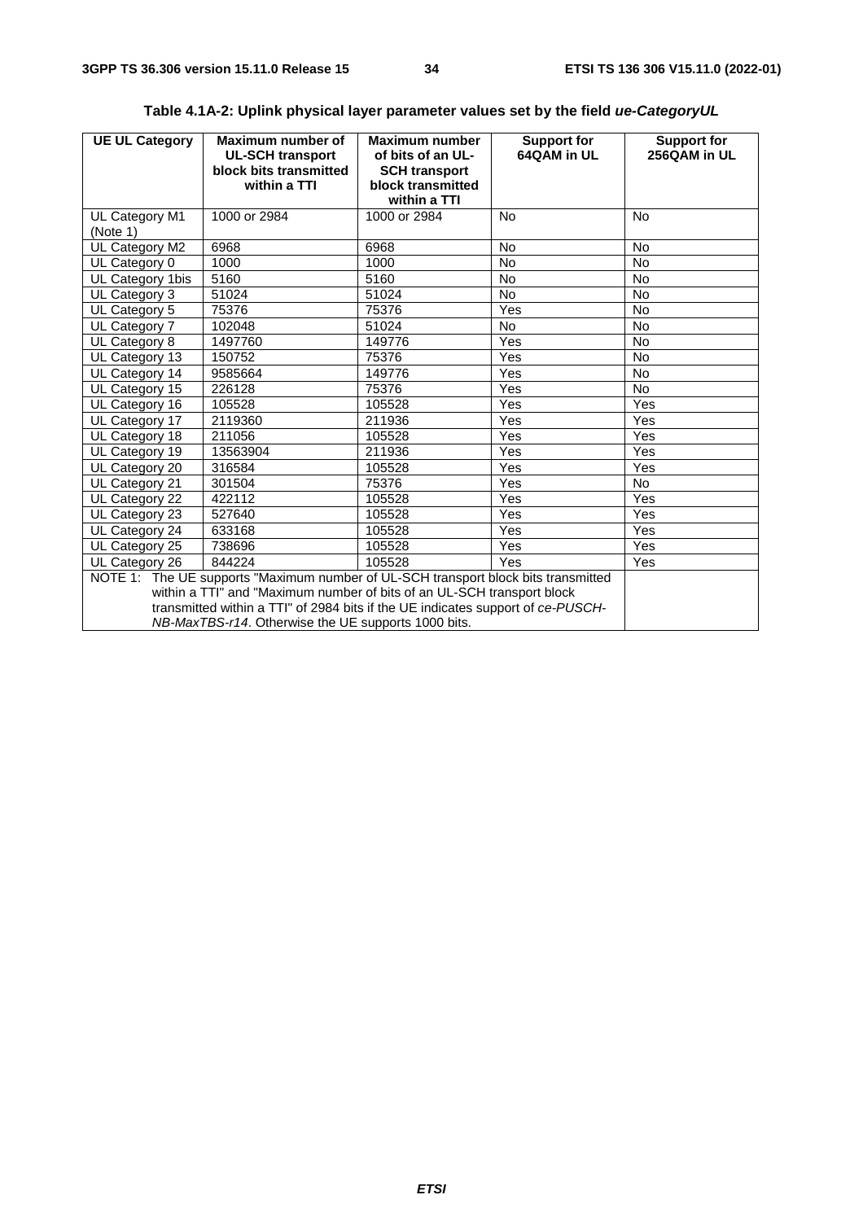**Table 4.1A-2: Uplink physical layer parameter values set by the field *ue-CategoryUL***

| UE UL Category | Maximum number of UL-SCH transport block bits transmitted within a TTI | Maximum number of bits of an UL-SCH transport block transmitted within a TTI | Support for 64QAM in UL | Support for 256QAM in UL |
|---|---|---|---|---|
| UL Category M1 (Note 1) | 1000 or 2984 | 1000 or 2984 | No | No |
| UL Category M2 | 6968 | 6968 | No | No |
| UL Category 0 | 1000 | 1000 | No | No |
| UL Category 1bis | 5160 | 5160 | No | No |
| UL Category 3 | 51024 | 51024 | No | No |
| UL Category 5 | 75376 | 75376 | Yes | No |
| UL Category 7 | 102048 | 51024 | No | No |
| UL Category 8 | 1497760 | 149776 | Yes | No |
| UL Category 13 | 150752 | 75376 | Yes | No |
| UL Category 14 | 9585664 | 149776 | Yes | No |
| UL Category 15 | 226128 | 75376 | Yes | No |
| UL Category 16 | 105528 | 105528 | Yes | Yes |
| UL Category 17 | 2119360 | 211936 | Yes | Yes |
| UL Category 18 | 211056 | 105528 | Yes | Yes |
| UL Category 19 | 13563904 | 211936 | Yes | Yes |
| UL Category 20 | 316584 | 105528 | Yes | Yes |
| UL Category 21 | 301504 | 75376 | Yes | No |
| UL Category 22 | 422112 | 105528 | Yes | Yes |
| UL Category 23 | 527640 | 105528 | Yes | Yes |
| UL Category 24 | 633168 | 105528 | Yes | Yes |
| UL Category 25 | 738696 | 105528 | Yes | Yes |
| UL Category 26 | 844224 | 105528 | Yes | Yes |
| NOTE 1: The UE supports "Maximum number of UL-SCH transport block bits transmitted within a TTI" and "Maximum number of bits of an UL-SCH transport block transmitted within a TTI" of 2984 bits if the UE indicates support of *ce-PUSCH-NB-MaxTBS-r14*. Otherwise the UE supports 1000 bits. | | | | |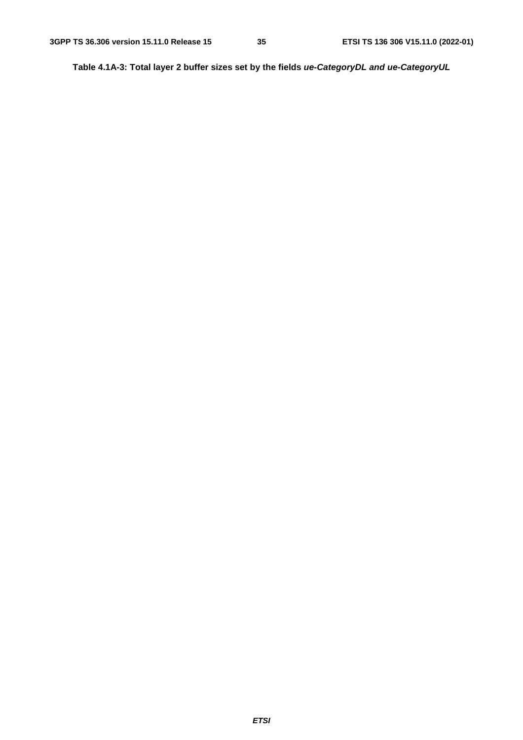**Table 4.1A-3: Total layer 2 buffer sizes set by the fields *ue-CategoryDL and ue-CategoryUL***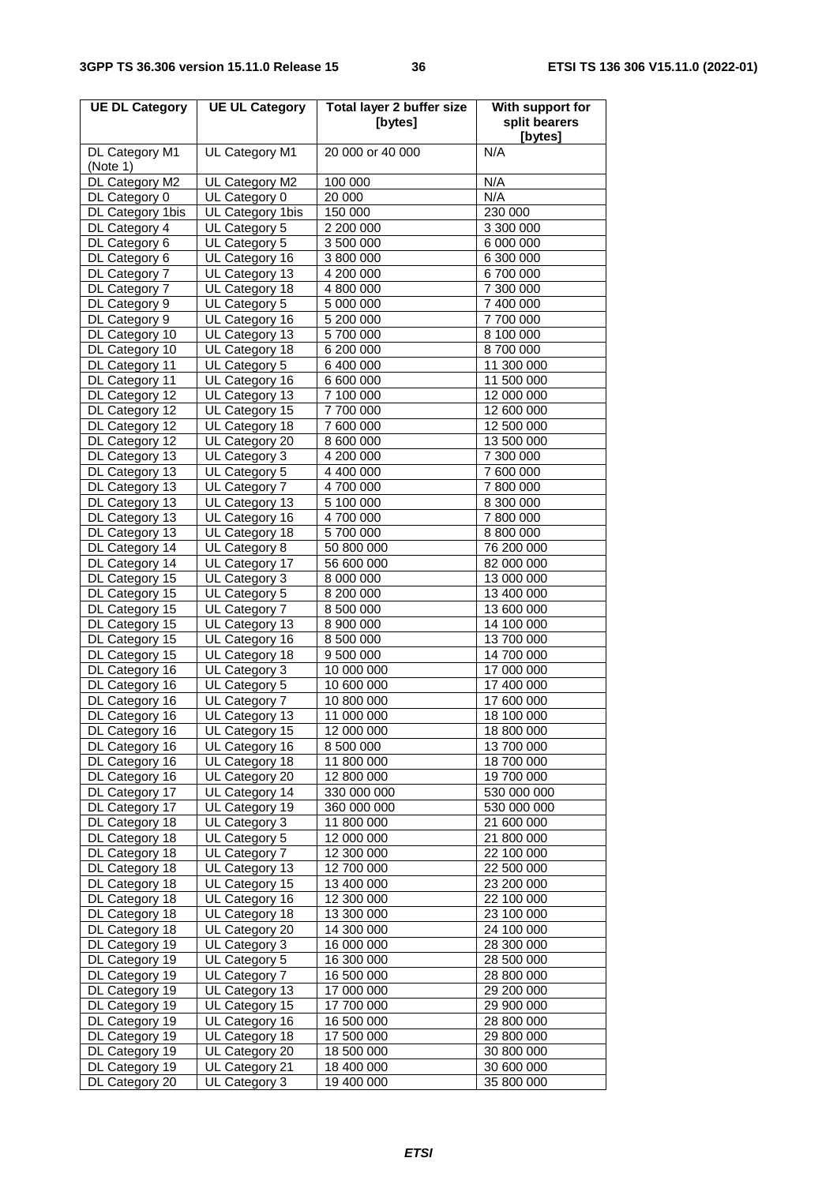| UE DL Category | UE UL Category | Total layer 2 buffer size [bytes] | With support for split bearers [bytes] |
|---|---|---|---|
| DL Category M1 (Note 1) | UL Category M1 | 20 000 or 40 000 | N/A |
| DL Category M2 | UL Category M2 | 100 000 | N/A |
| DL Category 0 | UL Category 0 | 20 000 | N/A |
| DL Category 1bis | UL Category 1bis | 150 000 | 230 000 |
| DL Category 4 | UL Category 5 | 2 200 000 | 3 300 000 |
| DL Category 6 | UL Category 5 | 3 500 000 | 6 000 000 |
| DL Category 6 | UL Category 16 | 3 800 000 | 6 300 000 |
| DL Category 7 | UL Category 13 | 4 200 000 | 6 700 000 |
| DL Category 7 | UL Category 18 | 4 800 000 | 7 300 000 |
| DL Category 9 | UL Category 5 | 5 000 000 | 7 400 000 |
| DL Category 9 | UL Category 16 | 5 200 000 | 7 700 000 |
| DL Category 10 | UL Category 13 | 5 700 000 | 8 100 000 |
| DL Category 10 | UL Category 18 | 6 200 000 | 8 700 000 |
| DL Category 11 | UL Category 5 | 6 400 000 | 11 300 000 |
| DL Category 11 | UL Category 16 | 6 600 000 | 11 500 000 |
| DL Category 12 | UL Category 13 | 7 100 000 | 12 000 000 |
| DL Category 12 | UL Category 15 | 7 700 000 | 12 600 000 |
| DL Category 12 | UL Category 18 | 7 600 000 | 12 500 000 |
| DL Category 12 | UL Category 20 | 8 600 000 | 13 500 000 |
| DL Category 13 | UL Category 3 | 4 200 000 | 7 300 000 |
| DL Category 13 | UL Category 5 | 4 400 000 | 7 600 000 |
| DL Category 13 | UL Category 7 | 4 700 000 | 7 800 000 |
| DL Category 13 | UL Category 13 | 5 100 000 | 8 300 000 |
| DL Category 13 | UL Category 16 | 4 700 000 | 7 800 000 |
| DL Category 13 | UL Category 18 | 5 700 000 | 8 800 000 |
| DL Category 14 | UL Category 8 | 50 800 000 | 76 200 000 |
| DL Category 14 | UL Category 17 | 56 600 000 | 82 000 000 |
| DL Category 15 | UL Category 3 | 8 000 000 | 13 000 000 |
| DL Category 15 | UL Category 5 | 8 200 000 | 13 400 000 |
| DL Category 15 | UL Category 7 | 8 500 000 | 13 600 000 |
| DL Category 15 | UL Category 13 | 8 900 000 | 14 100 000 |
| DL Category 15 | UL Category 16 | 8 500 000 | 13 700 000 |
| DL Category 15 | UL Category 18 | 9 500 000 | 14 700 000 |
| DL Category 16 | UL Category 3 | 10 000 000 | 17 000 000 |
| DL Category 16 | UL Category 5 | 10 600 000 | 17 400 000 |
| DL Category 16 | UL Category 7 | 10 800 000 | 17 600 000 |
| DL Category 16 | UL Category 13 | 11 000 000 | 18 100 000 |
| DL Category 16 | UL Category 15 | 12 000 000 | 18 800 000 |
| DL Category 16 | UL Category 16 | 8 500 000 | 13 700 000 |
| DL Category 16 | UL Category 18 | 11 800 000 | 18 700 000 |
| DL Category 16 | UL Category 20 | 12 800 000 | 19 700 000 |
| DL Category 17 | UL Category 14 | 330 000 000 | 530 000 000 |
| DL Category 17 | UL Category 19 | 360 000 000 | 530 000 000 |
| DL Category 18 | UL Category 3 | 11 800 000 | 21 600 000 |
| DL Category 18 | UL Category 5 | 12 000 000 | 21 800 000 |
| DL Category 18 | UL Category 7 | 12 300 000 | 22 100 000 |
| DL Category 18 | UL Category 13 | 12 700 000 | 22 500 000 |
| DL Category 18 | UL Category 15 | 13 400 000 | 23 200 000 |
| DL Category 18 | UL Category 16 | 12 300 000 | 22 100 000 |
| DL Category 18 | UL Category 18 | 13 300 000 | 23 100 000 |
| DL Category 18 | UL Category 20 | 14 300 000 | 24 100 000 |
| DL Category 19 | UL Category 3 | 16 000 000 | 28 300 000 |
| DL Category 19 | UL Category 5 | 16 300 000 | 28 500 000 |
| DL Category 19 | UL Category 7 | 16 500 000 | 28 800 000 |
| DL Category 19 | UL Category 13 | 17 000 000 | 29 200 000 |
| DL Category 19 | UL Category 15 | 17 700 000 | 29 900 000 |
| DL Category 19 | UL Category 16 | 16 500 000 | 28 800 000 |
| DL Category 19 | UL Category 18 | 17 500 000 | 29 800 000 |
| DL Category 19 | UL Category 20 | 18 500 000 | 30 800 000 |
| DL Category 19 | UL Category 21 | 18 400 000 | 30 600 000 |
| DL Category 20 | UL Category 3 | 19 400 000 | 35 800 000 |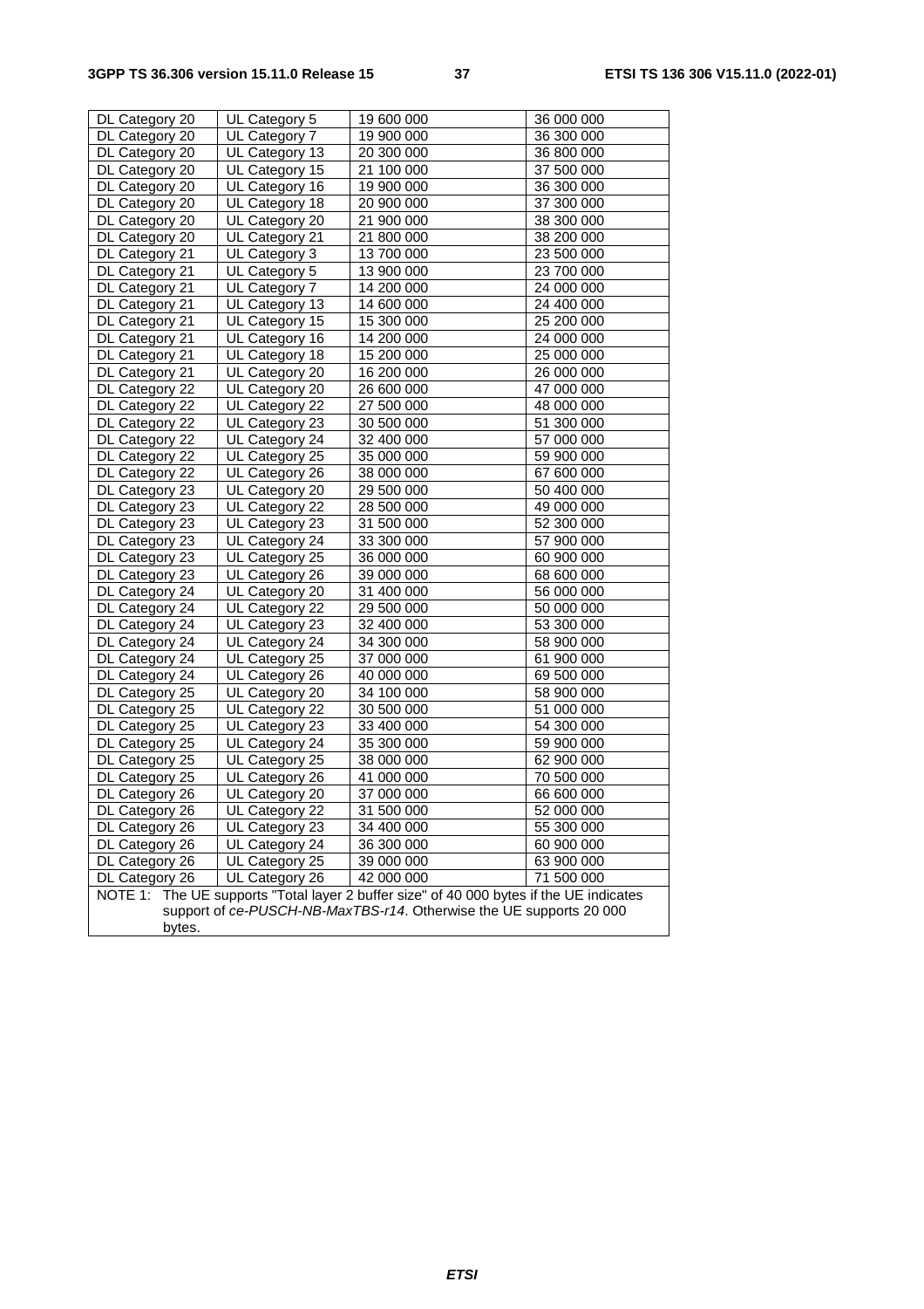| DL Category 20 | UL Category 5 | 19 600 000 | 36 000 000 |
|---|---|---|---|
| DL Category 20 | UL Category 7 | 19 900 000 | 36 300 000 |
| DL Category 20 | UL Category 13 | 20 300 000 | 36 800 000 |
| DL Category 20 | UL Category 15 | 21 100 000 | 37 500 000 |
| DL Category 20 | UL Category 16 | 19 900 000 | 36 300 000 |
| DL Category 20 | UL Category 18 | 20 900 000 | 37 300 000 |
| DL Category 20 | UL Category 20 | 21 900 000 | 38 300 000 |
| DL Category 20 | UL Category 21 | 21 800 000 | 38 200 000 |
| DL Category 21 | UL Category 3 | 13 700 000 | 23 500 000 |
| DL Category 21 | UL Category 5 | 13 900 000 | 23 700 000 |
| DL Category 21 | UL Category 7 | 14 200 000 | 24 000 000 |
| DL Category 21 | UL Category 13 | 14 600 000 | 24 400 000 |
| DL Category 21 | UL Category 15 | 15 300 000 | 25 200 000 |
| DL Category 21 | UL Category 16 | 14 200 000 | 24 000 000 |
| DL Category 21 | UL Category 18 | 15 200 000 | 25 000 000 |
| DL Category 21 | UL Category 20 | 16 200 000 | 26 000 000 |
| DL Category 22 | UL Category 20 | 26 600 000 | 47 000 000 |
| DL Category 22 | UL Category 22 | 27 500 000 | 48 000 000 |
| DL Category 22 | UL Category 23 | 30 500 000 | 51 300 000 |
| DL Category 22 | UL Category 24 | 32 400 000 | 57 000 000 |
| DL Category 22 | UL Category 25 | 35 000 000 | 59 900 000 |
| DL Category 22 | UL Category 26 | 38 000 000 | 67 600 000 |
| DL Category 23 | UL Category 20 | 29 500 000 | 50 400 000 |
| DL Category 23 | UL Category 22 | 28 500 000 | 49 000 000 |
| DL Category 23 | UL Category 23 | 31 500 000 | 52 300 000 |
| DL Category 23 | UL Category 24 | 33 300 000 | 57 900 000 |
| DL Category 23 | UL Category 25 | 36 000 000 | 60 900 000 |
| DL Category 23 | UL Category 26 | 39 000 000 | 68 600 000 |
| DL Category 24 | UL Category 20 | 31 400 000 | 56 000 000 |
| DL Category 24 | UL Category 22 | 29 500 000 | 50 000 000 |
| DL Category 24 | UL Category 23 | 32 400 000 | 53 300 000 |
| DL Category 24 | UL Category 24 | 34 300 000 | 58 900 000 |
| DL Category 24 | UL Category 25 | 37 000 000 | 61 900 000 |
| DL Category 24 | UL Category 26 | 40 000 000 | 69 500 000 |
| DL Category 25 | UL Category 20 | 34 100 000 | 58 900 000 |
| DL Category 25 | UL Category 22 | 30 500 000 | 51 000 000 |
| DL Category 25 | UL Category 23 | 33 400 000 | 54 300 000 |
| DL Category 25 | UL Category 24 | 35 300 000 | 59 900 000 |
| DL Category 25 | UL Category 25 | 38 000 000 | 62 900 000 |
| DL Category 25 | UL Category 26 | 41 000 000 | 70 500 000 |
| DL Category 26 | UL Category 20 | 37 000 000 | 66 600 000 |
| DL Category 26 | UL Category 22 | 31 500 000 | 52 000 000 |
| DL Category 26 | UL Category 23 | 34 400 000 | 55 300 000 |
| DL Category 26 | UL Category 24 | 36 300 000 | 60 900 000 |
| DL Category 26 | UL Category 25 | 39 000 000 | 63 900 000 |
| DL Category 26 | UL Category 26 | 42 000 000 | 71 500 000 |
| NOTE 1: The UE supports "Total layer 2 buffer size" of 40 000 bytes if the UE indicates support of *ce-PUSCH-NB-MaxTBS-r14*. Otherwise the UE supports 20 000 bytes. | | | |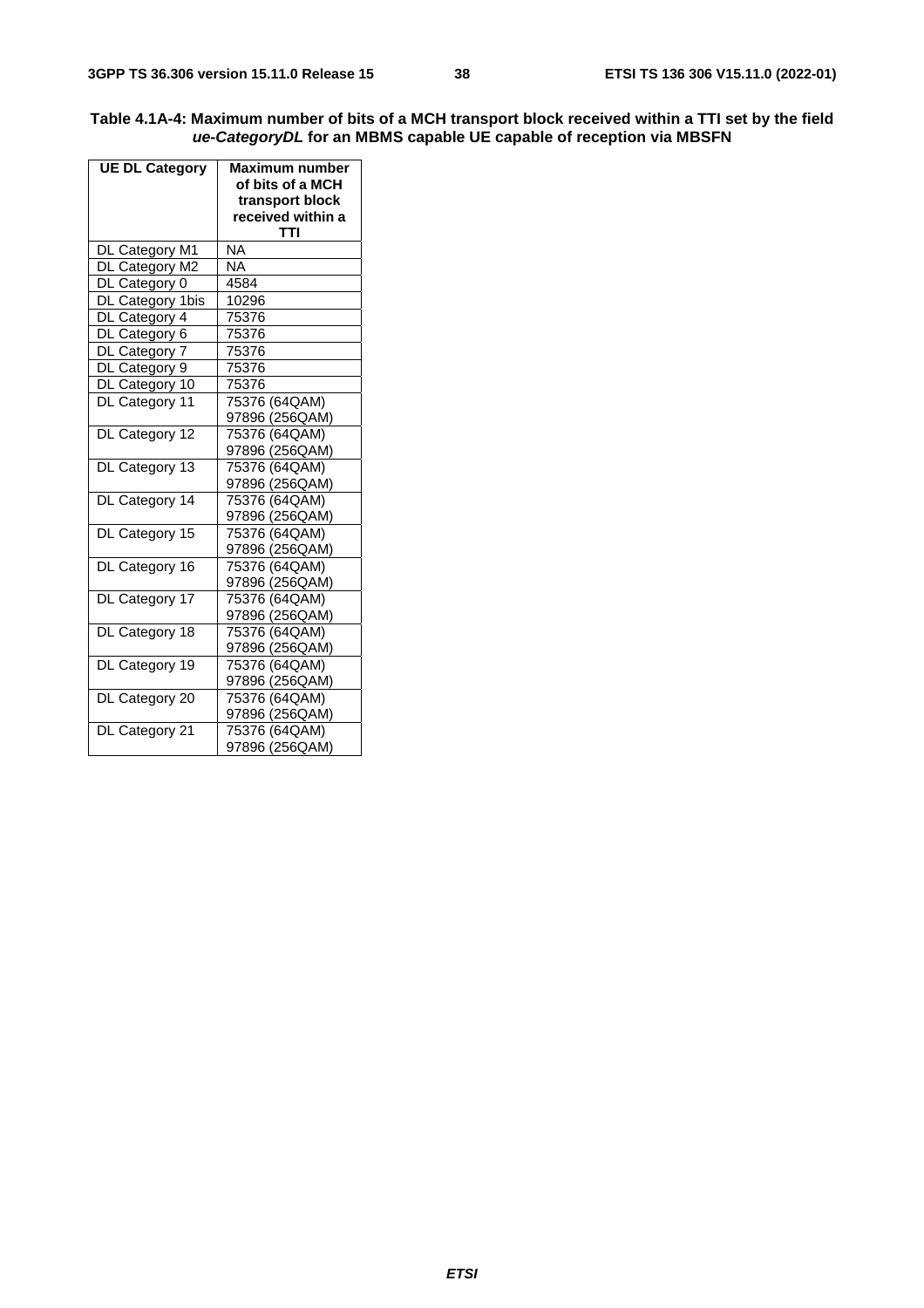**Table 4.1A-4: Maximum number of bits of a MCH transport block received within a TTI set by the field *ue-CategoryDL* for an MBMS capable UE capable of reception via MBSFN**

| UE DL Category | Maximum number of bits of a MCH transport block received within a TTI |
|---|---|
| DL Category M1 | NA |
| DL Category M2 | NA |
| DL Category 0 | 4584 |
| DL Category 1bis | 10296 |
| DL Category 4 | 75376 |
| DL Category 6 | 75376 |
| DL Category 7 | 75376 |
| DL Category 9 | 75376 |
| DL Category 10 | 75376 |
| DL Category 11 | 75376 (64QAM)<br>97896 (256QAM) |
| DL Category 12 | 75376 (64QAM)<br>97896 (256QAM) |
| DL Category 13 | 75376 (64QAM)<br>97896 (256QAM) |
| DL Category 14 | 75376 (64QAM)<br>97896 (256QAM) |
| DL Category 15 | 75376 (64QAM)<br>97896 (256QAM) |
| DL Category 16 | 75376 (64QAM)<br>97896 (256QAM) |
| DL Category 17 | 75376 (64QAM)<br>97896 (256QAM) |
| DL Category 18 | 75376 (64QAM)<br>97896 (256QAM) |
| DL Category 19 | 75376 (64QAM)<br>97896 (256QAM) |
| DL Category 20 | 75376 (64QAM)<br>97896 (256QAM) |
| DL Category 21 | 75376 (64QAM)<br>97896 (256QAM) |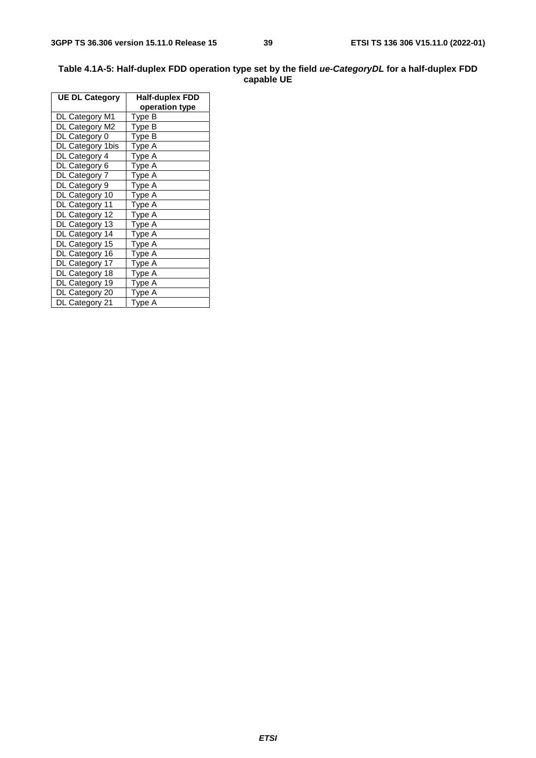**Table 4.1A-5: Half-duplex FDD operation type set by the field *ue-CategoryDL* for a half-duplex FDD capable UE**

| UE DL Category | Half-duplex FDD operation type |
|---|---|
| DL Category M1 | Type B |
| DL Category M2 | Type B |
| DL Category 0 | Type B |
| DL Category 1bis | Type A |
| DL Category 4 | Type A |
| DL Category 6 | Type A |
| DL Category 7 | Type A |
| DL Category 9 | Type A |
| DL Category 10 | Type A |
| DL Category 11 | Type A |
| DL Category 12 | Type A |
| DL Category 13 | Type A |
| DL Category 14 | Type A |
| DL Category 15 | Type A |
| DL Category 16 | Type A |
| DL Category 17 | Type A |
| DL Category 18 | Type A |
| DL Category 19 | Type A |
| DL Category 20 | Type A |
| DL Category 21 | Type A |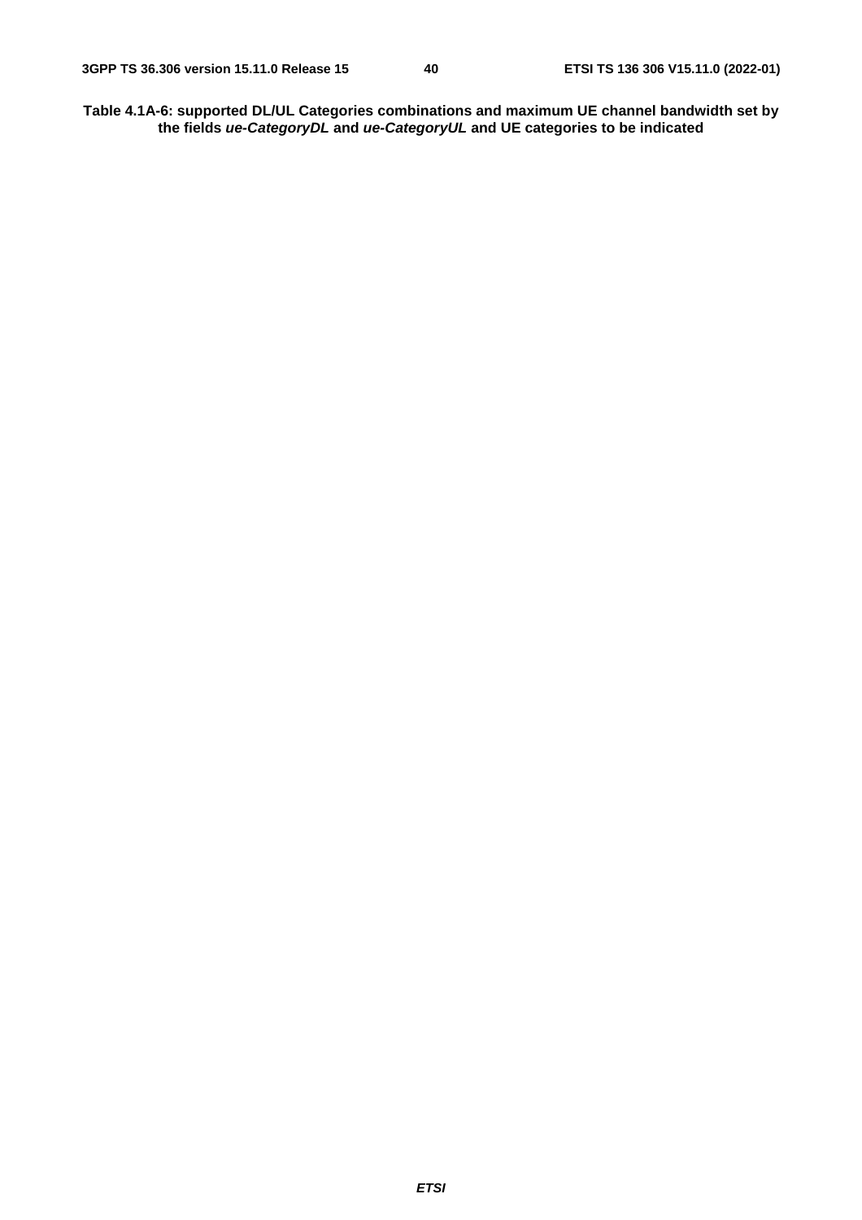**Table 4.1A-6: supported DL/UL Categories combinations and maximum UE channel bandwidth set by the fields *ue-CategoryDL* and *ue-CategoryUL* and UE categories to be indicated**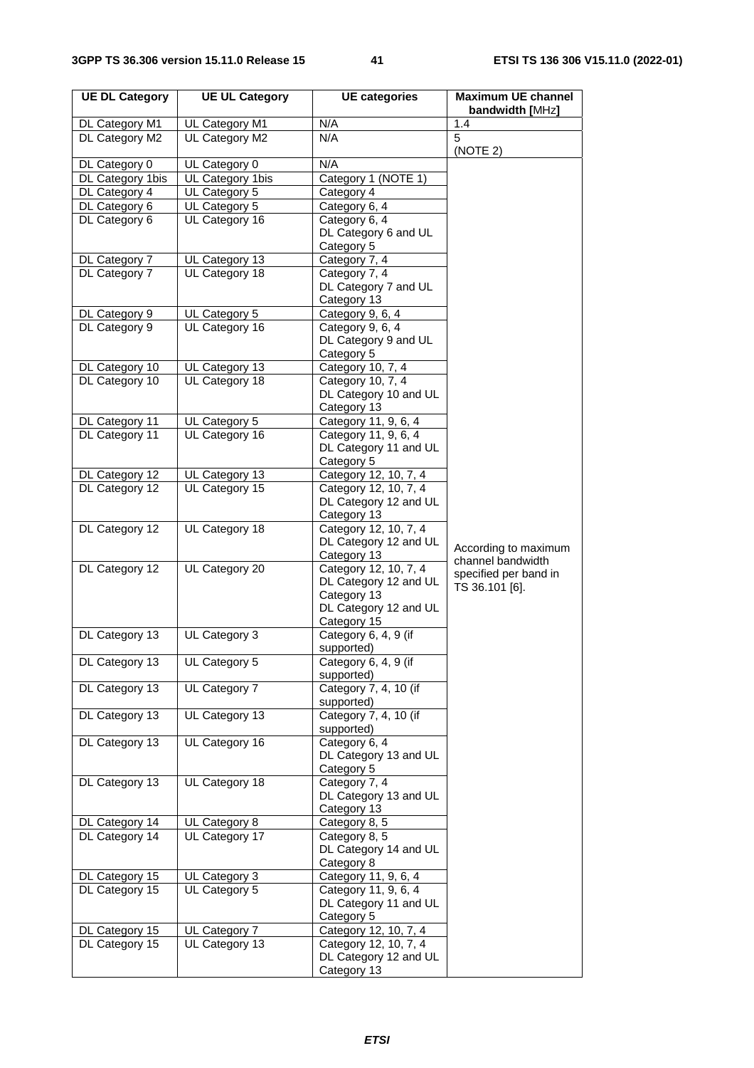| UE DL Category | UE UL Category | UE categories | Maximum UE channel bandwidth [MHz] |
|---|---|---|---|
| DL Category M1 | UL Category M1 | N/A | 1.4 |
| DL Category M2 | UL Category M2 | N/A | 5 (NOTE 2) |
| DL Category 0 | UL Category 0 | N/A | According to maximum channel bandwidth specified per band in TS 36.101 [6]. |
| DL Category 1bis | UL Category 1bis | Category 1 (NOTE 1) | |
| DL Category 4 | UL Category 5 | Category 4 | |
| DL Category 6 | UL Category 5 | Category 6, 4 | |
| DL Category 6 | UL Category 16 | Category 6, 4<br>DL Category 6 and UL Category 5 | |
| DL Category 7 | UL Category 13 | Category 7, 4 | |
| DL Category 7 | UL Category 18 | Category 7, 4<br>DL Category 7 and UL Category 13 | |
| DL Category 9 | UL Category 5 | Category 9, 6, 4 | |
| DL Category 9 | UL Category 16 | Category 9, 6, 4<br>DL Category 9 and UL Category 5 | |
| DL Category 10 | UL Category 13 | Category 10, 7, 4 | |
| DL Category 10 | UL Category 18 | Category 10, 7, 4<br>DL Category 10 and UL Category 13 | |
| DL Category 11 | UL Category 5 | Category 11, 9, 6, 4 | |
| DL Category 11 | UL Category 16 | Category 11, 9, 6, 4<br>DL Category 11 and UL Category 5 | |
| DL Category 12 | UL Category 13 | Category 12, 10, 7, 4 | |
| DL Category 12 | UL Category 15 | Category 12, 10, 7, 4<br>DL Category 12 and UL Category 13 | |
| DL Category 12 | UL Category 18 | Category 12, 10, 7, 4<br>DL Category 12 and UL Category 13 | |
| DL Category 12 | UL Category 20 | Category 12, 10, 7, 4<br>DL Category 12 and UL Category 13<br>DL Category 12 and UL Category 15 | |
| DL Category 13 | UL Category 3 | Category 6, 4, 9 (if supported) | |
| DL Category 13 | UL Category 5 | Category 6, 4, 9 (if supported) | |
| DL Category 13 | UL Category 7 | Category 7, 4, 10 (if supported) | |
| DL Category 13 | UL Category 13 | Category 7, 4, 10 (if supported) | |
| DL Category 13 | UL Category 16 | Category 6, 4<br>DL Category 13 and UL Category 5 | |
| DL Category 13 | UL Category 18 | Category 7, 4<br>DL Category 13 and UL Category 13 | |
| DL Category 14 | UL Category 8 | Category 8, 5 | |
| DL Category 14 | UL Category 17 | Category 8, 5<br>DL Category 14 and UL Category 8 | |
| DL Category 15 | UL Category 3 | Category 11, 9, 6, 4 | |
| DL Category 15 | UL Category 5 | Category 11, 9, 6, 4<br>DL Category 11 and UL Category 5 | |
| DL Category 15 | UL Category 7 | Category 12, 10, 7, 4 | |
| DL Category 15 | UL Category 13 | Category 12, 10, 7, 4<br>DL Category 12 and UL Category 13 | |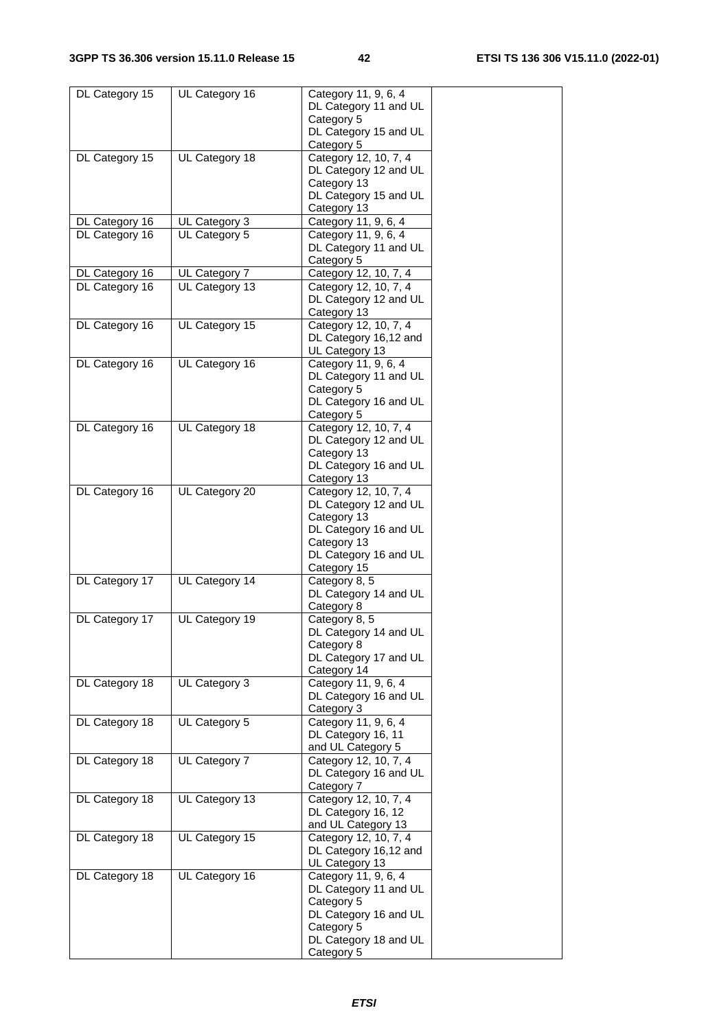| DL Category 15 | UL Category 16 | Category 11, 9, 6, 4<br>DL Category 11 and UL Category 5<br>DL Category 15 and UL Category 5 | |
|---|---|---|---|
| DL Category 15 | UL Category 18 | Category 12, 10, 7, 4<br>DL Category 12 and UL Category 13<br>DL Category 15 and UL Category 13 | |
| DL Category 16 | UL Category 3 | Category 11, 9, 6, 4 | |
| DL Category 16 | UL Category 5 | Category 11, 9, 6, 4<br>DL Category 11 and UL Category 5 | |
| DL Category 16 | UL Category 7 | Category 12, 10, 7, 4 | |
| DL Category 16 | UL Category 13 | Category 12, 10, 7, 4<br>DL Category 12 and UL Category 13 | |
| DL Category 16 | UL Category 15 | Category 12, 10, 7, 4<br>DL Category 16,12 and UL Category 13 | |
| DL Category 16 | UL Category 16 | Category 11, 9, 6, 4<br>DL Category 11 and UL Category 5<br>DL Category 16 and UL Category 5 | |
| DL Category 16 | UL Category 18 | Category 12, 10, 7, 4<br>DL Category 12 and UL Category 13<br>DL Category 16 and UL Category 13 | |
| DL Category 16 | UL Category 20 | Category 12, 10, 7, 4<br>DL Category 12 and UL Category 13<br>DL Category 16 and UL Category 13<br>DL Category 16 and UL Category 15 | |
| DL Category 17 | UL Category 14 | Category 8, 5<br>DL Category 14 and UL Category 8 | |
| DL Category 17 | UL Category 19 | Category 8, 5<br>DL Category 14 and UL Category 8<br>DL Category 17 and UL Category 14 | |
| DL Category 18 | UL Category 3 | Category 11, 9, 6, 4<br>DL Category 16 and UL Category 3 | |
| DL Category 18 | UL Category 5 | Category 11, 9, 6, 4<br>DL Category 16, 11 and UL Category 5 | |
| DL Category 18 | UL Category 7 | Category 12, 10, 7, 4<br>DL Category 16 and UL Category 7 | |
| DL Category 18 | UL Category 13 | Category 12, 10, 7, 4<br>DL Category 16, 12 and UL Category 13 | |
| DL Category 18 | UL Category 15 | Category 12, 10, 7, 4<br>DL Category 16,12 and UL Category 13 | |
| DL Category 18 | UL Category 16 | Category 11, 9, 6, 4<br>DL Category 11 and UL Category 5<br>DL Category 16 and UL Category 5<br>DL Category 18 and UL Category 5 | |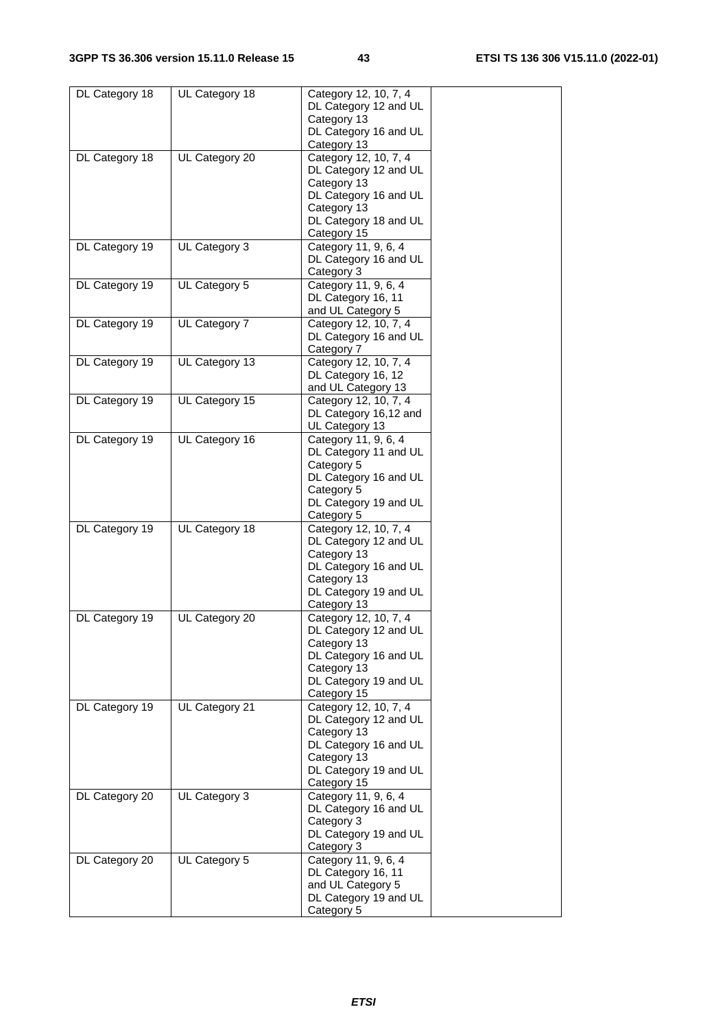| DL Category 18 | UL Category 18 | Category 12, 10, 7, 4<br>DL Category 12 and UL Category 13<br>DL Category 16 and UL Category 13 | |
|---|---|---|---|
| DL Category 18 | UL Category 20 | Category 12, 10, 7, 4<br>DL Category 12 and UL Category 13<br>DL Category 16 and UL Category 13<br>DL Category 18 and UL Category 15 | |
| DL Category 19 | UL Category 3 | Category 11, 9, 6, 4<br>DL Category 16 and UL Category 3 | |
| DL Category 19 | UL Category 5 | Category 11, 9, 6, 4<br>DL Category 16, 11 and UL Category 5 | |
| DL Category 19 | UL Category 7 | Category 12, 10, 7, 4<br>DL Category 16 and UL Category 7 | |
| DL Category 19 | UL Category 13 | Category 12, 10, 7, 4<br>DL Category 16, 12 and UL Category 13 | |
| DL Category 19 | UL Category 15 | Category 12, 10, 7, 4<br>DL Category 16,12 and UL Category 13 | |
| DL Category 19 | UL Category 16 | Category 11, 9, 6, 4<br>DL Category 11 and UL Category 5<br>DL Category 16 and UL Category 5<br>DL Category 19 and UL Category 5 | |
| DL Category 19 | UL Category 18 | Category 12, 10, 7, 4<br>DL Category 12 and UL Category 13<br>DL Category 16 and UL Category 13<br>DL Category 19 and UL Category 13 | |
| DL Category 19 | UL Category 20 | Category 12, 10, 7, 4<br>DL Category 12 and UL Category 13<br>DL Category 16 and UL Category 13<br>DL Category 19 and UL Category 15 | |
| DL Category 19 | UL Category 21 | Category 12, 10, 7, 4<br>DL Category 12 and UL Category 13<br>DL Category 16 and UL Category 13<br>DL Category 19 and UL Category 15 | |
| DL Category 20 | UL Category 3 | Category 11, 9, 6, 4<br>DL Category 16 and UL Category 3<br>DL Category 19 and UL Category 3 | |
| DL Category 20 | UL Category 5 | Category 11, 9, 6, 4<br>DL Category 16, 11 and UL Category 5<br>DL Category 19 and UL Category 5 | |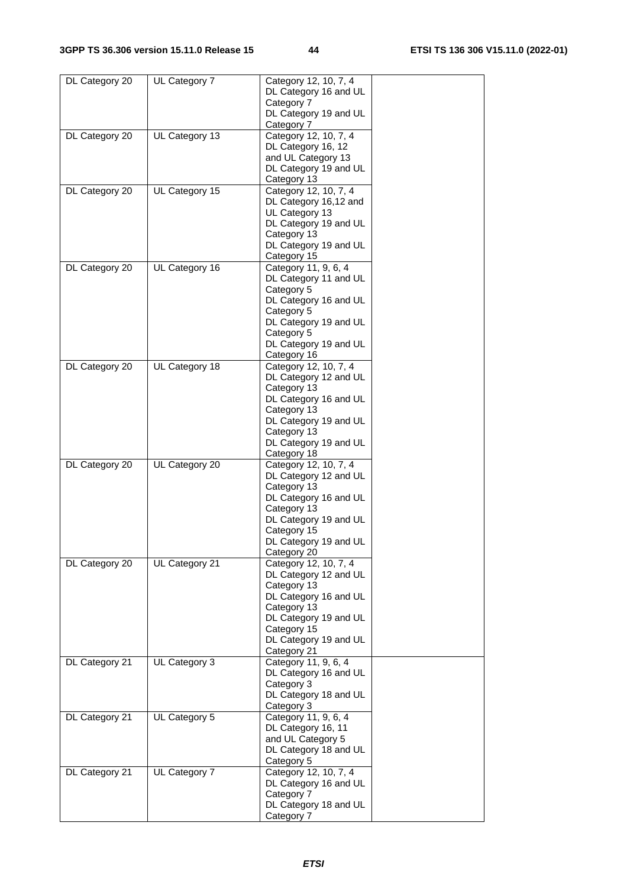| DL Category 20 | UL Category 7 | Category 12, 10, 7, 4<br>DL Category 16 and UL Category 7<br>DL Category 19 and UL Category 7 | |
|---|---|---|---|
| DL Category 20 | UL Category 13 | Category 12, 10, 7, 4<br>DL Category 16, 12 and UL Category 13<br>DL Category 19 and UL Category 13 | |
| DL Category 20 | UL Category 15 | Category 12, 10, 7, 4<br>DL Category 16,12 and UL Category 13<br>DL Category 19 and UL Category 13<br>DL Category 19 and UL Category 15 | |
| DL Category 20 | UL Category 16 | Category 11, 9, 6, 4<br>DL Category 11 and UL Category 5<br>DL Category 16 and UL Category 5<br>DL Category 19 and UL Category 5<br>DL Category 19 and UL Category 16 | |
| DL Category 20 | UL Category 18 | Category 12, 10, 7, 4<br>DL Category 12 and UL Category 13<br>DL Category 16 and UL Category 13<br>DL Category 19 and UL Category 13<br>DL Category 19 and UL Category 18 | |
| DL Category 20 | UL Category 20 | Category 12, 10, 7, 4<br>DL Category 12 and UL Category 13<br>DL Category 16 and UL Category 13<br>DL Category 19 and UL Category 15<br>DL Category 19 and UL Category 20 | |
| DL Category 20 | UL Category 21 | Category 12, 10, 7, 4<br>DL Category 12 and UL Category 13<br>DL Category 16 and UL Category 13<br>DL Category 19 and UL Category 15<br>DL Category 19 and UL Category 21 | |
| DL Category 21 | UL Category 3 | Category 11, 9, 6, 4<br>DL Category 16 and UL Category 3<br>DL Category 18 and UL Category 3 | |
| DL Category 21 | UL Category 5 | Category 11, 9, 6, 4<br>DL Category 16, 11 and UL Category 5<br>DL Category 18 and UL Category 5 | |
| DL Category 21 | UL Category 7 | Category 12, 10, 7, 4<br>DL Category 16 and UL Category 7<br>DL Category 18 and UL Category 7 | |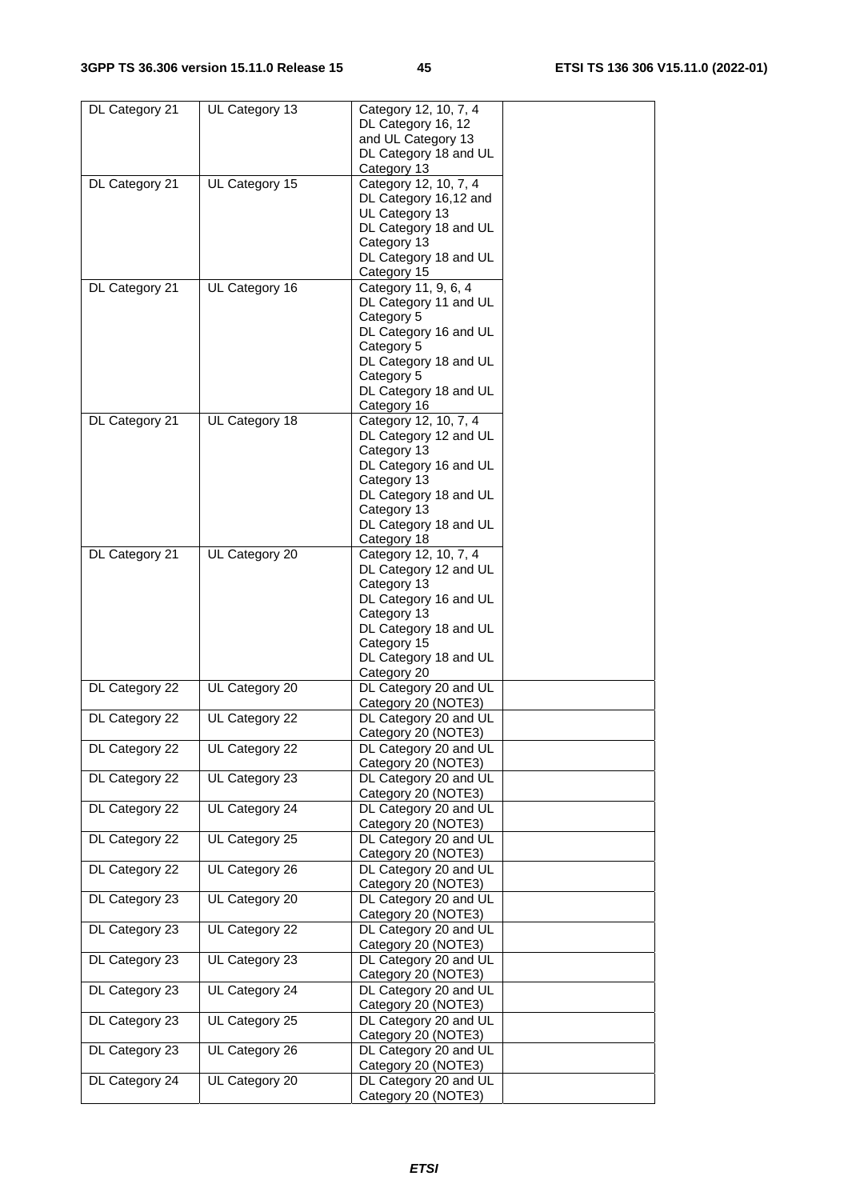| DL Category 21 | UL Category 13 | Category 12, 10, 7, 4<br>DL Category 16, 12 and UL Category 13<br>DL Category 18 and UL Category 13 | |
|---|---|---|---|
| DL Category 21 | UL Category 15 | Category 12, 10, 7, 4<br>DL Category 16,12 and UL Category 13<br>DL Category 18 and UL Category 13<br>DL Category 18 and UL Category 15 | |
| DL Category 21 | UL Category 16 | Category 11, 9, 6, 4<br>DL Category 11 and UL Category 5<br>DL Category 16 and UL Category 5<br>DL Category 18 and UL Category 5<br>DL Category 18 and UL Category 16 | |
| DL Category 21 | UL Category 18 | Category 12, 10, 7, 4<br>DL Category 12 and UL Category 13<br>DL Category 16 and UL Category 13<br>DL Category 18 and UL Category 13<br>DL Category 18 and UL Category 18 | |
| DL Category 21 | UL Category 20 | Category 12, 10, 7, 4<br>DL Category 12 and UL Category 13<br>DL Category 16 and UL Category 13<br>DL Category 18 and UL Category 15<br>DL Category 18 and UL Category 20 | |
| DL Category 22 | UL Category 20 | DL Category 20 and UL Category 20 (NOTE3) | |
| DL Category 22 | UL Category 22 | DL Category 20 and UL Category 20 (NOTE3) | |
| DL Category 22 | UL Category 22 | DL Category 20 and UL Category 20 (NOTE3) | |
| DL Category 22 | UL Category 23 | DL Category 20 and UL Category 20 (NOTE3) | |
| DL Category 22 | UL Category 24 | DL Category 20 and UL Category 20 (NOTE3) | |
| DL Category 22 | UL Category 25 | DL Category 20 and UL Category 20 (NOTE3) | |
| DL Category 22 | UL Category 26 | DL Category 20 and UL Category 20 (NOTE3) | |
| DL Category 23 | UL Category 20 | DL Category 20 and UL Category 20 (NOTE3) | |
| DL Category 23 | UL Category 22 | DL Category 20 and UL Category 20 (NOTE3) | |
| DL Category 23 | UL Category 23 | DL Category 20 and UL Category 20 (NOTE3) | |
| DL Category 23 | UL Category 24 | DL Category 20 and UL Category 20 (NOTE3) | |
| DL Category 23 | UL Category 25 | DL Category 20 and UL Category 20 (NOTE3) | |
| DL Category 23 | UL Category 26 | DL Category 20 and UL Category 20 (NOTE3) | |
| DL Category 24 | UL Category 20 | DL Category 20 and UL Category 20 (NOTE3) | |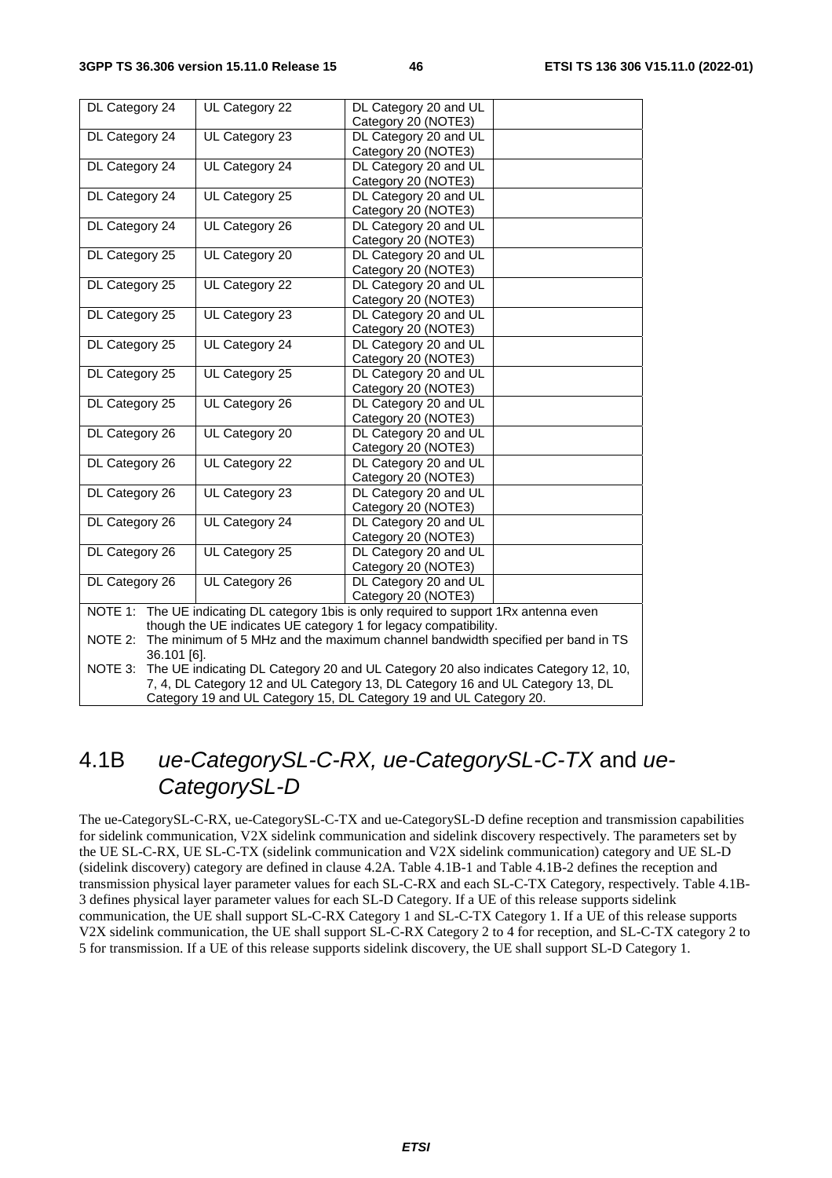| DL Category 24 | UL Category 22 | DL Category 20 and UL Category 20 (NOTE3) | |
|---|---|---|---|
| DL Category 24 | UL Category 23 | DL Category 20 and UL Category 20 (NOTE3) | |
| DL Category 24 | UL Category 24 | DL Category 20 and UL Category 20 (NOTE3) | |
| DL Category 24 | UL Category 25 | DL Category 20 and UL Category 20 (NOTE3) | |
| DL Category 24 | UL Category 26 | DL Category 20 and UL Category 20 (NOTE3) | |
| DL Category 25 | UL Category 20 | DL Category 20 and UL Category 20 (NOTE3) | |
| DL Category 25 | UL Category 22 | DL Category 20 and UL Category 20 (NOTE3) | |
| DL Category 25 | UL Category 23 | DL Category 20 and UL Category 20 (NOTE3) | |
| DL Category 25 | UL Category 24 | DL Category 20 and UL Category 20 (NOTE3) | |
| DL Category 25 | UL Category 25 | DL Category 20 and UL Category 20 (NOTE3) | |
| DL Category 25 | UL Category 26 | DL Category 20 and UL Category 20 (NOTE3) | |
| DL Category 26 | UL Category 20 | DL Category 20 and UL Category 20 (NOTE3) | |
| DL Category 26 | UL Category 22 | DL Category 20 and UL Category 20 (NOTE3) | |
| DL Category 26 | UL Category 23 | DL Category 20 and UL Category 20 (NOTE3) | |
| DL Category 26 | UL Category 24 | DL Category 20 and UL Category 20 (NOTE3) | |
| DL Category 26 | UL Category 25 | DL Category 20 and UL Category 20 (NOTE3) | |
| DL Category 26 | UL Category 26 | DL Category 20 and UL Category 20 (NOTE3) | |

NOTE 1: The UE indicating DL category 1bis is only required to support 1Rx antenna even though the UE indicates UE category 1 for legacy compatibility.

NOTE 2: The minimum of 5 MHz and the maximum channel bandwidth specified per band in TS 36.101 [6].

NOTE 3: The UE indicating DL Category 20 and UL Category 20 also indicates Category 12, 10, 7, 4, DL Category 12 and UL Category 13, DL Category 16 and UL Category 13, DL Category 19 and UL Category 15, DL Category 19 and UL Category 20.

## 4.1B *ue-CategorySL-C-RX, ue-CategorySL-C-TX* and *ue-CategorySL-D*

The ue-CategorySL-C-RX, ue-CategorySL-C-TX and ue-CategorySL-D define reception and transmission capabilities for sidelink communication, V2X sidelink communication and sidelink discovery respectively. The parameters set by the UE SL-C-RX, UE SL-C-TX (sidelink communication and V2X sidelink communication) category and UE SL-D (sidelink discovery) category are defined in clause 4.2A. Table 4.1B-1 and Table 4.1B-2 defines the reception and transmission physical layer parameter values for each SL-C-RX and each SL-C-TX Category, respectively. Table 4.1B-3 defines physical layer parameter values for each SL-D Category. If a UE of this release supports sidelink communication, the UE shall support SL-C-RX Category 1 and SL-C-TX Category 1. If a UE of this release supports V2X sidelink communication, the UE shall support SL-C-RX Category 2 to 4 for reception, and SL-C-TX category 2 to 5 for transmission. If a UE of this release supports sidelink discovery, the UE shall support SL-D Category 1.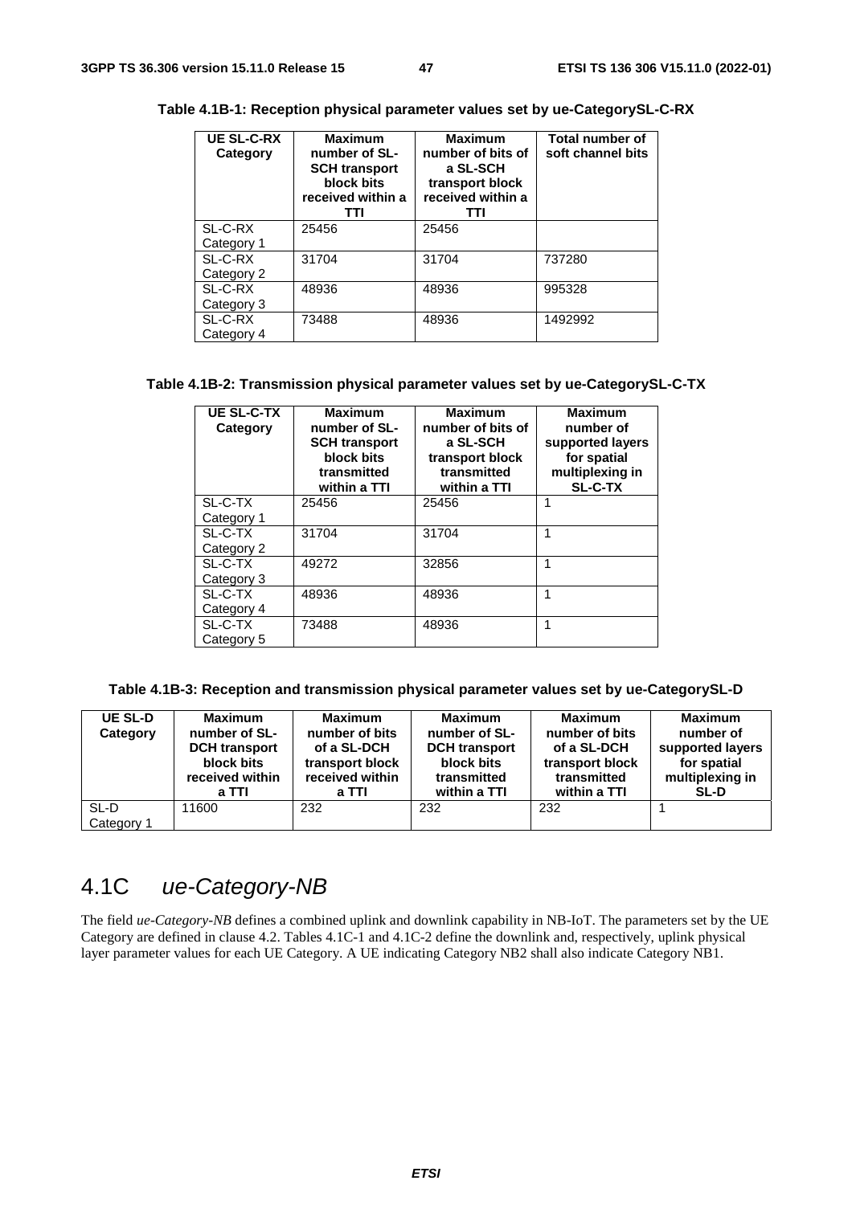**Table 4.1B-1: Reception physical parameter values set by ue-CategorySL-C-RX**

| UE SL-C-RX Category | Maximum number of SL-SCH transport block bits received within a TTI | Maximum number of bits of a SL-SCH transport block received within a TTI | Total number of soft channel bits |
|---|---|---|---|
| SL-C-RX Category 1 | 25456 | 25456 | |
| SL-C-RX Category 2 | 31704 | 31704 | 737280 |
| SL-C-RX Category 3 | 48936 | 48936 | 995328 |
| SL-C-RX Category 4 | 73488 | 48936 | 1492992 |

**Table 4.1B-2: Transmission physical parameter values set by ue-CategorySL-C-TX**

| UE SL-C-TX Category | Maximum number of SL-SCH transport block bits transmitted within a TTI | Maximum number of bits of a SL-SCH transport block transmitted within a TTI | Maximum number of supported layers for spatial multiplexing in SL-C-TX |
|---|---|---|---|
| SL-C-TX Category 1 | 25456 | 25456 | 1 |
| SL-C-TX Category 2 | 31704 | 31704 | 1 |
| SL-C-TX Category 3 | 49272 | 32856 | 1 |
| SL-C-TX Category 4 | 48936 | 48936 | 1 |
| SL-C-TX Category 5 | 73488 | 48936 | 1 |

**Table 4.1B-3: Reception and transmission physical parameter values set by ue-CategorySL-D**

| UE SL-D Category | Maximum number of SL-DCH transport block bits received within a TTI | Maximum number of bits of a SL-DCH transport block received within a TTI | Maximum number of SL-DCH transport block bits transmitted within a TTI | Maximum number of bits of a SL-DCH transport block transmitted within a TTI | Maximum number of supported layers for spatial multiplexing in SL-D |
|---|---|---|---|---|---|
| SL-D Category 1 | 11600 | 232 | 232 | 232 | 1 |

# 4.1C *ue-Category-NB*

The field *ue-Category-NB* defines a combined uplink and downlink capability in NB-IoT. The parameters set by the UE Category are defined in clause 4.2. Tables 4.1C-1 and 4.1C-2 define the downlink and, respectively, uplink physical layer parameter values for each UE Category. A UE indicating Category NB2 shall also indicate Category NB1.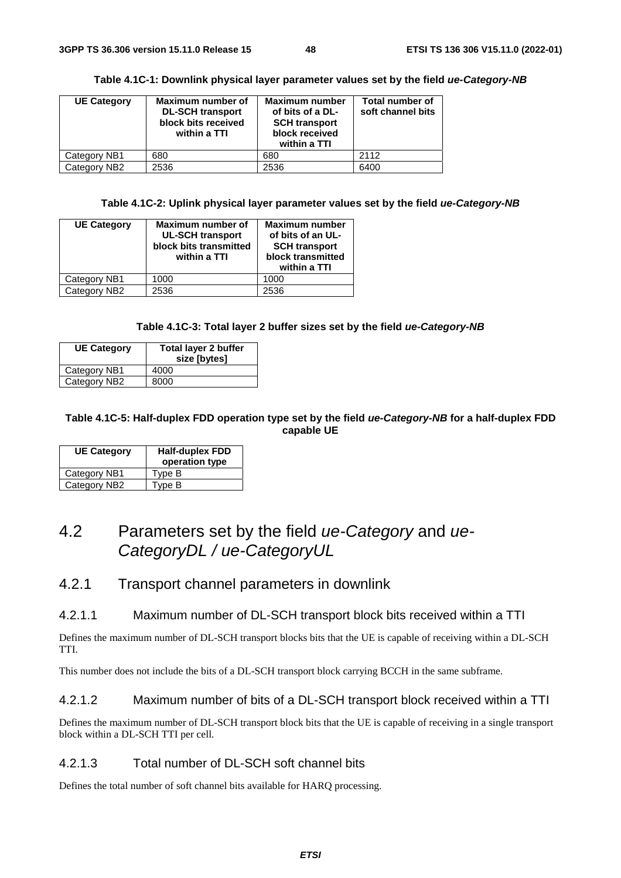**Table 4.1C-1: Downlink physical layer parameter values set by the field *ue-Category-NB***

| UE Category | Maximum number of DL-SCH transport block bits received within a TTI | Maximum number of bits of a DL-SCH transport block received within a TTI | Total number of soft channel bits |
|---|---|---|---|
| Category NB1 | 680 | 680 | 2112 |
| Category NB2 | 2536 | 2536 | 6400 |

**Table 4.1C-2: Uplink physical layer parameter values set by the field *ue-Category-NB***

| UE Category | Maximum number of UL-SCH transport block bits transmitted within a TTI | Maximum number of bits of an UL-SCH transport block transmitted within a TTI |
|---|---|---|
| Category NB1 | 1000 | 1000 |
| Category NB2 | 2536 | 2536 |

**Table 4.1C-3: Total layer 2 buffer sizes set by the field *ue-Category-NB***

| UE Category | Total layer 2 buffer size [bytes] |
|---|---|
| Category NB1 | 4000 |
| Category NB2 | 8000 |

**Table 4.1C-5: Half-duplex FDD operation type set by the field *ue-Category-NB* for a half-duplex FDD capable UE**

| UE Category | Half-duplex FDD operation type |
|---|---|
| Category NB1 | Type B |
| Category NB2 | Type B |

# 4.2 Parameters set by the field *ue-Category* and *ue-CategoryDL / ue-CategoryUL*

## 4.2.1 Transport channel parameters in downlink

### 4.2.1.1 Maximum number of DL-SCH transport block bits received within a TTI

Defines the maximum number of DL-SCH transport blocks bits that the UE is capable of receiving within a DL-SCH TTI.

This number does not include the bits of a DL-SCH transport block carrying BCCH in the same subframe.

### 4.2.1.2 Maximum number of bits of a DL-SCH transport block received within a TTI

Defines the maximum number of DL-SCH transport block bits that the UE is capable of receiving in a single transport block within a DL-SCH TTI per cell.

### 4.2.1.3 Total number of DL-SCH soft channel bits

Defines the total number of soft channel bits available for HARQ processing.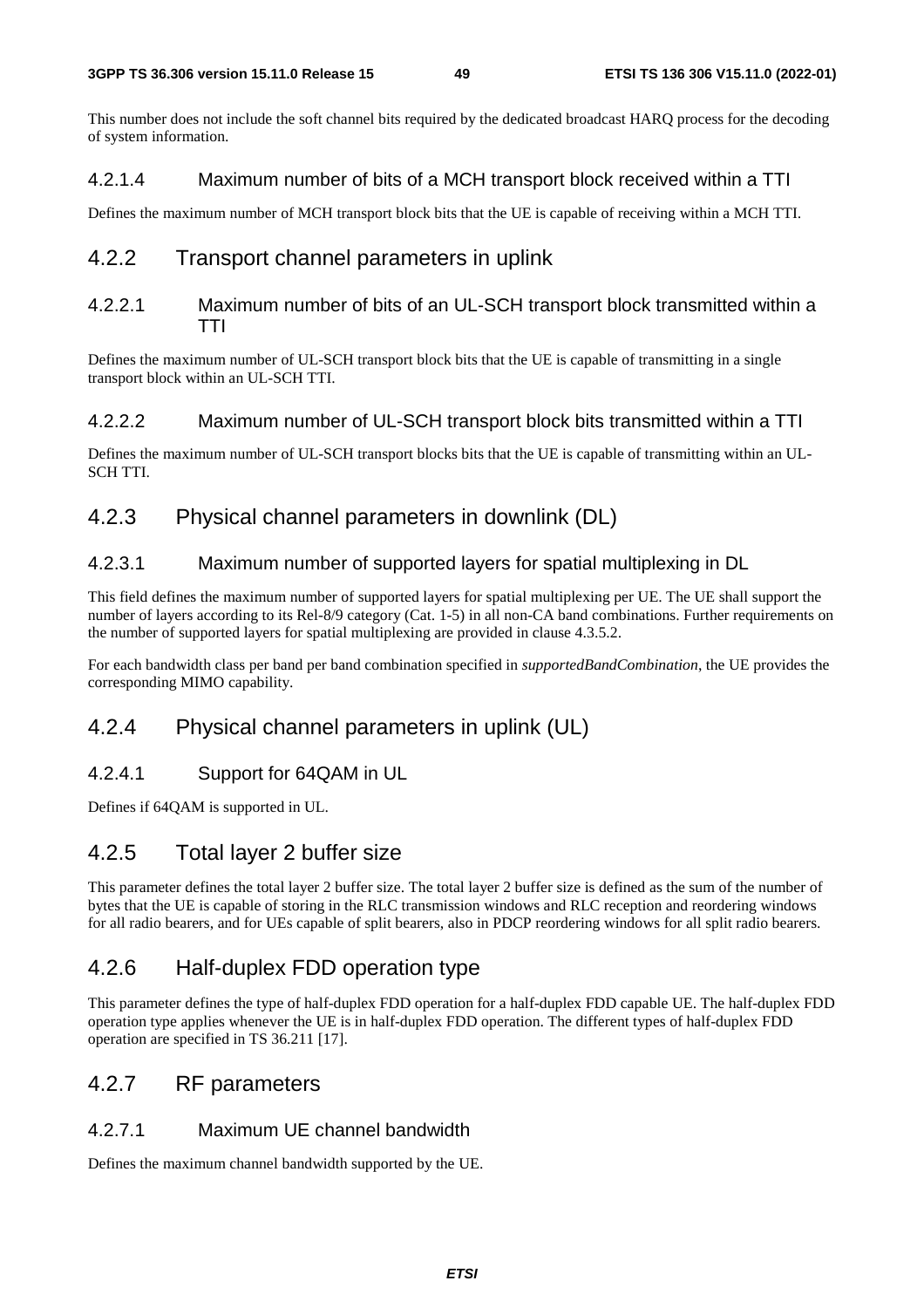This number does not include the soft channel bits required by the dedicated broadcast HARQ process for the decoding of system information.

#### 4.2.1.4 Maximum number of bits of a MCH transport block received within a TTI

Defines the maximum number of MCH transport block bits that the UE is capable of receiving within a MCH TTI.

### 4.2.2 Transport channel parameters in uplink

#### 4.2.2.1 Maximum number of bits of an UL-SCH transport block transmitted within a TTI

Defines the maximum number of UL-SCH transport block bits that the UE is capable of transmitting in a single transport block within an UL-SCH TTI.

#### 4.2.2.2 Maximum number of UL-SCH transport block bits transmitted within a TTI

Defines the maximum number of UL-SCH transport blocks bits that the UE is capable of transmitting within an UL-SCH TTI.

### 4.2.3 Physical channel parameters in downlink (DL)

#### 4.2.3.1 Maximum number of supported layers for spatial multiplexing in DL

This field defines the maximum number of supported layers for spatial multiplexing per UE. The UE shall support the number of layers according to its Rel-8/9 category (Cat. 1-5) in all non-CA band combinations. Further requirements on the number of supported layers for spatial multiplexing are provided in clause 4.3.5.2.

For each bandwidth class per band per band combination specified in *supportedBandCombination*, the UE provides the corresponding MIMO capability.

### 4.2.4 Physical channel parameters in uplink (UL)

#### 4.2.4.1 Support for 64QAM in UL

Defines if 64QAM is supported in UL.

### 4.2.5 Total layer 2 buffer size

This parameter defines the total layer 2 buffer size. The total layer 2 buffer size is defined as the sum of the number of bytes that the UE is capable of storing in the RLC transmission windows and RLC reception and reordering windows for all radio bearers, and for UEs capable of split bearers, also in PDCP reordering windows for all split radio bearers.

### 4.2.6 Half-duplex FDD operation type

This parameter defines the type of half-duplex FDD operation for a half-duplex FDD capable UE. The half-duplex FDD operation type applies whenever the UE is in half-duplex FDD operation. The different types of half-duplex FDD operation are specified in TS 36.211 [17].

### 4.2.7 RF parameters

#### 4.2.7.1 Maximum UE channel bandwidth

Defines the maximum channel bandwidth supported by the UE.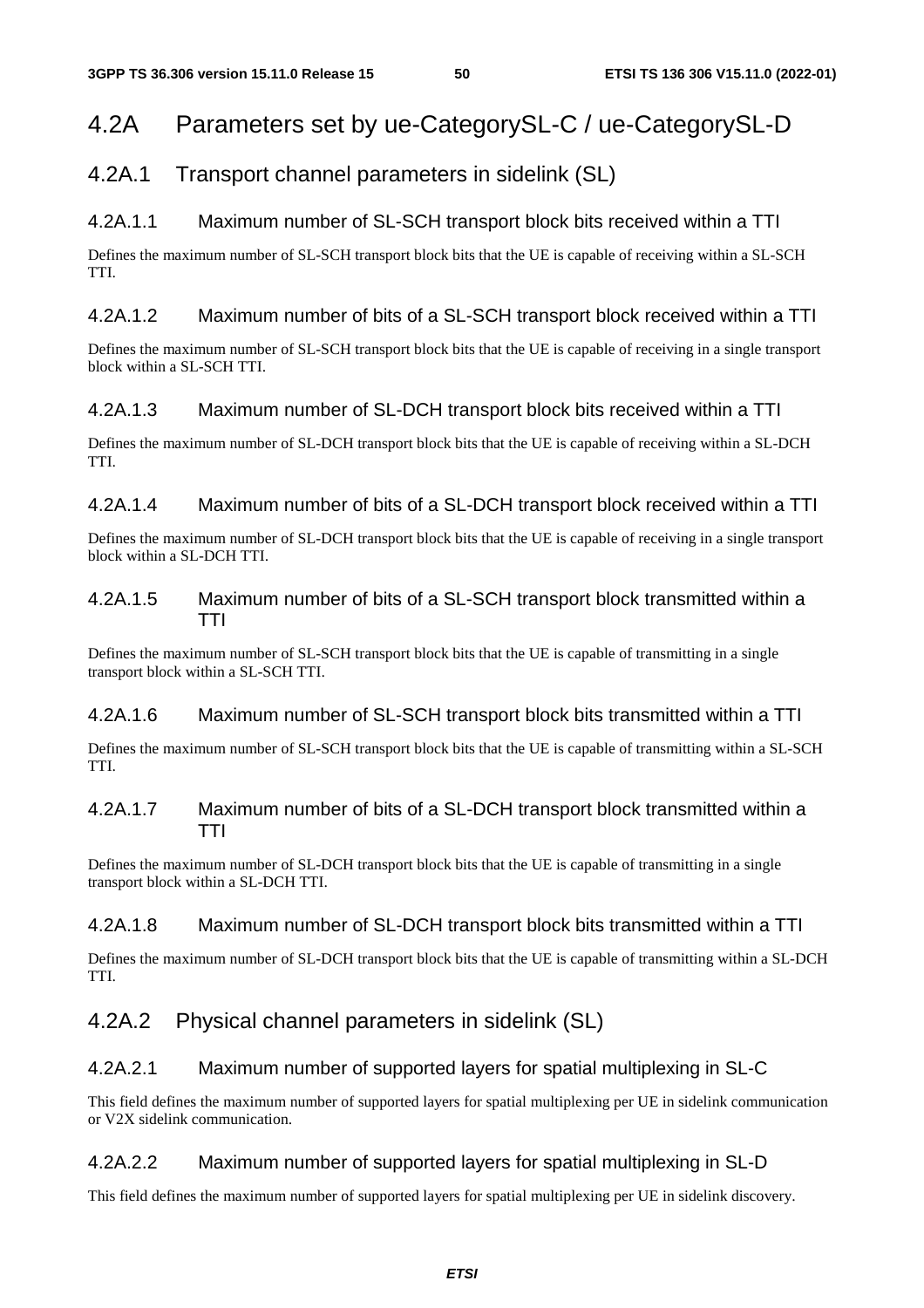# 4.2A Parameters set by ue-CategorySL-C / ue-CategorySL-D

## 4.2A.1 Transport channel parameters in sidelink (SL)

### 4.2A.1.1 Maximum number of SL-SCH transport block bits received within a TTI

Defines the maximum number of SL-SCH transport block bits that the UE is capable of receiving within a SL-SCH TTI.

### 4.2A.1.2 Maximum number of bits of a SL-SCH transport block received within a TTI

Defines the maximum number of SL-SCH transport block bits that the UE is capable of receiving in a single transport block within a SL-SCH TTI.

### 4.2A.1.3 Maximum number of SL-DCH transport block bits received within a TTI

Defines the maximum number of SL-DCH transport block bits that the UE is capable of receiving within a SL-DCH TTI.

### 4.2A.1.4 Maximum number of bits of a SL-DCH transport block received within a TTI

Defines the maximum number of SL-DCH transport block bits that the UE is capable of receiving in a single transport block within a SL-DCH TTI.

### 4.2A.1.5 Maximum number of bits of a SL-SCH transport block transmitted within a TTI

Defines the maximum number of SL-SCH transport block bits that the UE is capable of transmitting in a single transport block within a SL-SCH TTI.

### 4.2A.1.6 Maximum number of SL-SCH transport block bits transmitted within a TTI

Defines the maximum number of SL-SCH transport block bits that the UE is capable of transmitting within a SL-SCH TTI.

### 4.2A.1.7 Maximum number of bits of a SL-DCH transport block transmitted within a TTI

Defines the maximum number of SL-DCH transport block bits that the UE is capable of transmitting in a single transport block within a SL-DCH TTI.

### 4.2A.1.8 Maximum number of SL-DCH transport block bits transmitted within a TTI

Defines the maximum number of SL-DCH transport block bits that the UE is capable of transmitting within a SL-DCH TTI.

## 4.2A.2 Physical channel parameters in sidelink (SL)

### 4.2A.2.1 Maximum number of supported layers for spatial multiplexing in SL-C

This field defines the maximum number of supported layers for spatial multiplexing per UE in sidelink communication or V2X sidelink communication.

### 4.2A.2.2 Maximum number of supported layers for spatial multiplexing in SL-D

This field defines the maximum number of supported layers for spatial multiplexing per UE in sidelink discovery.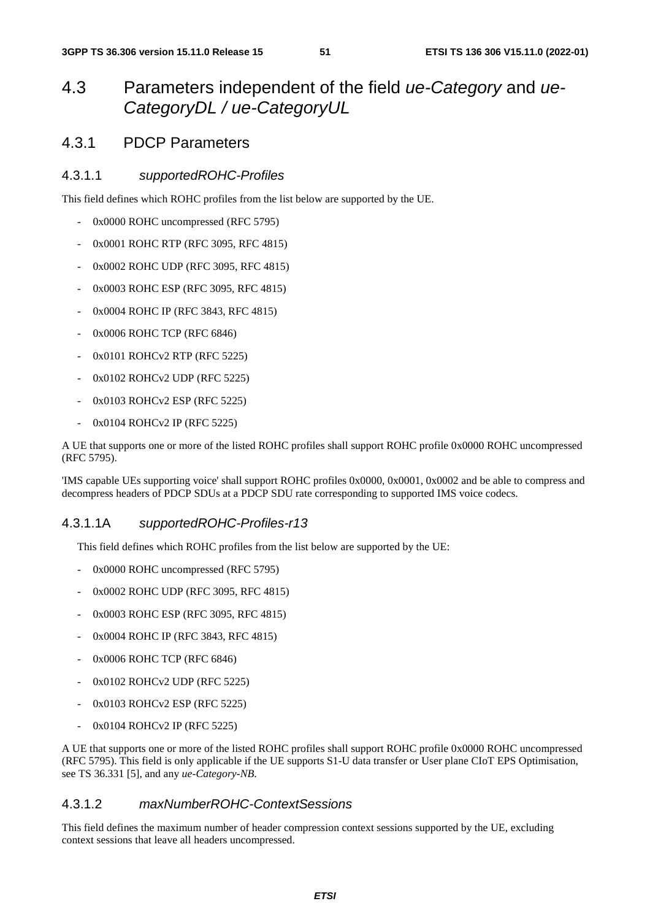## 4.3 Parameters independent of the field *ue-Category* and *ue-CategoryDL / ue-CategoryUL*

### 4.3.1 PDCP Parameters

#### 4.3.1.1 *supportedROHC-Profiles*

This field defines which ROHC profiles from the list below are supported by the UE.

- 0x0000 ROHC uncompressed (RFC 5795)
- 0x0001 ROHC RTP (RFC 3095, RFC 4815)
- 0x0002 ROHC UDP (RFC 3095, RFC 4815)
- 0x0003 ROHC ESP (RFC 3095, RFC 4815)
- 0x0004 ROHC IP (RFC 3843, RFC 4815)
- 0x0006 ROHC TCP (RFC 6846)
- 0x0101 ROHCv2 RTP (RFC 5225)
- 0x0102 ROHCv2 UDP (RFC 5225)
- 0x0103 ROHCv2 ESP (RFC 5225)
- 0x0104 ROHCv2 IP (RFC 5225)

A UE that supports one or more of the listed ROHC profiles shall support ROHC profile 0x0000 ROHC uncompressed (RFC 5795).

'IMS capable UEs supporting voice' shall support ROHC profiles 0x0000, 0x0001, 0x0002 and be able to compress and decompress headers of PDCP SDUs at a PDCP SDU rate corresponding to supported IMS voice codecs.

#### 4.3.1.1A *supportedROHC-Profiles-r13*

This field defines which ROHC profiles from the list below are supported by the UE:

- 0x0000 ROHC uncompressed (RFC 5795)
- 0x0002 ROHC UDP (RFC 3095, RFC 4815)
- 0x0003 ROHC ESP (RFC 3095, RFC 4815)
- 0x0004 ROHC IP (RFC 3843, RFC 4815)
- 0x0006 ROHC TCP (RFC 6846)
- 0x0102 ROHCv2 UDP (RFC 5225)
- 0x0103 ROHCv2 ESP (RFC 5225)
- 0x0104 ROHCv2 IP (RFC 5225)

A UE that supports one or more of the listed ROHC profiles shall support ROHC profile 0x0000 ROHC uncompressed (RFC 5795). This field is only applicable if the UE supports S1-U data transfer or User plane CIoT EPS Optimisation, see TS 36.331 [5], and any *ue-Category-NB*.

#### 4.3.1.2 *maxNumberROHC-ContextSessions*

This field defines the maximum number of header compression context sessions supported by the UE, excluding context sessions that leave all headers uncompressed.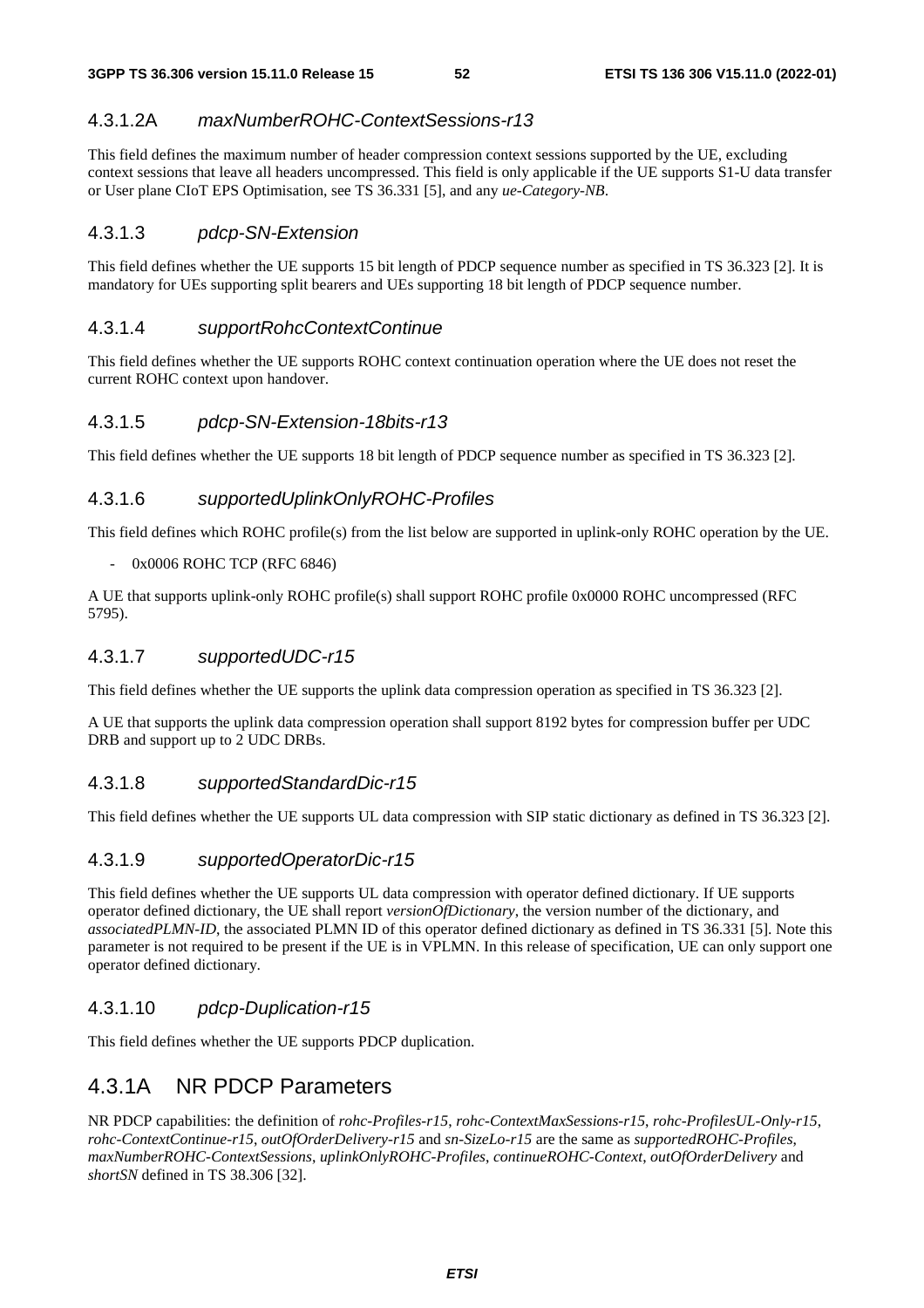#### 4.3.1.2A *maxNumberROHC-ContextSessions-r13*

This field defines the maximum number of header compression context sessions supported by the UE, excluding context sessions that leave all headers uncompressed. This field is only applicable if the UE supports S1-U data transfer or User plane CIoT EPS Optimisation, see TS 36.331 [5], and any *ue-Category-NB*.

#### 4.3.1.3 *pdcp-SN-Extension*

This field defines whether the UE supports 15 bit length of PDCP sequence number as specified in TS 36.323 [2]. It is mandatory for UEs supporting split bearers and UEs supporting 18 bit length of PDCP sequence number.

#### 4.3.1.4 *supportRohcContextContinue*

This field defines whether the UE supports ROHC context continuation operation where the UE does not reset the current ROHC context upon handover.

#### 4.3.1.5 *pdcp-SN-Extension-18bits-r13*

This field defines whether the UE supports 18 bit length of PDCP sequence number as specified in TS 36.323 [2].

#### 4.3.1.6 *supportedUplinkOnlyROHC-Profiles*

This field defines which ROHC profile(s) from the list below are supported in uplink-only ROHC operation by the UE.

- 0x0006 ROHC TCP (RFC 6846)

A UE that supports uplink-only ROHC profile(s) shall support ROHC profile 0x0000 ROHC uncompressed (RFC 5795).

#### 4.3.1.7 *supportedUDC-r15*

This field defines whether the UE supports the uplink data compression operation as specified in TS 36.323 [2].

A UE that supports the uplink data compression operation shall support 8192 bytes for compression buffer per UDC DRB and support up to 2 UDC DRBs.

#### 4.3.1.8 *supportedStandardDic-r15*

This field defines whether the UE supports UL data compression with SIP static dictionary as defined in TS 36.323 [2].

#### 4.3.1.9 *supportedOperatorDic-r15*

This field defines whether the UE supports UL data compression with operator defined dictionary. If UE supports operator defined dictionary, the UE shall report *versionOfDictionary*, the version number of the dictionary, and *associatedPLMN-ID*, the associated PLMN ID of this operator defined dictionary as defined in TS 36.331 [5]. Note this parameter is not required to be present if the UE is in VPLMN. In this release of specification, UE can only support one operator defined dictionary.

#### 4.3.1.10 *pdcp-Duplication-r15*

This field defines whether the UE supports PDCP duplication.

### 4.3.1A NR PDCP Parameters

NR PDCP capabilities: the definition of *rohc-Profiles-r15*, *rohc-ContextMaxSessions-r15*, *rohc-ProfilesUL-Only-r15*, *rohc-ContextContinue-r15*, *outOfOrderDelivery-r15* and *sn-SizeLo-r15* are the same as *supportedROHC-Profiles*, *maxNumberROHC-ContextSessions*, *uplinkOnlyROHC-Profiles*, *continueROHC-Context*, *outOfOrderDelivery* and *shortSN* defined in TS 38.306 [32].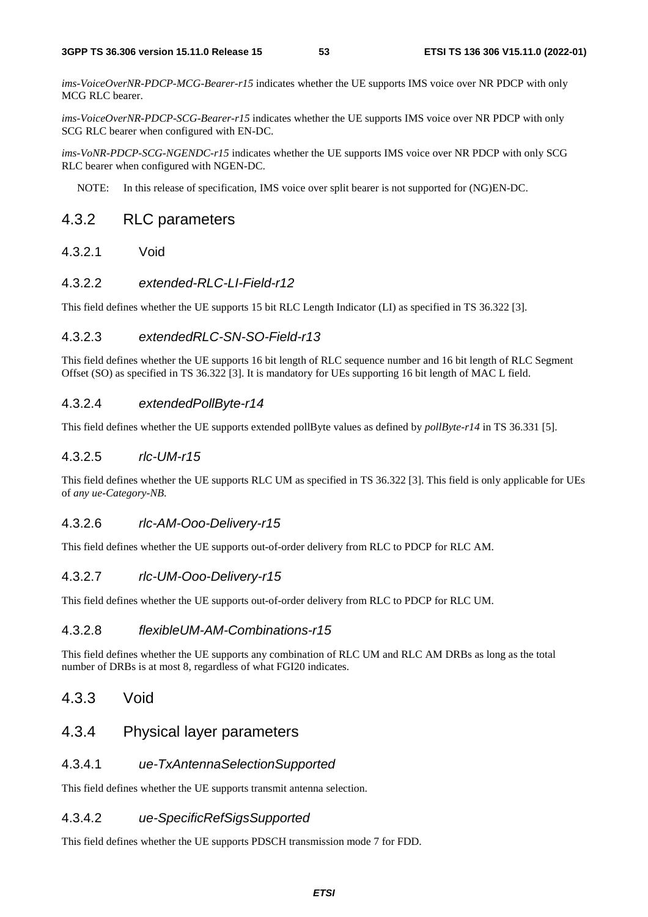*ims-VoiceOverNR-PDCP-MCG-Bearer-r15* indicates whether the UE supports IMS voice over NR PDCP with only MCG RLC bearer.

*ims-VoiceOverNR-PDCP-SCG-Bearer-r15* indicates whether the UE supports IMS voice over NR PDCP with only SCG RLC bearer when configured with EN-DC.

*ims-VoNR-PDCP-SCG-NGENDC-r15* indicates whether the UE supports IMS voice over NR PDCP with only SCG RLC bearer when configured with NGEN-DC.

NOTE: In this release of specification, IMS voice over split bearer is not supported for (NG)EN-DC.

## 4.3.2 RLC parameters

### 4.3.2.1 Void

### 4.3.2.2 *extended-RLC-LI-Field-r12*

This field defines whether the UE supports 15 bit RLC Length Indicator (LI) as specified in TS 36.322 [3].

### 4.3.2.3 *extendedRLC-SN-SO-Field-r13*

This field defines whether the UE supports 16 bit length of RLC sequence number and 16 bit length of RLC Segment Offset (SO) as specified in TS 36.322 [3]. It is mandatory for UEs supporting 16 bit length of MAC L field.

### 4.3.2.4 *extendedPollByte-r14*

This field defines whether the UE supports extended pollByte values as defined by *pollByte-r14* in TS 36.331 [5].

### 4.3.2.5 *rlc-UM-r15*

This field defines whether the UE supports RLC UM as specified in TS 36.322 [3]. This field is only applicable for UEs of *any ue-Category-NB*.

### 4.3.2.6 *rlc-AM-Ooo-Delivery-r15*

This field defines whether the UE supports out-of-order delivery from RLC to PDCP for RLC AM.

### 4.3.2.7 *rlc-UM-Ooo-Delivery-r15*

This field defines whether the UE supports out-of-order delivery from RLC to PDCP for RLC UM.

### 4.3.2.8 *flexibleUM-AM-Combinations-r15*

This field defines whether the UE supports any combination of RLC UM and RLC AM DRBs as long as the total number of DRBs is at most 8, regardless of what FGI20 indicates.

## 4.3.3 Void

## 4.3.4 Physical layer parameters

### 4.3.4.1 *ue-TxAntennaSelectionSupported*

This field defines whether the UE supports transmit antenna selection.

### 4.3.4.2 *ue-SpecificRefSigsSupported*

This field defines whether the UE supports PDSCH transmission mode 7 for FDD.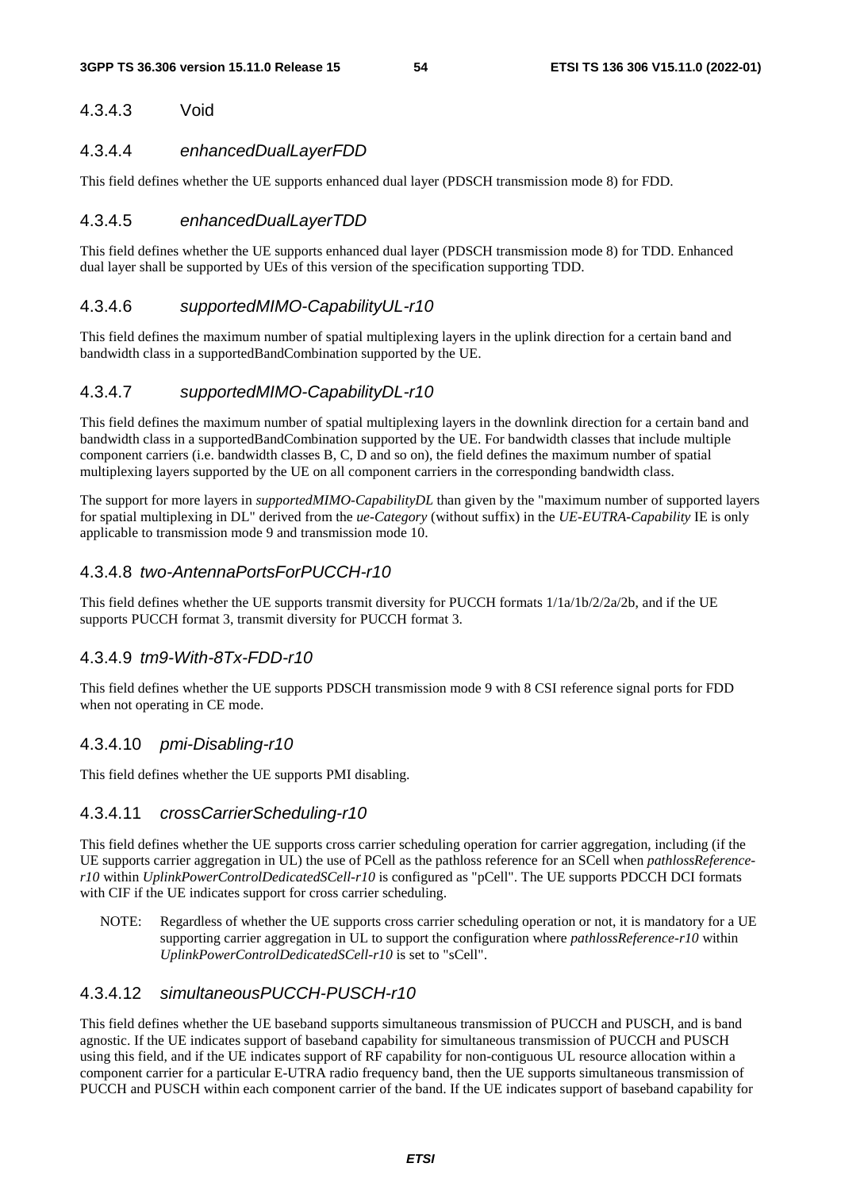### 4.3.4.3 Void

### 4.3.4.4 *enhancedDualLayerFDD*

This field defines whether the UE supports enhanced dual layer (PDSCH transmission mode 8) for FDD.

### 4.3.4.5 *enhancedDualLayerTDD*

This field defines whether the UE supports enhanced dual layer (PDSCH transmission mode 8) for TDD. Enhanced dual layer shall be supported by UEs of this version of the specification supporting TDD.

### 4.3.4.6 *supportedMIMO-CapabilityUL-r10*

This field defines the maximum number of spatial multiplexing layers in the uplink direction for a certain band and bandwidth class in a supportedBandCombination supported by the UE.

### 4.3.4.7 *supportedMIMO-CapabilityDL-r10*

This field defines the maximum number of spatial multiplexing layers in the downlink direction for a certain band and bandwidth class in a supportedBandCombination supported by the UE. For bandwidth classes that include multiple component carriers (i.e. bandwidth classes B, C, D and so on), the field defines the maximum number of spatial multiplexing layers supported by the UE on all component carriers in the corresponding bandwidth class.

The support for more layers in *supportedMIMO-CapabilityDL* than given by the "maximum number of supported layers for spatial multiplexing in DL" derived from the *ue-Category* (without suffix) in the *UE-EUTRA-Capability* IE is only applicable to transmission mode 9 and transmission mode 10.

### 4.3.4.8 *two-AntennaPortsForPUCCH-r10*

This field defines whether the UE supports transmit diversity for PUCCH formats 1/1a/1b/2/2a/2b, and if the UE supports PUCCH format 3, transmit diversity for PUCCH format 3.

### 4.3.4.9 *tm9-With-8Tx-FDD-r10*

This field defines whether the UE supports PDSCH transmission mode 9 with 8 CSI reference signal ports for FDD when not operating in CE mode.

### 4.3.4.10 *pmi-Disabling-r10*

This field defines whether the UE supports PMI disabling.

### 4.3.4.11 *crossCarrierScheduling-r10*

This field defines whether the UE supports cross carrier scheduling operation for carrier aggregation, including (if the UE supports carrier aggregation in UL) the use of PCell as the pathloss reference for an SCell when *pathlossReference-r10* within *UplinkPowerControlDedicatedSCell-r10* is configured as "pCell". The UE supports PDCCH DCI formats with CIF if the UE indicates support for cross carrier scheduling.

NOTE: Regardless of whether the UE supports cross carrier scheduling operation or not, it is mandatory for a UE supporting carrier aggregation in UL to support the configuration where *pathlossReference-r10* within *UplinkPowerControlDedicatedSCell-r10* is set to "sCell".

### 4.3.4.12 *simultaneousPUCCH-PUSCH-r10*

This field defines whether the UE baseband supports simultaneous transmission of PUCCH and PUSCH, and is band agnostic. If the UE indicates support of baseband capability for simultaneous transmission of PUCCH and PUSCH using this field, and if the UE indicates support of RF capability for non-contiguous UL resource allocation within a component carrier for a particular E-UTRA radio frequency band, then the UE supports simultaneous transmission of PUCCH and PUSCH within each component carrier of the band. If the UE indicates support of baseband capability for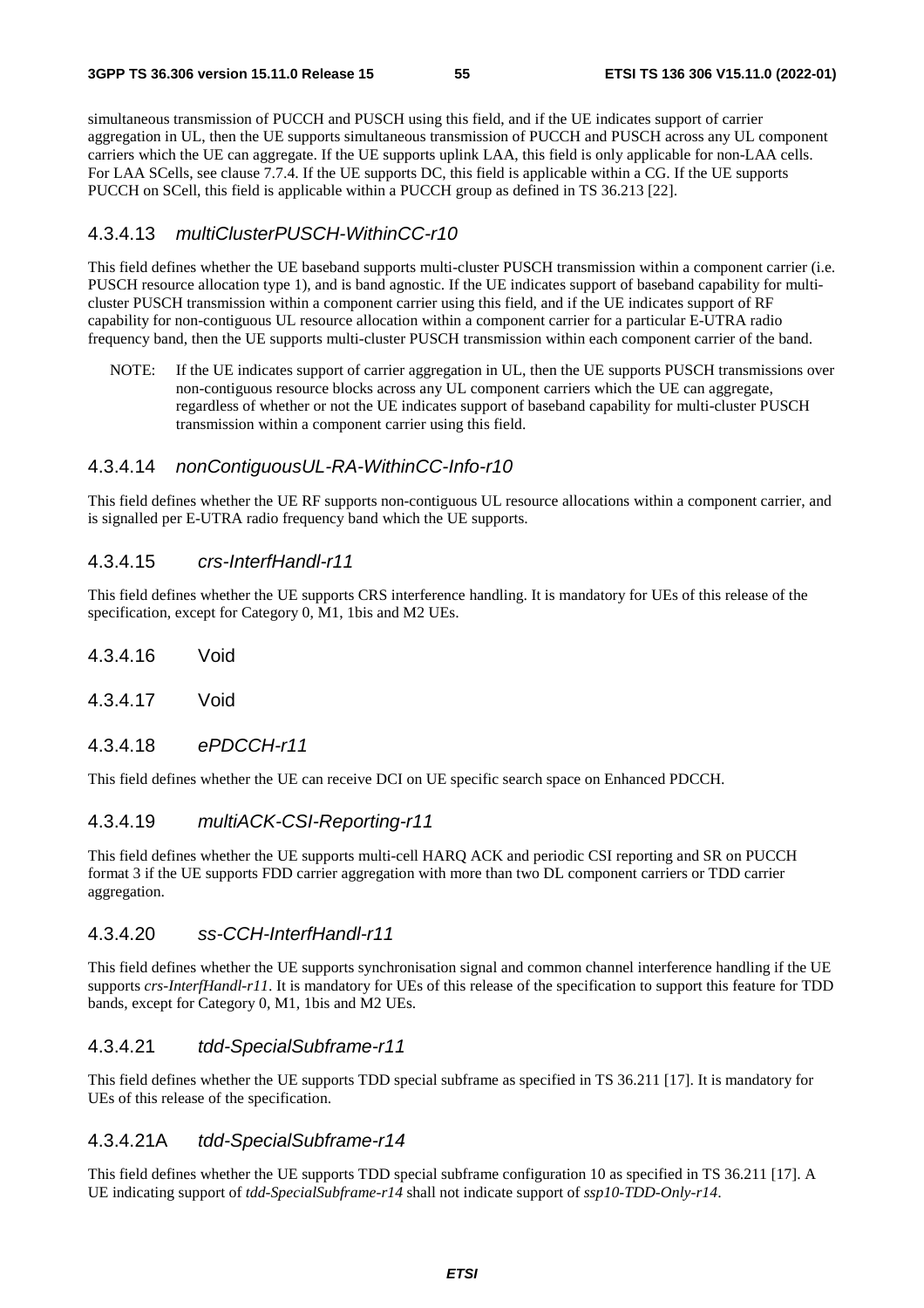simultaneous transmission of PUCCH and PUSCH using this field, and if the UE indicates support of carrier aggregation in UL, then the UE supports simultaneous transmission of PUCCH and PUSCH across any UL component carriers which the UE can aggregate. If the UE supports uplink LAA, this field is only applicable for non-LAA cells. For LAA SCells, see clause 7.7.4. If the UE supports DC, this field is applicable within a CG. If the UE supports PUCCH on SCell, this field is applicable within a PUCCH group as defined in TS 36.213 [22].

### 4.3.4.13 *multiClusterPUSCH-WithinCC-r10*

This field defines whether the UE baseband supports multi-cluster PUSCH transmission within a component carrier (i.e. PUSCH resource allocation type 1), and is band agnostic. If the UE indicates support of baseband capability for multi-cluster PUSCH transmission within a component carrier using this field, and if the UE indicates support of RF capability for non-contiguous UL resource allocation within a component carrier for a particular E-UTRA radio frequency band, then the UE supports multi-cluster PUSCH transmission within each component carrier of the band.

NOTE: If the UE indicates support of carrier aggregation in UL, then the UE supports PUSCH transmissions over non-contiguous resource blocks across any UL component carriers which the UE can aggregate, regardless of whether or not the UE indicates support of baseband capability for multi-cluster PUSCH transmission within a component carrier using this field.

### 4.3.4.14 *nonContiguousUL-RA-WithinCC-Info-r10*

This field defines whether the UE RF supports non-contiguous UL resource allocations within a component carrier, and is signalled per E-UTRA radio frequency band which the UE supports.

### 4.3.4.15 *crs-InterfHandl-r11*

This field defines whether the UE supports CRS interference handling. It is mandatory for UEs of this release of the specification, except for Category 0, M1, 1bis and M2 UEs.

### 4.3.4.16 Void

### 4.3.4.17 Void

### 4.3.4.18 *ePDCCH-r11*

This field defines whether the UE can receive DCI on UE specific search space on Enhanced PDCCH.

### 4.3.4.19 *multiACK-CSI-Reporting-r11*

This field defines whether the UE supports multi-cell HARQ ACK and periodic CSI reporting and SR on PUCCH format 3 if the UE supports FDD carrier aggregation with more than two DL component carriers or TDD carrier aggregation.

### 4.3.4.20 *ss-CCH-InterfHandl-r11*

This field defines whether the UE supports synchronisation signal and common channel interference handling if the UE supports *crs-InterfHandl-r11*. It is mandatory for UEs of this release of the specification to support this feature for TDD bands, except for Category 0, M1, 1bis and M2 UEs.

### 4.3.4.21 *tdd-SpecialSubframe-r11*

This field defines whether the UE supports TDD special subframe as specified in TS 36.211 [17]. It is mandatory for UEs of this release of the specification.

### 4.3.4.21A *tdd-SpecialSubframe-r14*

This field defines whether the UE supports TDD special subframe configuration 10 as specified in TS 36.211 [17]. A UE indicating support of *tdd-SpecialSubframe-r14* shall not indicate support of *ssp10-TDD-Only-r14*.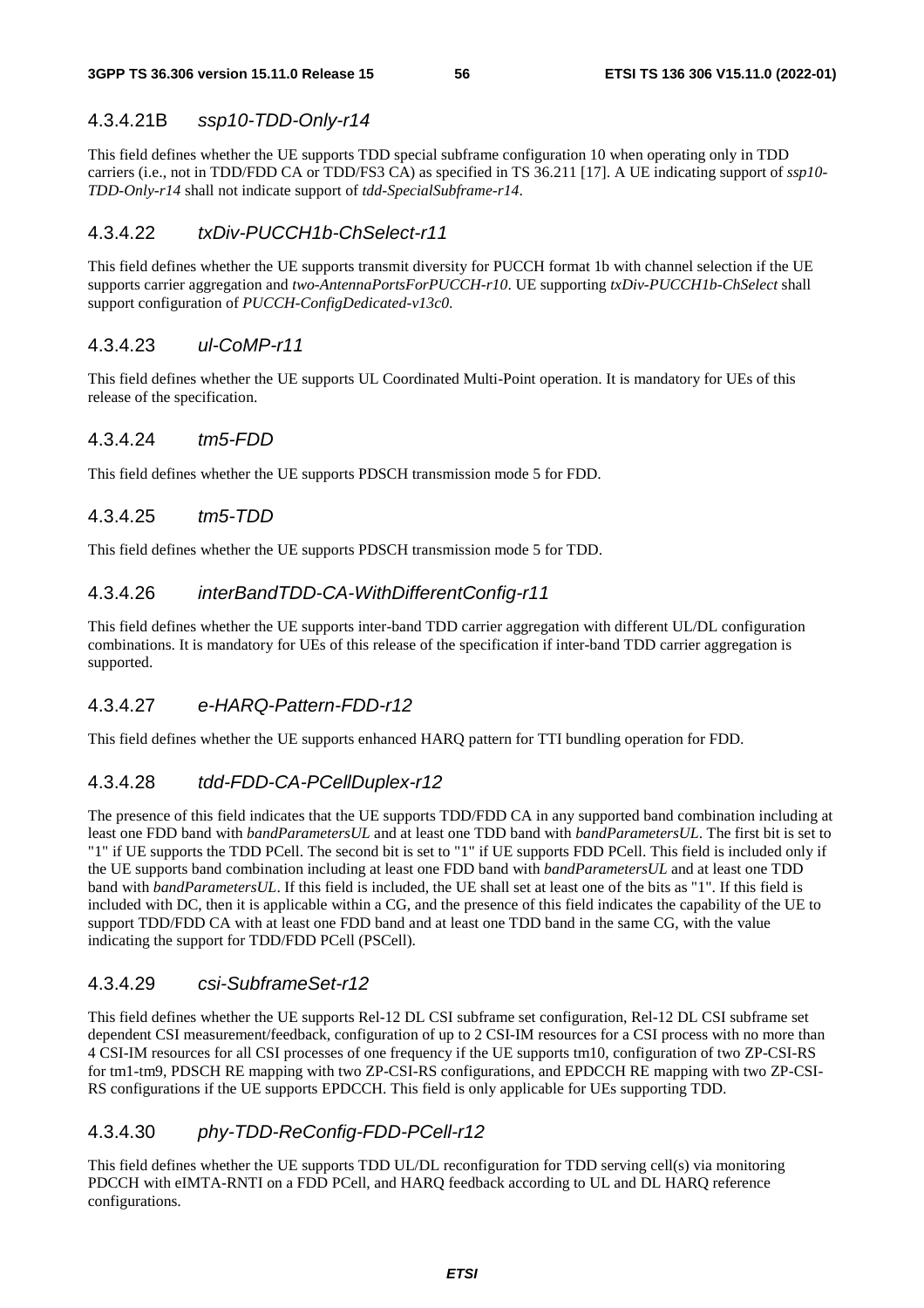### 4.3.4.21B *ssp10-TDD-Only-r14*

This field defines whether the UE supports TDD special subframe configuration 10 when operating only in TDD carriers (i.e., not in TDD/FDD CA or TDD/FS3 CA) as specified in TS 36.211 [17]. A UE indicating support of *ssp10-TDD-Only-r14* shall not indicate support of *tdd-SpecialSubframe-r14*.

### 4.3.4.22 *txDiv-PUCCH1b-ChSelect-r11*

This field defines whether the UE supports transmit diversity for PUCCH format 1b with channel selection if the UE supports carrier aggregation and *two-AntennaPortsForPUCCH-r10*. UE supporting *txDiv-PUCCH1b-ChSelect* shall support configuration of *PUCCH-ConfigDedicated-v13c0*.

### 4.3.4.23 *ul-CoMP-r11*

This field defines whether the UE supports UL Coordinated Multi-Point operation. It is mandatory for UEs of this release of the specification.

### 4.3.4.24 *tm5-FDD*

This field defines whether the UE supports PDSCH transmission mode 5 for FDD.

### 4.3.4.25 *tm5-TDD*

This field defines whether the UE supports PDSCH transmission mode 5 for TDD.

### 4.3.4.26 *interBandTDD-CA-WithDifferentConfig-r11*

This field defines whether the UE supports inter-band TDD carrier aggregation with different UL/DL configuration combinations. It is mandatory for UEs of this release of the specification if inter-band TDD carrier aggregation is supported.

### 4.3.4.27 *e-HARQ-Pattern-FDD-r12*

This field defines whether the UE supports enhanced HARQ pattern for TTI bundling operation for FDD.

### 4.3.4.28 *tdd-FDD-CA-PCellDuplex-r12*

The presence of this field indicates that the UE supports TDD/FDD CA in any supported band combination including at least one FDD band with *bandParametersUL* and at least one TDD band with *bandParametersUL*. The first bit is set to "1" if UE supports the TDD PCell. The second bit is set to "1" if UE supports FDD PCell. This field is included only if the UE supports band combination including at least one FDD band with *bandParametersUL* and at least one TDD band with *bandParametersUL*. If this field is included, the UE shall set at least one of the bits as "1". If this field is included with DC, then it is applicable within a CG, and the presence of this field indicates the capability of the UE to support TDD/FDD CA with at least one FDD band and at least one TDD band in the same CG, with the value indicating the support for TDD/FDD PCell (PSCell).

### 4.3.4.29 *csi-SubframeSet-r12*

This field defines whether the UE supports Rel-12 DL CSI subframe set configuration, Rel-12 DL CSI subframe set dependent CSI measurement/feedback, configuration of up to 2 CSI-IM resources for a CSI process with no more than 4 CSI-IM resources for all CSI processes of one frequency if the UE supports tm10, configuration of two ZP-CSI-RS for tm1-tm9, PDSCH RE mapping with two ZP-CSI-RS configurations, and EPDCCH RE mapping with two ZP-CSI-RS configurations if the UE supports EPDCCH. This field is only applicable for UEs supporting TDD.

### 4.3.4.30 *phy-TDD-ReConfig-FDD-PCell-r12*

This field defines whether the UE supports TDD UL/DL reconfiguration for TDD serving cell(s) via monitoring PDCCH with eIMTA-RNTI on a FDD PCell, and HARQ feedback according to UL and DL HARQ reference configurations.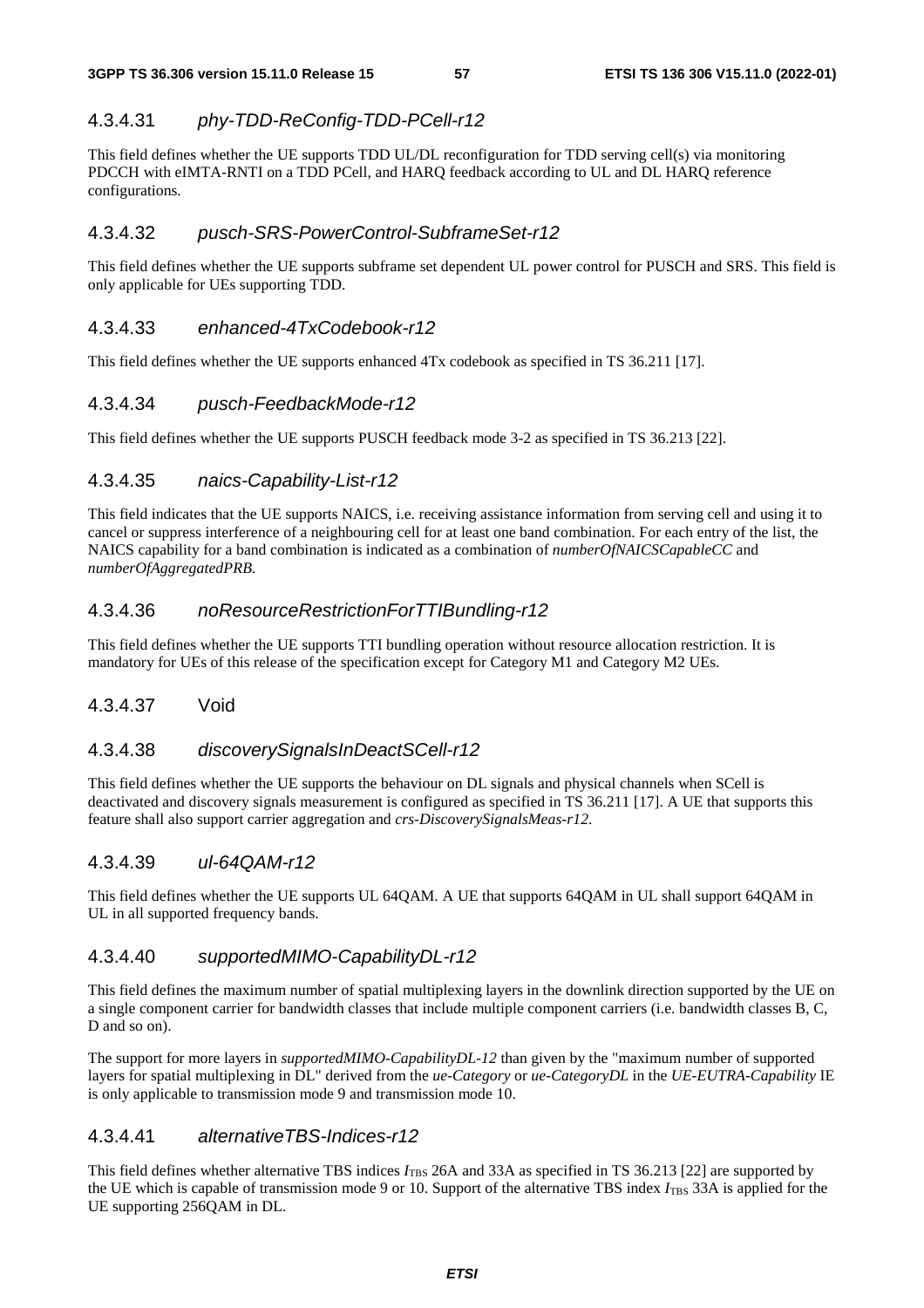#### 4.3.4.31 *phy-TDD-ReConfig-TDD-PCell-r12*

This field defines whether the UE supports TDD UL/DL reconfiguration for TDD serving cell(s) via monitoring PDCCH with eIMTA-RNTI on a TDD PCell, and HARQ feedback according to UL and DL HARQ reference configurations.

#### 4.3.4.32 *pusch-SRS-PowerControl-SubframeSet-r12*

This field defines whether the UE supports subframe set dependent UL power control for PUSCH and SRS. This field is only applicable for UEs supporting TDD.

#### 4.3.4.33 *enhanced-4TxCodebook-r12*

This field defines whether the UE supports enhanced 4Tx codebook as specified in TS 36.211 [17].

#### 4.3.4.34 *pusch-FeedbackMode-r12*

This field defines whether the UE supports PUSCH feedback mode 3-2 as specified in TS 36.213 [22].

#### 4.3.4.35 *naics-Capability-List-r12*

This field indicates that the UE supports NAICS, i.e. receiving assistance information from serving cell and using it to cancel or suppress interference of a neighbouring cell for at least one band combination. For each entry of the list, the NAICS capability for a band combination is indicated as a combination of *numberOfNAICSCapableCC* and *numberOfAggregatedPRB.*

#### 4.3.4.36 *noResourceRestrictionForTTIBundling-r12*

This field defines whether the UE supports TTI bundling operation without resource allocation restriction. It is mandatory for UEs of this release of the specification except for Category M1 and Category M2 UEs.

#### 4.3.4.37 Void

#### 4.3.4.38 *discoverySignalsInDeactSCell-r12*

This field defines whether the UE supports the behaviour on DL signals and physical channels when SCell is deactivated and discovery signals measurement is configured as specified in TS 36.211 [17]. A UE that supports this feature shall also support carrier aggregation and *crs-DiscoverySignalsMeas-r12*.

#### 4.3.4.39 *ul-64QAM-r12*

This field defines whether the UE supports UL 64QAM. A UE that supports 64QAM in UL shall support 64QAM in UL in all supported frequency bands.

#### 4.3.4.40 *supportedMIMO-CapabilityDL-r12*

This field defines the maximum number of spatial multiplexing layers in the downlink direction supported by the UE on a single component carrier for bandwidth classes that include multiple component carriers (i.e. bandwidth classes B, C, D and so on).

The support for more layers in *supportedMIMO-CapabilityDL-12* than given by the "maximum number of supported layers for spatial multiplexing in DL" derived from the *ue-Category* or *ue-CategoryDL* in the *UE-EUTRA-Capability* IE is only applicable to transmission mode 9 and transmission mode 10.

#### 4.3.4.41 *alternativeTBS-Indices-r12*

This field defines whether alternative TBS indices $I_{TBS}$ 26A and 33A as specified in TS 36.213 [22] are supported by the UE which is capable of transmission mode 9 or 10. Support of the alternative TBS index $I_{TBS}$ 33A is applied for the UE supporting 256QAM in DL.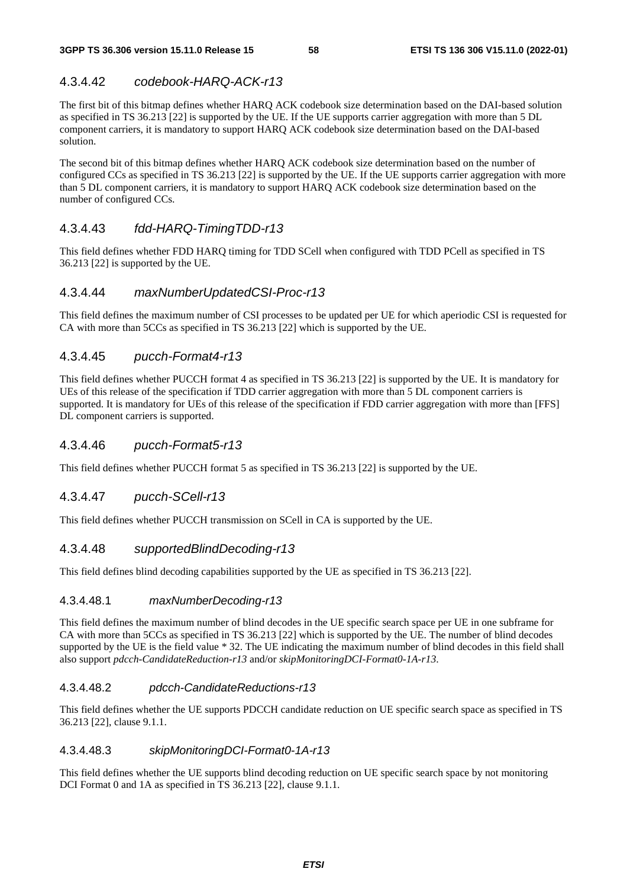#### 4.3.4.42 *codebook-HARQ-ACK-r13*

The first bit of this bitmap defines whether HARQ ACK codebook size determination based on the DAI-based solution as specified in TS 36.213 [22] is supported by the UE. If the UE supports carrier aggregation with more than 5 DL component carriers, it is mandatory to support HARQ ACK codebook size determination based on the DAI-based solution.

The second bit of this bitmap defines whether HARQ ACK codebook size determination based on the number of configured CCs as specified in TS 36.213 [22] is supported by the UE. If the UE supports carrier aggregation with more than 5 DL component carriers, it is mandatory to support HARQ ACK codebook size determination based on the number of configured CCs.

#### 4.3.4.43 *fdd-HARQ-TimingTDD-r13*

This field defines whether FDD HARQ timing for TDD SCell when configured with TDD PCell as specified in TS 36.213 [22] is supported by the UE.

#### 4.3.4.44 *maxNumberUpdatedCSI-Proc-r13*

This field defines the maximum number of CSI processes to be updated per UE for which aperiodic CSI is requested for CA with more than 5CCs as specified in TS 36.213 [22] which is supported by the UE.

#### 4.3.4.45 *pucch-Format4-r13*

This field defines whether PUCCH format 4 as specified in TS 36.213 [22] is supported by the UE. It is mandatory for UEs of this release of the specification if TDD carrier aggregation with more than 5 DL component carriers is supported. It is mandatory for UEs of this release of the specification if FDD carrier aggregation with more than [FFS] DL component carriers is supported.

#### 4.3.4.46 *pucch-Format5-r13*

This field defines whether PUCCH format 5 as specified in TS 36.213 [22] is supported by the UE.

#### 4.3.4.47 *pucch-SCell-r13*

This field defines whether PUCCH transmission on SCell in CA is supported by the UE.

#### 4.3.4.48 *supportedBlindDecoding-r13*

This field defines blind decoding capabilities supported by the UE as specified in TS 36.213 [22].

##### 4.3.4.48.1 *maxNumberDecoding-r13*

This field defines the maximum number of blind decodes in the UE specific search space per UE in one subframe for CA with more than 5CCs as specified in TS 36.213 [22] which is supported by the UE. The number of blind decodes supported by the UE is the field value * 32. The UE indicating the maximum number of blind decodes in this field shall also support *pdcch-CandidateReduction-r13* and/or *skipMonitoringDCI-Format0-1A-r13*.

##### 4.3.4.48.2 *pdcch-CandidateReductions-r13*

This field defines whether the UE supports PDCCH candidate reduction on UE specific search space as specified in TS 36.213 [22], clause 9.1.1.

##### 4.3.4.48.3 *skipMonitoringDCI-Format0-1A-r13*

This field defines whether the UE supports blind decoding reduction on UE specific search space by not monitoring DCI Format 0 and 1A as specified in TS 36.213 [22], clause 9.1.1.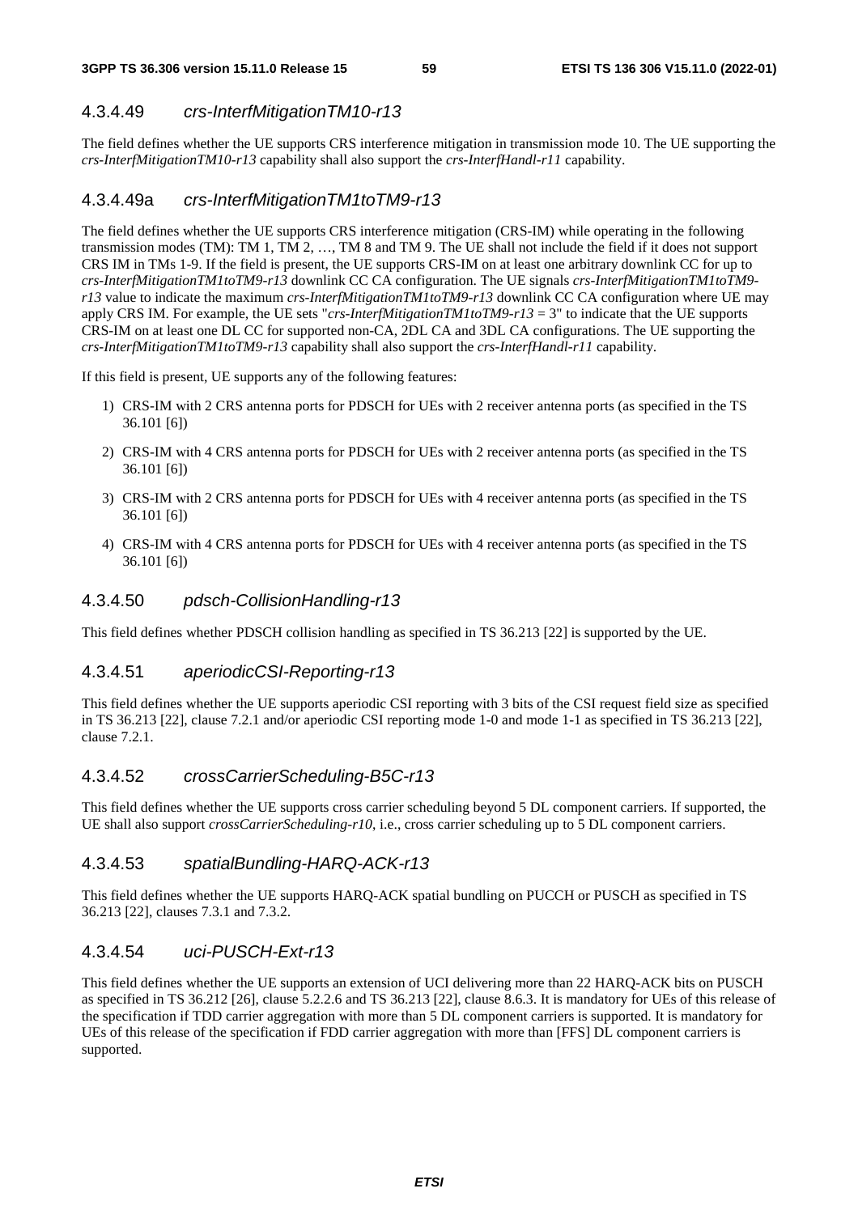#### 4.3.4.49 *crs-InterfMitigationTM10-r13*

The field defines whether the UE supports CRS interference mitigation in transmission mode 10. The UE supporting the *crs-InterfMitigationTM10-r13* capability shall also support the *crs-InterfHandl-r11* capability.

#### 4.3.4.49a *crs-InterfMitigationTM1toTM9-r13*

The field defines whether the UE supports CRS interference mitigation (CRS-IM) while operating in the following transmission modes (TM): TM 1, TM 2, …, TM 8 and TM 9. The UE shall not include the field if it does not support CRS IM in TMs 1-9. If the field is present, the UE supports CRS-IM on at least one arbitrary downlink CC for up to *crs-InterfMitigationTM1toTM9-r13* downlink CC CA configuration. The UE signals *crs-InterfMitigationTM1toTM9-r13* value to indicate the maximum *crs-InterfMitigationTM1toTM9-r13* downlink CC CA configuration where UE may apply CRS IM. For example, the UE sets "*crs-InterfMitigationTM1toTM9-r13* = 3" to indicate that the UE supports CRS-IM on at least one DL CC for supported non-CA, 2DL CA and 3DL CA configurations. The UE supporting the *crs-InterfMitigationTM1toTM9-r13* capability shall also support the *crs-InterfHandl-r11* capability.

If this field is present, UE supports any of the following features:

1) CRS-IM with 2 CRS antenna ports for PDSCH for UEs with 2 receiver antenna ports (as specified in the TS 36.101 [6])
2) CRS-IM with 4 CRS antenna ports for PDSCH for UEs with 2 receiver antenna ports (as specified in the TS 36.101 [6])
3) CRS-IM with 2 CRS antenna ports for PDSCH for UEs with 4 receiver antenna ports (as specified in the TS 36.101 [6])
4) CRS-IM with 4 CRS antenna ports for PDSCH for UEs with 4 receiver antenna ports (as specified in the TS 36.101 [6])

#### 4.3.4.50 *pdsch-CollisionHandling-r13*

This field defines whether PDSCH collision handling as specified in TS 36.213 [22] is supported by the UE.

#### 4.3.4.51 *aperiodicCSI-Reporting-r13*

This field defines whether the UE supports aperiodic CSI reporting with 3 bits of the CSI request field size as specified in TS 36.213 [22], clause 7.2.1 and/or aperiodic CSI reporting mode 1-0 and mode 1-1 as specified in TS 36.213 [22], clause 7.2.1.

#### 4.3.4.52 *crossCarrierScheduling-B5C-r13*

This field defines whether the UE supports cross carrier scheduling beyond 5 DL component carriers. If supported, the UE shall also support *crossCarrierScheduling-r10*, i.e., cross carrier scheduling up to 5 DL component carriers.

#### 4.3.4.53 *spatialBundling-HARQ-ACK-r13*

This field defines whether the UE supports HARQ-ACK spatial bundling on PUCCH or PUSCH as specified in TS 36.213 [22], clauses 7.3.1 and 7.3.2.

#### 4.3.4.54 *uci-PUSCH-Ext-r13*

This field defines whether the UE supports an extension of UCI delivering more than 22 HARQ-ACK bits on PUSCH as specified in TS 36.212 [26], clause 5.2.2.6 and TS 36.213 [22], clause 8.6.3. It is mandatory for UEs of this release of the specification if TDD carrier aggregation with more than 5 DL component carriers is supported. It is mandatory for UEs of this release of the specification if FDD carrier aggregation with more than [FFS] DL component carriers is supported.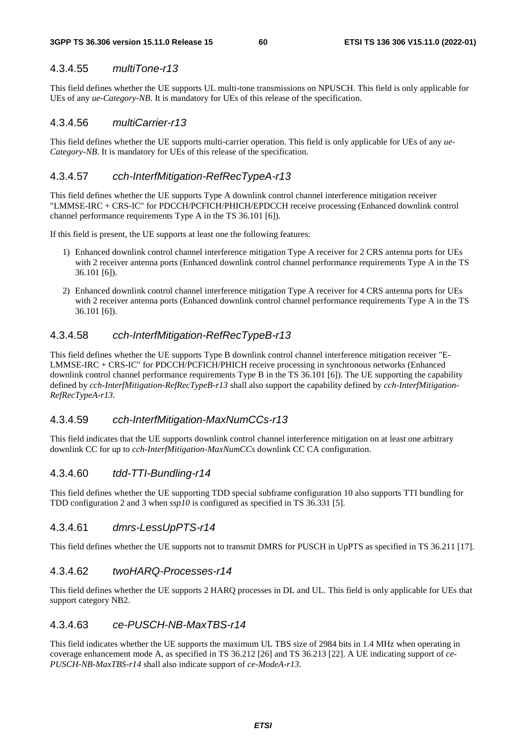#### 4.3.4.55 *multiTone-r13*

This field defines whether the UE supports UL multi-tone transmissions on NPUSCH. This field is only applicable for UEs of any *ue-Category-NB*. It is mandatory for UEs of this release of the specification.

#### 4.3.4.56 *multiCarrier-r13*

This field defines whether the UE supports multi-carrier operation. This field is only applicable for UEs of any *ue-Category-NB*. It is mandatory for UEs of this release of the specification.

#### 4.3.4.57 *cch-InterfMitigation-RefRecTypeA-r13*

This field defines whether the UE supports Type A downlink control channel interference mitigation receiver "LMMSE-IRC + CRS-IC" for PDCCH/PCFICH/PHICH/EPDCCH receive processing (Enhanced downlink control channel performance requirements Type A in the TS 36.101 [6]).

If this field is present, the UE supports at least one the following features:

1) Enhanced downlink control channel interference mitigation Type A receiver for 2 CRS antenna ports for UEs with 2 receiver antenna ports (Enhanced downlink control channel performance requirements Type A in the TS 36.101 [6]).

2) Enhanced downlink control channel interference mitigation Type A receiver for 4 CRS antenna ports for UEs with 2 receiver antenna ports (Enhanced downlink control channel performance requirements Type A in the TS 36.101 [6]).

#### 4.3.4.58 *cch-InterfMitigation-RefRecTypeB-r13*

This field defines whether the UE supports Type B downlink control channel interference mitigation receiver "E-LMMSE-IRC + CRS-IC" for PDCCH/PCFICH/PHICH receive processing in synchronous networks (Enhanced downlink control channel performance requirements Type B in the TS 36.101 [6]). The UE supporting the capability defined by *cch-InterfMitigation-RefRecTypeB-r13* shall also support the capability defined by *cch-InterfMitigation-RefRecTypeA-r13*.

#### 4.3.4.59 *cch-InterfMitigation-MaxNumCCs-r13*

This field indicates that the UE supports downlink control channel interference mitigation on at least one arbitrary downlink CC for up to *cch-InterfMitigation-MaxNumCCs* downlink CC CA configuration.

#### 4.3.4.60 *tdd-TTI-Bundling-r14*

This field defines whether the UE supporting TDD special subframe configuration 10 also supports TTI bundling for TDD configuration 2 and 3 when *ssp10* is configured as specified in TS 36.331 [5].

#### 4.3.4.61 *dmrs-LessUpPTS-r14*

This field defines whether the UE supports not to transmit DMRS for PUSCH in UpPTS as specified in TS 36.211 [17].

#### 4.3.4.62 *twoHARQ-Processes-r14*

This field defines whether the UE supports 2 HARQ processes in DL and UL. This field is only applicable for UEs that support category NB2.

#### 4.3.4.63 *ce-PUSCH-NB-MaxTBS-r14*

This field indicates whether the UE supports the maximum UL TBS size of 2984 bits in 1.4 MHz when operating in coverage enhancement mode A, as specified in TS 36.212 [26] and TS 36.213 [22]. A UE indicating support of *ce-PUSCH-NB-MaxTBS-r14* shall also indicate support of *ce-ModeA-r13*.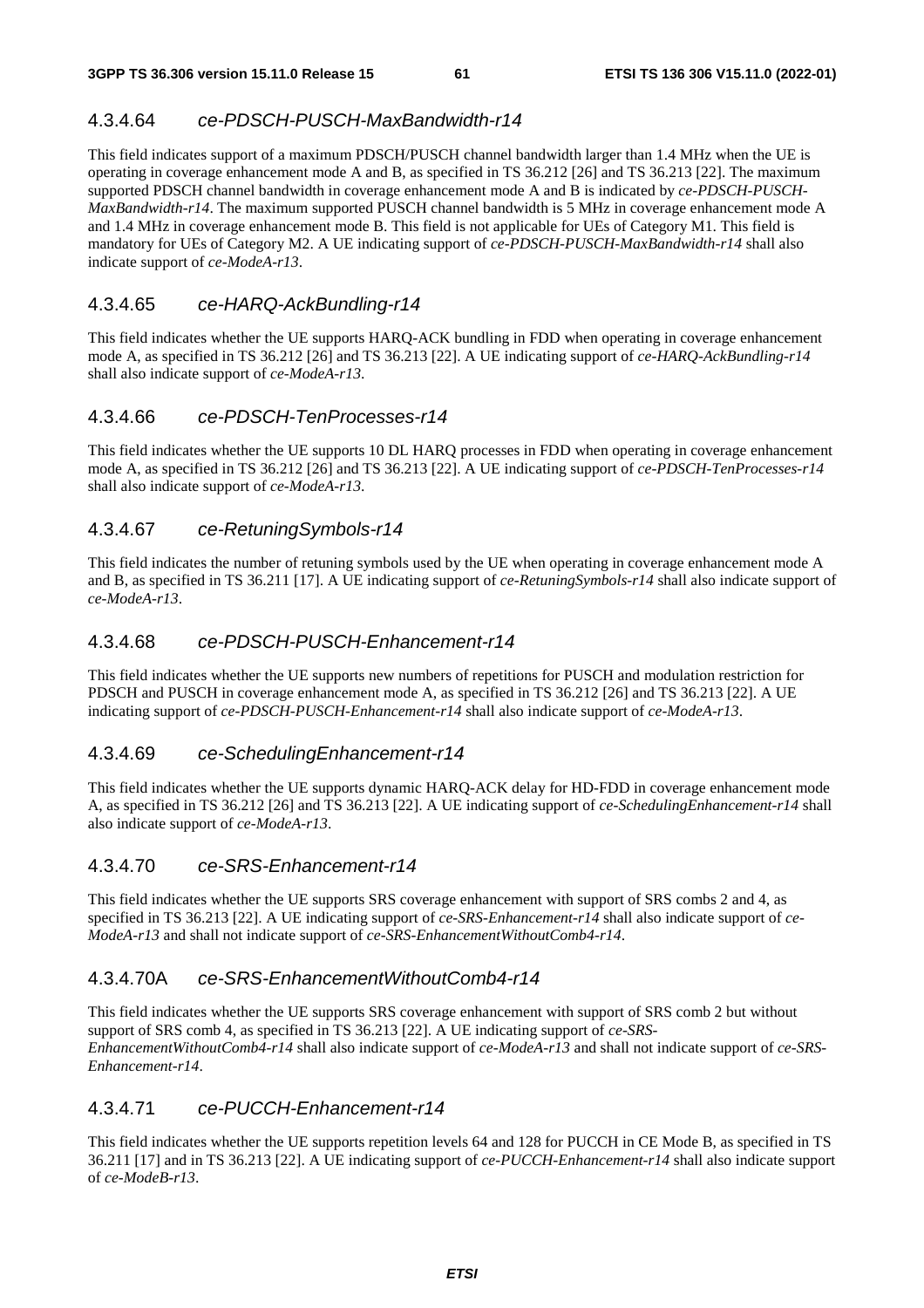#### 4.3.4.64 *ce-PDSCH-PUSCH-MaxBandwidth-r14*

This field indicates support of a maximum PDSCH/PUSCH channel bandwidth larger than 1.4 MHz when the UE is operating in coverage enhancement mode A and B, as specified in TS 36.212 [26] and TS 36.213 [22]. The maximum supported PDSCH channel bandwidth in coverage enhancement mode A and B is indicated by *ce-PDSCH-PUSCH-MaxBandwidth-r14*. The maximum supported PUSCH channel bandwidth is 5 MHz in coverage enhancement mode A and 1.4 MHz in coverage enhancement mode B. This field is not applicable for UEs of Category M1. This field is mandatory for UEs of Category M2. A UE indicating support of *ce-PDSCH-PUSCH-MaxBandwidth-r14* shall also indicate support of *ce-ModeA-r13*.

#### 4.3.4.65 *ce-HARQ-AckBundling-r14*

This field indicates whether the UE supports HARQ-ACK bundling in FDD when operating in coverage enhancement mode A, as specified in TS 36.212 [26] and TS 36.213 [22]. A UE indicating support of *ce-HARQ-AckBundling-r14* shall also indicate support of *ce-ModeA-r13*.

#### 4.3.4.66 *ce-PDSCH-TenProcesses-r14*

This field indicates whether the UE supports 10 DL HARQ processes in FDD when operating in coverage enhancement mode A, as specified in TS 36.212 [26] and TS 36.213 [22]. A UE indicating support of *ce-PDSCH-TenProcesses-r14* shall also indicate support of *ce-ModeA-r13*.

#### 4.3.4.67 *ce-RetuningSymbols-r14*

This field indicates the number of retuning symbols used by the UE when operating in coverage enhancement mode A and B, as specified in TS 36.211 [17]. A UE indicating support of *ce-RetuningSymbols-r14* shall also indicate support of *ce-ModeA-r13*.

#### 4.3.4.68 *ce-PDSCH-PUSCH-Enhancement-r14*

This field indicates whether the UE supports new numbers of repetitions for PUSCH and modulation restriction for PDSCH and PUSCH in coverage enhancement mode A, as specified in TS 36.212 [26] and TS 36.213 [22]. A UE indicating support of *ce-PDSCH-PUSCH-Enhancement-r14* shall also indicate support of *ce-ModeA-r13*.

#### 4.3.4.69 *ce-SchedulingEnhancement-r14*

This field indicates whether the UE supports dynamic HARQ-ACK delay for HD-FDD in coverage enhancement mode A, as specified in TS 36.212 [26] and TS 36.213 [22]. A UE indicating support of *ce-SchedulingEnhancement-r14* shall also indicate support of *ce-ModeA-r13*.

#### 4.3.4.70 *ce-SRS-Enhancement-r14*

This field indicates whether the UE supports SRS coverage enhancement with support of SRS combs 2 and 4, as specified in TS 36.213 [22]. A UE indicating support of *ce-SRS-Enhancement-r14* shall also indicate support of *ce-ModeA-r13* and shall not indicate support of *ce-SRS-EnhancementWithoutComb4-r14*.

#### 4.3.4.70A *ce-SRS-EnhancementWithoutComb4-r14*

This field indicates whether the UE supports SRS coverage enhancement with support of SRS comb 2 but without support of SRS comb 4, as specified in TS 36.213 [22]. A UE indicating support of *ce-SRS-EnhancementWithoutComb4-r14* shall also indicate support of *ce-ModeA-r13* and shall not indicate support of *ce-SRS-Enhancement-r14*.

#### 4.3.4.71 *ce-PUCCH-Enhancement-r14*

This field indicates whether the UE supports repetition levels 64 and 128 for PUCCH in CE Mode B, as specified in TS 36.211 [17] and in TS 36.213 [22]. A UE indicating support of *ce-PUCCH-Enhancement-r14* shall also indicate support of *ce-ModeB-r13*.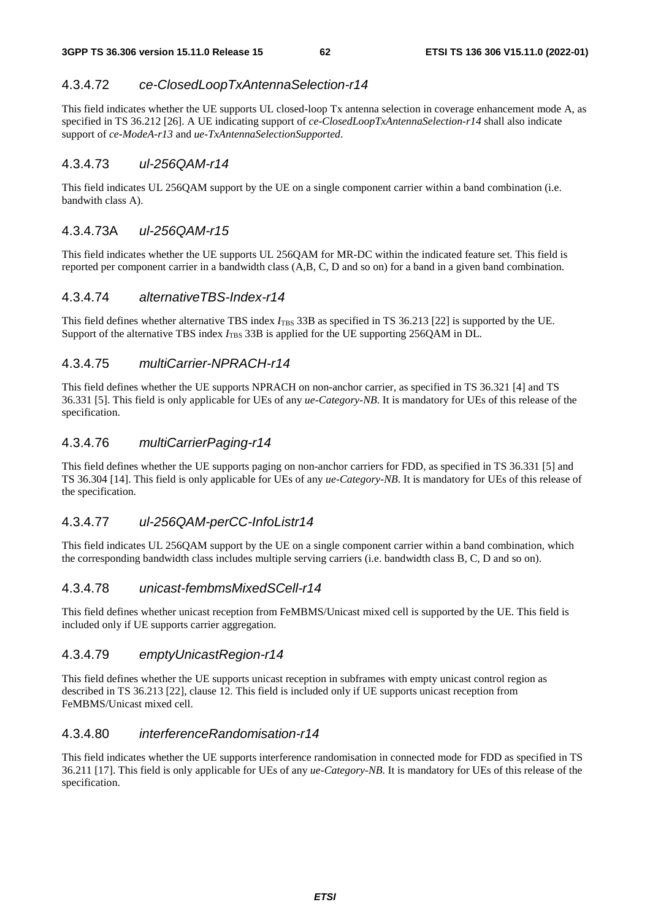#### 4.3.4.72 *ce-ClosedLoopTxAntennaSelection-r14*

This field indicates whether the UE supports UL closed-loop Tx antenna selection in coverage enhancement mode A, as specified in TS 36.212 [26]. A UE indicating support of *ce-ClosedLoopTxAntennaSelection-r14* shall also indicate support of *ce-ModeA-r13* and *ue-TxAntennaSelectionSupported*.

#### 4.3.4.73 *ul-256QAM-r14*

This field indicates UL 256QAM support by the UE on a single component carrier within a band combination (i.e. bandwith class A).

#### 4.3.4.73A *ul-256QAM-r15*

This field indicates whether the UE supports UL 256QAM for MR-DC within the indicated feature set. This field is reported per component carrier in a bandwidth class (A,B, C, D and so on) for a band in a given band combination.

#### 4.3.4.74 *alternativeTBS-Index-r14*

This field defines whether alternative TBS index $I_{TBS}$ 33B as specified in TS 36.213 [22] is supported by the UE. Support of the alternative TBS index $I_{TBS}$ 33B is applied for the UE supporting 256QAM in DL.

#### 4.3.4.75 *multiCarrier-NPRACH-r14*

This field defines whether the UE supports NPRACH on non-anchor carrier, as specified in TS 36.321 [4] and TS 36.331 [5]. This field is only applicable for UEs of any *ue-Category-NB*. It is mandatory for UEs of this release of the specification.

#### 4.3.4.76 *multiCarrierPaging-r14*

This field defines whether the UE supports paging on non-anchor carriers for FDD, as specified in TS 36.331 [5] and TS 36.304 [14]. This field is only applicable for UEs of any *ue-Category-NB*. It is mandatory for UEs of this release of the specification.

#### 4.3.4.77 *ul-256QAM-perCC-InfoListr14*

This field indicates UL 256QAM support by the UE on a single component carrier within a band combination, which the corresponding bandwidth class includes multiple serving carriers (i.e. bandwidth class B, C, D and so on).

#### 4.3.4.78 *unicast-fembmsMixedSCell-r14*

This field defines whether unicast reception from FeMBMS/Unicast mixed cell is supported by the UE. This field is included only if UE supports carrier aggregation.

#### 4.3.4.79 *emptyUnicastRegion-r14*

This field defines whether the UE supports unicast reception in subframes with empty unicast control region as described in TS 36.213 [22], clause 12. This field is included only if UE supports unicast reception from FeMBMS/Unicast mixed cell.

#### 4.3.4.80 *interferenceRandomisation-r14*

This field indicates whether the UE supports interference randomisation in connected mode for FDD as specified in TS 36.211 [17]. This field is only applicable for UEs of any *ue-Category-NB*. It is mandatory for UEs of this release of the specification.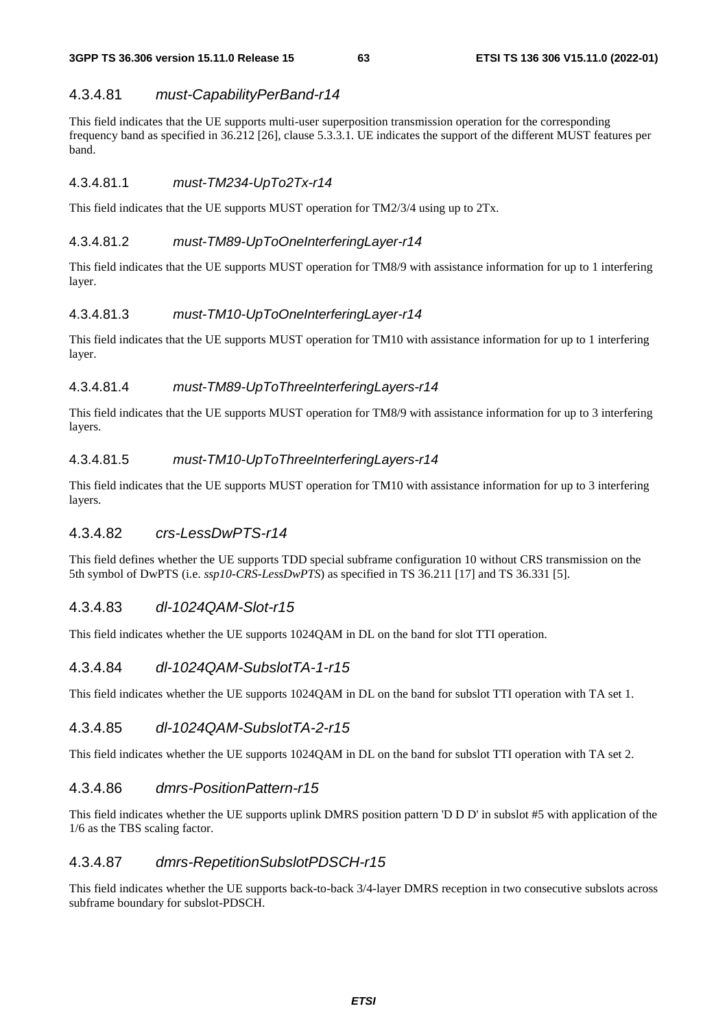#### 4.3.4.81 *must-CapabilityPerBand-r14*

This field indicates that the UE supports multi-user superposition transmission operation for the corresponding frequency band as specified in 36.212 [26], clause 5.3.3.1. UE indicates the support of the different MUST features per band.

##### 4.3.4.81.1 *must-TM234-UpTo2Tx-r14*

This field indicates that the UE supports MUST operation for TM2/3/4 using up to 2Tx.

##### 4.3.4.81.2 *must-TM89-UpToOneInterferingLayer-r14*

This field indicates that the UE supports MUST operation for TM8/9 with assistance information for up to 1 interfering layer.

##### 4.3.4.81.3 *must-TM10-UpToOneInterferingLayer-r14*

This field indicates that the UE supports MUST operation for TM10 with assistance information for up to 1 interfering layer.

##### 4.3.4.81.4 *must-TM89-UpToThreeInterferingLayers-r14*

This field indicates that the UE supports MUST operation for TM8/9 with assistance information for up to 3 interfering layers.

##### 4.3.4.81.5 *must-TM10-UpToThreeInterferingLayers-r14*

This field indicates that the UE supports MUST operation for TM10 with assistance information for up to 3 interfering layers.

#### 4.3.4.82 *crs-LessDwPTS-r14*

This field defines whether the UE supports TDD special subframe configuration 10 without CRS transmission on the 5th symbol of DwPTS (i.e. *ssp10-CRS-LessDwPTS*) as specified in TS 36.211 [17] and TS 36.331 [5].

#### 4.3.4.83 *dl-1024QAM-Slot-r15*

This field indicates whether the UE supports 1024QAM in DL on the band for slot TTI operation.

#### 4.3.4.84 *dl-1024QAM-SubslotTA-1-r15*

This field indicates whether the UE supports 1024QAM in DL on the band for subslot TTI operation with TA set 1.

#### 4.3.4.85 *dl-1024QAM-SubslotTA-2-r15*

This field indicates whether the UE supports 1024QAM in DL on the band for subslot TTI operation with TA set 2.

#### 4.3.4.86 *dmrs-PositionPattern-r15*

This field indicates whether the UE supports uplink DMRS position pattern 'D D D' in subslot #5 with application of the 1/6 as the TBS scaling factor.

#### 4.3.4.87 *dmrs-RepetitionSubslotPDSCH-r15*

This field indicates whether the UE supports back-to-back 3/4-layer DMRS reception in two consecutive subslots across subframe boundary for subslot-PDSCH.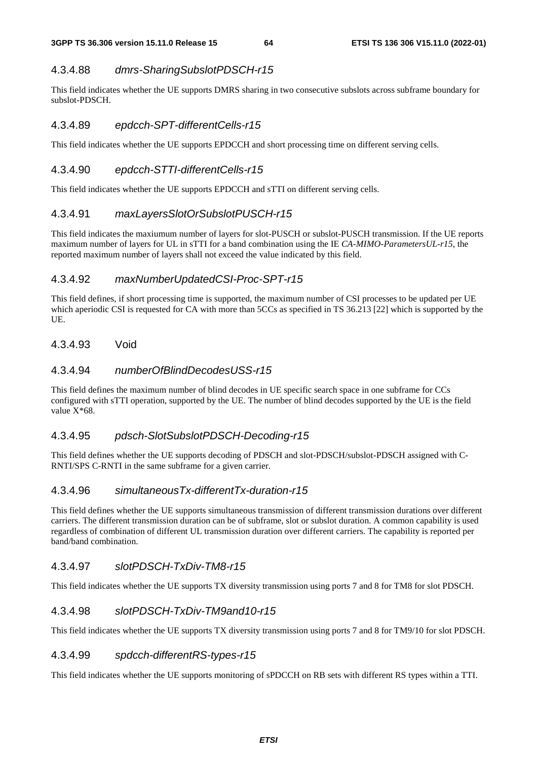#### 4.3.4.88 *dmrs-SharingSubslotPDSCH-r15*

This field indicates whether the UE supports DMRS sharing in two consecutive subslots across subframe boundary for subslot-PDSCH.

#### 4.3.4.89 *epdcch-SPT-differentCells-r15*

This field indicates whether the UE supports EPDCCH and short processing time on different serving cells.

#### 4.3.4.90 *epdcch-STTI-differentCells-r15*

This field indicates whether the UE supports EPDCCH and sTTI on different serving cells.

#### 4.3.4.91 *maxLayersSlotOrSubslotPUSCH-r15*

This field indicates the maxiumum number of layers for slot-PUSCH or subslot-PUSCH transmission. If the UE reports maximum number of layers for UL in sTTI for a band combination using the IE *CA-MIMO-ParametersUL-r15*, the reported maximum number of layers shall not exceed the value indicated by this field.

#### 4.3.4.92 *maxNumberUpdatedCSI-Proc-SPT-r15*

This field defines, if short processing time is supported, the maximum number of CSI processes to be updated per UE which aperiodic CSI is requested for CA with more than 5CCs as specified in TS 36.213 [22] which is supported by the UE.

#### 4.3.4.93 Void

#### 4.3.4.94 *numberOfBlindDecodesUSS-r15*

This field defines the maximum number of blind decodes in UE specific search space in one subframe for CCs configured with sTTI operation, supported by the UE. The number of blind decodes supported by the UE is the field value X*68.

#### 4.3.4.95 *pdsch-SlotSubslotPDSCH-Decoding-r15*

This field defines whether the UE supports decoding of PDSCH and slot-PDSCH/subslot-PDSCH assigned with C-RNTI/SPS C-RNTI in the same subframe for a given carrier.

#### 4.3.4.96 *simultaneousTx-differentTx-duration-r15*

This field defines whether the UE supports simultaneous transmission of different transmission durations over different carriers. The different transmission duration can be of subframe, slot or subslot duration. A common capability is used regardless of combination of different UL transmission duration over different carriers. The capability is reported per band/band combination.

#### 4.3.4.97 *slotPDSCH-TxDiv-TM8-r15*

This field indicates whether the UE supports TX diversity transmission using ports 7 and 8 for TM8 for slot PDSCH.

#### 4.3.4.98 *slotPDSCH-TxDiv-TM9and10-r15*

This field indicates whether the UE supports TX diversity transmission using ports 7 and 8 for TM9/10 for slot PDSCH.

#### 4.3.4.99 *spdcch-differentRS-types-r15*

This field indicates whether the UE supports monitoring of sPDCCH on RB sets with different RS types within a TTI.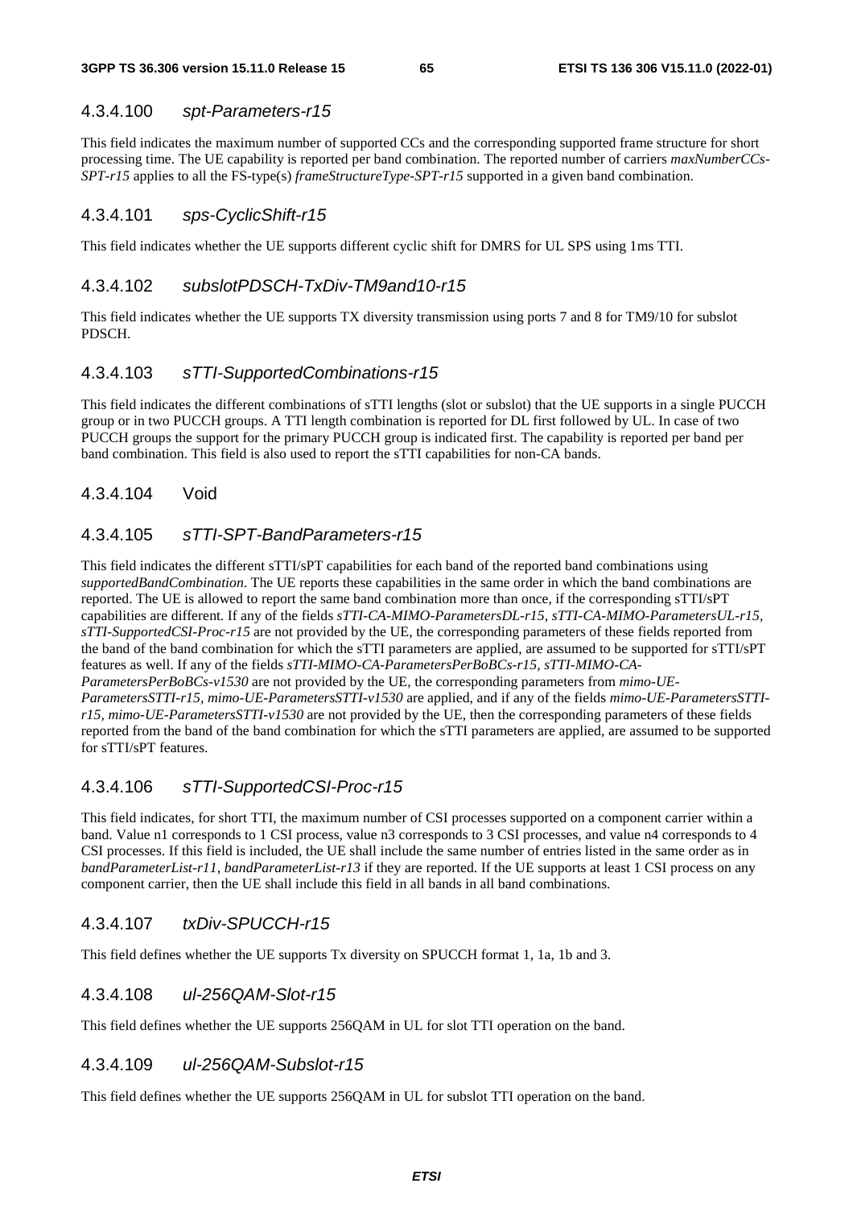#### 4.3.4.100 *spt-Parameters-r15*

This field indicates the maximum number of supported CCs and the corresponding supported frame structure for short processing time. The UE capability is reported per band combination. The reported number of carriers *maxNumberCCs-SPT-r15* applies to all the FS-type(s) *frameStructureType-SPT-r15* supported in a given band combination.

#### 4.3.4.101 *sps-CyclicShift-r15*

This field indicates whether the UE supports different cyclic shift for DMRS for UL SPS using 1ms TTI.

#### 4.3.4.102 *subslotPDSCH-TxDiv-TM9and10-r15*

This field indicates whether the UE supports TX diversity transmission using ports 7 and 8 for TM9/10 for subslot PDSCH.

#### 4.3.4.103 *sTTI-SupportedCombinations-r15*

This field indicates the different combinations of sTTI lengths (slot or subslot) that the UE supports in a single PUCCH group or in two PUCCH groups. A TTI length combination is reported for DL first followed by UL. In case of two PUCCH groups the support for the primary PUCCH group is indicated first. The capability is reported per band per band combination. This field is also used to report the sTTI capabilities for non-CA bands.

#### 4.3.4.104 Void

#### 4.3.4.105 *sTTI-SPT-BandParameters-r15*

This field indicates the different sTTI/sPT capabilities for each band of the reported band combinations using *supportedBandCombination*. The UE reports these capabilities in the same order in which the band combinations are reported. The UE is allowed to report the same band combination more than once, if the corresponding sTTI/sPT capabilities are different. If any of the fields *sTTI-CA-MIMO-ParametersDL-r15, sTTI-CA-MIMO-ParametersUL-r15, sTTI-SupportedCSI-Proc-r15* are not provided by the UE, the corresponding parameters of these fields reported from the band of the band combination for which the sTTI parameters are applied, are assumed to be supported for sTTI/sPT features as well. If any of the fields *sTTI-MIMO-CA-ParametersPerBoBCs-r15, sTTI-MIMO-CA-ParametersPerBoBCs-v1530* are not provided by the UE, the corresponding parameters from *mimo-UE-ParametersSTTI-r15, mimo-UE-ParametersSTTI-v1530* are applied, and if any of the fields *mimo-UE-ParametersSTTI-r15, mimo-UE-ParametersSTTI-v1530* are not provided by the UE, then the corresponding parameters of these fields reported from the band of the band combination for which the sTTI parameters are applied, are assumed to be supported for sTTI/sPT features.

#### 4.3.4.106 *sTTI-SupportedCSI-Proc-r15*

This field indicates, for short TTI, the maximum number of CSI processes supported on a component carrier within a band. Value n1 corresponds to 1 CSI process, value n3 corresponds to 3 CSI processes, and value n4 corresponds to 4 CSI processes. If this field is included, the UE shall include the same number of entries listed in the same order as in *bandParameterList-r11, bandParameterList-r13* if they are reported. If the UE supports at least 1 CSI process on any component carrier, then the UE shall include this field in all bands in all band combinations.

#### 4.3.4.107 *txDiv-SPUCCH-r15*

This field defines whether the UE supports Tx diversity on SPUCCH format 1, 1a, 1b and 3.

#### 4.3.4.108 *ul-256QAM-Slot-r15*

This field defines whether the UE supports 256QAM in UL for slot TTI operation on the band.

#### 4.3.4.109 *ul-256QAM-Subslot-r15*

This field defines whether the UE supports 256QAM in UL for subslot TTI operation on the band.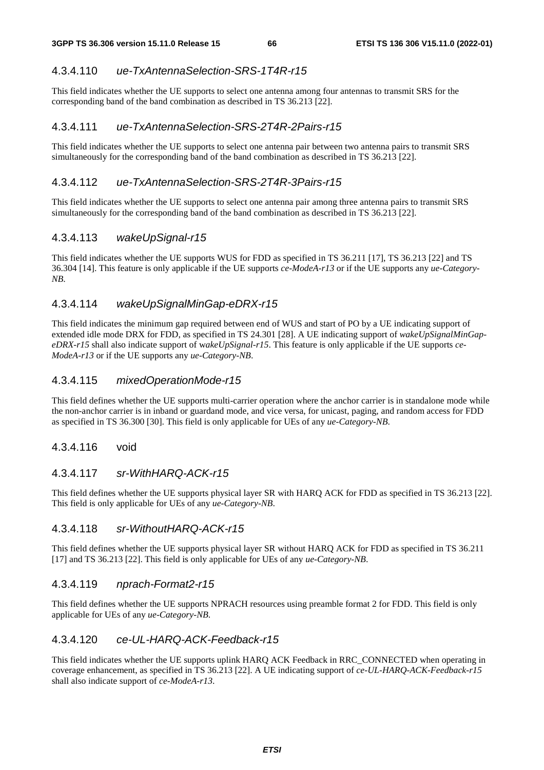#### 4.3.4.110 *ue-TxAntennaSelection-SRS-1T4R-r15*

This field indicates whether the UE supports to select one antenna among four antennas to transmit SRS for the corresponding band of the band combination as described in TS 36.213 [22].

#### 4.3.4.111 *ue-TxAntennaSelection-SRS-2T4R-2Pairs-r15*

This field indicates whether the UE supports to select one antenna pair between two antenna pairs to transmit SRS simultaneously for the corresponding band of the band combination as described in TS 36.213 [22].

#### 4.3.4.112 *ue-TxAntennaSelection-SRS-2T4R-3Pairs-r15*

This field indicates whether the UE supports to select one antenna pair among three antenna pairs to transmit SRS simultaneously for the corresponding band of the band combination as described in TS 36.213 [22].

#### 4.3.4.113 *wakeUpSignal-r15*

This field indicates whether the UE supports WUS for FDD as specified in TS 36.211 [17], TS 36.213 [22] and TS 36.304 [14]. This feature is only applicable if the UE supports *ce-ModeA-r13* or if the UE supports any *ue-Category-NB*.

#### 4.3.4.114 *wakeUpSignalMinGap-eDRX-r15*

This field indicates the minimum gap required between end of WUS and start of PO by a UE indicating support of extended idle mode DRX for FDD, as specified in TS 24.301 [28]. A UE indicating support of *wakeUpSignalMinGap-eDRX-r15* shall also indicate support of *wakeUpSignal-r15*. This feature is only applicable if the UE supports *ce-ModeA-r13* or if the UE supports any *ue-Category-NB*.

#### 4.3.4.115 *mixedOperationMode-r15*

This field defines whether the UE supports multi-carrier operation where the anchor carrier is in standalone mode while the non-anchor carrier is in inband or guardand mode, and vice versa, for unicast, paging, and random access for FDD as specified in TS 36.300 [30]. This field is only applicable for UEs of any *ue-Category-NB*.

#### 4.3.4.116 void

#### 4.3.4.117 *sr-WithHARQ-ACK-r15*

This field defines whether the UE supports physical layer SR with HARQ ACK for FDD as specified in TS 36.213 [22]. This field is only applicable for UEs of any *ue-Category-NB*.

#### 4.3.4.118 *sr-WithoutHARQ-ACK-r15*

This field defines whether the UE supports physical layer SR without HARQ ACK for FDD as specified in TS 36.211 [17] and TS 36.213 [22]. This field is only applicable for UEs of any *ue-Category-NB*.

#### 4.3.4.119 *nprach-Format2-r15*

This field defines whether the UE supports NPRACH resources using preamble format 2 for FDD. This field is only applicable for UEs of any *ue-Category-NB*.

#### 4.3.4.120 *ce-UL-HARQ-ACK-Feedback-r15*

This field indicates whether the UE supports uplink HARQ ACK Feedback in RRC_CONNECTED when operating in coverage enhancement, as specified in TS 36.213 [22]. A UE indicating support of *ce-UL-HARQ-ACK-Feedback-r15* shall also indicate support of *ce-ModeA-r13*.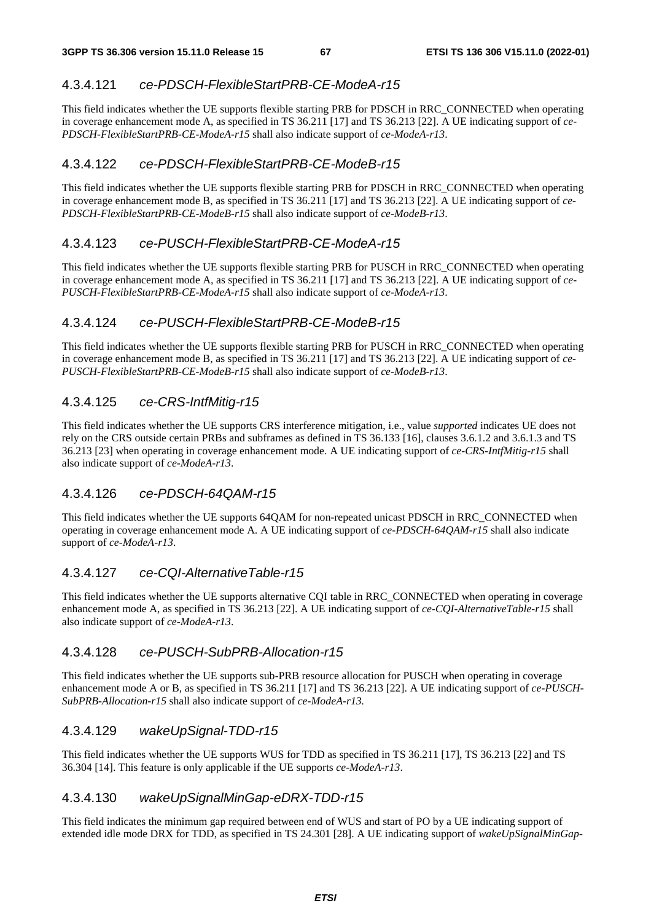#### 4.3.4.121 *ce-PDSCH-FlexibleStartPRB-CE-ModeA-r15*

This field indicates whether the UE supports flexible starting PRB for PDSCH in RRC_CONNECTED when operating in coverage enhancement mode A, as specified in TS 36.211 [17] and TS 36.213 [22]. A UE indicating support of *ce-PDSCH-FlexibleStartPRB-CE-ModeA-r15* shall also indicate support of *ce-ModeA-r13*.

#### 4.3.4.122 *ce-PDSCH-FlexibleStartPRB-CE-ModeB-r15*

This field indicates whether the UE supports flexible starting PRB for PDSCH in RRC_CONNECTED when operating in coverage enhancement mode B, as specified in TS 36.211 [17] and TS 36.213 [22]. A UE indicating support of *ce-PDSCH-FlexibleStartPRB-CE-ModeB-r15* shall also indicate support of *ce-ModeB-r13*.

#### 4.3.4.123 *ce-PUSCH-FlexibleStartPRB-CE-ModeA-r15*

This field indicates whether the UE supports flexible starting PRB for PUSCH in RRC_CONNECTED when operating in coverage enhancement mode A, as specified in TS 36.211 [17] and TS 36.213 [22]. A UE indicating support of *ce-PUSCH-FlexibleStartPRB-CE-ModeA-r15* shall also indicate support of *ce-ModeA-r13*.

#### 4.3.4.124 *ce-PUSCH-FlexibleStartPRB-CE-ModeB-r15*

This field indicates whether the UE supports flexible starting PRB for PUSCH in RRC_CONNECTED when operating in coverage enhancement mode B, as specified in TS 36.211 [17] and TS 36.213 [22]. A UE indicating support of *ce-PUSCH-FlexibleStartPRB-CE-ModeB-r15* shall also indicate support of *ce-ModeB-r13*.

#### 4.3.4.125 *ce-CRS-IntfMitig-r15*

This field indicates whether the UE supports CRS interference mitigation, i.e., value *supported* indicates UE does not rely on the CRS outside certain PRBs and subframes as defined in TS 36.133 [16], clauses 3.6.1.2 and 3.6.1.3 and TS 36.213 [23] when operating in coverage enhancement mode. A UE indicating support of *ce-CRS-IntfMitig-r15* shall also indicate support of *ce-ModeA-r13*.

#### 4.3.4.126 *ce-PDSCH-64QAM-r15*

This field indicates whether the UE supports 64QAM for non-repeated unicast PDSCH in RRC_CONNECTED when operating in coverage enhancement mode A. A UE indicating support of *ce-PDSCH-64QAM-r15* shall also indicate support of *ce-ModeA-r13*.

#### 4.3.4.127 *ce-CQI-AlternativeTable-r15*

This field indicates whether the UE supports alternative CQI table in RRC_CONNECTED when operating in coverage enhancement mode A, as specified in TS 36.213 [22]. A UE indicating support of *ce-CQI-AlternativeTable-r15* shall also indicate support of *ce-ModeA-r13*.

#### 4.3.4.128 *ce-PUSCH-SubPRB-Allocation-r15*

This field indicates whether the UE supports sub-PRB resource allocation for PUSCH when operating in coverage enhancement mode A or B, as specified in TS 36.211 [17] and TS 36.213 [22]. A UE indicating support of *ce-PUSCH-SubPRB-Allocation-r15* shall also indicate support of *ce-ModeA-r13*.

#### 4.3.4.129 *wakeUpSignal-TDD-r15*

This field indicates whether the UE supports WUS for TDD as specified in TS 36.211 [17], TS 36.213 [22] and TS 36.304 [14]. This feature is only applicable if the UE supports *ce-ModeA-r13*.

#### 4.3.4.130 *wakeUpSignalMinGap-eDRX-TDD-r15*

This field indicates the minimum gap required between end of WUS and start of PO by a UE indicating support of extended idle mode DRX for TDD, as specified in TS 24.301 [28]. A UE indicating support of *wakeUpSignalMinGap-*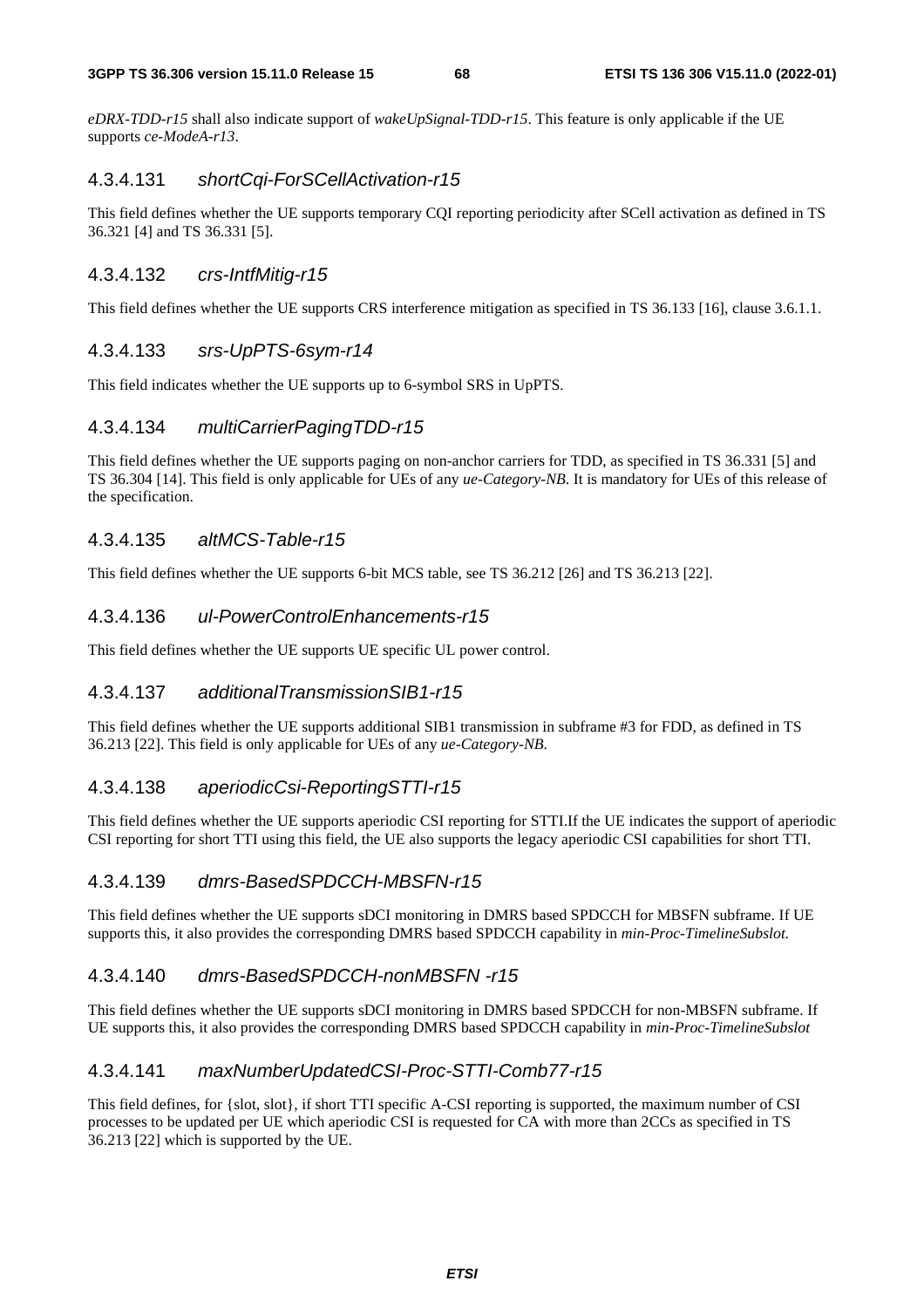*eDRX-TDD-r15* shall also indicate support of *wakeUpSignal-TDD-r15*. This feature is only applicable if the UE supports *ce-ModeA-r13*.

### 4.3.4.131 *shortCqi-ForSCellActivation-r15*

This field defines whether the UE supports temporary CQI reporting periodicity after SCell activation as defined in TS 36.321 [4] and TS 36.331 [5].

### 4.3.4.132 *crs-IntfMitig-r15*

This field defines whether the UE supports CRS interference mitigation as specified in TS 36.133 [16], clause 3.6.1.1.

### 4.3.4.133 *srs-UpPTS-6sym-r14*

This field indicates whether the UE supports up to 6-symbol SRS in UpPTS.

### 4.3.4.134 *multiCarrierPagingTDD-r15*

This field defines whether the UE supports paging on non-anchor carriers for TDD, as specified in TS 36.331 [5] and TS 36.304 [14]. This field is only applicable for UEs of any *ue-Category-NB*. It is mandatory for UEs of this release of the specification.

### 4.3.4.135 *altMCS-Table-r15*

This field defines whether the UE supports 6-bit MCS table, see TS 36.212 [26] and TS 36.213 [22].

### 4.3.4.136 *ul-PowerControlEnhancements-r15*

This field defines whether the UE supports UE specific UL power control.

### 4.3.4.137 *additionalTransmissionSIB1-r15*

This field defines whether the UE supports additional SIB1 transmission in subframe #3 for FDD, as defined in TS 36.213 [22]. This field is only applicable for UEs of any *ue-Category-NB*.

### 4.3.4.138 *aperiodicCsi-ReportingSTTI-r15*

This field defines whether the UE supports aperiodic CSI reporting for STTI.If the UE indicates the support of aperiodic CSI reporting for short TTI using this field, the UE also supports the legacy aperiodic CSI capabilities for short TTI.

### 4.3.4.139 *dmrs-BasedSPDCCH-MBSFN-r15*

This field defines whether the UE supports sDCI monitoring in DMRS based SPDCCH for MBSFN subframe. If UE supports this, it also provides the corresponding DMRS based SPDCCH capability in *min-Proc-TimelineSubslot.*

### 4.3.4.140 *dmrs-BasedSPDCCH-nonMBSFN -r15*

This field defines whether the UE supports sDCI monitoring in DMRS based SPDCCH for non-MBSFN subframe. If UE supports this, it also provides the corresponding DMRS based SPDCCH capability in *min-Proc-TimelineSubslot*

### 4.3.4.141 *maxNumberUpdatedCSI-Proc-STTI-Comb77-r15*

This field defines, for {slot, slot}, if short TTI specific A-CSI reporting is supported, the maximum number of CSI processes to be updated per UE which aperiodic CSI is requested for CA with more than 2CCs as specified in TS 36.213 [22] which is supported by the UE.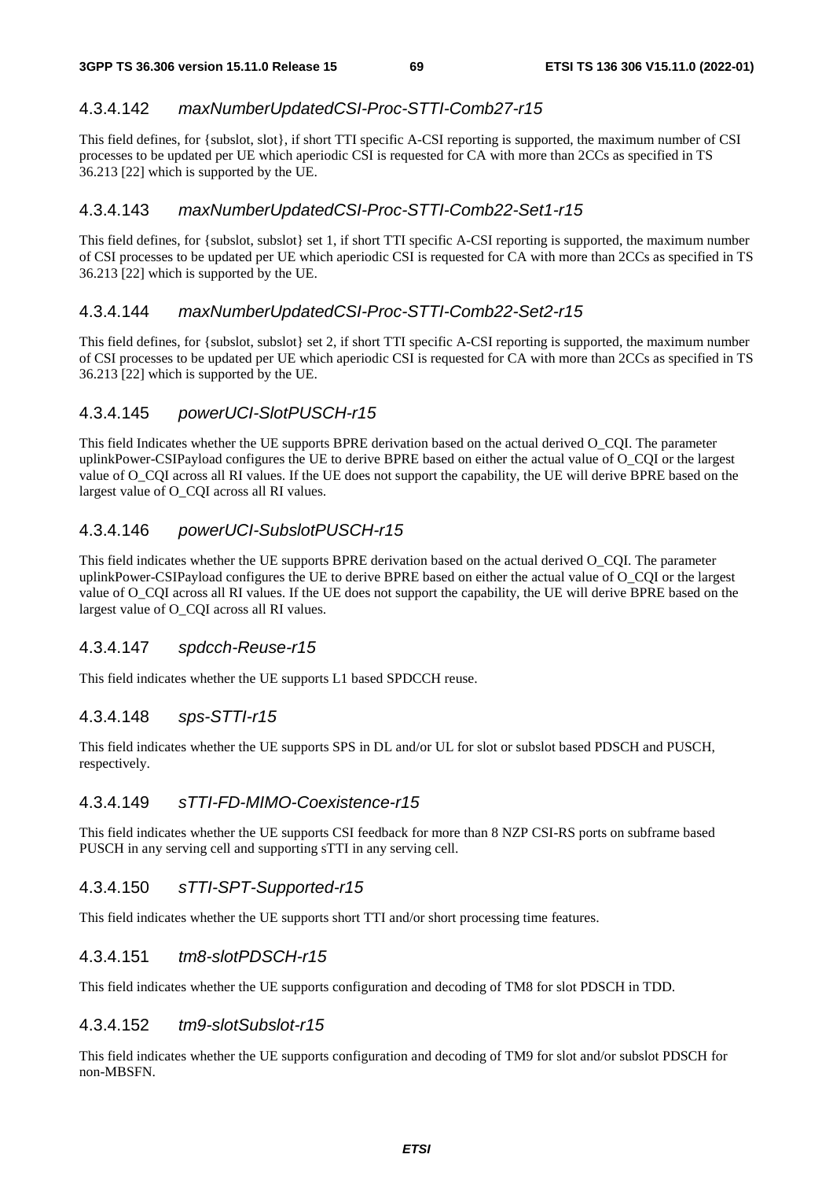#### 4.3.4.142 *maxNumberUpdatedCSI-Proc-STTI-Comb27-r15*

This field defines, for {subslot, slot}, if short TTI specific A-CSI reporting is supported, the maximum number of CSI processes to be updated per UE which aperiodic CSI is requested for CA with more than 2CCs as specified in TS 36.213 [22] which is supported by the UE.

#### 4.3.4.143 *maxNumberUpdatedCSI-Proc-STTI-Comb22-Set1-r15*

This field defines, for {subslot, subslot} set 1, if short TTI specific A-CSI reporting is supported, the maximum number of CSI processes to be updated per UE which aperiodic CSI is requested for CA with more than 2CCs as specified in TS 36.213 [22] which is supported by the UE.

#### 4.3.4.144 *maxNumberUpdatedCSI-Proc-STTI-Comb22-Set2-r15*

This field defines, for {subslot, subslot} set 2, if short TTI specific A-CSI reporting is supported, the maximum number of CSI processes to be updated per UE which aperiodic CSI is requested for CA with more than 2CCs as specified in TS 36.213 [22] which is supported by the UE.

#### 4.3.4.145 *powerUCI-SlotPUSCH-r15*

This field Indicates whether the UE supports BPRE derivation based on the actual derived O_CQI. The parameter uplinkPower-CSIPayload configures the UE to derive BPRE based on either the actual value of O_CQI or the largest value of O_CQI across all RI values. If the UE does not support the capability, the UE will derive BPRE based on the largest value of O_CQI across all RI values.

#### 4.3.4.146 *powerUCI-SubslotPUSCH-r15*

This field indicates whether the UE supports BPRE derivation based on the actual derived O_CQI. The parameter uplinkPower-CSIPayload configures the UE to derive BPRE based on either the actual value of O_CQI or the largest value of O_CQI across all RI values. If the UE does not support the capability, the UE will derive BPRE based on the largest value of O_CQI across all RI values.

#### 4.3.4.147 *spdcch-Reuse-r15*

This field indicates whether the UE supports L1 based SPDCCH reuse.

#### 4.3.4.148 *sps-STTI-r15*

This field indicates whether the UE supports SPS in DL and/or UL for slot or subslot based PDSCH and PUSCH, respectively.

#### 4.3.4.149 *sTTI-FD-MIMO-Coexistence-r15*

This field indicates whether the UE supports CSI feedback for more than 8 NZP CSI-RS ports on subframe based PUSCH in any serving cell and supporting sTTI in any serving cell.

#### 4.3.4.150 *sTTI-SPT-Supported-r15*

This field indicates whether the UE supports short TTI and/or short processing time features.

#### 4.3.4.151 *tm8-slotPDSCH-r15*

This field indicates whether the UE supports configuration and decoding of TM8 for slot PDSCH in TDD.

#### 4.3.4.152 *tm9-slotSubslot-r15*

This field indicates whether the UE supports configuration and decoding of TM9 for slot and/or subslot PDSCH for non-MBSFN.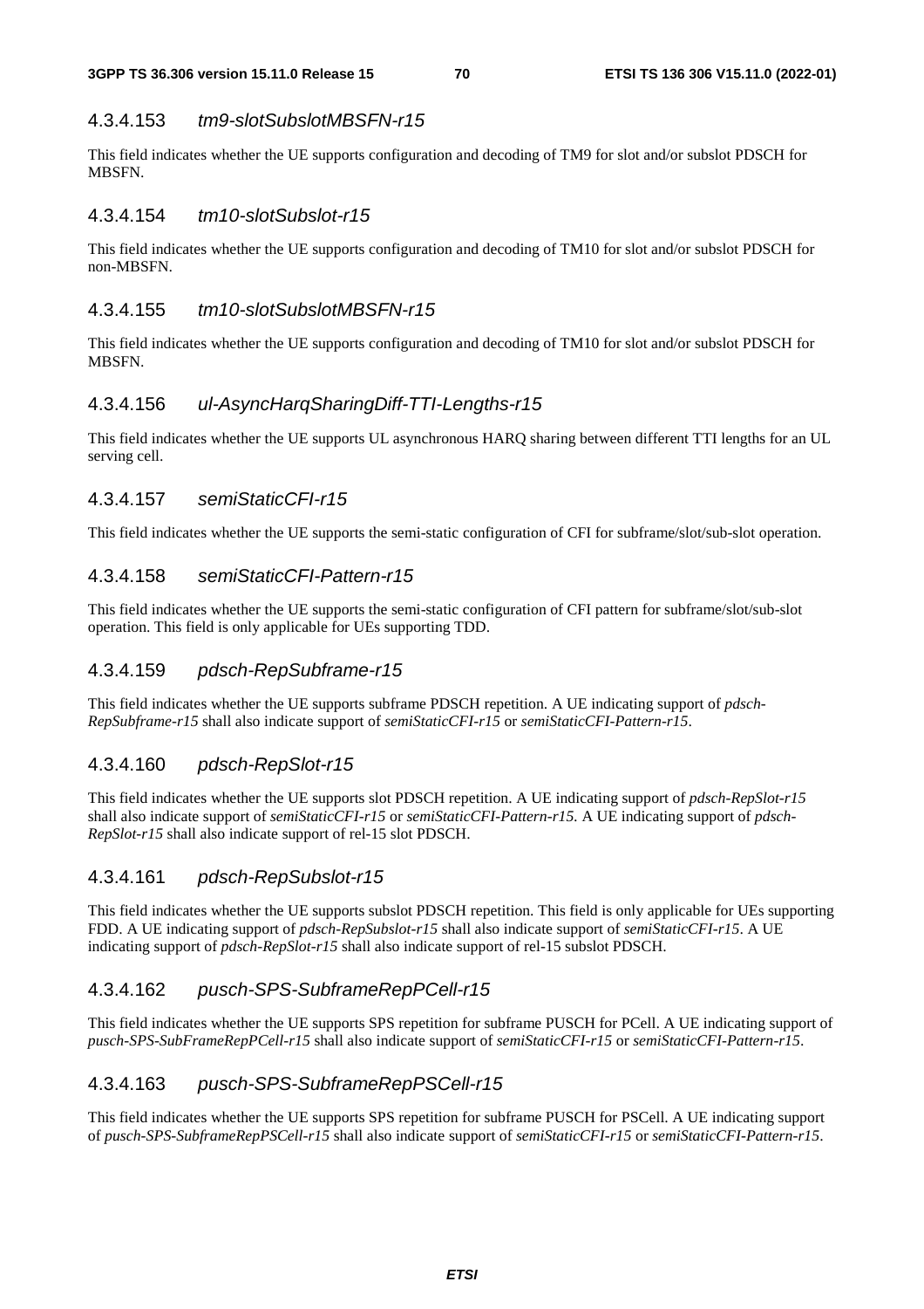#### 4.3.4.153 *tm9-slotSubslotMBSFN-r15*

This field indicates whether the UE supports configuration and decoding of TM9 for slot and/or subslot PDSCH for MBSFN.

#### 4.3.4.154 *tm10-slotSubslot-r15*

This field indicates whether the UE supports configuration and decoding of TM10 for slot and/or subslot PDSCH for non-MBSFN.

#### 4.3.4.155 *tm10-slotSubslotMBSFN-r15*

This field indicates whether the UE supports configuration and decoding of TM10 for slot and/or subslot PDSCH for MBSFN.

#### 4.3.4.156 *ul-AsyncHarqSharingDiff-TTI-Lengths-r15*

This field indicates whether the UE supports UL asynchronous HARQ sharing between different TTI lengths for an UL serving cell.

#### 4.3.4.157 *semiStaticCFI-r15*

This field indicates whether the UE supports the semi-static configuration of CFI for subframe/slot/sub-slot operation.

#### 4.3.4.158 *semiStaticCFI-Pattern-r15*

This field indicates whether the UE supports the semi-static configuration of CFI pattern for subframe/slot/sub-slot operation. This field is only applicable for UEs supporting TDD.

#### 4.3.4.159 *pdsch-RepSubframe-r15*

This field indicates whether the UE supports subframe PDSCH repetition. A UE indicating support of *pdsch-RepSubframe-r15* shall also indicate support of *semiStaticCFI-r15* or *semiStaticCFI-Pattern-r15*.

#### 4.3.4.160 *pdsch-RepSlot-r15*

This field indicates whether the UE supports slot PDSCH repetition. A UE indicating support of *pdsch-RepSlot-r15* shall also indicate support of *semiStaticCFI-r15* or *semiStaticCFI-Pattern-r15.* A UE indicating support of *pdsch-RepSlot-r15* shall also indicate support of rel-15 slot PDSCH.

#### 4.3.4.161 *pdsch-RepSubslot-r15*

This field indicates whether the UE supports subslot PDSCH repetition. This field is only applicable for UEs supporting FDD. A UE indicating support of *pdsch-RepSubslot-r15* shall also indicate support of *semiStaticCFI-r15*. A UE indicating support of *pdsch-RepSlot-r15* shall also indicate support of rel-15 subslot PDSCH.

#### 4.3.4.162 *pusch-SPS-SubframeRepPCell-r15*

This field indicates whether the UE supports SPS repetition for subframe PUSCH for PCell. A UE indicating support of *pusch-SPS-SubFrameRepPCell-r15* shall also indicate support of *semiStaticCFI-r15* or *semiStaticCFI-Pattern-r15*.

#### 4.3.4.163 *pusch-SPS-SubframeRepPSCell-r15*

This field indicates whether the UE supports SPS repetition for subframe PUSCH for PSCell. A UE indicating support of *pusch-SPS-SubframeRepPSCell-r15* shall also indicate support of *semiStaticCFI-r15* or *semiStaticCFI-Pattern-r15*.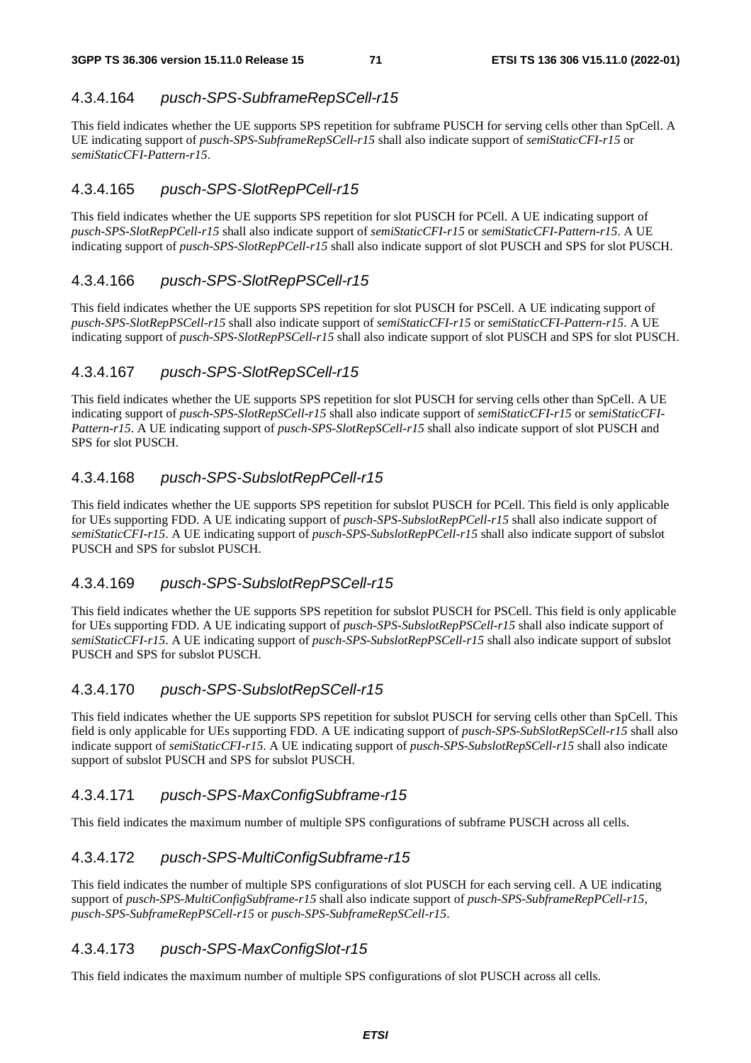#### 4.3.4.164 *pusch-SPS-SubframeRepSCell-r15*

This field indicates whether the UE supports SPS repetition for subframe PUSCH for serving cells other than SpCell. A UE indicating support of *pusch-SPS-SubframeRepSCell-r15* shall also indicate support of *semiStaticCFI-r15* or *semiStaticCFI-Pattern-r15*.

#### 4.3.4.165 *pusch-SPS-SlotRepPCell-r15*

This field indicates whether the UE supports SPS repetition for slot PUSCH for PCell. A UE indicating support of *pusch-SPS-SlotRepPCell-r15* shall also indicate support of *semiStaticCFI-r15* or *semiStaticCFI-Pattern-r15*. A UE indicating support of *pusch-SPS-SlotRepPCell-r15* shall also indicate support of slot PUSCH and SPS for slot PUSCH.

#### 4.3.4.166 *pusch-SPS-SlotRepPSCell-r15*

This field indicates whether the UE supports SPS repetition for slot PUSCH for PSCell. A UE indicating support of *pusch-SPS-SlotRepPSCell-r15* shall also indicate support of *semiStaticCFI-r15* or *semiStaticCFI-Pattern-r15*. A UE indicating support of *pusch-SPS-SlotRepPSCell-r15* shall also indicate support of slot PUSCH and SPS for slot PUSCH.

#### 4.3.4.167 *pusch-SPS-SlotRepSCell-r15*

This field indicates whether the UE supports SPS repetition for slot PUSCH for serving cells other than SpCell. A UE indicating support of *pusch-SPS-SlotRepSCell-r15* shall also indicate support of *semiStaticCFI-r15* or *semiStaticCFI-Pattern-r15*. A UE indicating support of *pusch-SPS-SlotRepSCell-r15* shall also indicate support of slot PUSCH and SPS for slot PUSCH.

#### 4.3.4.168 *pusch-SPS-SubslotRepPCell-r15*

This field indicates whether the UE supports SPS repetition for subslot PUSCH for PCell. This field is only applicable for UEs supporting FDD. A UE indicating support of *pusch-SPS-SubslotRepPCell-r15* shall also indicate support of *semiStaticCFI-r15*. A UE indicating support of *pusch-SPS-SubslotRepPCell-r15* shall also indicate support of subslot PUSCH and SPS for subslot PUSCH.

#### 4.3.4.169 *pusch-SPS-SubslotRepPSCell-r15*

This field indicates whether the UE supports SPS repetition for subslot PUSCH for PSCell. This field is only applicable for UEs supporting FDD. A UE indicating support of *pusch-SPS-SubslotRepPSCell-r15* shall also indicate support of *semiStaticCFI-r15*. A UE indicating support of *pusch-SPS-SubslotRepPSCell-r15* shall also indicate support of subslot PUSCH and SPS for subslot PUSCH.

#### 4.3.4.170 *pusch-SPS-SubslotRepSCell-r15*

This field indicates whether the UE supports SPS repetition for subslot PUSCH for serving cells other than SpCell. This field is only applicable for UEs supporting FDD. A UE indicating support of *pusch-SPS-SubSlotRepSCell-r15* shall also indicate support of *semiStaticCFI-r15*. A UE indicating support of *pusch-SPS-SubslotRepSCell-r15* shall also indicate support of subslot PUSCH and SPS for subslot PUSCH.

#### 4.3.4.171 *pusch-SPS-MaxConfigSubframe-r15*

This field indicates the maximum number of multiple SPS configurations of subframe PUSCH across all cells.

#### 4.3.4.172 *pusch-SPS-MultiConfigSubframe-r15*

This field indicates the number of multiple SPS configurations of slot PUSCH for each serving cell. A UE indicating support of *pusch-SPS-MultiConfigSubframe-r15* shall also indicate support of *pusch-SPS-SubframeRepPCell-r15*, *pusch-SPS-SubframeRepPSCell-r15* or *pusch-SPS-SubframeRepSCell-r15*.

#### 4.3.4.173 *pusch-SPS-MaxConfigSlot-r15*

This field indicates the maximum number of multiple SPS configurations of slot PUSCH across all cells.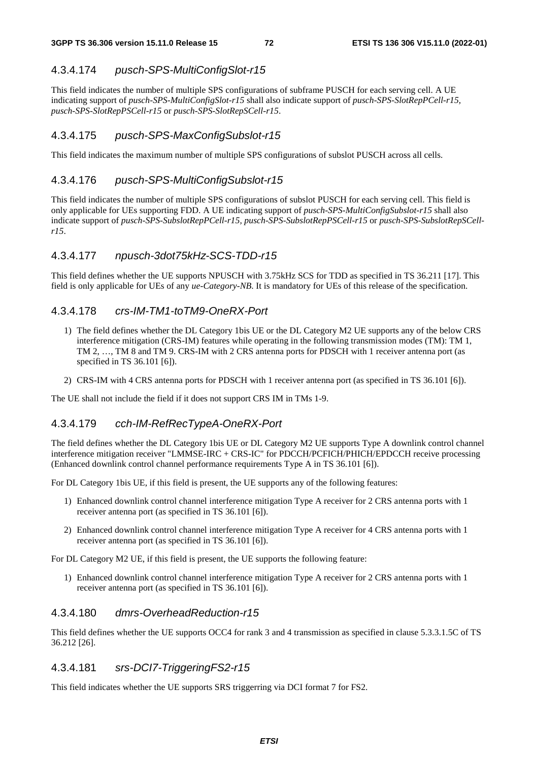#### 4.3.4.174 *pusch-SPS-MultiConfigSlot-r15*

This field indicates the number of multiple SPS configurations of subframe PUSCH for each serving cell. A UE indicating support of *pusch-SPS-MultiConfigSlot-r15* shall also indicate support of *pusch-SPS-SlotRepPCell-r15, pusch-SPS-SlotRepPSCell-r15* or *pusch-SPS-SlotRepSCell-r15*.

#### 4.3.4.175 *pusch-SPS-MaxConfigSubslot-r15*

This field indicates the maximum number of multiple SPS configurations of subslot PUSCH across all cells.

#### 4.3.4.176 *pusch-SPS-MultiConfigSubslot-r15*

This field indicates the number of multiple SPS configurations of subslot PUSCH for each serving cell. This field is only applicable for UEs supporting FDD. A UE indicating support of *pusch-SPS-MultiConfigSubslot-r15* shall also indicate support of *pusch-SPS-SubslotRepPCell-r15, pusch-SPS-SubslotRepPSCell-r15* or *pusch-SPS-SubslotRepSCell-r15*.

#### 4.3.4.177 *npusch-3dot75kHz-SCS-TDD-r15*

This field defines whether the UE supports NPUSCH with 3.75kHz SCS for TDD as specified in TS 36.211 [17]. This field is only applicable for UEs of any *ue-Category-NB*. It is mandatory for UEs of this release of the specification.

#### 4.3.4.178 *crs-IM-TM1-toTM9-OneRX-Port*

1) The field defines whether the DL Category 1bis UE or the DL Category M2 UE supports any of the below CRS interference mitigation (CRS-IM) features while operating in the following transmission modes (TM): TM 1, TM 2, …, TM 8 and TM 9. CRS-IM with 2 CRS antenna ports for PDSCH with 1 receiver antenna port (as specified in TS 36.101 [6]).

2) CRS-IM with 4 CRS antenna ports for PDSCH with 1 receiver antenna port (as specified in TS 36.101 [6]).

The UE shall not include the field if it does not support CRS IM in TMs 1-9.

#### 4.3.4.179 *cch-IM-RefRecTypeA-OneRX-Port*

The field defines whether the DL Category 1bis UE or DL Category M2 UE supports Type A downlink control channel interference mitigation receiver "LMMSE-IRC + CRS-IC" for PDCCH/PCFICH/PHICH/EPDCCH receive processing (Enhanced downlink control channel performance requirements Type A in TS 36.101 [6]).

For DL Category 1bis UE, if this field is present, the UE supports any of the following features:

1) Enhanced downlink control channel interference mitigation Type A receiver for 2 CRS antenna ports with 1 receiver antenna port (as specified in TS 36.101 [6]).

2) Enhanced downlink control channel interference mitigation Type A receiver for 4 CRS antenna ports with 1 receiver antenna port (as specified in TS 36.101 [6]).

For DL Category M2 UE, if this field is present, the UE supports the following feature:

1) Enhanced downlink control channel interference mitigation Type A receiver for 2 CRS antenna ports with 1 receiver antenna port (as specified in TS 36.101 [6]).

#### 4.3.4.180 *dmrs-OverheadReduction-r15*

This field defines whether the UE supports OCC4 for rank 3 and 4 transmission as specified in clause 5.3.3.1.5C of TS 36.212 [26].

#### 4.3.4.181 *srs-DCI7-TriggeringFS2-r15*

This field indicates whether the UE supports SRS triggerring via DCI format 7 for FS2.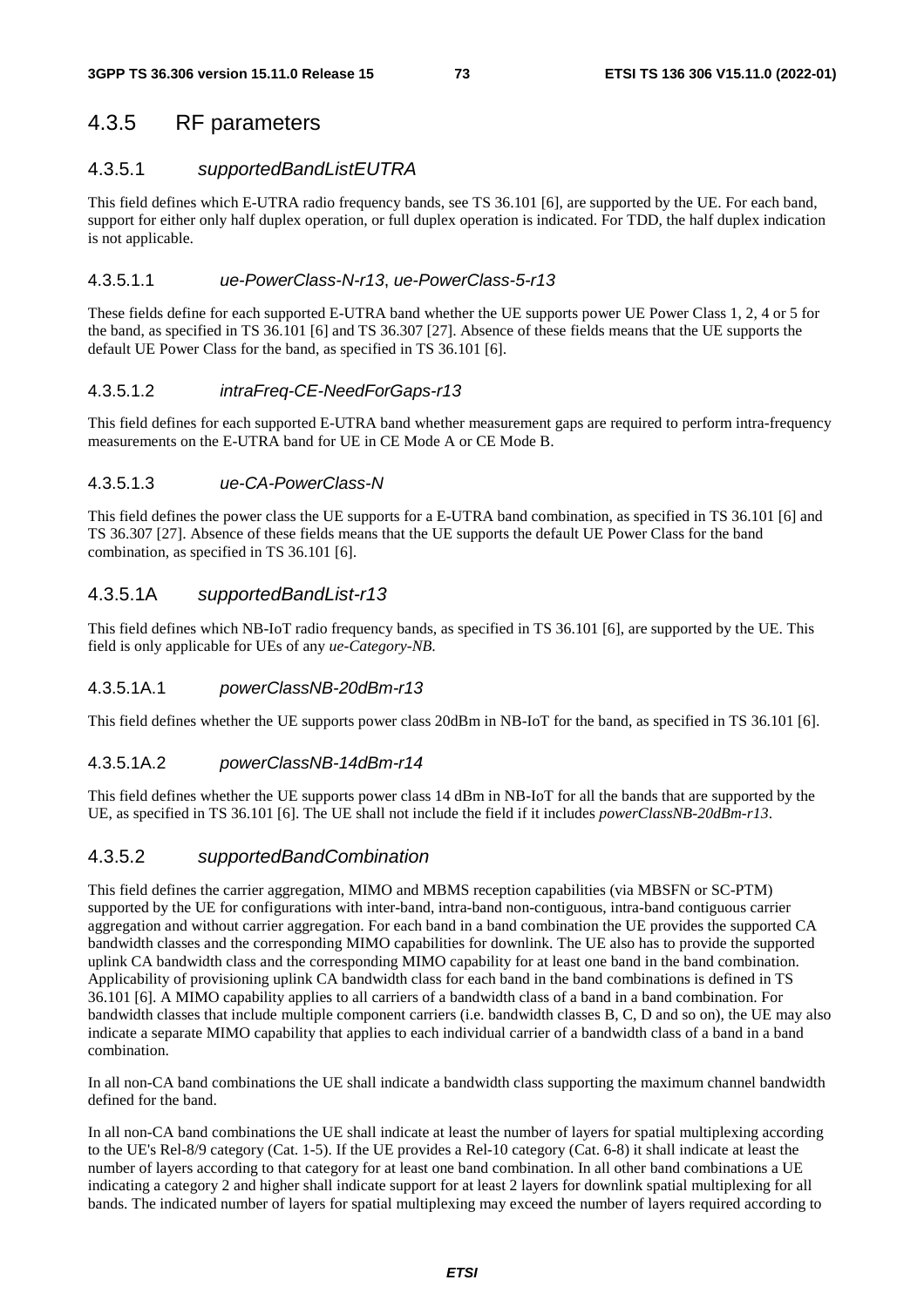## 4.3.5 RF parameters

### 4.3.5.1 *supportedBandListEUTRA*

This field defines which E-UTRA radio frequency bands, see TS 36.101 [6], are supported by the UE. For each band, support for either only half duplex operation, or full duplex operation is indicated. For TDD, the half duplex indication is not applicable.

#### 4.3.5.1.1 *ue-PowerClass-N-r13*, *ue-PowerClass-5-r13*

These fields define for each supported E-UTRA band whether the UE supports power UE Power Class 1, 2, 4 or 5 for the band, as specified in TS 36.101 [6] and TS 36.307 [27]. Absence of these fields means that the UE supports the default UE Power Class for the band, as specified in TS 36.101 [6].

#### 4.3.5.1.2 *intraFreq-CE-NeedForGaps-r13*

This field defines for each supported E-UTRA band whether measurement gaps are required to perform intra-frequency measurements on the E-UTRA band for UE in CE Mode A or CE Mode B.

#### 4.3.5.1.3 *ue-CA-PowerClass-N*

This field defines the power class the UE supports for a E-UTRA band combination, as specified in TS 36.101 [6] and TS 36.307 [27]. Absence of these fields means that the UE supports the default UE Power Class for the band combination, as specified in TS 36.101 [6].

### 4.3.5.1A *supportedBandList-r13*

This field defines which NB-IoT radio frequency bands, as specified in TS 36.101 [6], are supported by the UE. This field is only applicable for UEs of any *ue-Category-NB*.

#### 4.3.5.1A.1 *powerClassNB-20dBm-r13*

This field defines whether the UE supports power class 20dBm in NB-IoT for the band, as specified in TS 36.101 [6].

#### 4.3.5.1A.2 *powerClassNB-14dBm-r14*

This field defines whether the UE supports power class 14 dBm in NB-IoT for all the bands that are supported by the UE, as specified in TS 36.101 [6]. The UE shall not include the field if it includes *powerClassNB-20dBm-r13*.

### 4.3.5.2 *supportedBandCombination*

This field defines the carrier aggregation, MIMO and MBMS reception capabilities (via MBSFN or SC-PTM) supported by the UE for configurations with inter-band, intra-band non-contiguous, intra-band contiguous carrier aggregation and without carrier aggregation. For each band in a band combination the UE provides the supported CA bandwidth classes and the corresponding MIMO capabilities for downlink. The UE also has to provide the supported uplink CA bandwidth class and the corresponding MIMO capability for at least one band in the band combination. Applicability of provisioning uplink CA bandwidth class for each band in the band combinations is defined in TS 36.101 [6]. A MIMO capability applies to all carriers of a bandwidth class of a band in a band combination. For bandwidth classes that include multiple component carriers (i.e. bandwidth classes B, C, D and so on), the UE may also indicate a separate MIMO capability that applies to each individual carrier of a bandwidth class of a band in a band combination.

In all non-CA band combinations the UE shall indicate a bandwidth class supporting the maximum channel bandwidth defined for the band.

In all non-CA band combinations the UE shall indicate at least the number of layers for spatial multiplexing according to the UE's Rel-8/9 category (Cat. 1-5). If the UE provides a Rel-10 category (Cat. 6-8) it shall indicate at least the number of layers according to that category for at least one band combination. In all other band combinations a UE indicating a category 2 and higher shall indicate support for at least 2 layers for downlink spatial multiplexing for all bands. The indicated number of layers for spatial multiplexing may exceed the number of layers required according to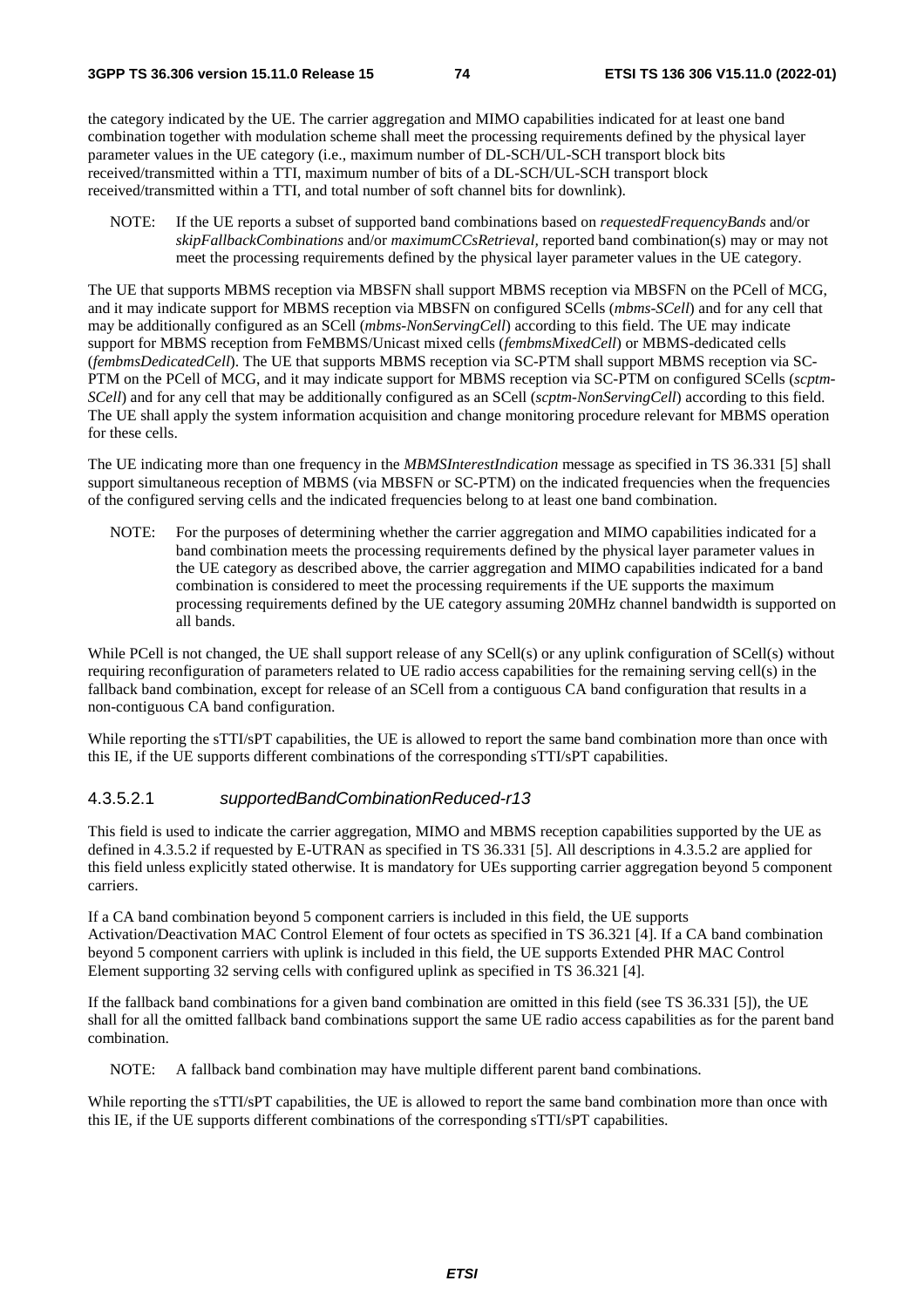the category indicated by the UE. The carrier aggregation and MIMO capabilities indicated for at least one band combination together with modulation scheme shall meet the processing requirements defined by the physical layer parameter values in the UE category (i.e., maximum number of DL-SCH/UL-SCH transport block bits received/transmitted within a TTI, maximum number of bits of a DL-SCH/UL-SCH transport block received/transmitted within a TTI, and total number of soft channel bits for downlink).

NOTE: If the UE reports a subset of supported band combinations based on *requestedFrequencyBands* and/or *skipFallbackCombinations* and/or *maximumCCsRetrieval*, reported band combination(s) may or may not meet the processing requirements defined by the physical layer parameter values in the UE category.

The UE that supports MBMS reception via MBSFN shall support MBMS reception via MBSFN on the PCell of MCG, and it may indicate support for MBMS reception via MBSFN on configured SCells (*mbms-SCell*) and for any cell that may be additionally configured as an SCell (*mbms-NonServingCell*) according to this field. The UE may indicate support for MBMS reception from FeMBMS/Unicast mixed cells (*fembmsMixedCell*) or MBMS-dedicated cells (*fembmsDedicatedCell*). The UE that supports MBMS reception via SC-PTM shall support MBMS reception via SC-PTM on the PCell of MCG, and it may indicate support for MBMS reception via SC-PTM on configured SCells (*scptm-SCell*) and for any cell that may be additionally configured as an SCell (*scptm-NonServingCell*) according to this field. The UE shall apply the system information acquisition and change monitoring procedure relevant for MBMS operation for these cells.

The UE indicating more than one frequency in the *MBMSInterestIndication* message as specified in TS 36.331 [5] shall support simultaneous reception of MBMS (via MBSFN or SC-PTM) on the indicated frequencies when the frequencies of the configured serving cells and the indicated frequencies belong to at least one band combination.

NOTE: For the purposes of determining whether the carrier aggregation and MIMO capabilities indicated for a band combination meets the processing requirements defined by the physical layer parameter values in the UE category as described above, the carrier aggregation and MIMO capabilities indicated for a band combination is considered to meet the processing requirements if the UE supports the maximum processing requirements defined by the UE category assuming 20MHz channel bandwidth is supported on all bands.

While PCell is not changed, the UE shall support release of any SCell(s) or any uplink configuration of SCell(s) without requiring reconfiguration of parameters related to UE radio access capabilities for the remaining serving cell(s) in the fallback band combination, except for release of an SCell from a contiguous CA band configuration that results in a non-contiguous CA band configuration.

While reporting the sTTI/sPT capabilities, the UE is allowed to report the same band combination more than once with this IE, if the UE supports different combinations of the corresponding sTTI/sPT capabilities.

#### 4.3.5.2.1 *supportedBandCombinationReduced-r13*

This field is used to indicate the carrier aggregation, MIMO and MBMS reception capabilities supported by the UE as defined in 4.3.5.2 if requested by E-UTRAN as specified in TS 36.331 [5]. All descriptions in 4.3.5.2 are applied for this field unless explicitly stated otherwise. It is mandatory for UEs supporting carrier aggregation beyond 5 component carriers.

If a CA band combination beyond 5 component carriers is included in this field, the UE supports Activation/Deactivation MAC Control Element of four octets as specified in TS 36.321 [4]. If a CA band combination beyond 5 component carriers with uplink is included in this field, the UE supports Extended PHR MAC Control Element supporting 32 serving cells with configured uplink as specified in TS 36.321 [4].

If the fallback band combinations for a given band combination are omitted in this field (see TS 36.331 [5]), the UE shall for all the omitted fallback band combinations support the same UE radio access capabilities as for the parent band combination.

NOTE: A fallback band combination may have multiple different parent band combinations.

While reporting the sTTI/sPT capabilities, the UE is allowed to report the same band combination more than once with this IE, if the UE supports different combinations of the corresponding sTTI/sPT capabilities.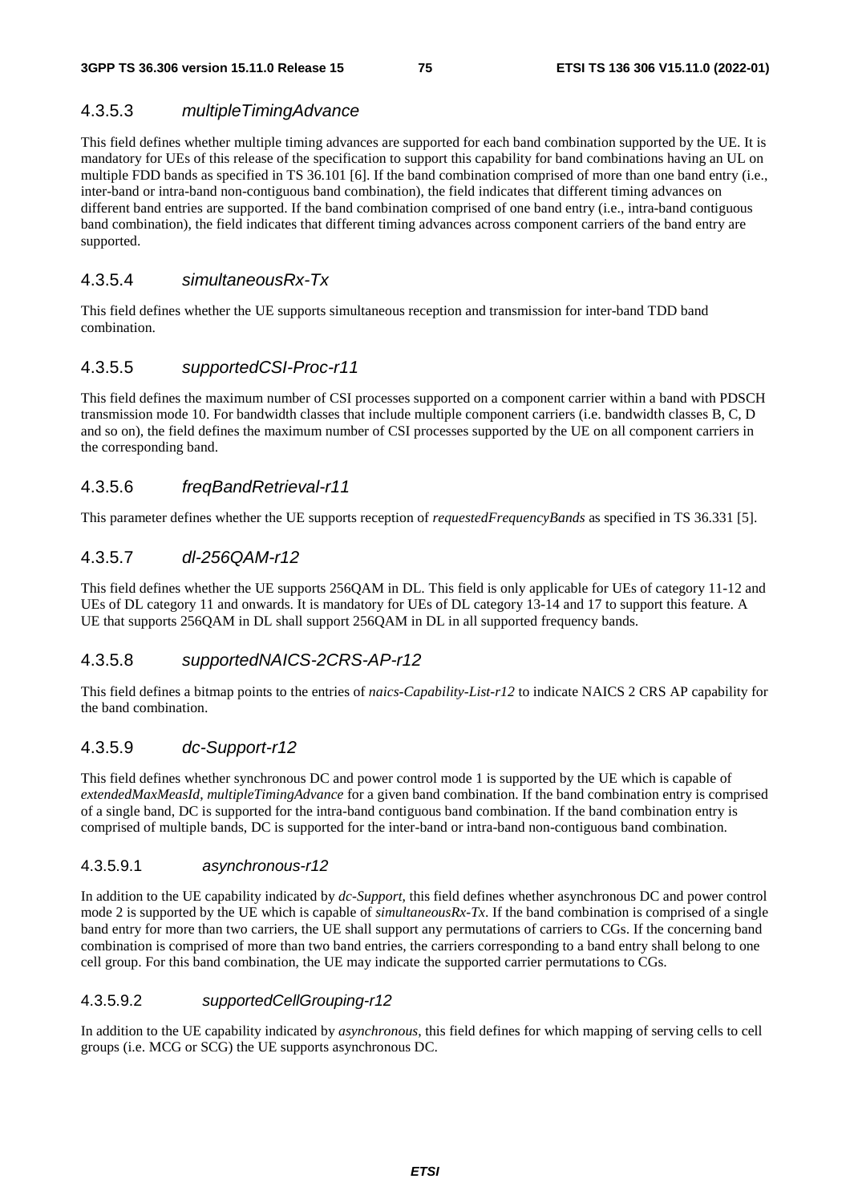### 4.3.5.3 *multipleTimingAdvance*

This field defines whether multiple timing advances are supported for each band combination supported by the UE. It is mandatory for UEs of this release of the specification to support this capability for band combinations having an UL on multiple FDD bands as specified in TS 36.101 [6]. If the band combination comprised of more than one band entry (i.e., inter-band or intra-band non-contiguous band combination), the field indicates that different timing advances on different band entries are supported. If the band combination comprised of one band entry (i.e., intra-band contiguous band combination), the field indicates that different timing advances across component carriers of the band entry are supported.

### 4.3.5.4 *simultaneousRx-Tx*

This field defines whether the UE supports simultaneous reception and transmission for inter-band TDD band combination.

### 4.3.5.5 *supportedCSI-Proc-r11*

This field defines the maximum number of CSI processes supported on a component carrier within a band with PDSCH transmission mode 10. For bandwidth classes that include multiple component carriers (i.e. bandwidth classes B, C, D and so on), the field defines the maximum number of CSI processes supported by the UE on all component carriers in the corresponding band.

### 4.3.5.6 *freqBandRetrieval-r11*

This parameter defines whether the UE supports reception of *requestedFrequencyBands* as specified in TS 36.331 [5].

### 4.3.5.7 *dl-256QAM-r12*

This field defines whether the UE supports 256QAM in DL. This field is only applicable for UEs of category 11-12 and UEs of DL category 11 and onwards. It is mandatory for UEs of DL category 13-14 and 17 to support this feature. A UE that supports 256QAM in DL shall support 256QAM in DL in all supported frequency bands.

### 4.3.5.8 *supportedNAICS-2CRS-AP-r12*

This field defines a bitmap points to the entries of *naics-Capability-List-r12* to indicate NAICS 2 CRS AP capability for the band combination.

### 4.3.5.9 *dc-Support-r12*

This field defines whether synchronous DC and power control mode 1 is supported by the UE which is capable of *extendedMaxMeasId*, *multipleTimingAdvance* for a given band combination. If the band combination entry is comprised of a single band, DC is supported for the intra-band contiguous band combination. If the band combination entry is comprised of multiple bands, DC is supported for the inter-band or intra-band non-contiguous band combination.

#### 4.3.5.9.1 *asynchronous-r12*

In addition to the UE capability indicated by *dc-Support*, this field defines whether asynchronous DC and power control mode 2 is supported by the UE which is capable of *simultaneousRx-Tx*. If the band combination is comprised of a single band entry for more than two carriers, the UE shall support any permutations of carriers to CGs. If the concerning band combination is comprised of more than two band entries, the carriers corresponding to a band entry shall belong to one cell group. For this band combination, the UE may indicate the supported carrier permutations to CGs.

#### 4.3.5.9.2 *supportedCellGrouping-r12*

In addition to the UE capability indicated by *asynchronous*, this field defines for which mapping of serving cells to cell groups (i.e. MCG or SCG) the UE supports asynchronous DC.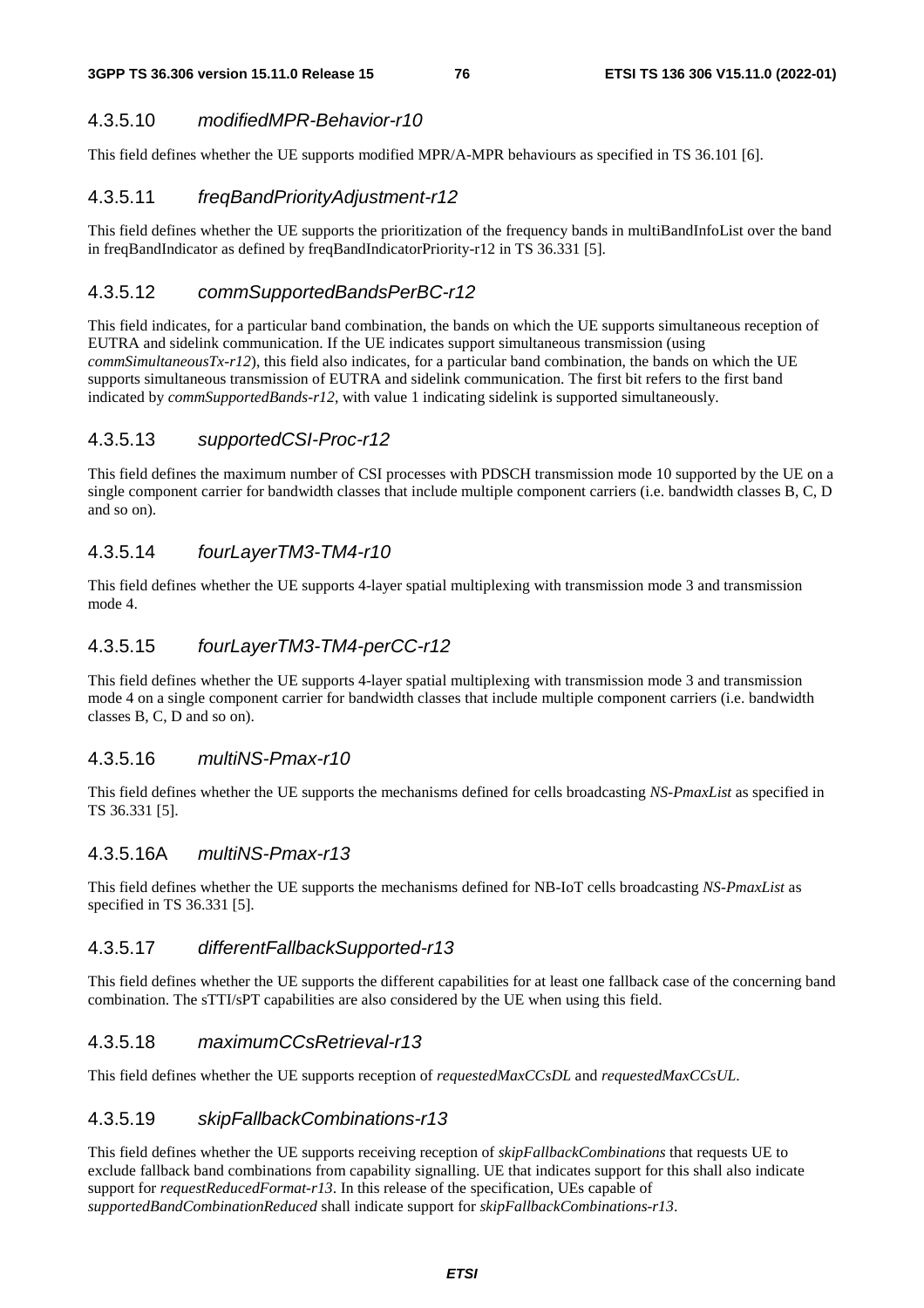#### 4.3.5.10 *modifiedMPR-Behavior-r10*

This field defines whether the UE supports modified MPR/A-MPR behaviours as specified in TS 36.101 [6].

#### 4.3.5.11 *freqBandPriorityAdjustment-r12*

This field defines whether the UE supports the prioritization of the frequency bands in multiBandInfoList over the band in freqBandIndicator as defined by freqBandIndicatorPriority-r12 in TS 36.331 [5].

#### 4.3.5.12 *commSupportedBandsPerBC-r12*

This field indicates, for a particular band combination, the bands on which the UE supports simultaneous reception of EUTRA and sidelink communication. If the UE indicates support simultaneous transmission (using *commSimultaneousTx-r12*), this field also indicates, for a particular band combination, the bands on which the UE supports simultaneous transmission of EUTRA and sidelink communication. The first bit refers to the first band indicated by *commSupportedBands-r12*, with value 1 indicating sidelink is supported simultaneously.

#### 4.3.5.13 *supportedCSI-Proc-r12*

This field defines the maximum number of CSI processes with PDSCH transmission mode 10 supported by the UE on a single component carrier for bandwidth classes that include multiple component carriers (i.e. bandwidth classes B, C, D and so on).

#### 4.3.5.14 *fourLayerTM3-TM4-r10*

This field defines whether the UE supports 4-layer spatial multiplexing with transmission mode 3 and transmission mode 4.

#### 4.3.5.15 *fourLayerTM3-TM4-perCC-r12*

This field defines whether the UE supports 4-layer spatial multiplexing with transmission mode 3 and transmission mode 4 on a single component carrier for bandwidth classes that include multiple component carriers (i.e. bandwidth classes B, C, D and so on).

#### 4.3.5.16 *multiNS-Pmax-r10*

This field defines whether the UE supports the mechanisms defined for cells broadcasting *NS-PmaxList* as specified in TS 36.331 [5].

#### 4.3.5.16A *multiNS-Pmax-r13*

This field defines whether the UE supports the mechanisms defined for NB-IoT cells broadcasting *NS-PmaxList* as specified in TS 36.331 [5].

#### 4.3.5.17 *differentFallbackSupported-r13*

This field defines whether the UE supports the different capabilities for at least one fallback case of the concerning band combination. The sTTI/sPT capabilities are also considered by the UE when using this field.

#### 4.3.5.18 *maximumCCsRetrieval-r13*

This field defines whether the UE supports reception of *requestedMaxCCsDL* and *requestedMaxCCsUL*.

#### 4.3.5.19 *skipFallbackCombinations-r13*

This field defines whether the UE supports receiving reception of *skipFallbackCombinations* that requests UE to exclude fallback band combinations from capability signalling. UE that indicates support for this shall also indicate support for *requestReducedFormat-r13*. In this release of the specification, UEs capable of *supportedBandCombinationReduced* shall indicate support for *skipFallbackCombinations-r13*.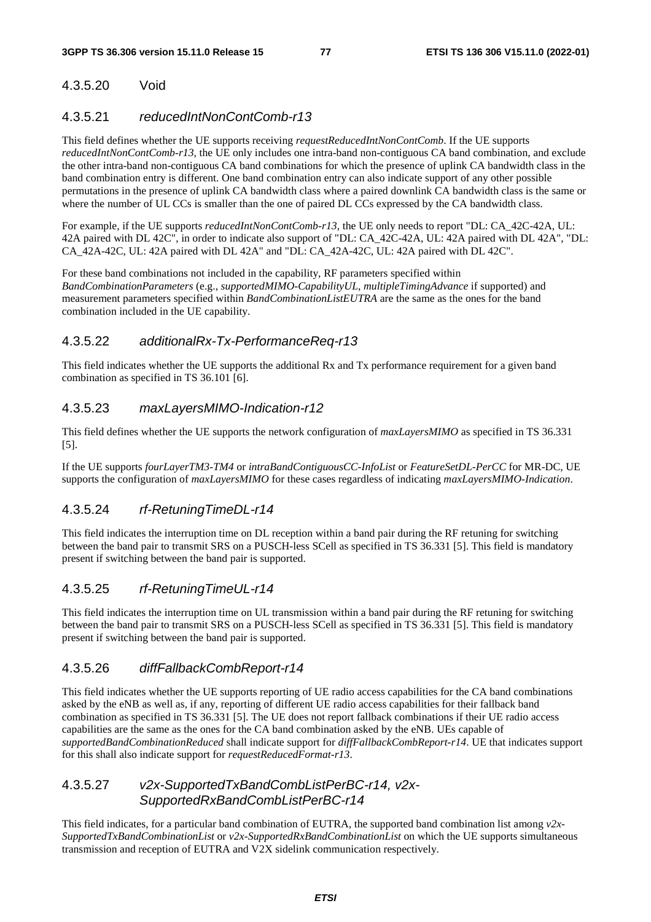#### 4.3.5.20 Void

#### 4.3.5.21 *reducedIntNonContComb-r13*

This field defines whether the UE supports receiving *requestReducedIntNonContComb*. If the UE supports *reducedIntNonContComb-r13,* the UE only includes one intra-band non-contiguous CA band combination, and exclude the other intra-band non-contiguous CA band combinations for which the presence of uplink CA bandwidth class in the band combination entry is different. One band combination entry can also indicate support of any other possible permutations in the presence of uplink CA bandwidth class where a paired downlink CA bandwidth class is the same or where the number of UL CCs is smaller than the one of paired DL CCs expressed by the CA bandwidth class.

For example, if the UE supports *reducedIntNonContComb-r13*, the UE only needs to report "DL: CA_42C-42A, UL: 42A paired with DL 42C", in order to indicate also support of "DL: CA_42C-42A, UL: 42A paired with DL 42A", "DL: CA_42A-42C, UL: 42A paired with DL 42A" and "DL: CA_42A-42C, UL: 42A paired with DL 42C".

For these band combinations not included in the capability, RF parameters specified within *BandCombinationParameters* (e.g., *supportedMIMO-CapabilityUL, multipleTimingAdvance* if supported) and measurement parameters specified within *BandCombinationListEUTRA* are the same as the ones for the band combination included in the UE capability.

#### 4.3.5.22 *additionalRx-Tx-PerformanceReq-r13*

This field indicates whether the UE supports the additional Rx and Tx performance requirement for a given band combination as specified in TS 36.101 [6].

#### 4.3.5.23 *maxLayersMIMO-Indication-r12*

This field defines whether the UE supports the network configuration of *maxLayersMIMO* as specified in TS 36.331 [5].

If the UE supports *fourLayerTM3-TM4* or *intraBandContiguousCC-InfoList* or *FeatureSetDL-PerCC* for MR-DC, UE supports the configuration of *maxLayersMIMO* for these cases regardless of indicating *maxLayersMIMO-Indication*.

#### 4.3.5.24 *rf-RetuningTimeDL-r14*

This field indicates the interruption time on DL reception within a band pair during the RF retuning for switching between the band pair to transmit SRS on a PUSCH-less SCell as specified in TS 36.331 [5]. This field is mandatory present if switching between the band pair is supported.

#### 4.3.5.25 *rf-RetuningTimeUL-r14*

This field indicates the interruption time on UL transmission within a band pair during the RF retuning for switching between the band pair to transmit SRS on a PUSCH-less SCell as specified in TS 36.331 [5]. This field is mandatory present if switching between the band pair is supported.

#### 4.3.5.26 *diffFallbackCombReport-r14*

This field indicates whether the UE supports reporting of UE radio access capabilities for the CA band combinations asked by the eNB as well as, if any, reporting of different UE radio access capabilities for their fallback band combination as specified in TS 36.331 [5]. The UE does not report fallback combinations if their UE radio access capabilities are the same as the ones for the CA band combination asked by the eNB. UEs capable of *supportedBandCombinationReduced* shall indicate support for *diffFallbackCombReport-r14*. UE that indicates support for this shall also indicate support for *requestReducedFormat-r13*.

#### 4.3.5.27 *v2x-SupportedTxBandCombListPerBC-r14, v2x-SupportedRxBandCombListPerBC-r14*

This field indicates, for a particular band combination of EUTRA, the supported band combination list among *v2x-SupportedTxBandCombinationList* or *v2x-SupportedRxBandCombinationList* on which the UE supports simultaneous transmission and reception of EUTRA and V2X sidelink communication respectively.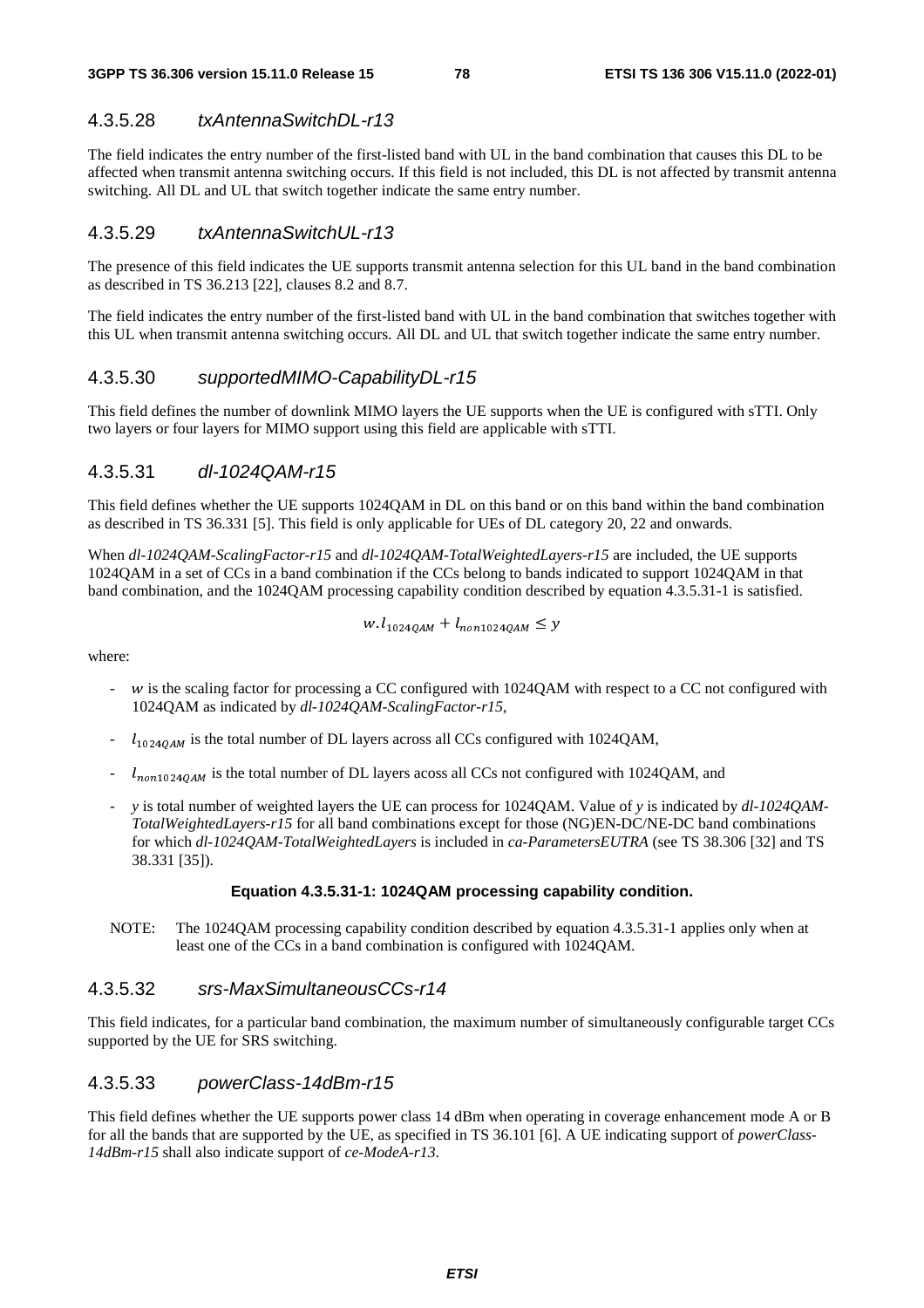### 4.3.5.28 *txAntennaSwitchDL-r13*

The field indicates the entry number of the first-listed band with UL in the band combination that causes this DL to be affected when transmit antenna switching occurs. If this field is not included, this DL is not affected by transmit antenna switching. All DL and UL that switch together indicate the same entry number.

### 4.3.5.29 *txAntennaSwitchUL-r13*

The presence of this field indicates the UE supports transmit antenna selection for this UL band in the band combination as described in TS 36.213 [22], clauses 8.2 and 8.7.

The field indicates the entry number of the first-listed band with UL in the band combination that switches together with this UL when transmit antenna switching occurs. All DL and UL that switch together indicate the same entry number.

### 4.3.5.30 *supportedMIMO-CapabilityDL-r15*

This field defines the number of downlink MIMO layers the UE supports when the UE is configured with sTTI. Only two layers or four layers for MIMO support using this field are applicable with sTTI.

### 4.3.5.31 *dl-1024QAM-r15*

This field defines whether the UE supports 1024QAM in DL on this band or on this band within the band combination as described in TS 36.331 [5]. This field is only applicable for UEs of DL category 20, 22 and onwards.

When *dl-1024QAM-ScalingFactor-r15* and *dl-1024QAM-TotalWeightedLayers-r15* are included, the UE supports 1024QAM in a set of CCs in a band combination if the CCs belong to bands indicated to support 1024QAM in that band combination, and the 1024QAM processing capability condition described by equation 4.3.5.31-1 is satisfied.

$$w.l_{1024QAM} + l_{non1024QAM} \leq y$$

where:

- $w$ is the scaling factor for processing a CC configured with 1024QAM with respect to a CC not configured with 1024QAM as indicated by *dl-1024QAM-ScalingFactor-r15*,
- $l_{1024QAM}$ is the total number of DL layers across all CCs configured with 1024QAM,
- $l_{non1024QAM}$ is the total number of DL layers acoss all CCs not configured with 1024QAM, and
- $y$ is total number of weighted layers the UE can process for 1024QAM. Value of $y$ is indicated by *dl-1024QAM-TotalWeightedLayers-r15* for all band combinations except for those (NG)EN-DC/NE-DC band combinations for which *dl-1024QAM-TotalWeightedLayers* is included in *ca-ParametersEUTRA* (see TS 38.306 [32] and TS 38.331 [35]).

**Equation 4.3.5.31-1: 1024QAM processing capability condition.**

NOTE: The 1024QAM processing capability condition described by equation 4.3.5.31-1 applies only when at least one of the CCs in a band combination is configured with 1024QAM.

### 4.3.5.32 *srs-MaxSimultaneousCCs-r14*

This field indicates, for a particular band combination, the maximum number of simultaneously configurable target CCs supported by the UE for SRS switching.

### 4.3.5.33 *powerClass-14dBm-r15*

This field defines whether the UE supports power class 14 dBm when operating in coverage enhancement mode A or B for all the bands that are supported by the UE, as specified in TS 36.101 [6]. A UE indicating support of *powerClass-14dBm-r15* shall also indicate support of *ce-ModeA-r13*.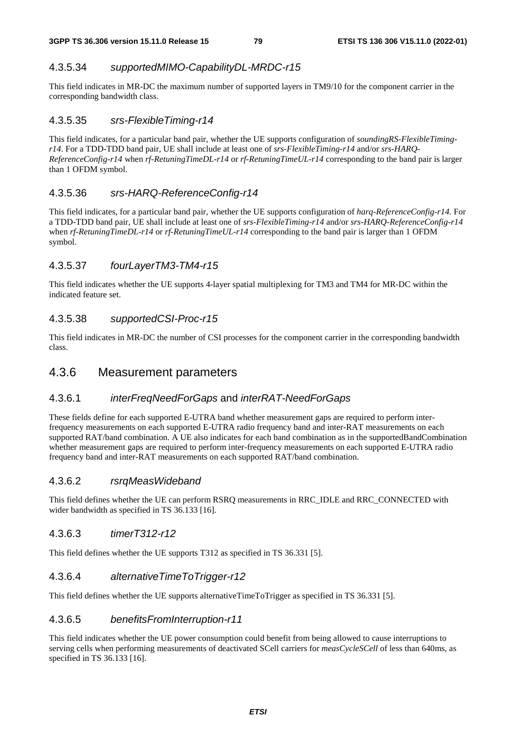#### 4.3.5.34 *supportedMIMO-CapabilityDL-MRDC-r15*

This field indicates in MR-DC the maximum number of supported layers in TM9/10 for the component carrier in the corresponding bandwidth class.

#### 4.3.5.35 *srs-FlexibleTiming-r14*

This field indicates, for a particular band pair, whether the UE supports configuration of *soundingRS-FlexibleTiming-r14*. For a TDD-TDD band pair, UE shall include at least one of *srs-FlexibleTiming-r14* and/or *srs-HARQ-ReferenceConfig-r14* when *rf-RetuningTimeDL-r14* or *rf-RetuningTimeUL-r14* corresponding to the band pair is larger than 1 OFDM symbol.

#### 4.3.5.36 *srs-HARQ-ReferenceConfig-r14*

This field indicates, for a particular band pair, whether the UE supports configuration of *harq-ReferenceConfig-r14*. For a TDD-TDD band pair, UE shall include at least one of *srs-FlexibleTiming-r14* and/or *srs-HARQ-ReferenceConfig-r14* when *rf-RetuningTimeDL-r14* or *rf-RetuningTimeUL-r14* corresponding to the band pair is larger than 1 OFDM symbol.

#### 4.3.5.37 *fourLayerTM3-TM4-r15*

This field indicates whether the UE supports 4-layer spatial multiplexing for TM3 and TM4 for MR-DC within the indicated feature set.

#### 4.3.5.38 *supportedCSI-Proc-r15*

This field indicates in MR-DC the number of CSI processes for the component carrier in the corresponding bandwidth class.

### 4.3.6 Measurement parameters

#### 4.3.6.1 *interFreqNeedForGaps* and *interRAT-NeedForGaps*

These fields define for each supported E-UTRA band whether measurement gaps are required to perform inter-frequency measurements on each supported E-UTRA radio frequency band and inter-RAT measurements on each supported RAT/band combination. A UE also indicates for each band combination as in the supportedBandCombination whether measurement gaps are required to perform inter-frequency measurements on each supported E-UTRA radio frequency band and inter-RAT measurements on each supported RAT/band combination.

#### 4.3.6.2 *rsrqMeasWideband*

This field defines whether the UE can perform RSRQ measurements in RRC_IDLE and RRC_CONNECTED with wider bandwidth as specified in TS 36.133 [16].

#### 4.3.6.3 *timerT312-r12*

This field defines whether the UE supports T312 as specified in TS 36.331 [5].

#### 4.3.6.4 *alternativeTimeToTrigger-r12*

This field defines whether the UE supports alternativeTimeToTrigger as specified in TS 36.331 [5].

#### 4.3.6.5 *benefitsFromInterruption-r11*

This field indicates whether the UE power consumption could benefit from being allowed to cause interruptions to serving cells when performing measurements of deactivated SCell carriers for *measCycleSCell* of less than 640ms, as specified in TS 36.133 [16].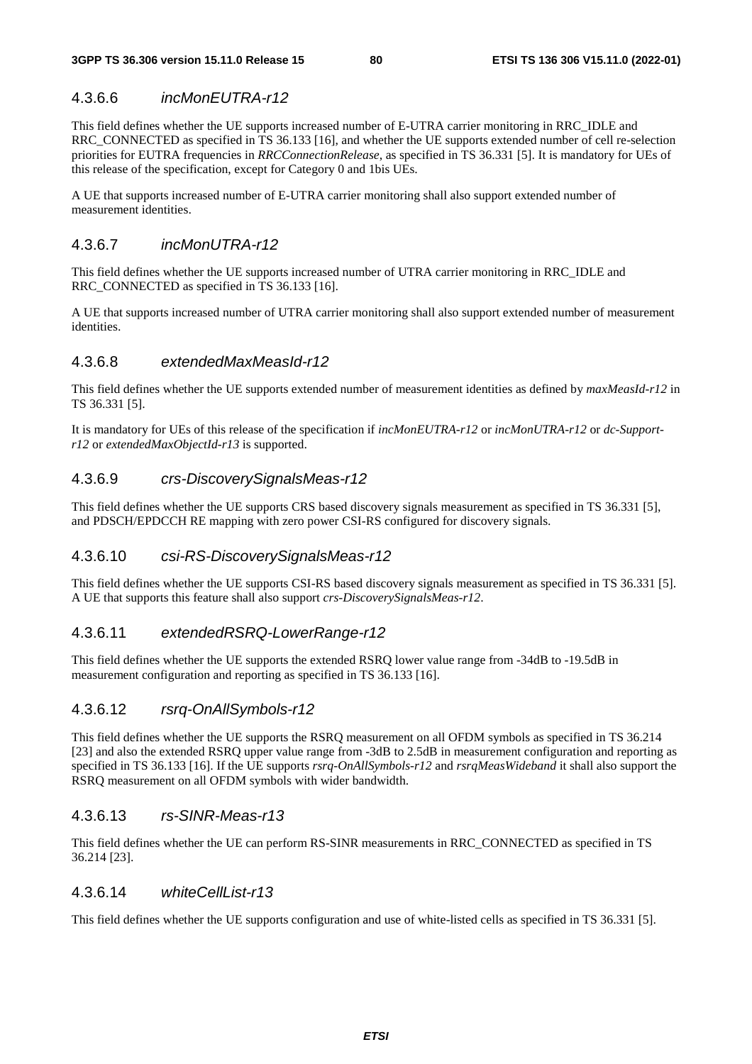### 4.3.6.6 *incMonEUTRA-r12*

This field defines whether the UE supports increased number of E-UTRA carrier monitoring in RRC_IDLE and RRC_CONNECTED as specified in TS 36.133 [16], and whether the UE supports extended number of cell re-selection priorities for EUTRA frequencies in *RRCConnectionRelease*, as specified in TS 36.331 [5]. It is mandatory for UEs of this release of the specification, except for Category 0 and 1bis UEs.

A UE that supports increased number of E-UTRA carrier monitoring shall also support extended number of measurement identities.

### 4.3.6.7 *incMonUTRA-r12*

This field defines whether the UE supports increased number of UTRA carrier monitoring in RRC_IDLE and RRC_CONNECTED as specified in TS 36.133 [16].

A UE that supports increased number of UTRA carrier monitoring shall also support extended number of measurement identities.

### 4.3.6.8 *extendedMaxMeasId-r12*

This field defines whether the UE supports extended number of measurement identities as defined by *maxMeasId-r12* in TS 36.331 [5].

It is mandatory for UEs of this release of the specification if *incMonEUTRA-r12* or *incMonUTRA-r12* or *dc-Support-r12* or *extendedMaxObjectId-r13* is supported.

### 4.3.6.9 *crs-DiscoverySignalsMeas-r12*

This field defines whether the UE supports CRS based discovery signals measurement as specified in TS 36.331 [5], and PDSCH/EPDCCH RE mapping with zero power CSI-RS configured for discovery signals.

### 4.3.6.10 *csi-RS-DiscoverySignalsMeas-r12*

This field defines whether the UE supports CSI-RS based discovery signals measurement as specified in TS 36.331 [5]. A UE that supports this feature shall also support *crs-DiscoverySignalsMeas-r12*.

### 4.3.6.11 *extendedRSRQ-LowerRange-r12*

This field defines whether the UE supports the extended RSRQ lower value range from -34dB to -19.5dB in measurement configuration and reporting as specified in TS 36.133 [16].

### 4.3.6.12 *rsrq-OnAllSymbols-r12*

This field defines whether the UE supports the RSRQ measurement on all OFDM symbols as specified in TS 36.214 [23] and also the extended RSRQ upper value range from -3dB to 2.5dB in measurement configuration and reporting as specified in TS 36.133 [16]. If the UE supports *rsrq-OnAllSymbols-r12* and *rsrqMeasWideband* it shall also support the RSRQ measurement on all OFDM symbols with wider bandwidth.

### 4.3.6.13 *rs-SINR-Meas-r13*

This field defines whether the UE can perform RS-SINR measurements in RRC_CONNECTED as specified in TS 36.214 [23].

### 4.3.6.14 *whiteCellList-r13*

This field defines whether the UE supports configuration and use of white-listed cells as specified in TS 36.331 [5].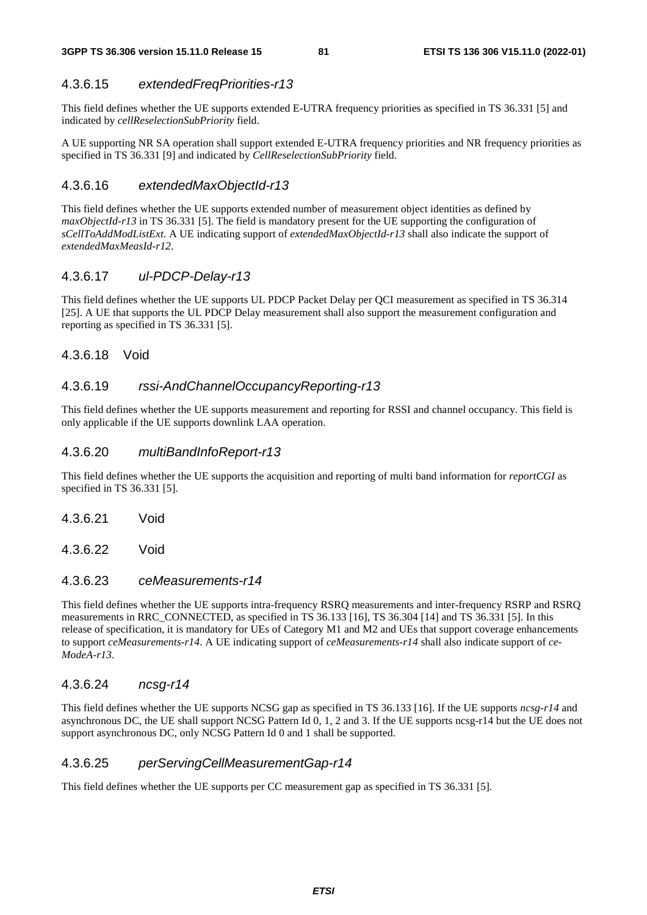#### 4.3.6.15 *extendedFreqPriorities-r13*

This field defines whether the UE supports extended E-UTRA frequency priorities as specified in TS 36.331 [5] and indicated by *cellReselectionSubPriority* field.

A UE supporting NR SA operation shall support extended E-UTRA frequency priorities and NR frequency priorities as specified in TS 36.331 [9] and indicated by *CellReselectionSubPriority* field.

#### 4.3.6.16 *extendedMaxObjectId-r13*

This field defines whether the UE supports extended number of measurement object identities as defined by *maxObjectId-r13* in TS 36.331 [5]. The field is mandatory present for the UE supporting the configuration of *sCellToAddModListExt*. A UE indicating support of *extendedMaxObjectId-r13* shall also indicate the support of *extendedMaxMeasId-r12*.

#### 4.3.6.17 *ul-PDCP-Delay-r13*

This field defines whether the UE supports UL PDCP Packet Delay per QCI measurement as specified in TS 36.314 [25]. A UE that supports the UL PDCP Delay measurement shall also support the measurement configuration and reporting as specified in TS 36.331 [5].

#### 4.3.6.18 Void

#### 4.3.6.19 *rssi-AndChannelOccupancyReporting-r13*

This field defines whether the UE supports measurement and reporting for RSSI and channel occupancy. This field is only applicable if the UE supports downlink LAA operation.

#### 4.3.6.20 *multiBandInfoReport-r13*

This field defines whether the UE supports the acquisition and reporting of multi band information for *reportCGI* as specified in TS 36.331 [5].

#### 4.3.6.21 Void

#### 4.3.6.22 Void

#### 4.3.6.23 *ceMeasurements-r14*

This field defines whether the UE supports intra-frequency RSRQ measurements and inter-frequency RSRP and RSRQ measurements in RRC_CONNECTED, as specified in TS 36.133 [16], TS 36.304 [14] and TS 36.331 [5]. In this release of specification, it is mandatory for UEs of Category M1 and M2 and UEs that support coverage enhancements to support *ceMeasurements-r14*. A UE indicating support of *ceMeasurements-r14* shall also indicate support of *ce-ModeA-r13*.

#### 4.3.6.24 *ncsg-r14*

This field defines whether the UE supports NCSG gap as specified in TS 36.133 [16]. If the UE supports *ncsg-r14* and asynchronous DC, the UE shall support NCSG Pattern Id 0, 1, 2 and 3. If the UE supports ncsg-r14 but the UE does not support asynchronous DC, only NCSG Pattern Id 0 and 1 shall be supported.

#### 4.3.6.25 *perServingCellMeasurementGap-r14*

This field defines whether the UE supports per CC measurement gap as specified in TS 36.331 [5].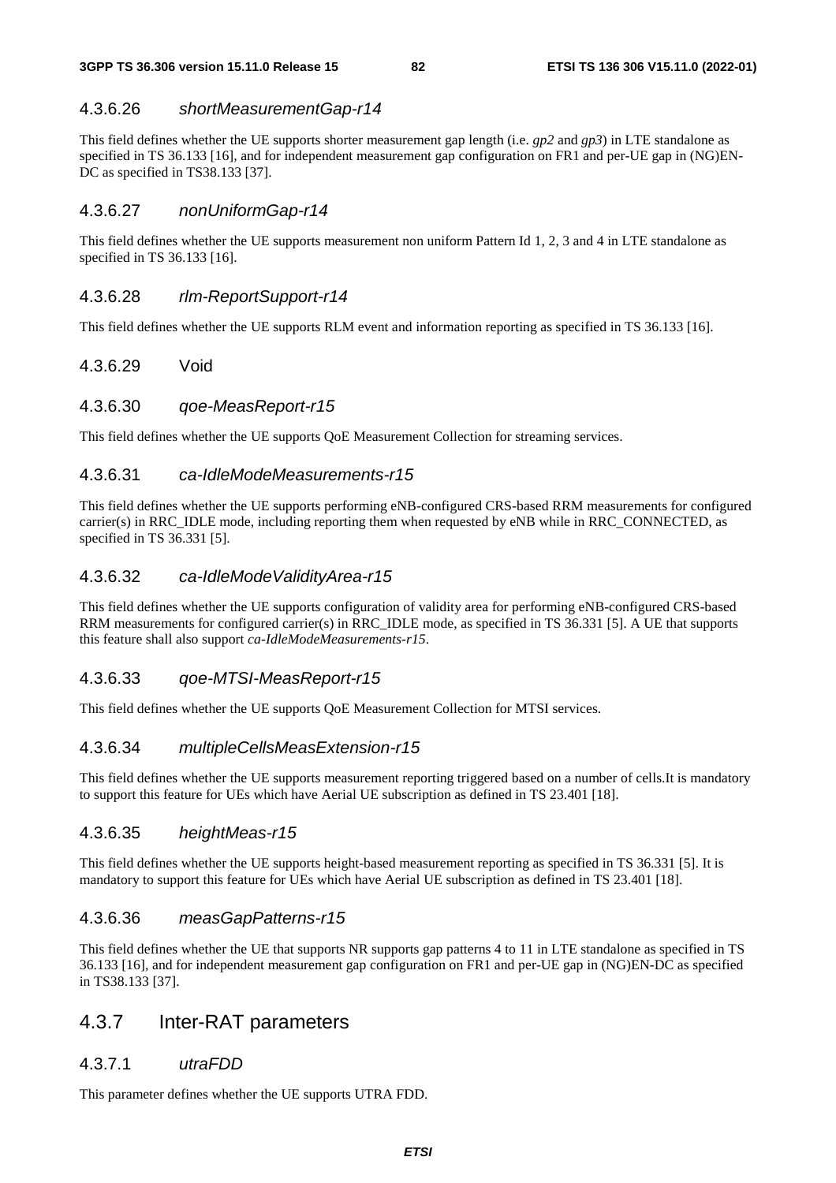#### 4.3.6.26 *shortMeasurementGap-r14*

This field defines whether the UE supports shorter measurement gap length (i.e. *gp2* and *gp3*) in LTE standalone as specified in TS 36.133 [16], and for independent measurement gap configuration on FR1 and per-UE gap in (NG)EN-DC as specified in TS38.133 [37].

#### 4.3.6.27 *nonUniformGap-r14*

This field defines whether the UE supports measurement non uniform Pattern Id 1, 2, 3 and 4 in LTE standalone as specified in TS 36.133 [16].

#### 4.3.6.28 *rlm-ReportSupport-r14*

This field defines whether the UE supports RLM event and information reporting as specified in TS 36.133 [16].

#### 4.3.6.29 Void

#### 4.3.6.30 *qoe-MeasReport-r15*

This field defines whether the UE supports QoE Measurement Collection for streaming services.

#### 4.3.6.31 *ca-IdleModeMeasurements-r15*

This field defines whether the UE supports performing eNB-configured CRS-based RRM measurements for configured carrier(s) in RRC_IDLE mode, including reporting them when requested by eNB while in RRC_CONNECTED, as specified in TS 36.331 [5].

#### 4.3.6.32 *ca-IdleModeValidityArea-r15*

This field defines whether the UE supports configuration of validity area for performing eNB-configured CRS-based RRM measurements for configured carrier(s) in RRC_IDLE mode, as specified in TS 36.331 [5]. A UE that supports this feature shall also support *ca-IdleModeMeasurements-r15*.

#### 4.3.6.33 *qoe-MTSI-MeasReport-r15*

This field defines whether the UE supports QoE Measurement Collection for MTSI services.

#### 4.3.6.34 *multipleCellsMeasExtension-r15*

This field defines whether the UE supports measurement reporting triggered based on a number of cells.It is mandatory to support this feature for UEs which have Aerial UE subscription as defined in TS 23.401 [18].

#### 4.3.6.35 *heightMeas-r15*

This field defines whether the UE supports height-based measurement reporting as specified in TS 36.331 [5]. It is mandatory to support this feature for UEs which have Aerial UE subscription as defined in TS 23.401 [18].

#### 4.3.6.36 *measGapPatterns-r15*

This field defines whether the UE that supports NR supports gap patterns 4 to 11 in LTE standalone as specified in TS 36.133 [16], and for independent measurement gap configuration on FR1 and per-UE gap in (NG)EN-DC as specified in TS38.133 [37].

### 4.3.7 Inter-RAT parameters

#### 4.3.7.1 *utraFDD*

This parameter defines whether the UE supports UTRA FDD.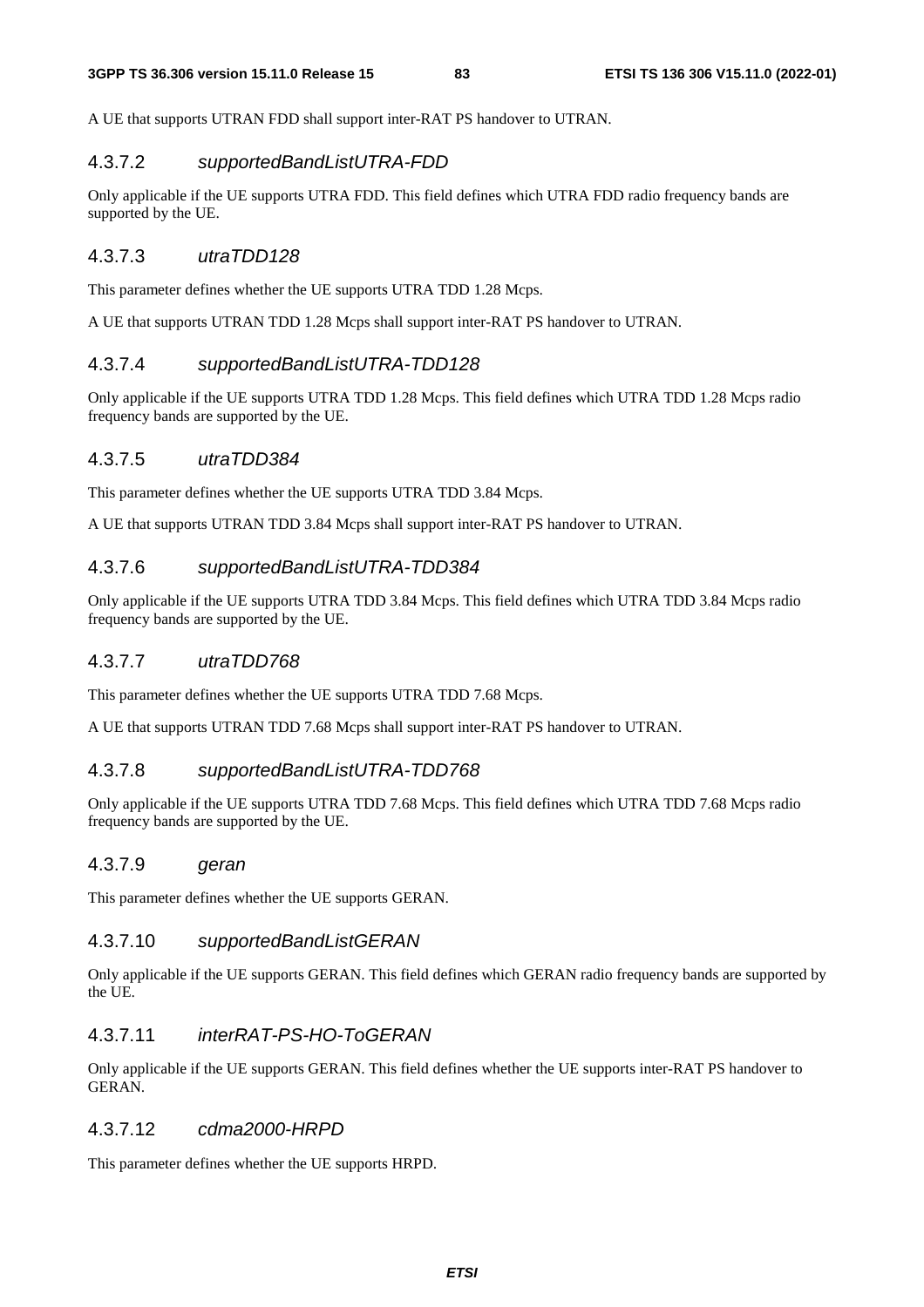A UE that supports UTRAN FDD shall support inter-RAT PS handover to UTRAN.

#### 4.3.7.2 *supportedBandListUTRA-FDD*

Only applicable if the UE supports UTRA FDD. This field defines which UTRA FDD radio frequency bands are supported by the UE.

#### 4.3.7.3 *utraTDD128*

This parameter defines whether the UE supports UTRA TDD 1.28 Mcps.

A UE that supports UTRAN TDD 1.28 Mcps shall support inter-RAT PS handover to UTRAN.

#### 4.3.7.4 *supportedBandListUTRA-TDD128*

Only applicable if the UE supports UTRA TDD 1.28 Mcps. This field defines which UTRA TDD 1.28 Mcps radio frequency bands are supported by the UE.

#### 4.3.7.5 *utraTDD384*

This parameter defines whether the UE supports UTRA TDD 3.84 Mcps.

A UE that supports UTRAN TDD 3.84 Mcps shall support inter-RAT PS handover to UTRAN.

#### 4.3.7.6 *supportedBandListUTRA-TDD384*

Only applicable if the UE supports UTRA TDD 3.84 Mcps. This field defines which UTRA TDD 3.84 Mcps radio frequency bands are supported by the UE.

#### 4.3.7.7 *utraTDD768*

This parameter defines whether the UE supports UTRA TDD 7.68 Mcps.

A UE that supports UTRAN TDD 7.68 Mcps shall support inter-RAT PS handover to UTRAN.

#### 4.3.7.8 *supportedBandListUTRA-TDD768*

Only applicable if the UE supports UTRA TDD 7.68 Mcps. This field defines which UTRA TDD 7.68 Mcps radio frequency bands are supported by the UE.

#### 4.3.7.9 *geran*

This parameter defines whether the UE supports GERAN.

#### 4.3.7.10 *supportedBandListGERAN*

Only applicable if the UE supports GERAN. This field defines which GERAN radio frequency bands are supported by the UE.

#### 4.3.7.11 *interRAT-PS-HO-ToGERAN*

Only applicable if the UE supports GERAN. This field defines whether the UE supports inter-RAT PS handover to GERAN.

#### 4.3.7.12 *cdma2000-HRPD*

This parameter defines whether the UE supports HRPD.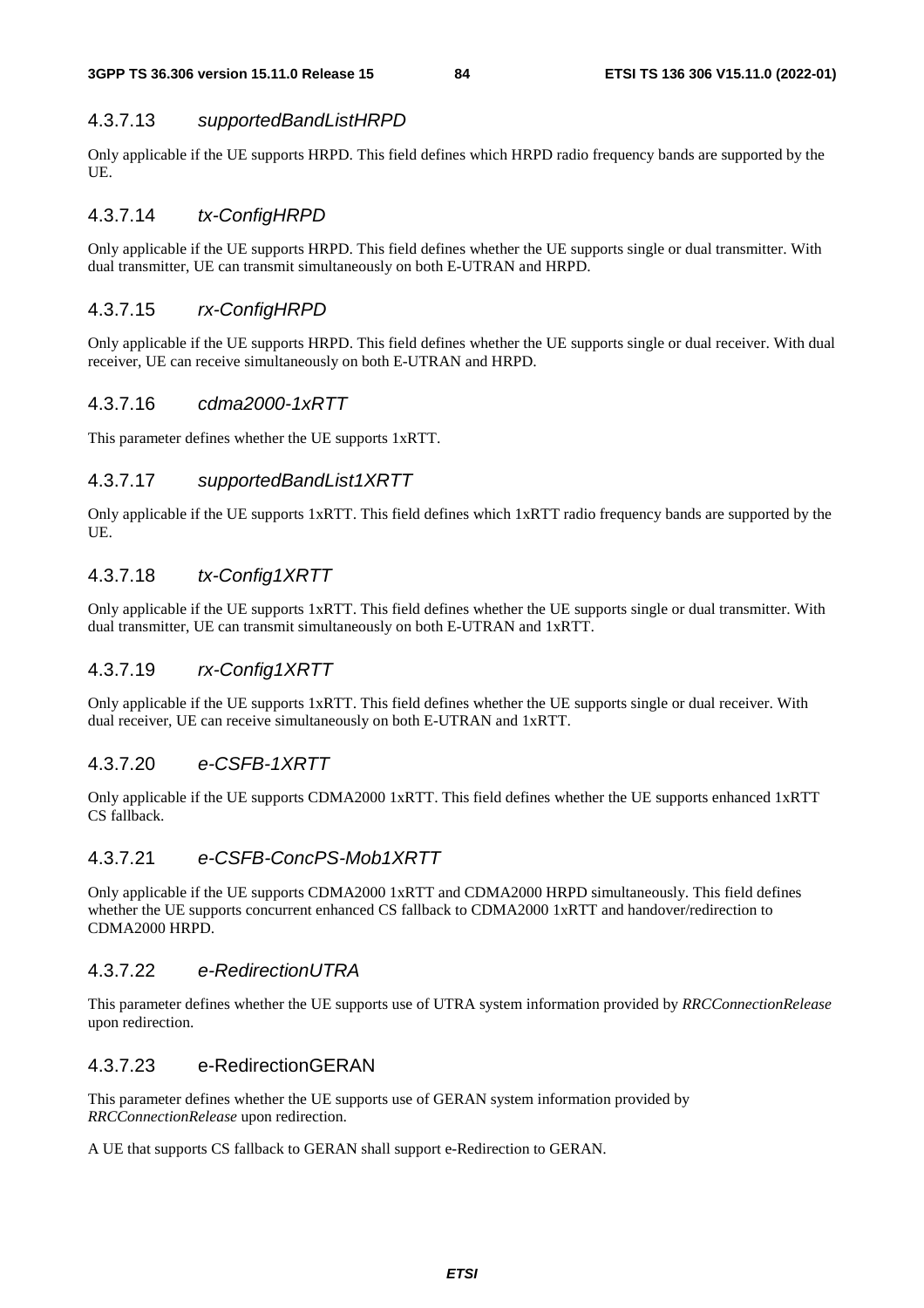#### 4.3.7.13 *supportedBandListHRPD*

Only applicable if the UE supports HRPD. This field defines which HRPD radio frequency bands are supported by the UE.

#### 4.3.7.14 *tx-ConfigHRPD*

Only applicable if the UE supports HRPD. This field defines whether the UE supports single or dual transmitter. With dual transmitter, UE can transmit simultaneously on both E-UTRAN and HRPD.

#### 4.3.7.15 *rx-ConfigHRPD*

Only applicable if the UE supports HRPD. This field defines whether the UE supports single or dual receiver. With dual receiver, UE can receive simultaneously on both E-UTRAN and HRPD.

#### 4.3.7.16 *cdma2000-1xRTT*

This parameter defines whether the UE supports 1xRTT.

#### 4.3.7.17 *supportedBandList1XRTT*

Only applicable if the UE supports 1xRTT. This field defines which 1xRTT radio frequency bands are supported by the UE.

#### 4.3.7.18 *tx-Config1XRTT*

Only applicable if the UE supports 1xRTT. This field defines whether the UE supports single or dual transmitter. With dual transmitter, UE can transmit simultaneously on both E-UTRAN and 1xRTT.

#### 4.3.7.19 *rx-Config1XRTT*

Only applicable if the UE supports 1xRTT. This field defines whether the UE supports single or dual receiver. With dual receiver, UE can receive simultaneously on both E-UTRAN and 1xRTT.

#### 4.3.7.20 *e-CSFB-1XRTT*

Only applicable if the UE supports CDMA2000 1xRTT. This field defines whether the UE supports enhanced 1xRTT CS fallback.

#### 4.3.7.21 *e-CSFB-ConcPS-Mob1XRTT*

Only applicable if the UE supports CDMA2000 1xRTT and CDMA2000 HRPD simultaneously. This field defines whether the UE supports concurrent enhanced CS fallback to CDMA2000 1xRTT and handover/redirection to CDMA2000 HRPD.

#### 4.3.7.22 *e-RedirectionUTRA*

This parameter defines whether the UE supports use of UTRA system information provided by *RRCConnectionRelease* upon redirection.

#### 4.3.7.23 e-RedirectionGERAN

This parameter defines whether the UE supports use of GERAN system information provided by *RRCConnectionRelease* upon redirection.

A UE that supports CS fallback to GERAN shall support e-Redirection to GERAN.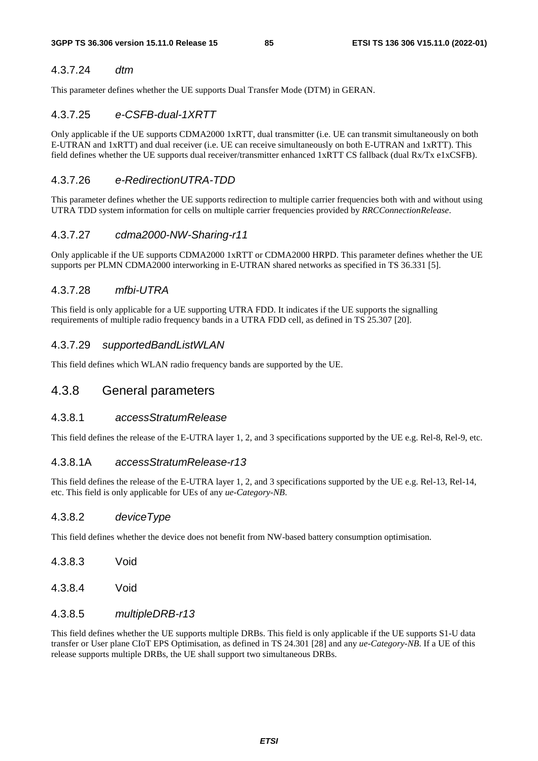#### 4.3.7.24 *dtm*

This parameter defines whether the UE supports Dual Transfer Mode (DTM) in GERAN.

#### 4.3.7.25 *e-CSFB-dual-1XRTT*

Only applicable if the UE supports CDMA2000 1xRTT, dual transmitter (i.e. UE can transmit simultaneously on both E-UTRAN and 1xRTT) and dual receiver (i.e. UE can receive simultaneously on both E-UTRAN and 1xRTT). This field defines whether the UE supports dual receiver/transmitter enhanced 1xRTT CS fallback (dual Rx/Tx e1xCSFB).

#### 4.3.7.26 *e-RedirectionUTRA-TDD*

This parameter defines whether the UE supports redirection to multiple carrier frequencies both with and without using UTRA TDD system information for cells on multiple carrier frequencies provided by *RRCConnectionRelease*.

#### 4.3.7.27 *cdma2000-NW-Sharing-r11*

Only applicable if the UE supports CDMA2000 1xRTT or CDMA2000 HRPD. This parameter defines whether the UE supports per PLMN CDMA2000 interworking in E-UTRAN shared networks as specified in TS 36.331 [5].

#### 4.3.7.28 *mfbi-UTRA*

This field is only applicable for a UE supporting UTRA FDD. It indicates if the UE supports the signalling requirements of multiple radio frequency bands in a UTRA FDD cell, as defined in TS 25.307 [20].

#### 4.3.7.29 *supportedBandListWLAN*

This field defines which WLAN radio frequency bands are supported by the UE.

### 4.3.8 General parameters

#### 4.3.8.1 *accessStratumRelease*

This field defines the release of the E-UTRA layer 1, 2, and 3 specifications supported by the UE e.g. Rel-8, Rel-9, etc.

#### 4.3.8.1A *accessStratumRelease-r13*

This field defines the release of the E-UTRA layer 1, 2, and 3 specifications supported by the UE e.g. Rel-13, Rel-14, etc. This field is only applicable for UEs of any *ue-Category-NB*.

#### 4.3.8.2 *deviceType*

This field defines whether the device does not benefit from NW-based battery consumption optimisation.

#### 4.3.8.3 Void

#### 4.3.8.4 Void

#### 4.3.8.5 *multipleDRB-r13*

This field defines whether the UE supports multiple DRBs. This field is only applicable if the UE supports S1-U data transfer or User plane CIoT EPS Optimisation, as defined in TS 24.301 [28] and any *ue-Category-NB*. If a UE of this release supports multiple DRBs, the UE shall support two simultaneous DRBs.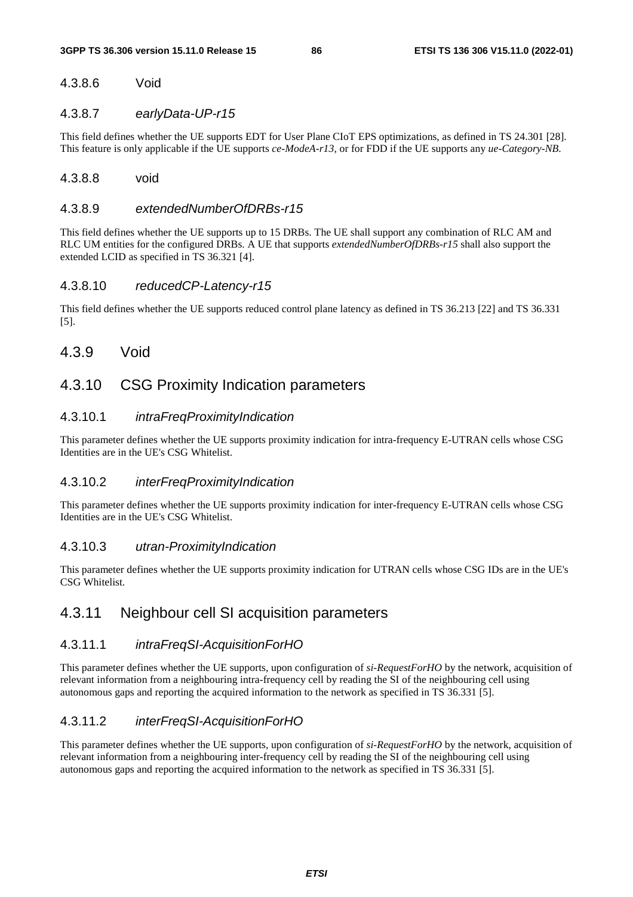#### 4.3.8.6 Void

#### 4.3.8.7 *earlyData-UP-r15*

This field defines whether the UE supports EDT for User Plane CIoT EPS optimizations, as defined in TS 24.301 [28]. This feature is only applicable if the UE supports *ce-ModeA-r13*, or for FDD if the UE supports any *ue-Category-NB.*

#### 4.3.8.8 void

#### 4.3.8.9 *extendedNumberOfDRBs-r15*

This field defines whether the UE supports up to 15 DRBs. The UE shall support any combination of RLC AM and RLC UM entities for the configured DRBs. A UE that supports *extendedNumberOfDRBs-r15* shall also support the extended LCID as specified in TS 36.321 [4].

#### 4.3.8.10 *reducedCP-Latency-r15*

This field defines whether the UE supports reduced control plane latency as defined in TS 36.213 [22] and TS 36.331 [5].

### 4.3.9 Void

### 4.3.10 CSG Proximity Indication parameters

#### 4.3.10.1 *intraFreqProximityIndication*

This parameter defines whether the UE supports proximity indication for intra-frequency E-UTRAN cells whose CSG Identities are in the UE's CSG Whitelist.

#### 4.3.10.2 *interFreqProximityIndication*

This parameter defines whether the UE supports proximity indication for inter-frequency E-UTRAN cells whose CSG Identities are in the UE's CSG Whitelist.

#### 4.3.10.3 *utran-ProximityIndication*

This parameter defines whether the UE supports proximity indication for UTRAN cells whose CSG IDs are in the UE's CSG Whitelist.

### 4.3.11 Neighbour cell SI acquisition parameters

#### 4.3.11.1 *intraFreqSI-AcquisitionForHO*

This parameter defines whether the UE supports, upon configuration of *si-RequestForHO* by the network, acquisition of relevant information from a neighbouring intra-frequency cell by reading the SI of the neighbouring cell using autonomous gaps and reporting the acquired information to the network as specified in TS 36.331 [5].

#### 4.3.11.2 *interFreqSI-AcquisitionForHO*

This parameter defines whether the UE supports, upon configuration of *si-RequestForHO* by the network, acquisition of relevant information from a neighbouring inter-frequency cell by reading the SI of the neighbouring cell using autonomous gaps and reporting the acquired information to the network as specified in TS 36.331 [5].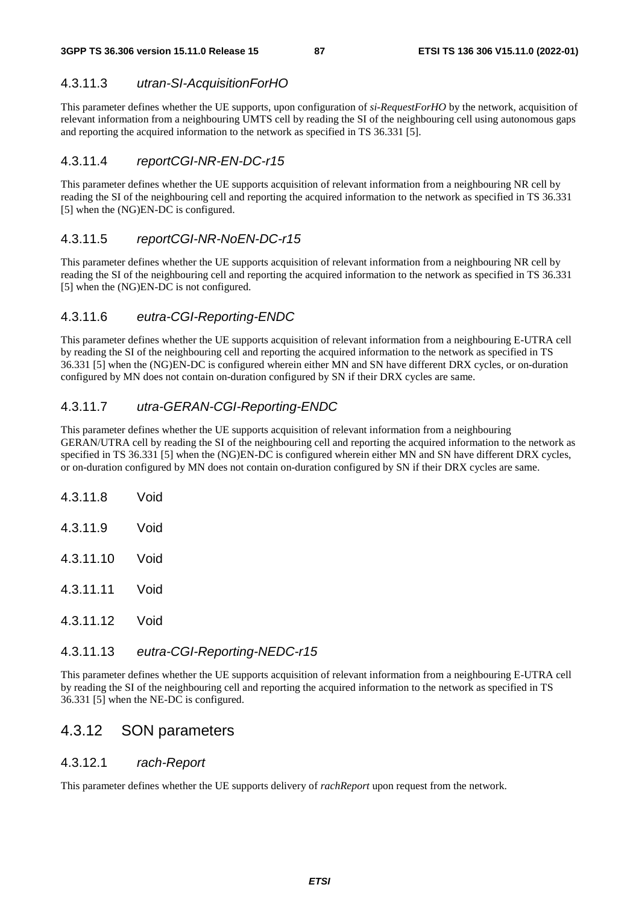#### 4.3.11.3 *utran-SI-AcquisitionForHO*

This parameter defines whether the UE supports, upon configuration of *si-RequestForHO* by the network, acquisition of relevant information from a neighbouring UMTS cell by reading the SI of the neighbouring cell using autonomous gaps and reporting the acquired information to the network as specified in TS 36.331 [5].

#### 4.3.11.4 *reportCGI-NR-EN-DC-r15*

This parameter defines whether the UE supports acquisition of relevant information from a neighbouring NR cell by reading the SI of the neighbouring cell and reporting the acquired information to the network as specified in TS 36.331 [5] when the (NG)EN-DC is configured.

#### 4.3.11.5 *reportCGI-NR-NoEN-DC-r15*

This parameter defines whether the UE supports acquisition of relevant information from a neighbouring NR cell by reading the SI of the neighbouring cell and reporting the acquired information to the network as specified in TS 36.331 [5] when the (NG)EN-DC is not configured.

#### 4.3.11.6 *eutra-CGI-Reporting-ENDC*

This parameter defines whether the UE supports acquisition of relevant information from a neighbouring E-UTRA cell by reading the SI of the neighbouring cell and reporting the acquired information to the network as specified in TS 36.331 [5] when the (NG)EN-DC is configured wherein either MN and SN have different DRX cycles, or on-duration configured by MN does not contain on-duration configured by SN if their DRX cycles are same.

#### 4.3.11.7 *utra-GERAN-CGI-Reporting-ENDC*

This parameter defines whether the UE supports acquisition of relevant information from a neighbouring GERAN/UTRA cell by reading the SI of the neighbouring cell and reporting the acquired information to the network as specified in TS 36.331 [5] when the (NG)EN-DC is configured wherein either MN and SN have different DRX cycles, or on-duration configured by MN does not contain on-duration configured by SN if their DRX cycles are same.

#### 4.3.11.8 Void

#### 4.3.11.9 Void

#### 4.3.11.10 Void

#### 4.3.11.11 Void

#### 4.3.11.12 Void

#### 4.3.11.13 *eutra-CGI-Reporting-NEDC-r15*

This parameter defines whether the UE supports acquisition of relevant information from a neighbouring E-UTRA cell by reading the SI of the neighbouring cell and reporting the acquired information to the network as specified in TS 36.331 [5] when the NE-DC is configured.

### 4.3.12 SON parameters

#### 4.3.12.1 *rach-Report*

This parameter defines whether the UE supports delivery of *rachReport* upon request from the network.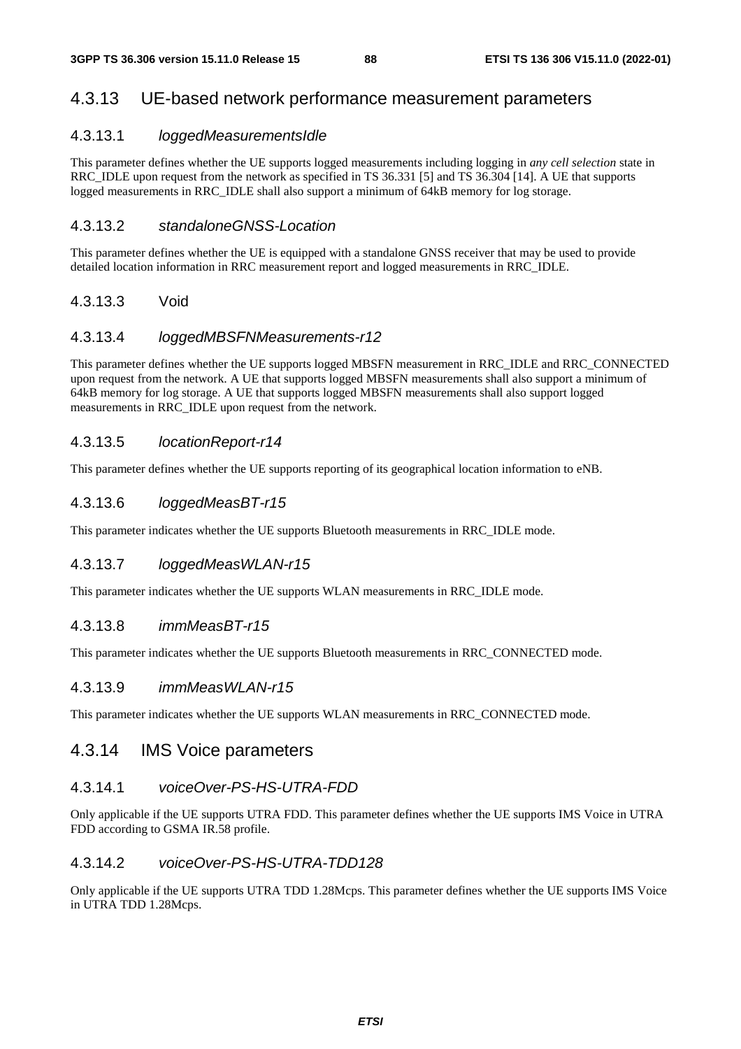### 4.3.13 UE-based network performance measurement parameters

#### 4.3.13.1 *loggedMeasurementsIdle*

This parameter defines whether the UE supports logged measurements including logging in *any cell selection* state in RRC_IDLE upon request from the network as specified in TS 36.331 [5] and TS 36.304 [14]. A UE that supports logged measurements in RRC_IDLE shall also support a minimum of 64kB memory for log storage.

#### 4.3.13.2 *standaloneGNSS-Location*

This parameter defines whether the UE is equipped with a standalone GNSS receiver that may be used to provide detailed location information in RRC measurement report and logged measurements in RRC_IDLE.

#### 4.3.13.3 Void

#### 4.3.13.4 *loggedMBSFNMeasurements-r12*

This parameter defines whether the UE supports logged MBSFN measurement in RRC_IDLE and RRC_CONNECTED upon request from the network. A UE that supports logged MBSFN measurements shall also support a minimum of 64kB memory for log storage. A UE that supports logged MBSFN measurements shall also support logged measurements in RRC_IDLE upon request from the network.

#### 4.3.13.5 *locationReport-r14*

This parameter defines whether the UE supports reporting of its geographical location information to eNB.

#### 4.3.13.6 *loggedMeasBT-r15*

This parameter indicates whether the UE supports Bluetooth measurements in RRC_IDLE mode.

#### 4.3.13.7 *loggedMeasWLAN-r15*

This parameter indicates whether the UE supports WLAN measurements in RRC_IDLE mode.

#### 4.3.13.8 *immMeasBT-r15*

This parameter indicates whether the UE supports Bluetooth measurements in RRC_CONNECTED mode.

#### 4.3.13.9 *immMeasWLAN-r15*

This parameter indicates whether the UE supports WLAN measurements in RRC_CONNECTED mode.

### 4.3.14 IMS Voice parameters

#### 4.3.14.1 *voiceOver-PS-HS-UTRA-FDD*

Only applicable if the UE supports UTRA FDD. This parameter defines whether the UE supports IMS Voice in UTRA FDD according to GSMA IR.58 profile.

#### 4.3.14.2 *voiceOver-PS-HS-UTRA-TDD128*

Only applicable if the UE supports UTRA TDD 1.28Mcps. This parameter defines whether the UE supports IMS Voice in UTRA TDD 1.28Mcps.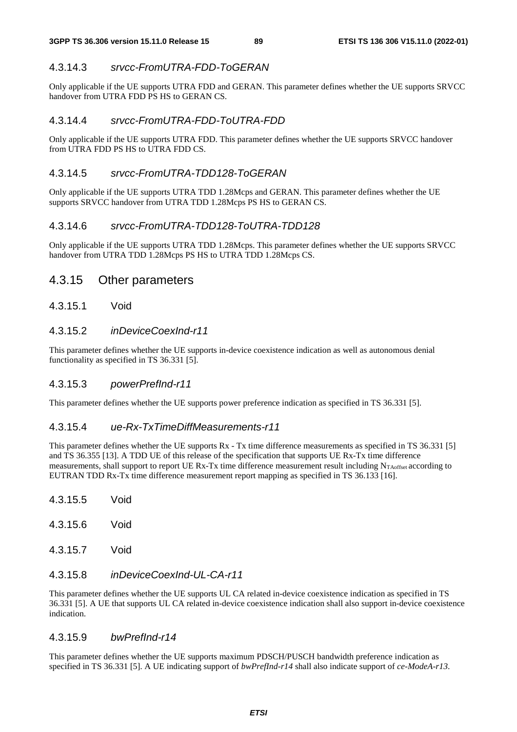#### 4.3.14.3 *srvcc-FromUTRA-FDD-ToGERAN*

Only applicable if the UE supports UTRA FDD and GERAN. This parameter defines whether the UE supports SRVCC handover from UTRA FDD PS HS to GERAN CS.

#### 4.3.14.4 *srvcc-FromUTRA-FDD-ToUTRA-FDD*

Only applicable if the UE supports UTRA FDD. This parameter defines whether the UE supports SRVCC handover from UTRA FDD PS HS to UTRA FDD CS.

#### 4.3.14.5 *srvcc-FromUTRA-TDD128-ToGERAN*

Only applicable if the UE supports UTRA TDD 1.28Mcps and GERAN. This parameter defines whether the UE supports SRVCC handover from UTRA TDD 1.28Mcps PS HS to GERAN CS.

#### 4.3.14.6 *srvcc-FromUTRA-TDD128-ToUTRA-TDD128*

Only applicable if the UE supports UTRA TDD 1.28Mcps. This parameter defines whether the UE supports SRVCC handover from UTRA TDD 1.28Mcps PS HS to UTRA TDD 1.28Mcps CS.

### 4.3.15 Other parameters

#### 4.3.15.1 Void

#### 4.3.15.2 *inDeviceCoexInd-r11*

This parameter defines whether the UE supports in-device coexistence indication as well as autonomous denial functionality as specified in TS 36.331 [5].

#### 4.3.15.3 *powerPrefInd-r11*

This parameter defines whether the UE supports power preference indication as specified in TS 36.331 [5].

#### 4.3.15.4 *ue-Rx-TxTimeDiffMeasurements-r11*

This parameter defines whether the UE supports Rx - Tx time difference measurements as specified in TS 36.331 [5] and TS 36.355 [13]. A TDD UE of this release of the specification that supports UE Rx-Tx time difference measurements, shall support to report UE Rx-Tx time difference measurement result including $N_{TAoffset}$ according to EUTRAN TDD Rx-Tx time difference measurement report mapping as specified in TS 36.133 [16].

#### 4.3.15.5 Void

#### 4.3.15.6 Void

#### 4.3.15.7 Void

#### 4.3.15.8 *inDeviceCoexInd-UL-CA-r11*

This parameter defines whether the UE supports UL CA related in-device coexistence indication as specified in TS 36.331 [5]. A UE that supports UL CA related in-device coexistence indication shall also support in-device coexistence indication.

#### 4.3.15.9 *bwPrefInd-r14*

This parameter defines whether the UE supports maximum PDSCH/PUSCH bandwidth preference indication as specified in TS 36.331 [5]. A UE indicating support of *bwPrefInd-r14* shall also indicate support of *ce-ModeA-r13*.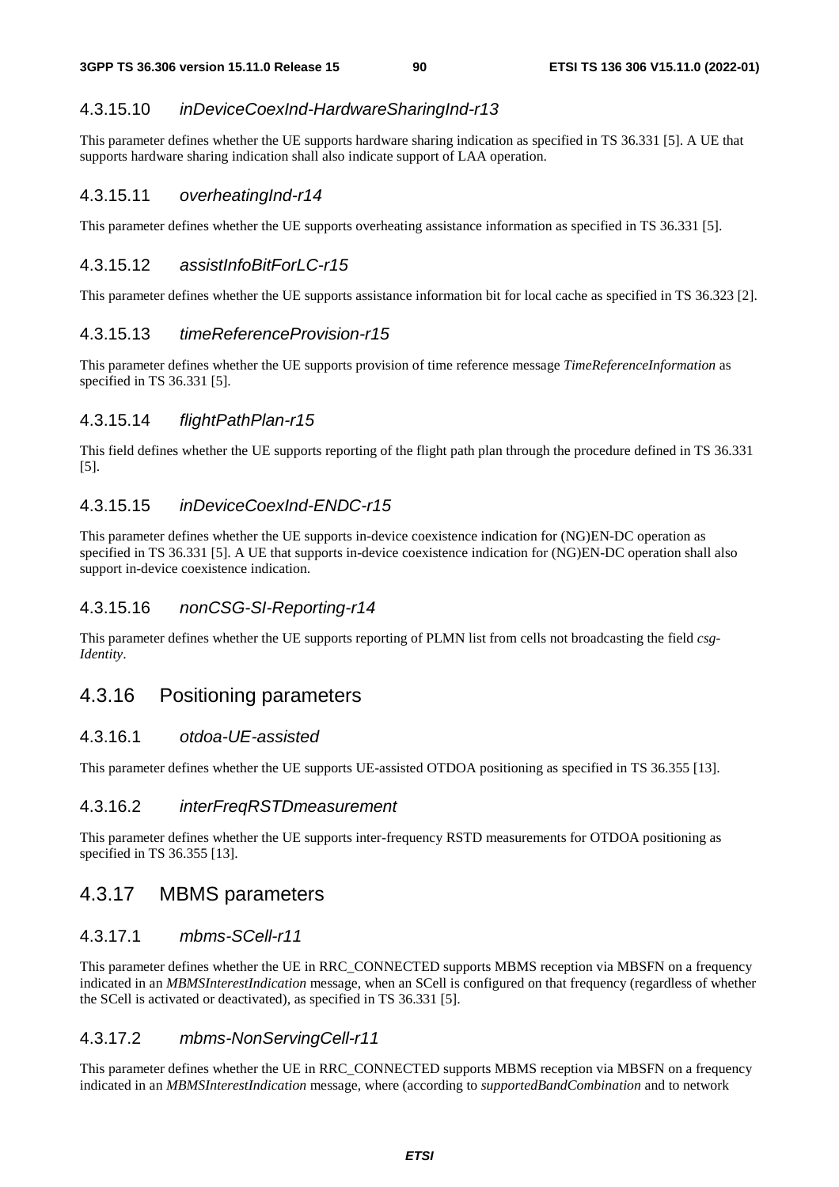### 4.3.15.10 *inDeviceCoexInd-HardwareSharingInd-r13*

This parameter defines whether the UE supports hardware sharing indication as specified in TS 36.331 [5]. A UE that supports hardware sharing indication shall also indicate support of LAA operation.

### 4.3.15.11 *overheatingInd-r14*

This parameter defines whether the UE supports overheating assistance information as specified in TS 36.331 [5].

### 4.3.15.12 *assistInfoBitForLC-r15*

This parameter defines whether the UE supports assistance information bit for local cache as specified in TS 36.323 [2].

### 4.3.15.13 *timeReferenceProvision-r15*

This parameter defines whether the UE supports provision of time reference message *TimeReferenceInformation* as specified in TS 36.331 [5].

### 4.3.15.14 *flightPathPlan-r15*

This field defines whether the UE supports reporting of the flight path plan through the procedure defined in TS 36.331 [5].

### 4.3.15.15 *inDeviceCoexInd-ENDC-r15*

This parameter defines whether the UE supports in-device coexistence indication for (NG)EN-DC operation as specified in TS 36.331 [5]. A UE that supports in-device coexistence indication for (NG)EN-DC operation shall also support in-device coexistence indication.

### 4.3.15.16 *nonCSG-SI-Reporting-r14*

This parameter defines whether the UE supports reporting of PLMN list from cells not broadcasting the field *csg-Identity*.

## 4.3.16 Positioning parameters

### 4.3.16.1 *otdoa-UE-assisted*

This parameter defines whether the UE supports UE-assisted OTDOA positioning as specified in TS 36.355 [13].

### 4.3.16.2 *interFreqRSTDmeasurement*

This parameter defines whether the UE supports inter-frequency RSTD measurements for OTDOA positioning as specified in TS 36.355 [13].

## 4.3.17 MBMS parameters

### 4.3.17.1 *mbms-SCell-r11*

This parameter defines whether the UE in RRC_CONNECTED supports MBMS reception via MBSFN on a frequency indicated in an *MBMSInterestIndication* message, when an SCell is configured on that frequency (regardless of whether the SCell is activated or deactivated), as specified in TS 36.331 [5].

### 4.3.17.2 *mbms-NonServingCell-r11*

This parameter defines whether the UE in RRC_CONNECTED supports MBMS reception via MBSFN on a frequency indicated in an *MBMSInterestIndication* message, where (according to *supportedBandCombination* and to network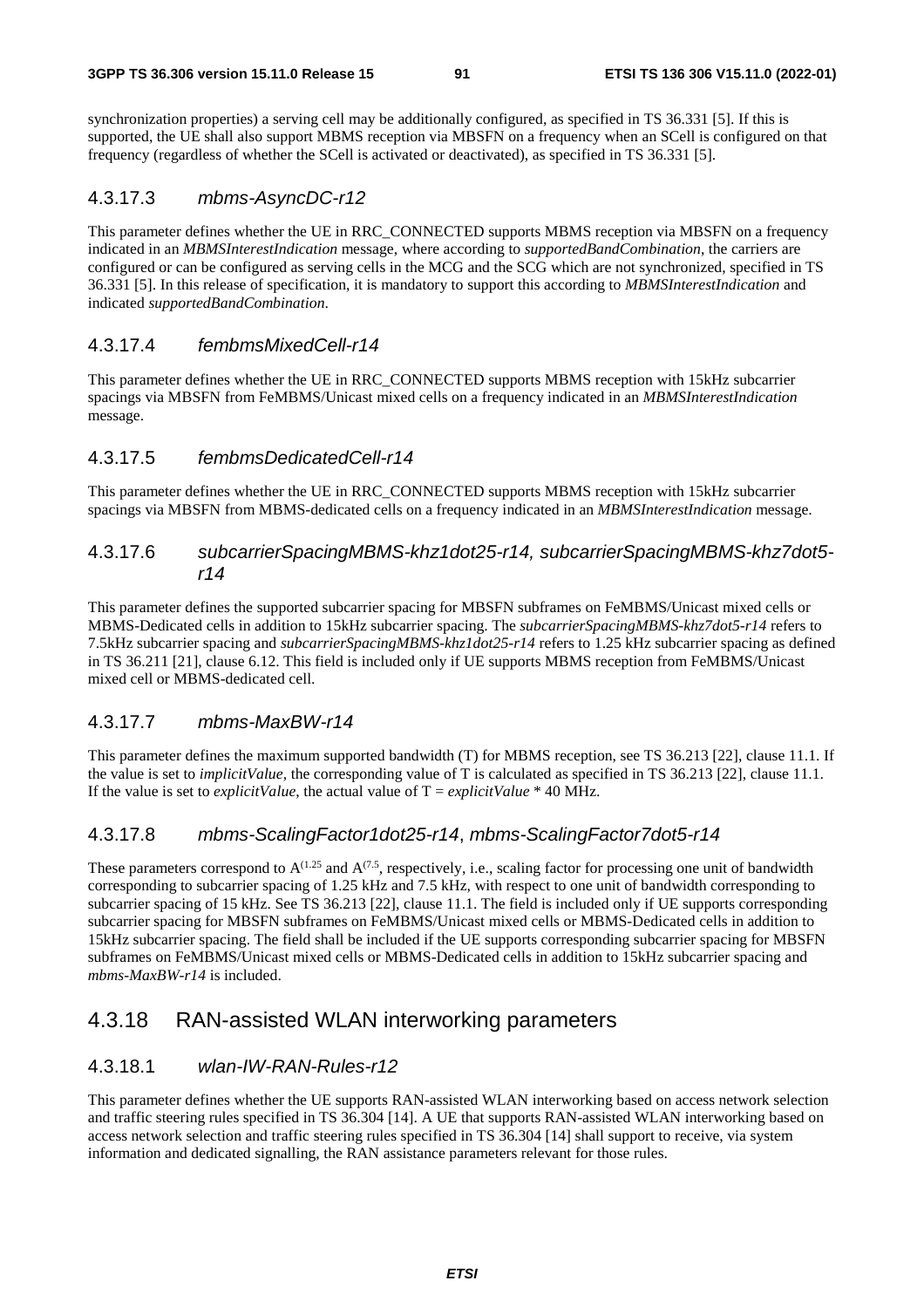synchronization properties) a serving cell may be additionally configured, as specified in TS 36.331 [5]. If this is supported, the UE shall also support MBMS reception via MBSFN on a frequency when an SCell is configured on that frequency (regardless of whether the SCell is activated or deactivated), as specified in TS 36.331 [5].

#### 4.3.17.3 *mbms-AsyncDC-r12*

This parameter defines whether the UE in RRC_CONNECTED supports MBMS reception via MBSFN on a frequency indicated in an *MBMSInterestIndication* message, where according to *supportedBandCombination*, the carriers are configured or can be configured as serving cells in the MCG and the SCG which are not synchronized, specified in TS 36.331 [5]. In this release of specification, it is mandatory to support this according to *MBMSInterestIndication* and indicated *supportedBandCombination*.

#### 4.3.17.4 *fembmsMixedCell-r14*

This parameter defines whether the UE in RRC_CONNECTED supports MBMS reception with 15kHz subcarrier spacings via MBSFN from FeMBMS/Unicast mixed cells on a frequency indicated in an *MBMSInterestIndication* message.

#### 4.3.17.5 *fembmsDedicatedCell-r14*

This parameter defines whether the UE in RRC_CONNECTED supports MBMS reception with 15kHz subcarrier spacings via MBSFN from MBMS-dedicated cells on a frequency indicated in an *MBMSInterestIndication* message.

#### 4.3.17.6 *subcarrierSpacingMBMS-khz1dot25-r14, subcarrierSpacingMBMS-khz7dot5-r14*

This parameter defines the supported subcarrier spacing for MBSFN subframes on FeMBMS/Unicast mixed cells or MBMS-Dedicated cells in addition to 15kHz subcarrier spacing. The *subcarrierSpacingMBMS-khz7dot5-r14* refers to 7.5kHz subcarrier spacing and *subcarrierSpacingMBMS-khz1dot25-r14* refers to 1.25 kHz subcarrier spacing as defined in TS 36.211 [21], clause 6.12. This field is included only if UE supports MBMS reception from FeMBMS/Unicast mixed cell or MBMS-dedicated cell.

#### 4.3.17.7 *mbms-MaxBW-r14*

This parameter defines the maximum supported bandwidth (T) for MBMS reception, see TS 36.213 [22], clause 11.1. If the value is set to *implicitValue*, the corresponding value of T is calculated as specified in TS 36.213 [22], clause 11.1. If the value is set to *explicitValue*, the actual value of T = *explicitValue* * 40 MHz.

#### 4.3.17.8 *mbms-ScalingFactor1dot25-r14*, *mbms-ScalingFactor7dot5-r14*

These parameters correspond to $A^{(1.25}$ and $A^{(7.5}$, respectively, i.e., scaling factor for processing one unit of bandwidth corresponding to subcarrier spacing of 1.25 kHz and 7.5 kHz, with respect to one unit of bandwidth corresponding to subcarrier spacing of 15 kHz. See TS 36.213 [22], clause 11.1. The field is included only if UE supports corresponding subcarrier spacing for MBSFN subframes on FeMBMS/Unicast mixed cells or MBMS-Dedicated cells in addition to 15kHz subcarrier spacing. The field shall be included if the UE supports corresponding subcarrier spacing for MBSFN subframes on FeMBMS/Unicast mixed cells or MBMS-Dedicated cells in addition to 15kHz subcarrier spacing and *mbms-MaxBW-r14* is included.

### 4.3.18 RAN-assisted WLAN interworking parameters

#### 4.3.18.1 *wlan-IW-RAN-Rules-r12*

This parameter defines whether the UE supports RAN-assisted WLAN interworking based on access network selection and traffic steering rules specified in TS 36.304 [14]. A UE that supports RAN-assisted WLAN interworking based on access network selection and traffic steering rules specified in TS 36.304 [14] shall support to receive, via system information and dedicated signalling, the RAN assistance parameters relevant for those rules.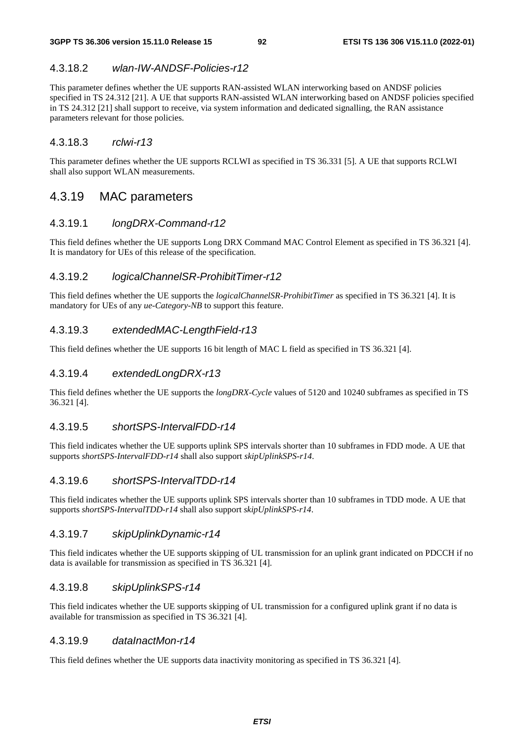#### 4.3.18.2 *wlan-IW-ANDSF-Policies-r12*

This parameter defines whether the UE supports RAN-assisted WLAN interworking based on ANDSF policies specified in TS 24.312 [21]. A UE that supports RAN-assisted WLAN interworking based on ANDSF policies specified in TS 24.312 [21] shall support to receive, via system information and dedicated signalling, the RAN assistance parameters relevant for those policies.

#### 4.3.18.3 *rclwi-r13*

This parameter defines whether the UE supports RCLWI as specified in TS 36.331 [5]. A UE that supports RCLWI shall also support WLAN measurements.

### 4.3.19 MAC parameters

#### 4.3.19.1 *longDRX-Command-r12*

This field defines whether the UE supports Long DRX Command MAC Control Element as specified in TS 36.321 [4]. It is mandatory for UEs of this release of the specification.

#### 4.3.19.2 *logicalChannelSR-ProhibitTimer-r12*

This field defines whether the UE supports the *logicalChannelSR-ProhibitTimer* as specified in TS 36.321 [4]. It is mandatory for UEs of any *ue-Category-NB* to support this feature.

#### 4.3.19.3 *extendedMAC-LengthField-r13*

This field defines whether the UE supports 16 bit length of MAC L field as specified in TS 36.321 [4].

#### 4.3.19.4 *extendedLongDRX-r13*

This field defines whether the UE supports the *longDRX-Cycle* values of 5120 and 10240 subframes as specified in TS 36.321 [4].

#### 4.3.19.5 *shortSPS-IntervalFDD-r14*

This field indicates whether the UE supports uplink SPS intervals shorter than 10 subframes in FDD mode. A UE that supports *shortSPS-IntervalFDD-r14* shall also support *skipUplinkSPS-r14*.

#### 4.3.19.6 *shortSPS-IntervalTDD-r14*

This field indicates whether the UE supports uplink SPS intervals shorter than 10 subframes in TDD mode. A UE that supports *shortSPS-IntervalTDD-r14* shall also support *skipUplinkSPS-r14*.

#### 4.3.19.7 *skipUplinkDynamic-r14*

This field indicates whether the UE supports skipping of UL transmission for an uplink grant indicated on PDCCH if no data is available for transmission as specified in TS 36.321 [4].

#### 4.3.19.8 *skipUplinkSPS-r14*

This field indicates whether the UE supports skipping of UL transmission for a configured uplink grant if no data is available for transmission as specified in TS 36.321 [4].

#### 4.3.19.9 *dataInactMon-r14*

This field defines whether the UE supports data inactivity monitoring as specified in TS 36.321 [4].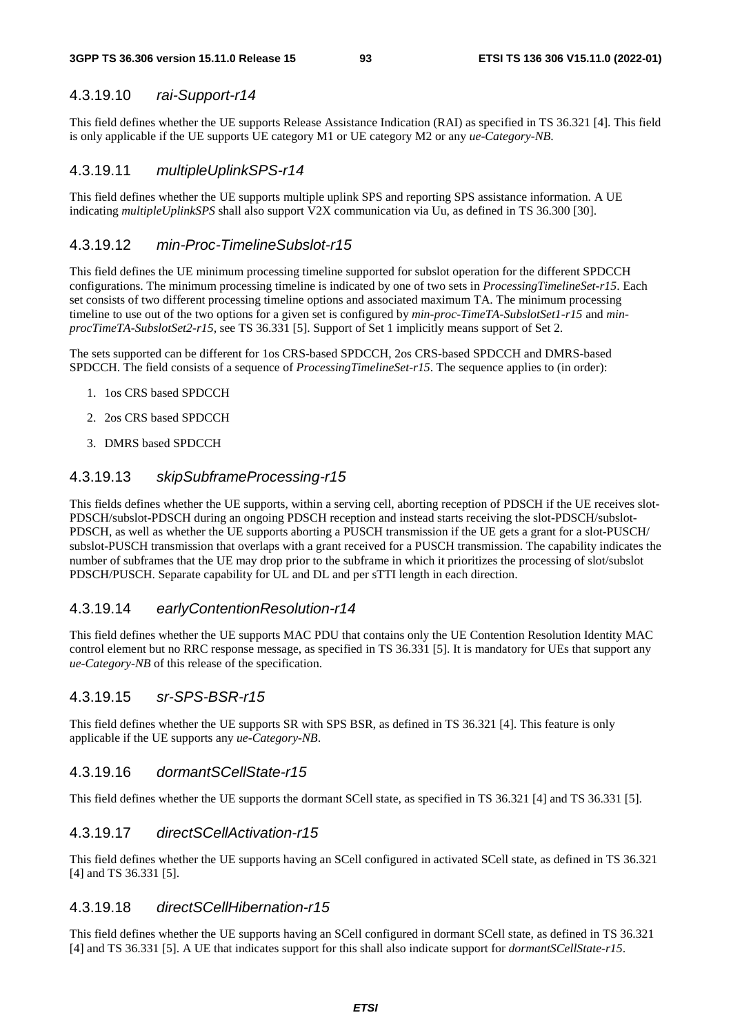#### 4.3.19.10 *rai-Support-r14*

This field defines whether the UE supports Release Assistance Indication (RAI) as specified in TS 36.321 [4]. This field is only applicable if the UE supports UE category M1 or UE category M2 or any *ue-Category-NB*.

#### 4.3.19.11 *multipleUplinkSPS-r14*

This field defines whether the UE supports multiple uplink SPS and reporting SPS assistance information. A UE indicating *multipleUplinkSPS* shall also support V2X communication via Uu, as defined in TS 36.300 [30].

#### 4.3.19.12 *min-Proc-TimelineSubslot-r15*

This field defines the UE minimum processing timeline supported for subslot operation for the different SPDCCH configurations. The minimum processing timeline is indicated by one of two sets in *ProcessingTimelineSet-r15*. Each set consists of two different processing timeline options and associated maximum TA. The minimum processing timeline to use out of the two options for a given set is configured by *min-proc-TimeTA-SubslotSet1-r15* and *min-procTimeTA-SubslotSet2-r15*, see TS 36.331 [5]. Support of Set 1 implicitly means support of Set 2.

The sets supported can be different for 1os CRS-based SPDCCH, 2os CRS-based SPDCCH and DMRS-based SPDCCH. The field consists of a sequence of *ProcessingTimelineSet-r15*. The sequence applies to (in order):

1. 1os CRS based SPDCCH
2. 2os CRS based SPDCCH
3. DMRS based SPDCCH

#### 4.3.19.13 *skipSubframeProcessing-r15*

This fields defines whether the UE supports, within a serving cell, aborting reception of PDSCH if the UE receives slot-PDSCH/subslot-PDSCH during an ongoing PDSCH reception and instead starts receiving the slot-PDSCH/subslot-PDSCH, as well as whether the UE supports aborting a PUSCH transmission if the UE gets a grant for a slot-PUSCH/ subslot-PUSCH transmission that overlaps with a grant received for a PUSCH transmission. The capability indicates the number of subframes that the UE may drop prior to the subframe in which it prioritizes the processing of slot/subslot PDSCH/PUSCH. Separate capability for UL and DL and per sTTI length in each direction.

#### 4.3.19.14 *earlyContentionResolution-r14*

This field defines whether the UE supports MAC PDU that contains only the UE Contention Resolution Identity MAC control element but no RRC response message, as specified in TS 36.331 [5]. It is mandatory for UEs that support any *ue-Category-NB* of this release of the specification.

#### 4.3.19.15 *sr-SPS-BSR-r15*

This field defines whether the UE supports SR with SPS BSR, as defined in TS 36.321 [4]. This feature is only applicable if the UE supports any *ue-Category-NB*.

#### 4.3.19.16 *dormantSCellState-r15*

This field defines whether the UE supports the dormant SCell state, as specified in TS 36.321 [4] and TS 36.331 [5].

#### 4.3.19.17 *directSCellActivation-r15*

This field defines whether the UE supports having an SCell configured in activated SCell state, as defined in TS 36.321 [4] and TS 36.331 [5].

#### 4.3.19.18 *directSCellHibernation-r15*

This field defines whether the UE supports having an SCell configured in dormant SCell state, as defined in TS 36.321 [4] and TS 36.331 [5]. A UE that indicates support for this shall also indicate support for *dormantSCellState-r15*.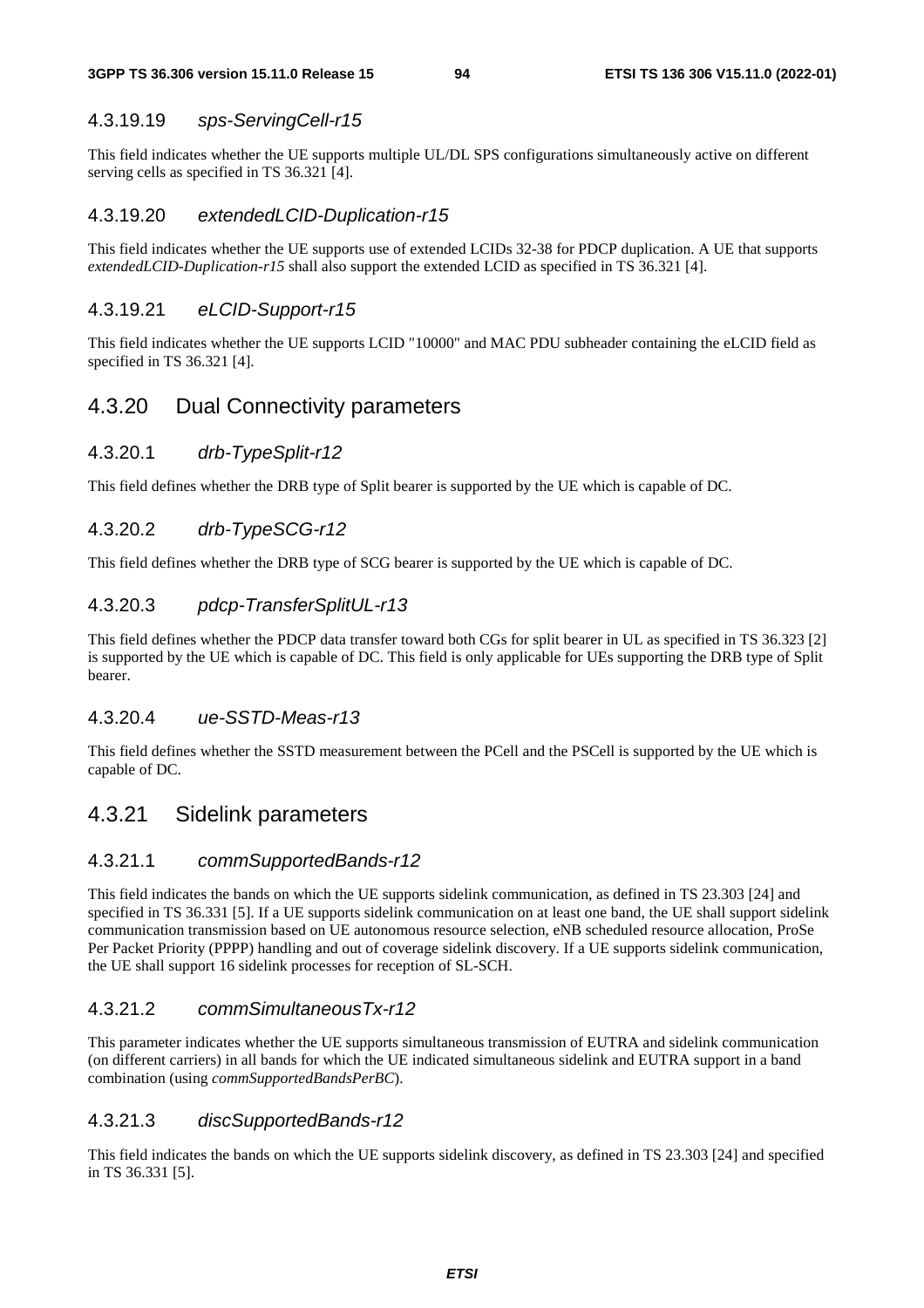#### 4.3.19.19 *sps-ServingCell-r15*

This field indicates whether the UE supports multiple UL/DL SPS configurations simultaneously active on different serving cells as specified in TS 36.321 [4].

#### 4.3.19.20 *extendedLCID-Duplication-r15*

This field indicates whether the UE supports use of extended LCIDs 32-38 for PDCP duplication. A UE that supports *extendedLCID-Duplication-r15* shall also support the extended LCID as specified in TS 36.321 [4].

#### 4.3.19.21 *eLCID-Support-r15*

This field indicates whether the UE supports LCID "10000" and MAC PDU subheader containing the eLCID field as specified in TS 36.321 [4].

### 4.3.20 Dual Connectivity parameters

#### 4.3.20.1 *drb-TypeSplit-r12*

This field defines whether the DRB type of Split bearer is supported by the UE which is capable of DC.

#### 4.3.20.2 *drb-TypeSCG-r12*

This field defines whether the DRB type of SCG bearer is supported by the UE which is capable of DC.

#### 4.3.20.3 *pdcp-TransferSplitUL-r13*

This field defines whether the PDCP data transfer toward both CGs for split bearer in UL as specified in TS 36.323 [2] is supported by the UE which is capable of DC. This field is only applicable for UEs supporting the DRB type of Split bearer.

#### 4.3.20.4 *ue-SSTD-Meas-r13*

This field defines whether the SSTD measurement between the PCell and the PSCell is supported by the UE which is capable of DC.

### 4.3.21 Sidelink parameters

#### 4.3.21.1 *commSupportedBands-r12*

This field indicates the bands on which the UE supports sidelink communication, as defined in TS 23.303 [24] and specified in TS 36.331 [5]. If a UE supports sidelink communication on at least one band, the UE shall support sidelink communication transmission based on UE autonomous resource selection, eNB scheduled resource allocation, ProSe Per Packet Priority (PPPP) handling and out of coverage sidelink discovery. If a UE supports sidelink communication, the UE shall support 16 sidelink processes for reception of SL-SCH.

#### 4.3.21.2 *commSimultaneousTx-r12*

This parameter indicates whether the UE supports simultaneous transmission of EUTRA and sidelink communication (on different carriers) in all bands for which the UE indicated simultaneous sidelink and EUTRA support in a band combination (using *commSupportedBandsPerBC*).

#### 4.3.21.3 *discSupportedBands-r12*

This field indicates the bands on which the UE supports sidelink discovery, as defined in TS 23.303 [24] and specified in TS 36.331 [5].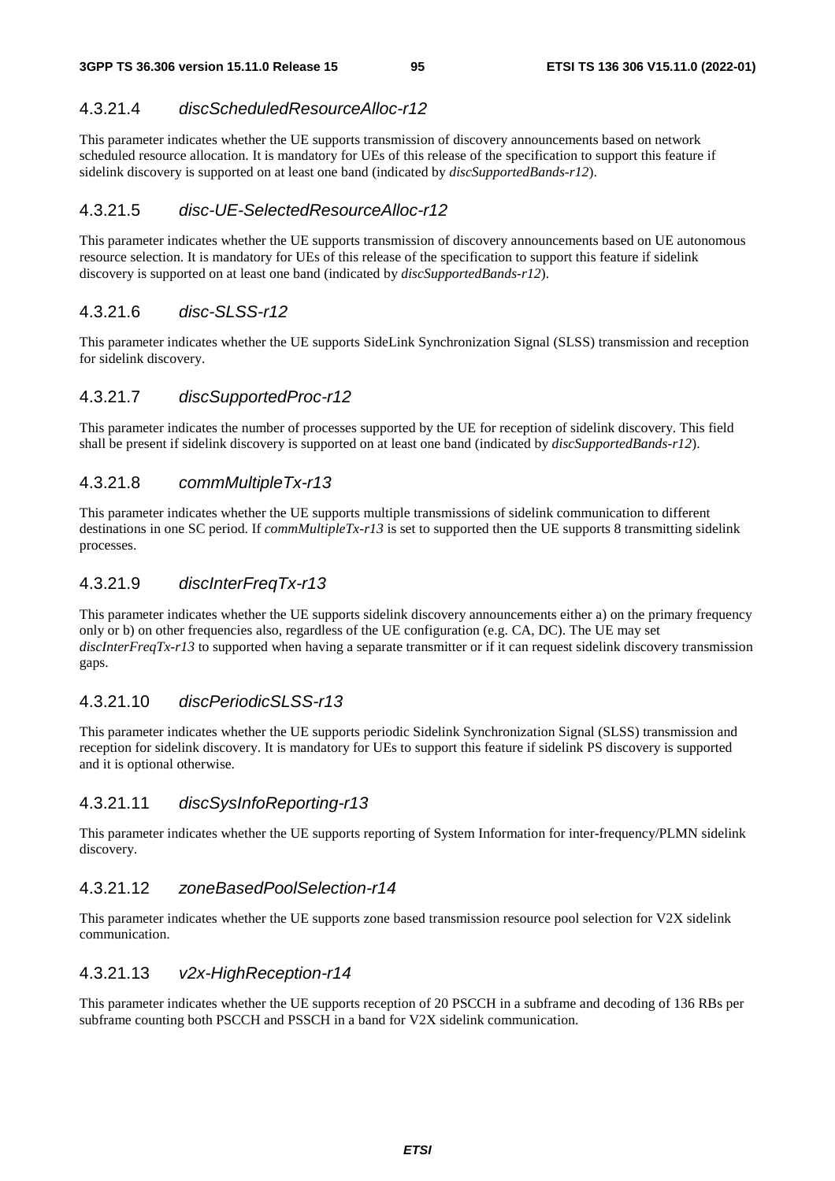#### 4.3.21.4 *discScheduledResourceAlloc-r12*

This parameter indicates whether the UE supports transmission of discovery announcements based on network scheduled resource allocation. It is mandatory for UEs of this release of the specification to support this feature if sidelink discovery is supported on at least one band (indicated by *discSupportedBands-r12*).

#### 4.3.21.5 *disc-UE-SelectedResourceAlloc-r12*

This parameter indicates whether the UE supports transmission of discovery announcements based on UE autonomous resource selection. It is mandatory for UEs of this release of the specification to support this feature if sidelink discovery is supported on at least one band (indicated by *discSupportedBands-r12*).

#### 4.3.21.6 *disc-SLSS-r12*

This parameter indicates whether the UE supports SideLink Synchronization Signal (SLSS) transmission and reception for sidelink discovery.

#### 4.3.21.7 *discSupportedProc-r12*

This parameter indicates the number of processes supported by the UE for reception of sidelink discovery. This field shall be present if sidelink discovery is supported on at least one band (indicated by *discSupportedBands-r12*).

#### 4.3.21.8 *commMultipleTx-r13*

This parameter indicates whether the UE supports multiple transmissions of sidelink communication to different destinations in one SC period. If *commMultipleTx-r13* is set to supported then the UE supports 8 transmitting sidelink processes.

#### 4.3.21.9 *discInterFreqTx-r13*

This parameter indicates whether the UE supports sidelink discovery announcements either a) on the primary frequency only or b) on other frequencies also, regardless of the UE configuration (e.g. CA, DC). The UE may set *discInterFreqTx-r13* to supported when having a separate transmitter or if it can request sidelink discovery transmission gaps.

#### 4.3.21.10 *discPeriodicSLSS-r13*

This parameter indicates whether the UE supports periodic Sidelink Synchronization Signal (SLSS) transmission and reception for sidelink discovery. It is mandatory for UEs to support this feature if sidelink PS discovery is supported and it is optional otherwise.

#### 4.3.21.11 *discSysInfoReporting-r13*

This parameter indicates whether the UE supports reporting of System Information for inter-frequency/PLMN sidelink discovery.

#### 4.3.21.12 *zoneBasedPoolSelection-r14*

This parameter indicates whether the UE supports zone based transmission resource pool selection for V2X sidelink communication.

#### 4.3.21.13 *v2x-HighReception-r14*

This parameter indicates whether the UE supports reception of 20 PSCCH in a subframe and decoding of 136 RBs per subframe counting both PSCCH and PSSCH in a band for V2X sidelink communication.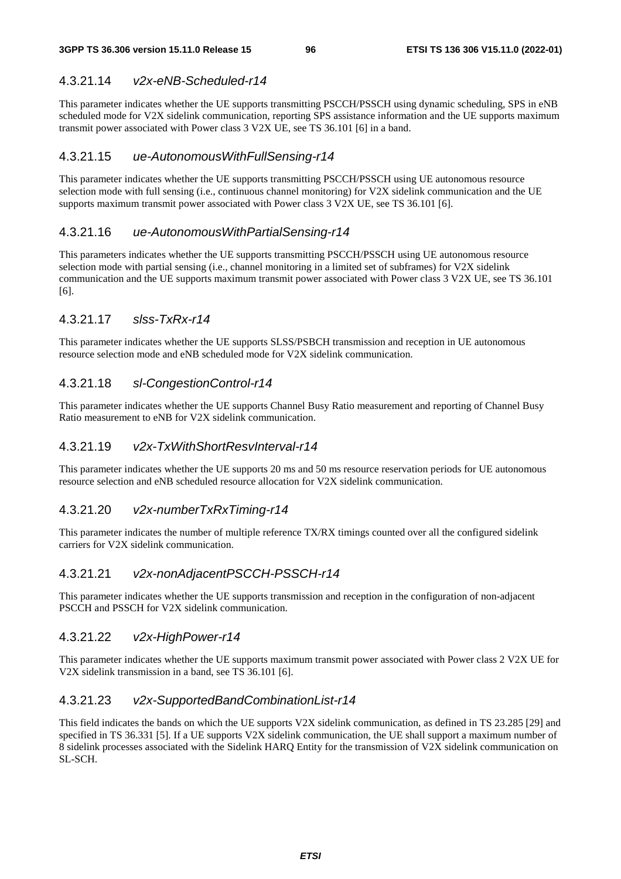#### 4.3.21.14 *v2x-eNB-Scheduled-r14*

This parameter indicates whether the UE supports transmitting PSCCH/PSSCH using dynamic scheduling, SPS in eNB scheduled mode for V2X sidelink communication, reporting SPS assistance information and the UE supports maximum transmit power associated with Power class 3 V2X UE, see TS 36.101 [6] in a band.

#### 4.3.21.15 *ue-AutonomousWithFullSensing-r14*

This parameter indicates whether the UE supports transmitting PSCCH/PSSCH using UE autonomous resource selection mode with full sensing (i.e., continuous channel monitoring) for V2X sidelink communication and the UE supports maximum transmit power associated with Power class 3 V2X UE, see TS 36.101 [6].

#### 4.3.21.16 *ue-AutonomousWithPartialSensing-r14*

This parameters indicates whether the UE supports transmitting PSCCH/PSSCH using UE autonomous resource selection mode with partial sensing (i.e., channel monitoring in a limited set of subframes) for V2X sidelink communication and the UE supports maximum transmit power associated with Power class 3 V2X UE, see TS 36.101 [6].

#### 4.3.21.17 *slss-TxRx-r14*

This parameter indicates whether the UE supports SLSS/PSBCH transmission and reception in UE autonomous resource selection mode and eNB scheduled mode for V2X sidelink communication.

#### 4.3.21.18 *sl-CongestionControl-r14*

This parameter indicates whether the UE supports Channel Busy Ratio measurement and reporting of Channel Busy Ratio measurement to eNB for V2X sidelink communication.

#### 4.3.21.19 *v2x-TxWithShortResvInterval-r14*

This parameter indicates whether the UE supports 20 ms and 50 ms resource reservation periods for UE autonomous resource selection and eNB scheduled resource allocation for V2X sidelink communication.

#### 4.3.21.20 *v2x-numberTxRxTiming-r14*

This parameter indicates the number of multiple reference TX/RX timings counted over all the configured sidelink carriers for V2X sidelink communication.

#### 4.3.21.21 *v2x-nonAdjacentPSCCH-PSSCH-r14*

This parameter indicates whether the UE supports transmission and reception in the configuration of non-adjacent PSCCH and PSSCH for V2X sidelink communication.

#### 4.3.21.22 *v2x-HighPower-r14*

This parameter indicates whether the UE supports maximum transmit power associated with Power class 2 V2X UE for V2X sidelink transmission in a band, see TS 36.101 [6].

#### 4.3.21.23 *v2x-SupportedBandCombinationList-r14*

This field indicates the bands on which the UE supports V2X sidelink communication, as defined in TS 23.285 [29] and specified in TS 36.331 [5]. If a UE supports V2X sidelink communication, the UE shall support a maximum number of 8 sidelink processes associated with the Sidelink HARQ Entity for the transmission of V2X sidelink communication on SL-SCH.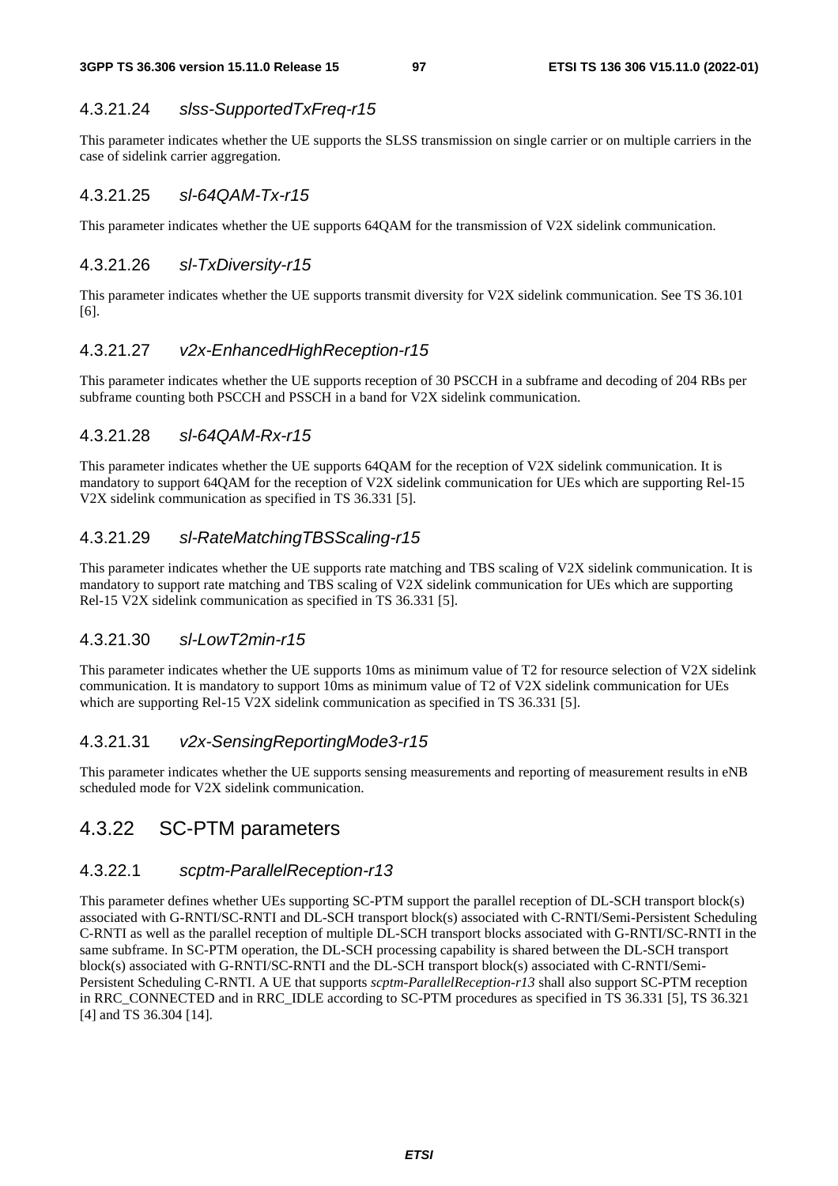#### 4.3.21.24 *slss-SupportedTxFreq-r15*

This parameter indicates whether the UE supports the SLSS transmission on single carrier or on multiple carriers in the case of sidelink carrier aggregation.

#### 4.3.21.25 *sl-64QAM-Tx-r15*

This parameter indicates whether the UE supports 64QAM for the transmission of V2X sidelink communication.

#### 4.3.21.26 *sl-TxDiversity-r15*

This parameter indicates whether the UE supports transmit diversity for V2X sidelink communication. See TS 36.101 [6].

#### 4.3.21.27 *v2x-EnhancedHighReception-r15*

This parameter indicates whether the UE supports reception of 30 PSCCH in a subframe and decoding of 204 RBs per subframe counting both PSCCH and PSSCH in a band for V2X sidelink communication.

#### 4.3.21.28 *sl-64QAM-Rx-r15*

This parameter indicates whether the UE supports 64QAM for the reception of V2X sidelink communication. It is mandatory to support 64QAM for the reception of V2X sidelink communication for UEs which are supporting Rel-15 V2X sidelink communication as specified in TS 36.331 [5].

#### 4.3.21.29 *sl-RateMatchingTBSScaling-r15*

This parameter indicates whether the UE supports rate matching and TBS scaling of V2X sidelink communication. It is mandatory to support rate matching and TBS scaling of V2X sidelink communication for UEs which are supporting Rel-15 V2X sidelink communication as specified in TS 36.331 [5].

#### 4.3.21.30 *sl-LowT2min-r15*

This parameter indicates whether the UE supports 10ms as minimum value of T2 for resource selection of V2X sidelink communication. It is mandatory to support 10ms as minimum value of T2 of V2X sidelink communication for UEs which are supporting Rel-15 V2X sidelink communication as specified in TS 36.331 [5].

#### 4.3.21.31 *v2x-SensingReportingMode3-r15*

This parameter indicates whether the UE supports sensing measurements and reporting of measurement results in eNB scheduled mode for V2X sidelink communication.

### 4.3.22 SC-PTM parameters

#### 4.3.22.1 *scptm-ParallelReception-r13*

This parameter defines whether UEs supporting SC-PTM support the parallel reception of DL-SCH transport block(s) associated with G-RNTI/SC-RNTI and DL-SCH transport block(s) associated with C-RNTI/Semi-Persistent Scheduling C-RNTI as well as the parallel reception of multiple DL-SCH transport blocks associated with G-RNTI/SC-RNTI in the same subframe. In SC-PTM operation, the DL-SCH processing capability is shared between the DL-SCH transport block(s) associated with G-RNTI/SC-RNTI and the DL-SCH transport block(s) associated with C-RNTI/Semi-Persistent Scheduling C-RNTI. A UE that supports *scptm-ParallelReception-r13* shall also support SC-PTM reception in RRC_CONNECTED and in RRC_IDLE according to SC-PTM procedures as specified in TS 36.331 [5], TS 36.321 [4] and TS 36.304 [14].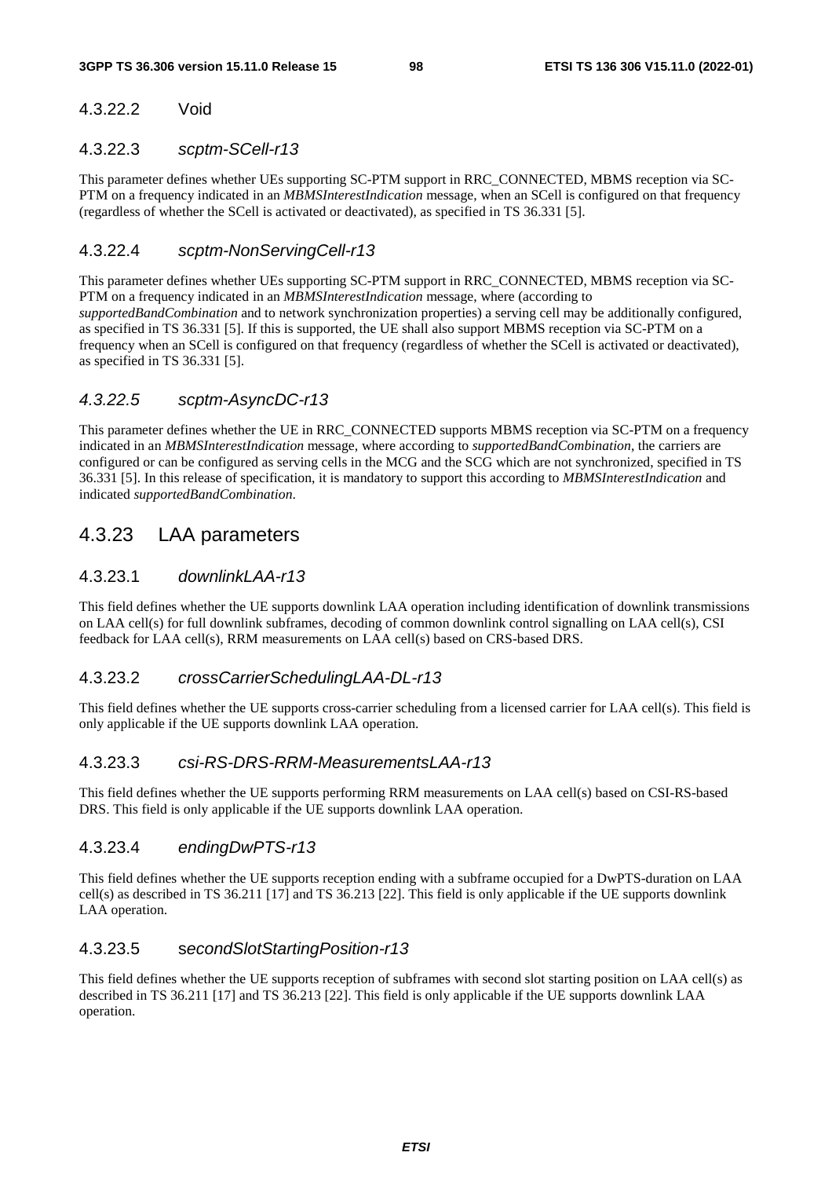#### 4.3.22.2 Void

#### 4.3.22.3 *scptm-SCell-r13*

This parameter defines whether UEs supporting SC-PTM support in RRC_CONNECTED, MBMS reception via SC-PTM on a frequency indicated in an *MBMSInterestIndication* message, when an SCell is configured on that frequency (regardless of whether the SCell is activated or deactivated), as specified in TS 36.331 [5].

#### 4.3.22.4 *scptm-NonServingCell-r13*

This parameter defines whether UEs supporting SC-PTM support in RRC_CONNECTED, MBMS reception via SC-PTM on a frequency indicated in an *MBMSInterestIndication* message, where (according to *supportedBandCombination* and to network synchronization properties) a serving cell may be additionally configured, as specified in TS 36.331 [5]. If this is supported, the UE shall also support MBMS reception via SC-PTM on a frequency when an SCell is configured on that frequency (regardless of whether the SCell is activated or deactivated), as specified in TS 36.331 [5].

#### *4.3.22.5 scptm-AsyncDC-r13*

This parameter defines whether the UE in RRC_CONNECTED supports MBMS reception via SC-PTM on a frequency indicated in an *MBMSInterestIndication* message, where according to *supportedBandCombination*, the carriers are configured or can be configured as serving cells in the MCG and the SCG which are not synchronized, specified in TS 36.331 [5]. In this release of specification, it is mandatory to support this according to *MBMSInterestIndication* and indicated *supportedBandCombination*.

### 4.3.23 LAA parameters

#### 4.3.23.1 *downlinkLAA-r13*

This field defines whether the UE supports downlink LAA operation including identification of downlink transmissions on LAA cell(s) for full downlink subframes, decoding of common downlink control signalling on LAA cell(s), CSI feedback for LAA cell(s), RRM measurements on LAA cell(s) based on CRS-based DRS.

#### 4.3.23.2 *crossCarrierSchedulingLAA-DL-r13*

This field defines whether the UE supports cross-carrier scheduling from a licensed carrier for LAA cell(s). This field is only applicable if the UE supports downlink LAA operation.

#### 4.3.23.3 *csi-RS-DRS-RRM-MeasurementsLAA-r13*

This field defines whether the UE supports performing RRM measurements on LAA cell(s) based on CSI-RS-based DRS. This field is only applicable if the UE supports downlink LAA operation.

#### 4.3.23.4 *endingDwPTS-r13*

This field defines whether the UE supports reception ending with a subframe occupied for a DwPTS-duration on LAA cell(s) as described in TS 36.211 [17] and TS 36.213 [22]. This field is only applicable if the UE supports downlink LAA operation.

#### 4.3.23.5 s*econdSlotStartingPosition-r13*

This field defines whether the UE supports reception of subframes with second slot starting position on LAA cell(s) as described in TS 36.211 [17] and TS 36.213 [22]. This field is only applicable if the UE supports downlink LAA operation.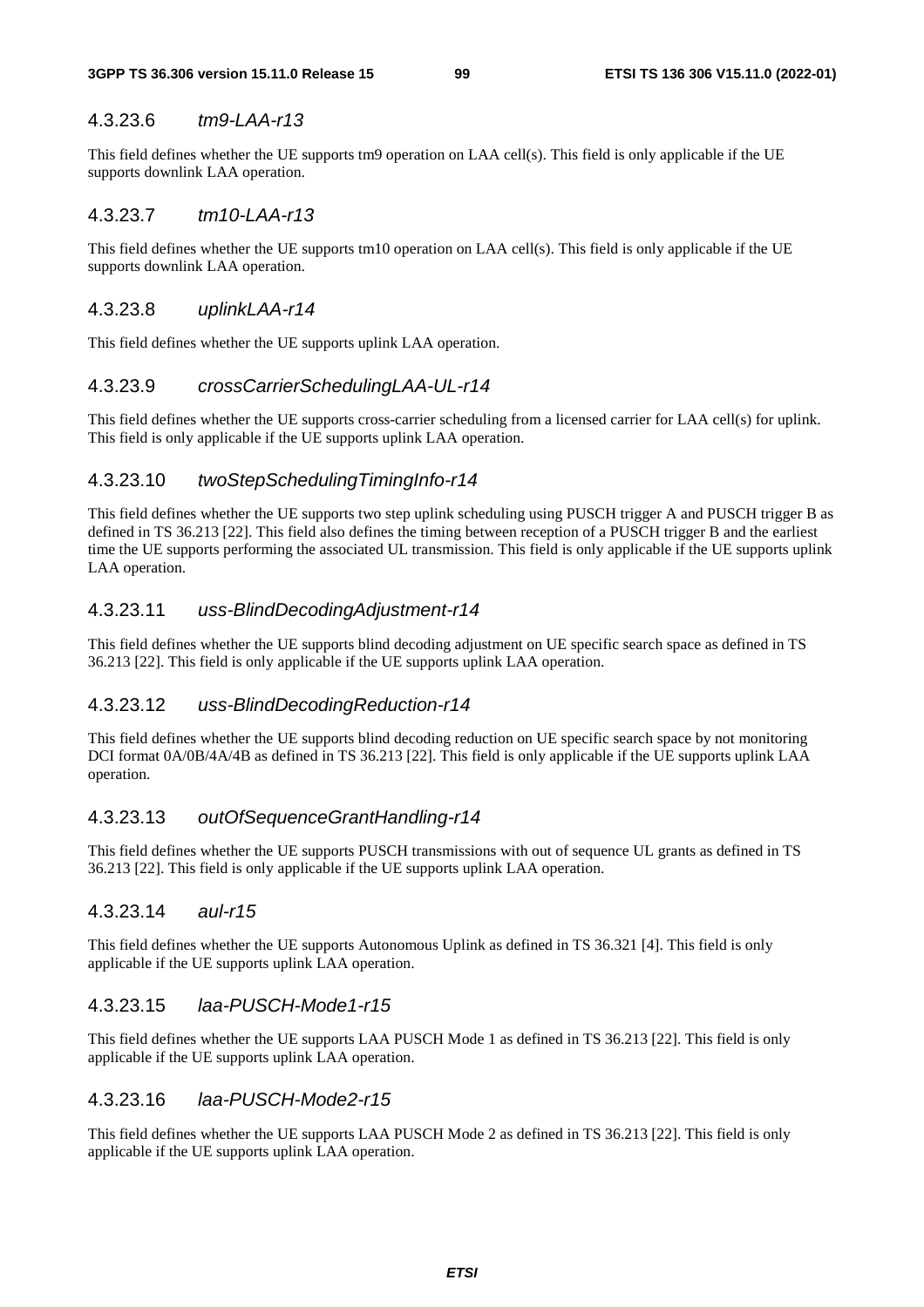#### 4.3.23.6 *tm9-LAA-r13*

This field defines whether the UE supports tm9 operation on LAA cell(s). This field is only applicable if the UE supports downlink LAA operation.

#### 4.3.23.7 *tm10-LAA-r13*

This field defines whether the UE supports tm10 operation on LAA cell(s). This field is only applicable if the UE supports downlink LAA operation.

#### 4.3.23.8 *uplinkLAA-r14*

This field defines whether the UE supports uplink LAA operation.

#### 4.3.23.9 *crossCarrierSchedulingLAA-UL-r14*

This field defines whether the UE supports cross-carrier scheduling from a licensed carrier for LAA cell(s) for uplink. This field is only applicable if the UE supports uplink LAA operation.

#### 4.3.23.10 *twoStepSchedulingTimingInfo-r14*

This field defines whether the UE supports two step uplink scheduling using PUSCH trigger A and PUSCH trigger B as defined in TS 36.213 [22]. This field also defines the timing between reception of a PUSCH trigger B and the earliest time the UE supports performing the associated UL transmission. This field is only applicable if the UE supports uplink LAA operation.

#### 4.3.23.11 *uss-BlindDecodingAdjustment-r14*

This field defines whether the UE supports blind decoding adjustment on UE specific search space as defined in TS 36.213 [22]. This field is only applicable if the UE supports uplink LAA operation.

#### 4.3.23.12 *uss-BlindDecodingReduction-r14*

This field defines whether the UE supports blind decoding reduction on UE specific search space by not monitoring DCI format 0A/0B/4A/4B as defined in TS 36.213 [22]. This field is only applicable if the UE supports uplink LAA operation.

#### 4.3.23.13 *outOfSequenceGrantHandling-r14*

This field defines whether the UE supports PUSCH transmissions with out of sequence UL grants as defined in TS 36.213 [22]. This field is only applicable if the UE supports uplink LAA operation.

#### 4.3.23.14 *aul-r15*

This field defines whether the UE supports Autonomous Uplink as defined in TS 36.321 [4]. This field is only applicable if the UE supports uplink LAA operation.

#### 4.3.23.15 *laa-PUSCH-Mode1-r15*

This field defines whether the UE supports LAA PUSCH Mode 1 as defined in TS 36.213 [22]. This field is only applicable if the UE supports uplink LAA operation.

#### 4.3.23.16 *laa-PUSCH-Mode2-r15*

This field defines whether the UE supports LAA PUSCH Mode 2 as defined in TS 36.213 [22]. This field is only applicable if the UE supports uplink LAA operation.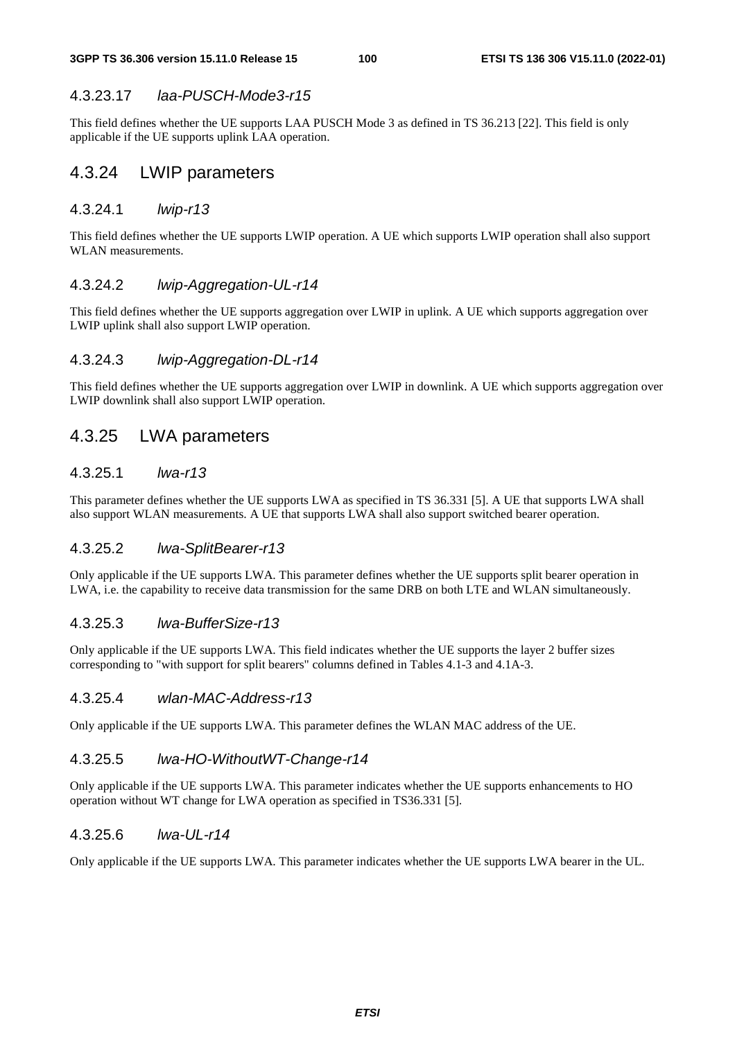#### 4.3.23.17 *laa-PUSCH-Mode3-r15*

This field defines whether the UE supports LAA PUSCH Mode 3 as defined in TS 36.213 [22]. This field is only applicable if the UE supports uplink LAA operation.

### 4.3.24 LWIP parameters

#### 4.3.24.1 *lwip-r13*

This field defines whether the UE supports LWIP operation. A UE which supports LWIP operation shall also support WLAN measurements.

#### 4.3.24.2 *lwip-Aggregation-UL-r14*

This field defines whether the UE supports aggregation over LWIP in uplink. A UE which supports aggregation over LWIP uplink shall also support LWIP operation.

#### 4.3.24.3 *lwip-Aggregation-DL-r14*

This field defines whether the UE supports aggregation over LWIP in downlink. A UE which supports aggregation over LWIP downlink shall also support LWIP operation.

### 4.3.25 LWA parameters

#### 4.3.25.1 *lwa-r13*

This parameter defines whether the UE supports LWA as specified in TS 36.331 [5]. A UE that supports LWA shall also support WLAN measurements. A UE that supports LWA shall also support switched bearer operation.

#### 4.3.25.2 *lwa-SplitBearer-r13*

Only applicable if the UE supports LWA. This parameter defines whether the UE supports split bearer operation in LWA, i.e. the capability to receive data transmission for the same DRB on both LTE and WLAN simultaneously.

#### 4.3.25.3 *lwa-BufferSize-r13*

Only applicable if the UE supports LWA. This field indicates whether the UE supports the layer 2 buffer sizes corresponding to "with support for split bearers" columns defined in Tables 4.1-3 and 4.1A-3.

#### 4.3.25.4 *wlan-MAC-Address-r13*

Only applicable if the UE supports LWA. This parameter defines the WLAN MAC address of the UE.

#### 4.3.25.5 *lwa-HO-WithoutWT-Change-r14*

Only applicable if the UE supports LWA. This parameter indicates whether the UE supports enhancements to HO operation without WT change for LWA operation as specified in TS36.331 [5].

#### 4.3.25.6 *lwa-UL-r14*

Only applicable if the UE supports LWA. This parameter indicates whether the UE supports LWA bearer in the UL.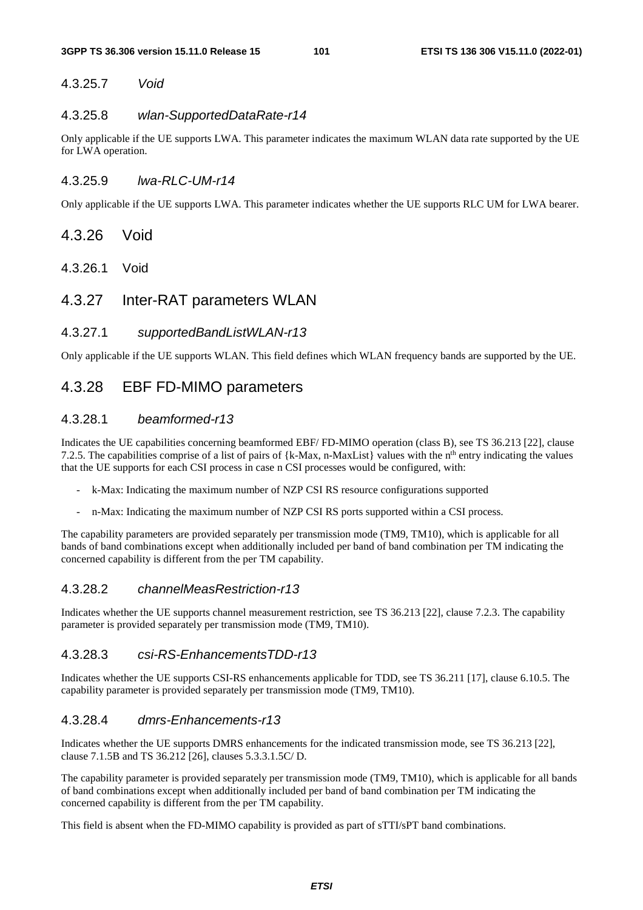#### 4.3.25.7 *Void*

#### 4.3.25.8 *wlan-SupportedDataRate-r14*

Only applicable if the UE supports LWA. This parameter indicates the maximum WLAN data rate supported by the UE for LWA operation.

#### 4.3.25.9 *lwa-RLC-UM-r14*

Only applicable if the UE supports LWA. This parameter indicates whether the UE supports RLC UM for LWA bearer.

### 4.3.26 Void

#### 4.3.26.1 Void

### 4.3.27 Inter-RAT parameters WLAN

#### 4.3.27.1 *supportedBandListWLAN-r13*

Only applicable if the UE supports WLAN. This field defines which WLAN frequency bands are supported by the UE.

### 4.3.28 EBF FD-MIMO parameters

#### 4.3.28.1 *beamformed-r13*

Indicates the UE capabilities concerning beamformed EBF/ FD-MIMO operation (class B), see TS 36.213 [22], clause 7.2.5. The capabilities comprise of a list of pairs of {k-Max, n-MaxList} values with the n[th] entry indicating the values that the UE supports for each CSI process in case n CSI processes would be configured, with:

- k-Max: Indicating the maximum number of NZP CSI RS resource configurations supported
- n-Max: Indicating the maximum number of NZP CSI RS ports supported within a CSI process.

The capability parameters are provided separately per transmission mode (TM9, TM10), which is applicable for all bands of band combinations except when additionally included per band of band combination per TM indicating the concerned capability is different from the per TM capability.

#### 4.3.28.2 *channelMeasRestriction-r13*

Indicates whether the UE supports channel measurement restriction, see TS 36.213 [22], clause 7.2.3. The capability parameter is provided separately per transmission mode (TM9, TM10).

#### 4.3.28.3 *csi-RS-EnhancementsTDD-r13*

Indicates whether the UE supports CSI-RS enhancements applicable for TDD, see TS 36.211 [17], clause 6.10.5. The capability parameter is provided separately per transmission mode (TM9, TM10).

#### 4.3.28.4 *dmrs-Enhancements-r13*

Indicates whether the UE supports DMRS enhancements for the indicated transmission mode, see TS 36.213 [22], clause 7.1.5B and TS 36.212 [26], clauses 5.3.3.1.5C/ D.

The capability parameter is provided separately per transmission mode (TM9, TM10), which is applicable for all bands of band combinations except when additionally included per band of band combination per TM indicating the concerned capability is different from the per TM capability.

This field is absent when the FD-MIMO capability is provided as part of sTTI/sPT band combinations.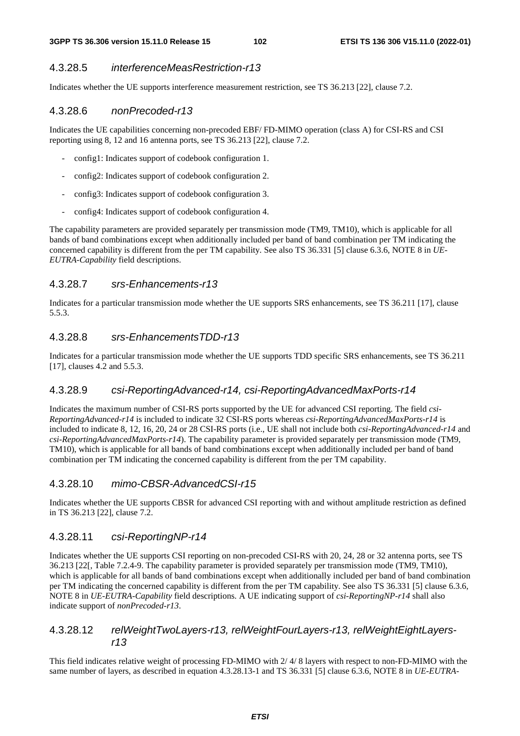#### 4.3.28.5 *interferenceMeasRestriction-r13*

Indicates whether the UE supports interference measurement restriction, see TS 36.213 [22], clause 7.2.

#### 4.3.28.6 *nonPrecoded-r13*

Indicates the UE capabilities concerning non-precoded EBF/ FD-MIMO operation (class A) for CSI-RS and CSI reporting using 8, 12 and 16 antenna ports, see TS 36.213 [22], clause 7.2.

- config1: Indicates support of codebook configuration 1.
- config2: Indicates support of codebook configuration 2.
- config3: Indicates support of codebook configuration 3.
- config4: Indicates support of codebook configuration 4.

The capability parameters are provided separately per transmission mode (TM9, TM10), which is applicable for all bands of band combinations except when additionally included per band of band combination per TM indicating the concerned capability is different from the per TM capability. See also TS 36.331 [5] clause 6.3.6, NOTE 8 in *UE-EUTRA-Capability* field descriptions.

#### 4.3.28.7 *srs-Enhancements-r13*

Indicates for a particular transmission mode whether the UE supports SRS enhancements, see TS 36.211 [17], clause 5.5.3.

#### 4.3.28.8 *srs-EnhancementsTDD-r13*

Indicates for a particular transmission mode whether the UE supports TDD specific SRS enhancements, see TS 36.211 [17], clauses 4.2 and 5.5.3.

#### 4.3.28.9 *csi-ReportingAdvanced-r14, csi-ReportingAdvancedMaxPorts-r14*

Indicates the maximum number of CSI-RS ports supported by the UE for advanced CSI reporting. The field *csi-ReportingAdvanced-r14* is included to indicate 32 CSI-RS ports whereas *csi-ReportingAdvancedMaxPorts-r14* is included to indicate 8, 12, 16, 20, 24 or 28 CSI-RS ports (i.e., UE shall not include both *csi-ReportingAdvanced-r14* and *csi-ReportingAdvancedMaxPorts-r14*). The capability parameter is provided separately per transmission mode (TM9, TM10), which is applicable for all bands of band combinations except when additionally included per band of band combination per TM indicating the concerned capability is different from the per TM capability.

#### 4.3.28.10 *mimo-CBSR-AdvancedCSI-r15*

Indicates whether the UE supports CBSR for advanced CSI reporting with and without amplitude restriction as defined in TS 36.213 [22], clause 7.2.

#### 4.3.28.11 *csi-ReportingNP-r14*

Indicates whether the UE supports CSI reporting on non-precoded CSI-RS with 20, 24, 28 or 32 antenna ports, see TS 36.213 [22[, Table 7.2.4-9. The capability parameter is provided separately per transmission mode (TM9, TM10), which is applicable for all bands of band combinations except when additionally included per band of band combination per TM indicating the concerned capability is different from the per TM capability. See also TS 36.331 [5] clause 6.3.6, NOTE 8 in *UE-EUTRA-Capability* field descriptions. A UE indicating support of *csi-ReportingNP-r14* shall also indicate support of *nonPrecoded-r13*.

#### 4.3.28.12 *relWeightTwoLayers-r13, relWeightFourLayers-r13, relWeightEightLayers-r13*

This field indicates relative weight of processing FD-MIMO with 2/ 4/ 8 layers with respect to non-FD-MIMO with the same number of layers, as described in equation 4.3.28.13-1 and TS 36.331 [5] clause 6.3.6, NOTE 8 in *UE-EUTRA-*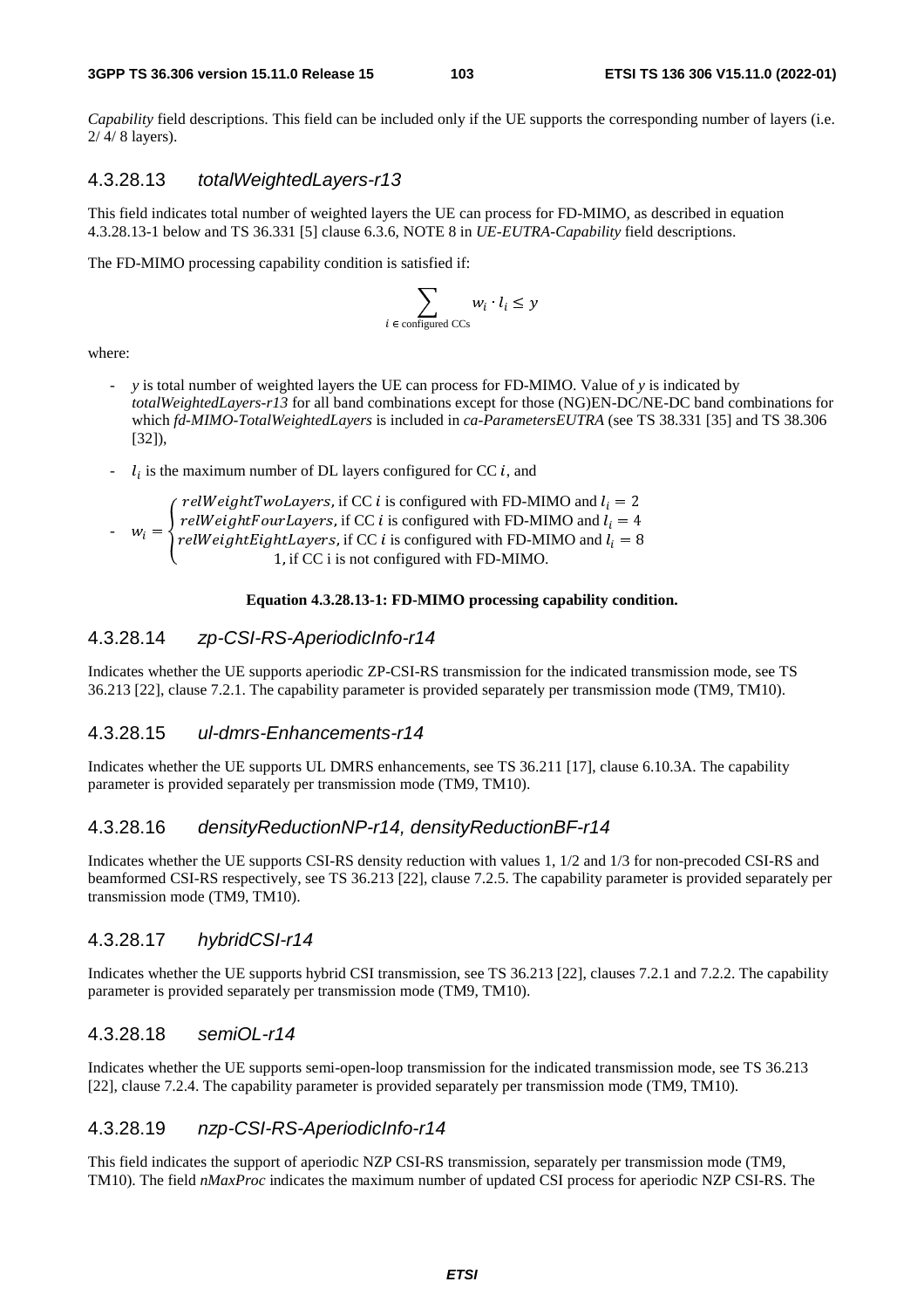*Capability* field descriptions. This field can be included only if the UE supports the corresponding number of layers (i.e. 2/ 4/ 8 layers).

### 4.3.28.13 *totalWeightedLayers-r13*

This field indicates total number of weighted layers the UE can process for FD-MIMO, as described in equation 4.3.28.13-1 below and TS 36.331 [5] clause 6.3.6, NOTE 8 in *UE-EUTRA-Capability* field descriptions.

The FD-MIMO processing capability condition is satisfied if:

$$\sum_{i \in \text{configured CCs}} w_i \cdot l_i \leq y$$

where:

- $y$ is total number of weighted layers the UE can process for FD-MIMO. Value of $y$ is indicated by *totalWeightedLayers-r13* for all band combinations except for those (NG)EN-DC/NE-DC band combinations for which *fd-MIMO-TotalWeightedLayers* is included in *ca-ParametersEUTRA* (see TS 38.331 [35] and TS 38.306 [32]),

- $l_i$ is the maximum number of DL layers configured for CC $i$, and

- $w_i = \begin{cases} relWeightTwoLayers, \text{ if CC } i \text{ is configured with FD-MIMO and } l_i = 2 \\ relWeightFourLayers, \text{ if CC } i \text{ is configured with FD-MIMO and } l_i = 4 \\ relWeightEightLayers, \text{ if CC } i \text{ is configured with FD-MIMO and } l_i = 8 \\ 1, \text{ if CC i is not configured with FD-MIMO.} \end{cases}$

**Equation 4.3.28.13-1: FD-MIMO processing capability condition.**

### 4.3.28.14 *zp-CSI-RS-AperiodicInfo-r14*

Indicates whether the UE supports aperiodic ZP-CSI-RS transmission for the indicated transmission mode, see TS 36.213 [22], clause 7.2.1. The capability parameter is provided separately per transmission mode (TM9, TM10).

### 4.3.28.15 *ul-dmrs-Enhancements-r14*

Indicates whether the UE supports UL DMRS enhancements, see TS 36.211 [17], clause 6.10.3A. The capability parameter is provided separately per transmission mode (TM9, TM10).

### 4.3.28.16 *densityReductionNP-r14, densityReductionBF-r14*

Indicates whether the UE supports CSI-RS density reduction with values 1, 1/2 and 1/3 for non-precoded CSI-RS and beamformed CSI-RS respectively, see TS 36.213 [22], clause 7.2.5. The capability parameter is provided separately per transmission mode (TM9, TM10).

### 4.3.28.17 *hybridCSI-r14*

Indicates whether the UE supports hybrid CSI transmission, see TS 36.213 [22], clauses 7.2.1 and 7.2.2. The capability parameter is provided separately per transmission mode (TM9, TM10).

### 4.3.28.18 *semiOL-r14*

Indicates whether the UE supports semi-open-loop transmission for the indicated transmission mode, see TS 36.213 [22], clause 7.2.4. The capability parameter is provided separately per transmission mode (TM9, TM10).

### 4.3.28.19 *nzp-CSI-RS-AperiodicInfo-r14*

This field indicates the support of aperiodic NZP CSI-RS transmission, separately per transmission mode (TM9, TM10). The field *nMaxProc* indicates the maximum number of updated CSI process for aperiodic NZP CSI-RS. The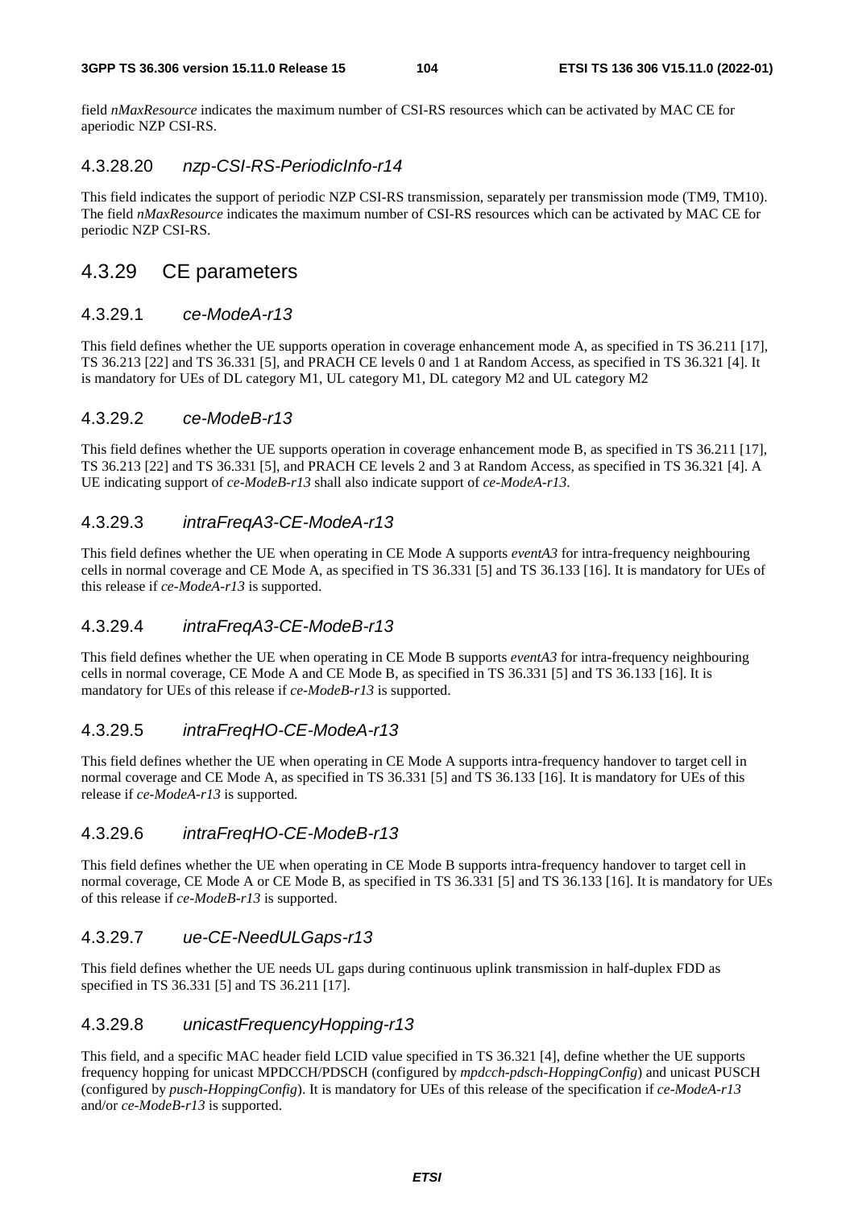field *nMaxResource* indicates the maximum number of CSI-RS resources which can be activated by MAC CE for aperiodic NZP CSI-RS.

#### 4.3.28.20 *nzp-CSI-RS-PeriodicInfo-r14*

This field indicates the support of periodic NZP CSI-RS transmission, separately per transmission mode (TM9, TM10). The field *nMaxResource* indicates the maximum number of CSI-RS resources which can be activated by MAC CE for periodic NZP CSI-RS.

### 4.3.29 CE parameters

#### 4.3.29.1 *ce-ModeA-r13*

This field defines whether the UE supports operation in coverage enhancement mode A, as specified in TS 36.211 [17], TS 36.213 [22] and TS 36.331 [5], and PRACH CE levels 0 and 1 at Random Access, as specified in TS 36.321 [4]. It is mandatory for UEs of DL category M1, UL category M1, DL category M2 and UL category M2

#### 4.3.29.2 *ce-ModeB-r13*

This field defines whether the UE supports operation in coverage enhancement mode B, as specified in TS 36.211 [17], TS 36.213 [22] and TS 36.331 [5], and PRACH CE levels 2 and 3 at Random Access, as specified in TS 36.321 [4]. A UE indicating support of *ce-ModeB-r13* shall also indicate support of *ce-ModeA-r13*.

#### 4.3.29.3 *intraFreqA3-CE-ModeA-r13*

This field defines whether the UE when operating in CE Mode A supports *eventA3* for intra-frequency neighbouring cells in normal coverage and CE Mode A, as specified in TS 36.331 [5] and TS 36.133 [16]. It is mandatory for UEs of this release if *ce-ModeA-r13* is supported.

#### 4.3.29.4 *intraFreqA3-CE-ModeB-r13*

This field defines whether the UE when operating in CE Mode B supports *eventA3* for intra-frequency neighbouring cells in normal coverage, CE Mode A and CE Mode B, as specified in TS 36.331 [5] and TS 36.133 [16]. It is mandatory for UEs of this release if *ce-ModeB-r13* is supported.

#### 4.3.29.5 *intraFreqHO-CE-ModeA-r13*

This field defines whether the UE when operating in CE Mode A supports intra-frequency handover to target cell in normal coverage and CE Mode A, as specified in TS 36.331 [5] and TS 36.133 [16]. It is mandatory for UEs of this release if *ce-ModeA-r13* is supported.

#### 4.3.29.6 *intraFreqHO-CE-ModeB-r13*

This field defines whether the UE when operating in CE Mode B supports intra-frequency handover to target cell in normal coverage, CE Mode A or CE Mode B, as specified in TS 36.331 [5] and TS 36.133 [16]. It is mandatory for UEs of this release if *ce-ModeB-r13* is supported.

#### 4.3.29.7 *ue-CE-NeedULGaps-r13*

This field defines whether the UE needs UL gaps during continuous uplink transmission in half-duplex FDD as specified in TS 36.331 [5] and TS 36.211 [17].

#### 4.3.29.8 *unicastFrequencyHopping-r13*

This field, and a specific MAC header field LCID value specified in TS 36.321 [4], define whether the UE supports frequency hopping for unicast MPDCCH/PDSCH (configured by *mpdcch-pdsch-HoppingConfig*) and unicast PUSCH (configured by *pusch-HoppingConfig*). It is mandatory for UEs of this release of the specification if *ce-ModeA-r13* and/or *ce-ModeB-r13* is supported.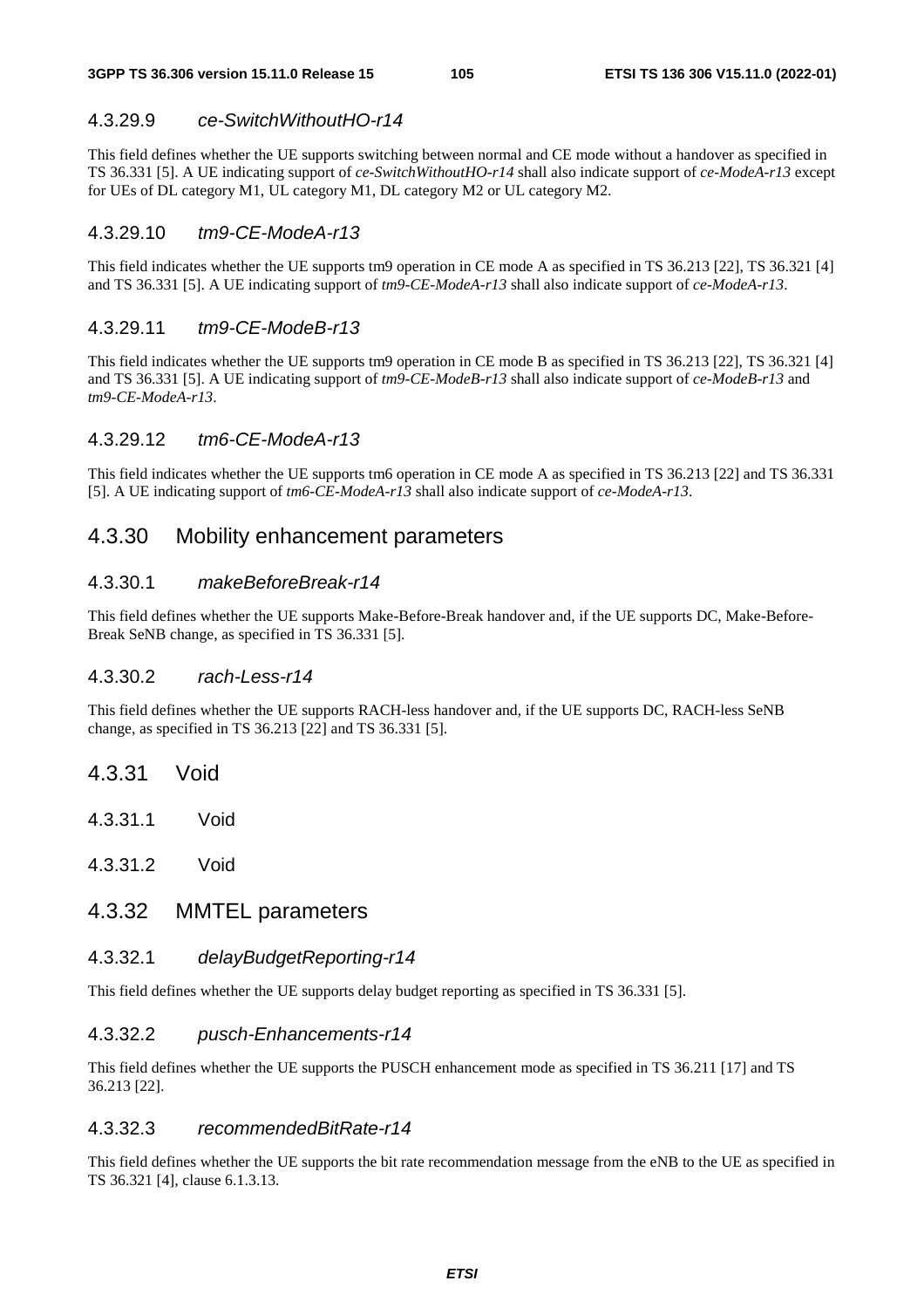#### 4.3.29.9 *ce-SwitchWithoutHO-r14*

This field defines whether the UE supports switching between normal and CE mode without a handover as specified in TS 36.331 [5]. A UE indicating support of *ce-SwitchWithoutHO-r14* shall also indicate support of *ce-ModeA-r13* except for UEs of DL category M1, UL category M1, DL category M2 or UL category M2.

#### 4.3.29.10 *tm9-CE-ModeA-r13*

This field indicates whether the UE supports tm9 operation in CE mode A as specified in TS 36.213 [22], TS 36.321 [4] and TS 36.331 [5]. A UE indicating support of *tm9-CE-ModeA-r13* shall also indicate support of *ce-ModeA-r13*.

#### 4.3.29.11 *tm9-CE-ModeB-r13*

This field indicates whether the UE supports tm9 operation in CE mode B as specified in TS 36.213 [22], TS 36.321 [4] and TS 36.331 [5]. A UE indicating support of *tm9-CE-ModeB-r13* shall also indicate support of *ce-ModeB-r13* and *tm9-CE-ModeA-r13*.

#### 4.3.29.12 *tm6-CE-ModeA-r13*

This field indicates whether the UE supports tm6 operation in CE mode A as specified in TS 36.213 [22] and TS 36.331 [5]. A UE indicating support of *tm6-CE-ModeA-r13* shall also indicate support of *ce-ModeA-r13*.

### 4.3.30 Mobility enhancement parameters

#### 4.3.30.1 *makeBeforeBreak-r14*

This field defines whether the UE supports Make-Before-Break handover and, if the UE supports DC, Make-Before-Break SeNB change, as specified in TS 36.331 [5].

#### 4.3.30.2 *rach-Less-r14*

This field defines whether the UE supports RACH-less handover and, if the UE supports DC, RACH-less SeNB change, as specified in TS 36.213 [22] and TS 36.331 [5].

### 4.3.31 Void

#### 4.3.31.1 Void

#### 4.3.31.2 Void

### 4.3.32 MMTEL parameters

#### 4.3.32.1 *delayBudgetReporting-r14*

This field defines whether the UE supports delay budget reporting as specified in TS 36.331 [5].

#### 4.3.32.2 *pusch-Enhancements-r14*

This field defines whether the UE supports the PUSCH enhancement mode as specified in TS 36.211 [17] and TS 36.213 [22].

#### 4.3.32.3 *recommendedBitRate-r14*

This field defines whether the UE supports the bit rate recommendation message from the eNB to the UE as specified in TS 36.321 [4], clause 6.1.3.13.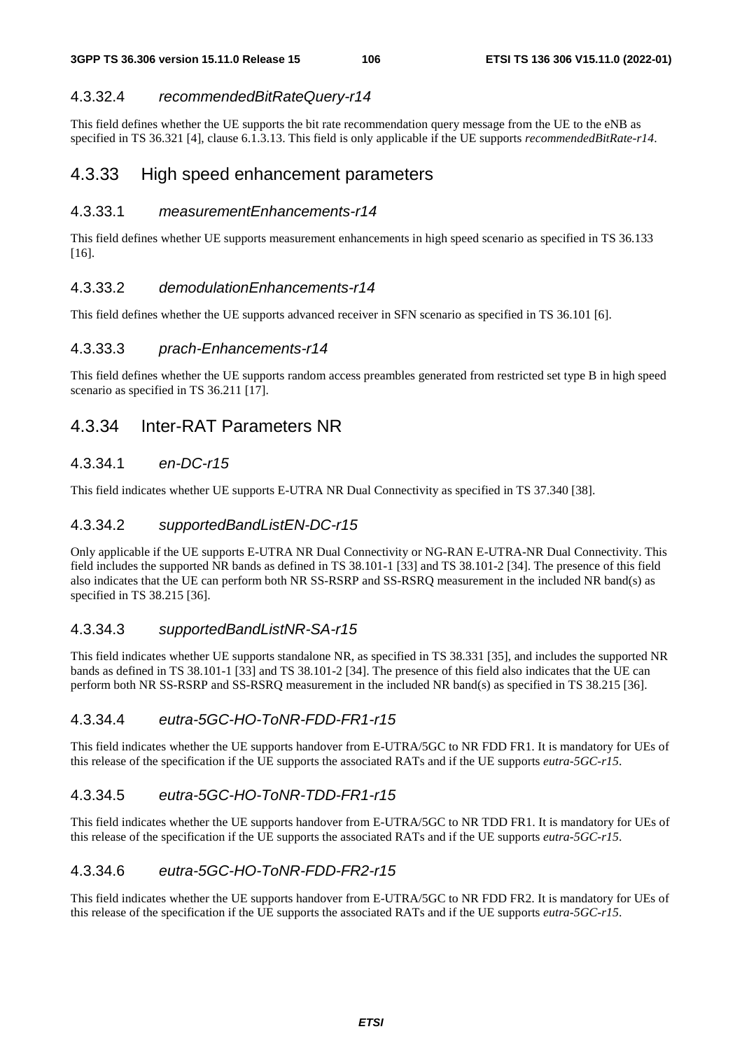#### 4.3.32.4 *recommendedBitRateQuery-r14*

This field defines whether the UE supports the bit rate recommendation query message from the UE to the eNB as specified in TS 36.321 [4], clause 6.1.3.13. This field is only applicable if the UE supports *recommendedBitRate-r14*.

### 4.3.33 High speed enhancement parameters

#### 4.3.33.1 *measurementEnhancements-r14*

This field defines whether UE supports measurement enhancements in high speed scenario as specified in TS 36.133 [16].

#### 4.3.33.2 *demodulationEnhancements-r14*

This field defines whether the UE supports advanced receiver in SFN scenario as specified in TS 36.101 [6].

#### 4.3.33.3 *prach-Enhancements-r14*

This field defines whether the UE supports random access preambles generated from restricted set type B in high speed scenario as specified in TS 36.211 [17].

### 4.3.34 Inter-RAT Parameters NR

#### 4.3.34.1 *en-DC-r15*

This field indicates whether UE supports E-UTRA NR Dual Connectivity as specified in TS 37.340 [38].

#### 4.3.34.2 *supportedBandListEN-DC-r15*

Only applicable if the UE supports E-UTRA NR Dual Connectivity or NG-RAN E-UTRA-NR Dual Connectivity. This field includes the supported NR bands as defined in TS 38.101-1 [33] and TS 38.101-2 [34]. The presence of this field also indicates that the UE can perform both NR SS-RSRP and SS-RSRQ measurement in the included NR band(s) as specified in TS 38.215 [36].

#### 4.3.34.3 *supportedBandListNR-SA-r15*

This field indicates whether UE supports standalone NR, as specified in TS 38.331 [35], and includes the supported NR bands as defined in TS 38.101-1 [33] and TS 38.101-2 [34]. The presence of this field also indicates that the UE can perform both NR SS-RSRP and SS-RSRQ measurement in the included NR band(s) as specified in TS 38.215 [36].

#### 4.3.34.4 *eutra-5GC-HO-ToNR-FDD-FR1-r15*

This field indicates whether the UE supports handover from E-UTRA/5GC to NR FDD FR1. It is mandatory for UEs of this release of the specification if the UE supports the associated RATs and if the UE supports *eutra-5GC-r15*.

#### 4.3.34.5 *eutra-5GC-HO-ToNR-TDD-FR1-r15*

This field indicates whether the UE supports handover from E-UTRA/5GC to NR TDD FR1. It is mandatory for UEs of this release of the specification if the UE supports the associated RATs and if the UE supports *eutra-5GC-r15*.

#### 4.3.34.6 *eutra-5GC-HO-ToNR-FDD-FR2-r15*

This field indicates whether the UE supports handover from E-UTRA/5GC to NR FDD FR2. It is mandatory for UEs of this release of the specification if the UE supports the associated RATs and if the UE supports *eutra-5GC-r15*.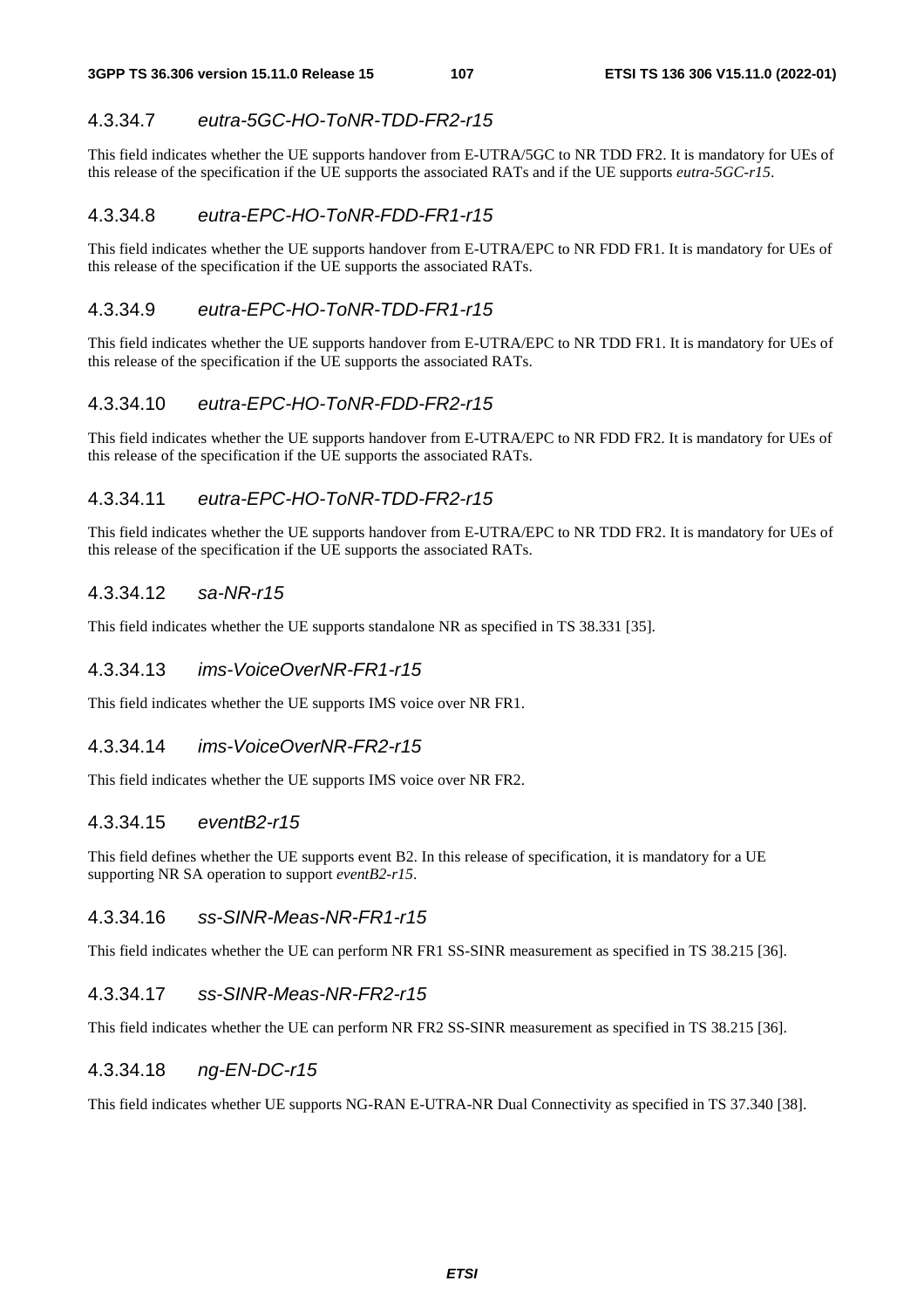#### 4.3.34.7 *eutra-5GC-HO-ToNR-TDD-FR2-r15*

This field indicates whether the UE supports handover from E-UTRA/5GC to NR TDD FR2. It is mandatory for UEs of this release of the specification if the UE supports the associated RATs and if the UE supports *eutra-5GC-r15*.

#### 4.3.34.8 *eutra-EPC-HO-ToNR-FDD-FR1-r15*

This field indicates whether the UE supports handover from E-UTRA/EPC to NR FDD FR1. It is mandatory for UEs of this release of the specification if the UE supports the associated RATs.

#### 4.3.34.9 *eutra-EPC-HO-ToNR-TDD-FR1-r15*

This field indicates whether the UE supports handover from E-UTRA/EPC to NR TDD FR1. It is mandatory for UEs of this release of the specification if the UE supports the associated RATs.

#### 4.3.34.10 *eutra-EPC-HO-ToNR-FDD-FR2-r15*

This field indicates whether the UE supports handover from E-UTRA/EPC to NR FDD FR2. It is mandatory for UEs of this release of the specification if the UE supports the associated RATs.

#### 4.3.34.11 *eutra-EPC-HO-ToNR-TDD-FR2-r15*

This field indicates whether the UE supports handover from E-UTRA/EPC to NR TDD FR2. It is mandatory for UEs of this release of the specification if the UE supports the associated RATs.

#### 4.3.34.12 *sa-NR-r15*

This field indicates whether the UE supports standalone NR as specified in TS 38.331 [35].

#### 4.3.34.13 *ims-VoiceOverNR-FR1-r15*

This field indicates whether the UE supports IMS voice over NR FR1.

#### 4.3.34.14 *ims-VoiceOverNR-FR2-r15*

This field indicates whether the UE supports IMS voice over NR FR2.

#### 4.3.34.15 *eventB2-r15*

This field defines whether the UE supports event B2. In this release of specification, it is mandatory for a UE supporting NR SA operation to support *eventB2-r15*.

#### 4.3.34.16 *ss-SINR-Meas-NR-FR1-r15*

This field indicates whether the UE can perform NR FR1 SS-SINR measurement as specified in TS 38.215 [36].

#### 4.3.34.17 *ss-SINR-Meas-NR-FR2-r15*

This field indicates whether the UE can perform NR FR2 SS-SINR measurement as specified in TS 38.215 [36].

#### 4.3.34.18 *ng-EN-DC-r15*

This field indicates whether UE supports NG-RAN E-UTRA-NR Dual Connectivity as specified in TS 37.340 [38].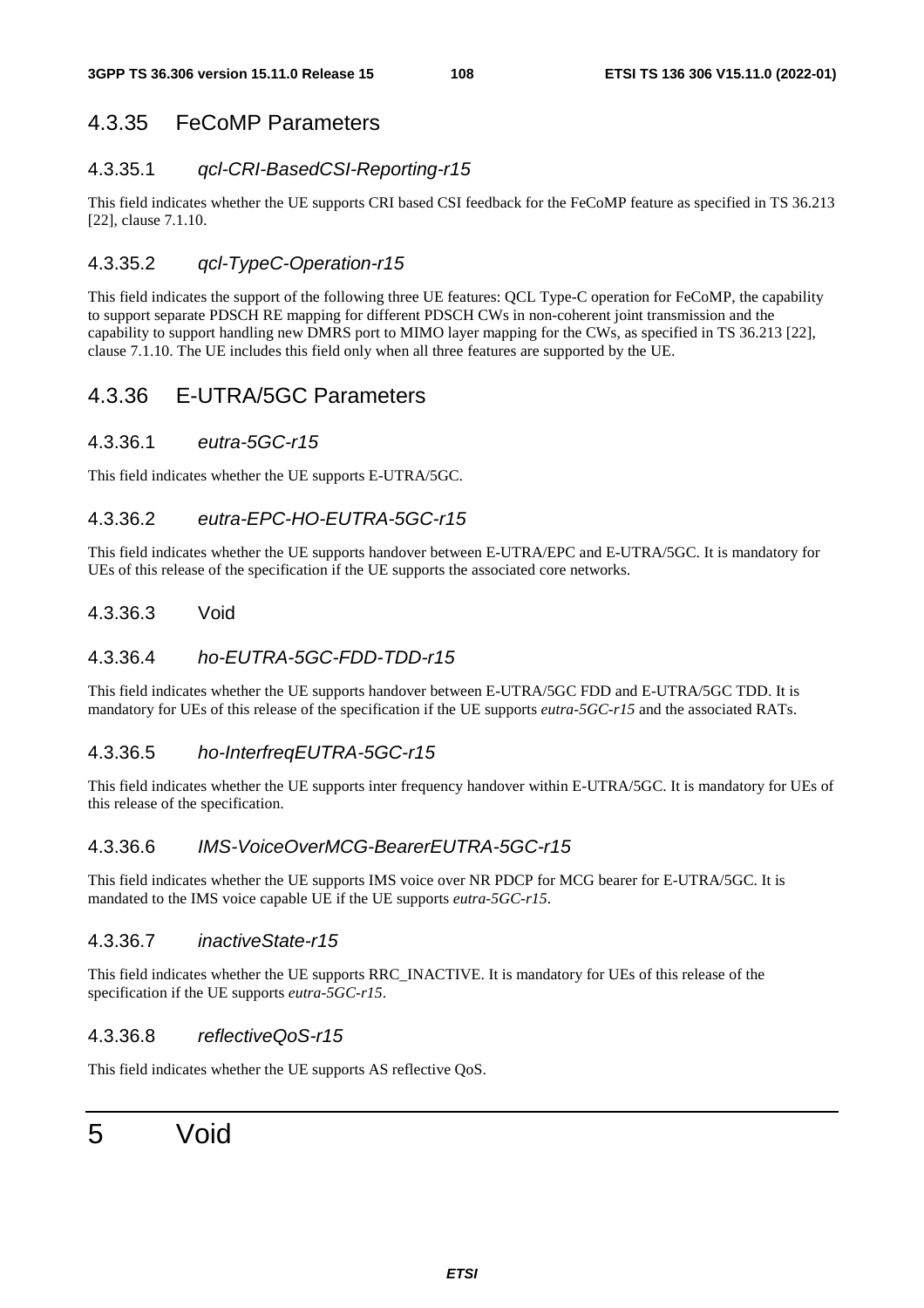### 4.3.35 FeCoMP Parameters

#### 4.3.35.1 *qcl-CRI-BasedCSI-Reporting-r15*

This field indicates whether the UE supports CRI based CSI feedback for the FeCoMP feature as specified in TS 36.213 [22], clause 7.1.10.

#### 4.3.35.2 *qcl-TypeC-Operation-r15*

This field indicates the support of the following three UE features: QCL Type-C operation for FeCoMP, the capability to support separate PDSCH RE mapping for different PDSCH CWs in non-coherent joint transmission and the capability to support handling new DMRS port to MIMO layer mapping for the CWs, as specified in TS 36.213 [22], clause 7.1.10. The UE includes this field only when all three features are supported by the UE.

### 4.3.36 E-UTRA/5GC Parameters

#### 4.3.36.1 *eutra-5GC-r15*

This field indicates whether the UE supports E-UTRA/5GC.

#### 4.3.36.2 *eutra-EPC-HO-EUTRA-5GC-r15*

This field indicates whether the UE supports handover between E-UTRA/EPC and E-UTRA/5GC. It is mandatory for UEs of this release of the specification if the UE supports the associated core networks.

#### 4.3.36.3 Void

#### 4.3.36.4 *ho-EUTRA-5GC-FDD-TDD-r15*

This field indicates whether the UE supports handover between E-UTRA/5GC FDD and E-UTRA/5GC TDD. It is mandatory for UEs of this release of the specification if the UE supports *eutra-5GC-r15* and the associated RATs.

#### 4.3.36.5 *ho-InterfreqEUTRA-5GC-r15*

This field indicates whether the UE supports inter frequency handover within E-UTRA/5GC. It is mandatory for UEs of this release of the specification.

#### 4.3.36.6 *IMS-VoiceOverMCG-BearerEUTRA-5GC-r15*

This field indicates whether the UE supports IMS voice over NR PDCP for MCG bearer for E-UTRA/5GC. It is mandated to the IMS voice capable UE if the UE supports *eutra-5GC-r15*.

#### 4.3.36.7 *inactiveState-r15*

This field indicates whether the UE supports RRC_INACTIVE. It is mandatory for UEs of this release of the specification if the UE supports *eutra-5GC-r15*.

#### 4.3.36.8 *reflectiveQoS-r15*

This field indicates whether the UE supports AS reflective QoS.

# 5 Void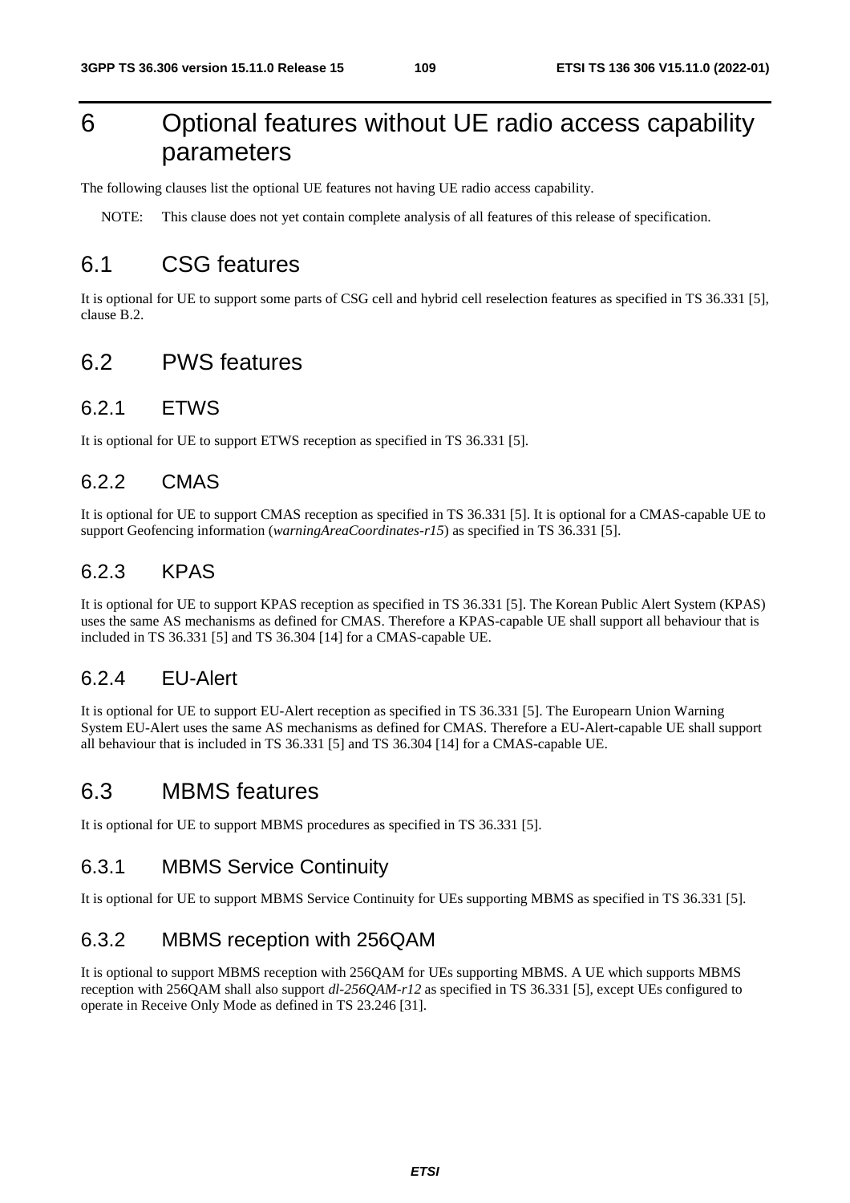# 6 Optional features without UE radio access capability parameters

The following clauses list the optional UE features not having UE radio access capability.

NOTE: This clause does not yet contain complete analysis of all features of this release of specification.

## 6.1 CSG features

It is optional for UE to support some parts of CSG cell and hybrid cell reselection features as specified in TS 36.331 [5], clause B.2.

## 6.2 PWS features

### 6.2.1 ETWS

It is optional for UE to support ETWS reception as specified in TS 36.331 [5].

### 6.2.2 CMAS

It is optional for UE to support CMAS reception as specified in TS 36.331 [5]. It is optional for a CMAS-capable UE to support Geofencing information (*warningAreaCoordinates-r15*) as specified in TS 36.331 [5].

### 6.2.3 KPAS

It is optional for UE to support KPAS reception as specified in TS 36.331 [5]. The Korean Public Alert System (KPAS) uses the same AS mechanisms as defined for CMAS. Therefore a KPAS-capable UE shall support all behaviour that is included in TS 36.331 [5] and TS 36.304 [14] for a CMAS-capable UE.

### 6.2.4 EU-Alert

It is optional for UE to support EU-Alert reception as specified in TS 36.331 [5]. The Europearn Union Warning System EU-Alert uses the same AS mechanisms as defined for CMAS. Therefore a EU-Alert-capable UE shall support all behaviour that is included in TS 36.331 [5] and TS 36.304 [14] for a CMAS-capable UE.

## 6.3 MBMS features

It is optional for UE to support MBMS procedures as specified in TS 36.331 [5].

### 6.3.1 MBMS Service Continuity

It is optional for UE to support MBMS Service Continuity for UEs supporting MBMS as specified in TS 36.331 [5].

### 6.3.2 MBMS reception with 256QAM

It is optional to support MBMS reception with 256QAM for UEs supporting MBMS. A UE which supports MBMS reception with 256QAM shall also support *dl-256QAM-r12* as specified in TS 36.331 [5], except UEs configured to operate in Receive Only Mode as defined in TS 23.246 [31].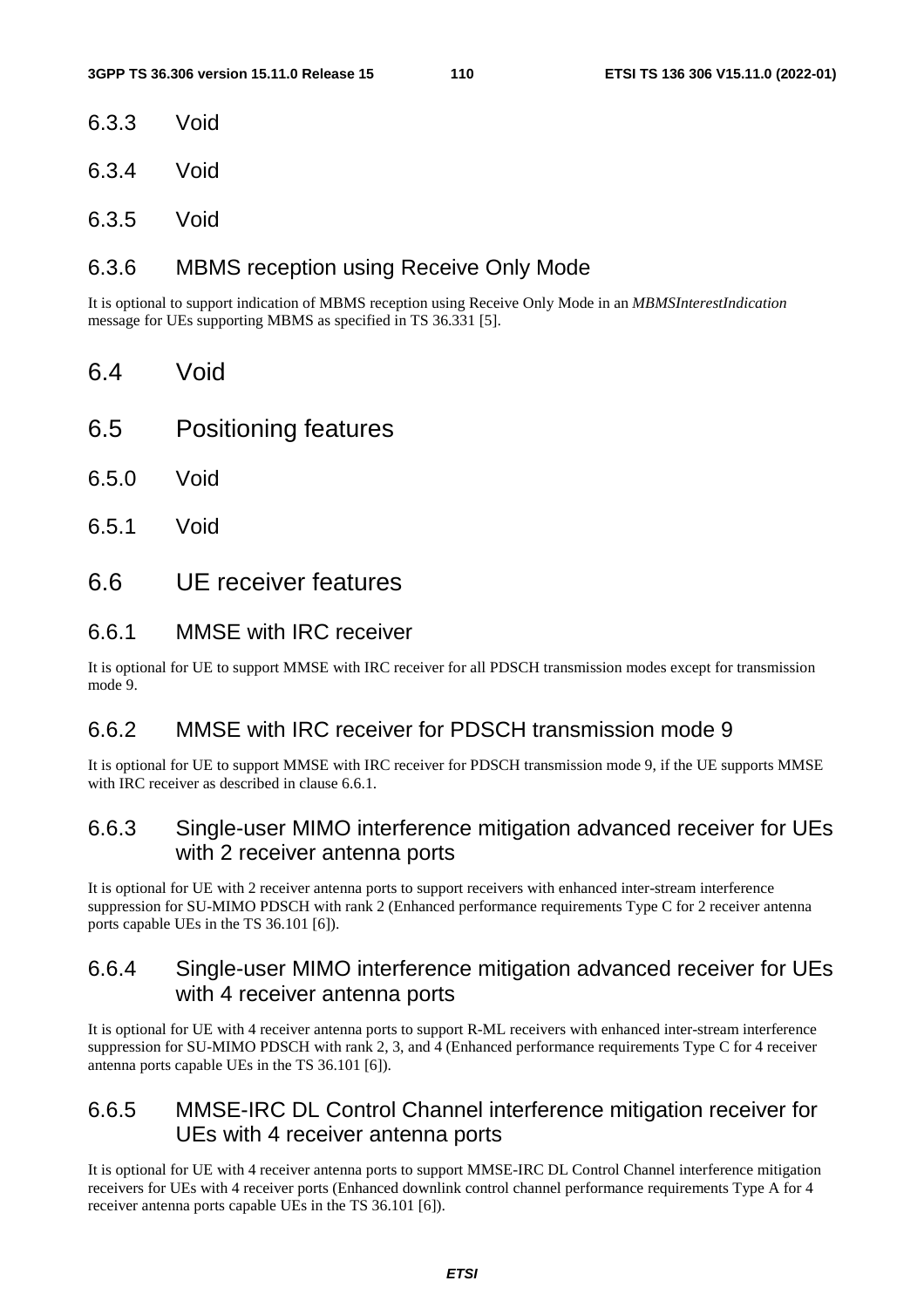### 6.3.3 Void

### 6.3.4 Void

### 6.3.5 Void

### 6.3.6 MBMS reception using Receive Only Mode

It is optional to support indication of MBMS reception using Receive Only Mode in an *MBMSInterestIndication* message for UEs supporting MBMS as specified in TS 36.331 [5].

## 6.4 Void

## 6.5 Positioning features

### 6.5.0 Void

### 6.5.1 Void

## 6.6 UE receiver features

### 6.6.1 MMSE with IRC receiver

It is optional for UE to support MMSE with IRC receiver for all PDSCH transmission modes except for transmission mode 9.

### 6.6.2 MMSE with IRC receiver for PDSCH transmission mode 9

It is optional for UE to support MMSE with IRC receiver for PDSCH transmission mode 9, if the UE supports MMSE with IRC receiver as described in clause 6.6.1.

### 6.6.3 Single-user MIMO interference mitigation advanced receiver for UEs with 2 receiver antenna ports

It is optional for UE with 2 receiver antenna ports to support receivers with enhanced inter-stream interference suppression for SU-MIMO PDSCH with rank 2 (Enhanced performance requirements Type C for 2 receiver antenna ports capable UEs in the TS 36.101 [6]).

### 6.6.4 Single-user MIMO interference mitigation advanced receiver for UEs with 4 receiver antenna ports

It is optional for UE with 4 receiver antenna ports to support R-ML receivers with enhanced inter-stream interference suppression for SU-MIMO PDSCH with rank 2, 3, and 4 (Enhanced performance requirements Type C for 4 receiver antenna ports capable UEs in the TS 36.101 [6]).

### 6.6.5 MMSE-IRC DL Control Channel interference mitigation receiver for UEs with 4 receiver antenna ports

It is optional for UE with 4 receiver antenna ports to support MMSE-IRC DL Control Channel interference mitigation receivers for UEs with 4 receiver ports (Enhanced downlink control channel performance requirements Type A for 4 receiver antenna ports capable UEs in the TS 36.101 [6]).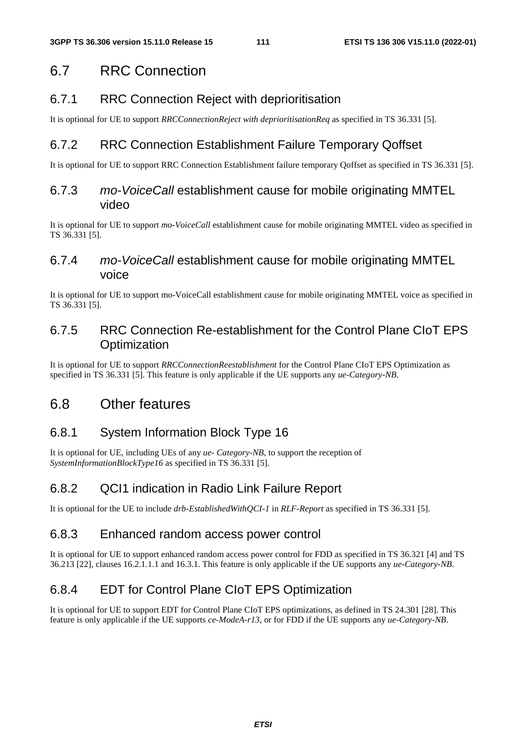## 6.7 RRC Connection

### 6.7.1 RRC Connection Reject with deprioritisation

It is optional for UE to support *RRCConnectionReject with deprioritisationReq* as specified in TS 36.331 [5].

### 6.7.2 RRC Connection Establishment Failure Temporary Qoffset

It is optional for UE to support RRC Connection Establishment failure temporary Qoffset as specified in TS 36.331 [5].

### 6.7.3 *mo-VoiceCall* establishment cause for mobile originating MMTEL video

It is optional for UE to support *mo-VoiceCall* establishment cause for mobile originating MMTEL video as specified in TS 36.331 [5].

### 6.7.4 *mo-VoiceCall* establishment cause for mobile originating MMTEL voice

It is optional for UE to support mo-VoiceCall establishment cause for mobile originating MMTEL voice as specified in TS 36.331 [5].

### 6.7.5 RRC Connection Re-establishment for the Control Plane CIoT EPS Optimization

It is optional for UE to support *RRCConnectionReestablishment* for the Control Plane CIoT EPS Optimization as specified in TS 36.331 [5]. This feature is only applicable if the UE supports any *ue-Category-NB*.

## 6.8 Other features

### 6.8.1 System Information Block Type 16

It is optional for UE, including UEs of any *ue- Category-NB*, to support the reception of *SystemInformationBlockType16* as specified in TS 36.331 [5].

### 6.8.2 QCI1 indication in Radio Link Failure Report

It is optional for the UE to include *drb-EstablishedWithQCI-1* in *RLF-Report* as specified in TS 36.331 [5].

### 6.8.3 Enhanced random access power control

It is optional for UE to support enhanced random access power control for FDD as specified in TS 36.321 [4] and TS 36.213 [22], clauses 16.2.1.1.1 and 16.3.1. This feature is only applicable if the UE supports any *ue-Category-NB*.

### 6.8.4 EDT for Control Plane CIoT EPS Optimization

It is optional for UE to support EDT for Control Plane CIoT EPS optimizations, as defined in TS 24.301 [28]. This feature is only applicable if the UE supports *ce-ModeA-r13*, or for FDD if the UE supports any *ue-Category-NB*.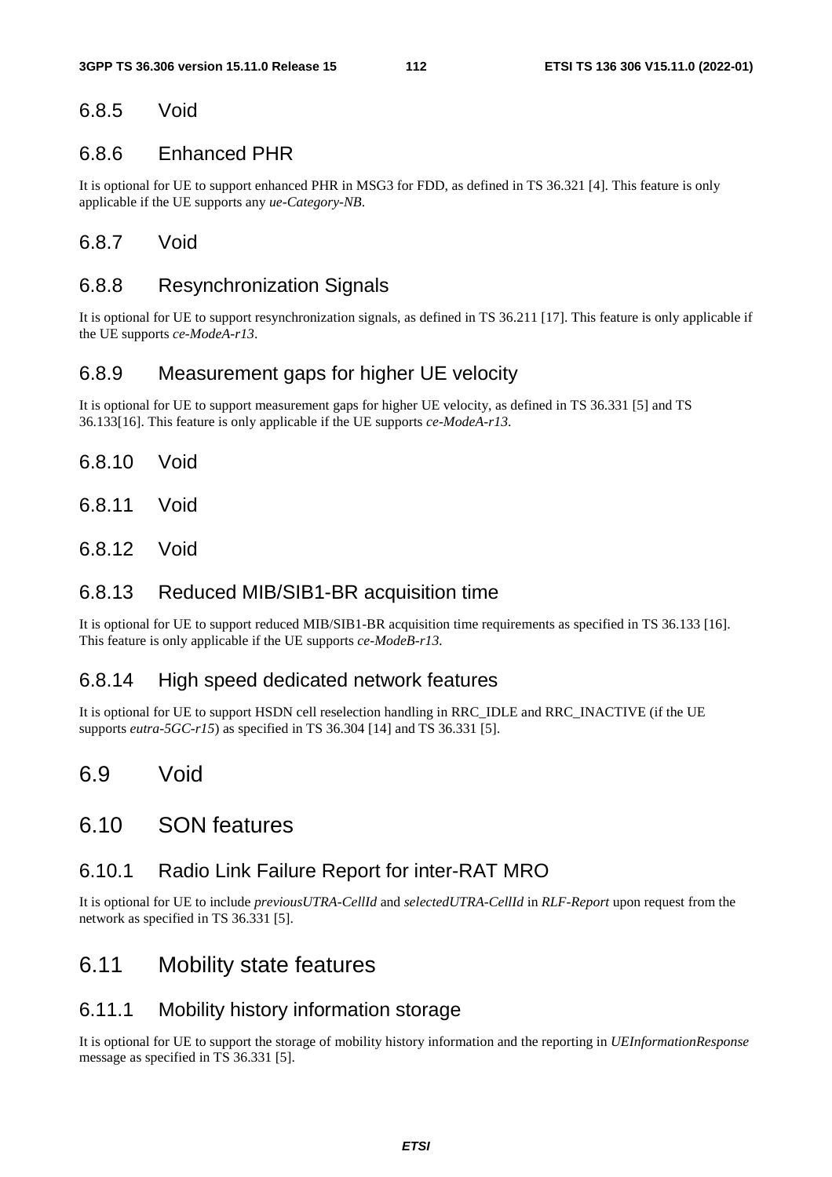### 6.8.5 Void

### 6.8.6 Enhanced PHR

It is optional for UE to support enhanced PHR in MSG3 for FDD, as defined in TS 36.321 [4]. This feature is only applicable if the UE supports any *ue-Category-NB*.

### 6.8.7 Void

### 6.8.8 Resynchronization Signals

It is optional for UE to support resynchronization signals, as defined in TS 36.211 [17]. This feature is only applicable if the UE supports *ce-ModeA-r13*.

### 6.8.9 Measurement gaps for higher UE velocity

It is optional for UE to support measurement gaps for higher UE velocity, as defined in TS 36.331 [5] and TS 36.133[16]. This feature is only applicable if the UE supports *ce-ModeA-r13*.

### 6.8.10 Void

### 6.8.11 Void

### 6.8.12 Void

### 6.8.13 Reduced MIB/SIB1-BR acquisition time

It is optional for UE to support reduced MIB/SIB1-BR acquisition time requirements as specified in TS 36.133 [16]. This feature is only applicable if the UE supports *ce-ModeB-r13*.

### 6.8.14 High speed dedicated network features

It is optional for UE to support HSDN cell reselection handling in RRC_IDLE and RRC_INACTIVE (if the UE supports *eutra-5GC-r15*) as specified in TS 36.304 [14] and TS 36.331 [5].

## 6.9 Void

## 6.10 SON features

### 6.10.1 Radio Link Failure Report for inter-RAT MRO

It is optional for UE to include *previousUTRA-CellId* and *selectedUTRA-CellId* in *RLF-Report* upon request from the network as specified in TS 36.331 [5].

## 6.11 Mobility state features

### 6.11.1 Mobility history information storage

It is optional for UE to support the storage of mobility history information and the reporting in *UEInformationResponse* message as specified in TS 36.331 [5].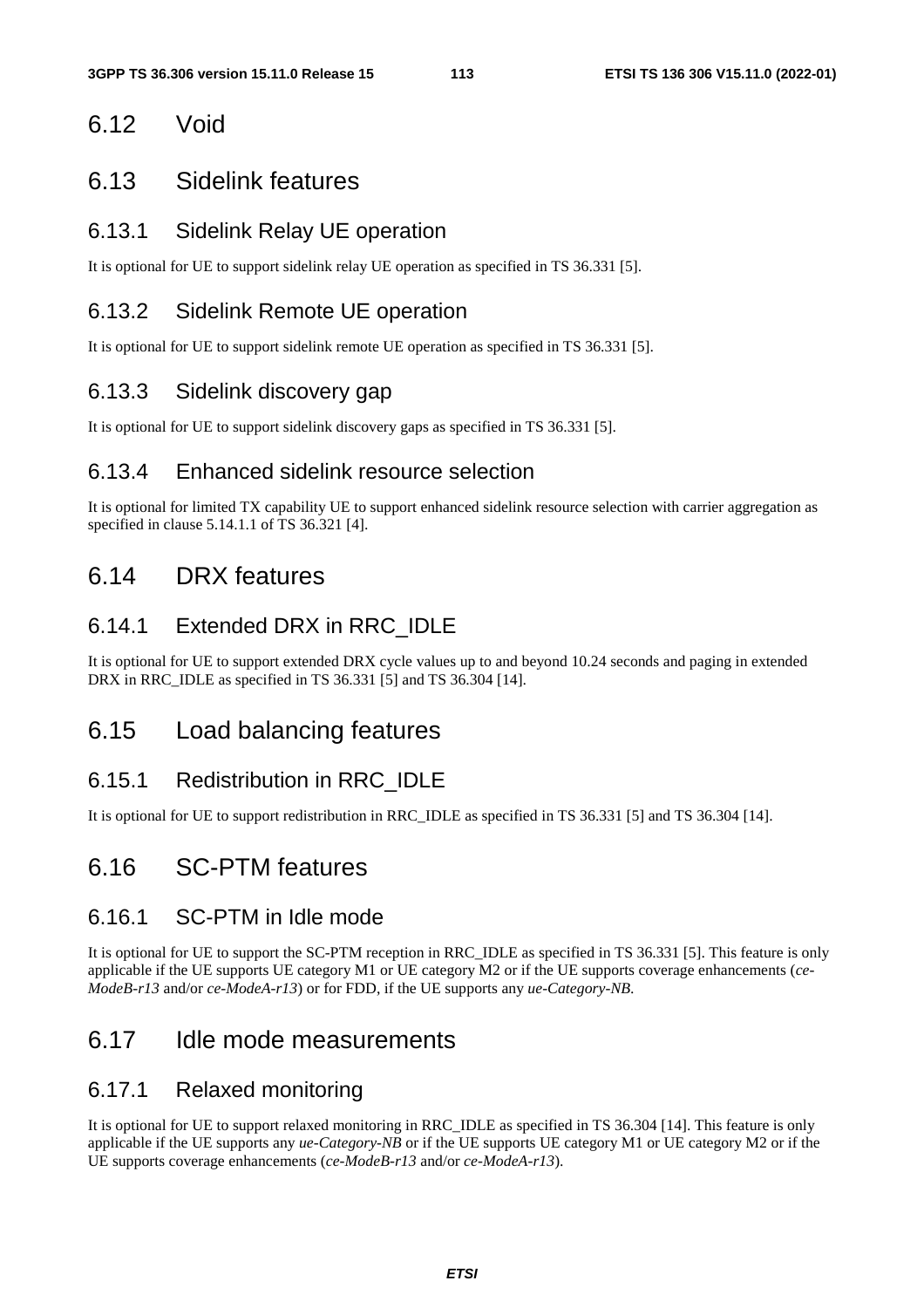## 6.12 Void

## 6.13 Sidelink features

### 6.13.1 Sidelink Relay UE operation

It is optional for UE to support sidelink relay UE operation as specified in TS 36.331 [5].

### 6.13.2 Sidelink Remote UE operation

It is optional for UE to support sidelink remote UE operation as specified in TS 36.331 [5].

### 6.13.3 Sidelink discovery gap

It is optional for UE to support sidelink discovery gaps as specified in TS 36.331 [5].

### 6.13.4 Enhanced sidelink resource selection

It is optional for limited TX capability UE to support enhanced sidelink resource selection with carrier aggregation as specified in clause 5.14.1.1 of TS 36.321 [4].

## 6.14 DRX features

### 6.14.1 Extended DRX in RRC_IDLE

It is optional for UE to support extended DRX cycle values up to and beyond 10.24 seconds and paging in extended DRX in RRC_IDLE as specified in TS 36.331 [5] and TS 36.304 [14].

## 6.15 Load balancing features

### 6.15.1 Redistribution in RRC_IDLE

It is optional for UE to support redistribution in RRC_IDLE as specified in TS 36.331 [5] and TS 36.304 [14].

## 6.16 SC-PTM features

### 6.16.1 SC-PTM in Idle mode

It is optional for UE to support the SC-PTM reception in RRC_IDLE as specified in TS 36.331 [5]. This feature is only applicable if the UE supports UE category M1 or UE category M2 or if the UE supports coverage enhancements (*ce-ModeB-r13* and/or *ce-ModeA-r13*) or for FDD, if the UE supports any *ue-Category-NB*.

## 6.17 Idle mode measurements

### 6.17.1 Relaxed monitoring

It is optional for UE to support relaxed monitoring in RRC_IDLE as specified in TS 36.304 [14]. This feature is only applicable if the UE supports any *ue-Category-NB* or if the UE supports UE category M1 or UE category M2 or if the UE supports coverage enhancements (*ce-ModeB-r13* and/or *ce-ModeA-r13*).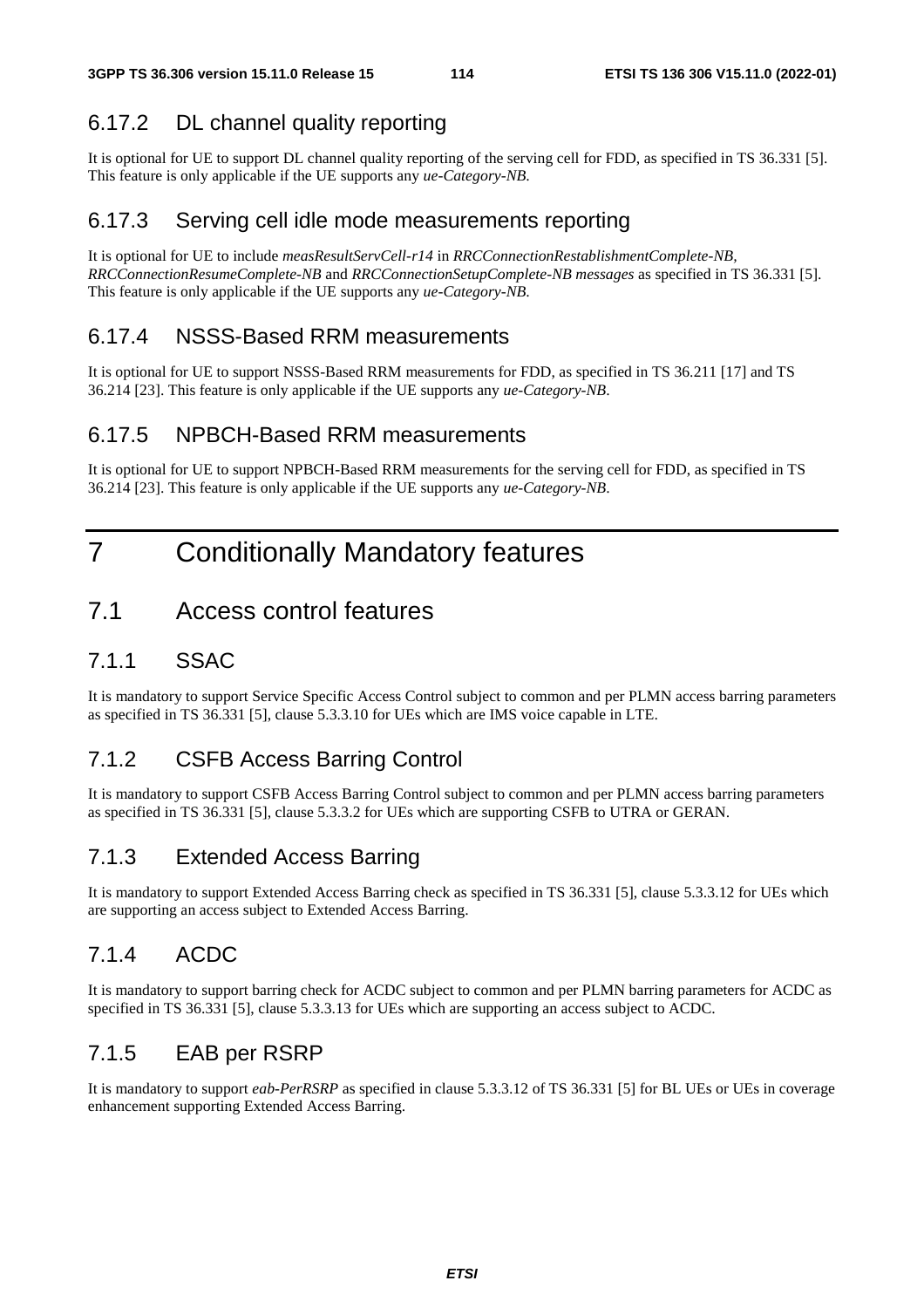### 6.17.2 DL channel quality reporting

It is optional for UE to support DL channel quality reporting of the serving cell for FDD, as specified in TS 36.331 [5]. This feature is only applicable if the UE supports any *ue-Category-NB*.

### 6.17.3 Serving cell idle mode measurements reporting

It is optional for UE to include *measResultServCell-r14* in *RRCConnectionRestablishmentComplete-NB*, *RRCConnectionResumeComplete-NB* and *RRCConnectionSetupComplete-NB messages* as specified in TS 36.331 [5]. This feature is only applicable if the UE supports any *ue-Category-NB*.

### 6.17.4 NSSS-Based RRM measurements

It is optional for UE to support NSSS-Based RRM measurements for FDD, as specified in TS 36.211 [17] and TS 36.214 [23]. This feature is only applicable if the UE supports any *ue-Category-NB*.

### 6.17.5 NPBCH-Based RRM measurements

It is optional for UE to support NPBCH-Based RRM measurements for the serving cell for FDD, as specified in TS 36.214 [23]. This feature is only applicable if the UE supports any *ue-Category-NB*.

# 7 Conditionally Mandatory features

## 7.1 Access control features

### 7.1.1 SSAC

It is mandatory to support Service Specific Access Control subject to common and per PLMN access barring parameters as specified in TS 36.331 [5], clause 5.3.3.10 for UEs which are IMS voice capable in LTE.

### 7.1.2 CSFB Access Barring Control

It is mandatory to support CSFB Access Barring Control subject to common and per PLMN access barring parameters as specified in TS 36.331 [5], clause 5.3.3.2 for UEs which are supporting CSFB to UTRA or GERAN.

### 7.1.3 Extended Access Barring

It is mandatory to support Extended Access Barring check as specified in TS 36.331 [5], clause 5.3.3.12 for UEs which are supporting an access subject to Extended Access Barring.

### 7.1.4 ACDC

It is mandatory to support barring check for ACDC subject to common and per PLMN barring parameters for ACDC as specified in TS 36.331 [5], clause 5.3.3.13 for UEs which are supporting an access subject to ACDC.

### 7.1.5 EAB per RSRP

It is mandatory to support *eab-PerRSRP* as specified in clause 5.3.3.12 of TS 36.331 [5] for BL UEs or UEs in coverage enhancement supporting Extended Access Barring.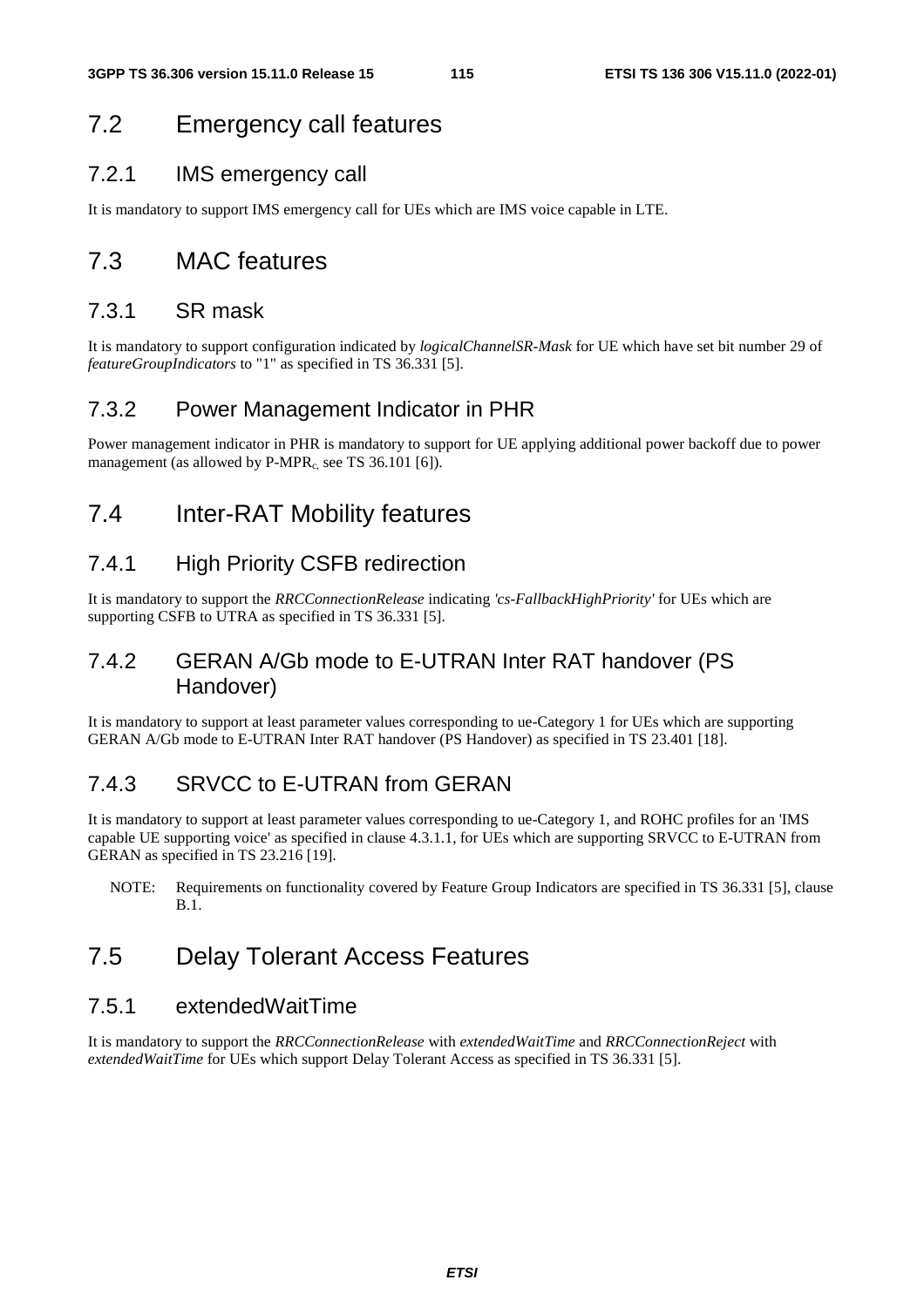## 7.2 Emergency call features

### 7.2.1 IMS emergency call

It is mandatory to support IMS emergency call for UEs which are IMS voice capable in LTE.

## 7.3 MAC features

### 7.3.1 SR mask

It is mandatory to support configuration indicated by *logicalChannelSR-Mask* for UE which have set bit number 29 of *featureGroupIndicators* to "1" as specified in TS 36.331 [5].

### 7.3.2 Power Management Indicator in PHR

Power management indicator in PHR is mandatory to support for UE applying additional power backoff due to power management (as allowed by P-MPR$_{c,}$ see TS 36.101 [6]).

## 7.4 Inter-RAT Mobility features

### 7.4.1 High Priority CSFB redirection

It is mandatory to support the *RRCConnectionRelease* indicating *'cs-FallbackHighPriority'* for UEs which are supporting CSFB to UTRA as specified in TS 36.331 [5].

### 7.4.2 GERAN A/Gb mode to E-UTRAN Inter RAT handover (PS Handover)

It is mandatory to support at least parameter values corresponding to ue-Category 1 for UEs which are supporting GERAN A/Gb mode to E-UTRAN Inter RAT handover (PS Handover) as specified in TS 23.401 [18].

### 7.4.3 SRVCC to E-UTRAN from GERAN

It is mandatory to support at least parameter values corresponding to ue-Category 1, and ROHC profiles for an 'IMS capable UE supporting voice' as specified in clause 4.3.1.1, for UEs which are supporting SRVCC to E-UTRAN from GERAN as specified in TS 23.216 [19].

NOTE: Requirements on functionality covered by Feature Group Indicators are specified in TS 36.331 [5], clause B.1.

## 7.5 Delay Tolerant Access Features

### 7.5.1 extendedWaitTime

It is mandatory to support the *RRCConnectionRelease* with *extendedWaitTime* and *RRCConnectionReject* with *extendedWaitTime* for UEs which support Delay Tolerant Access as specified in TS 36.331 [5].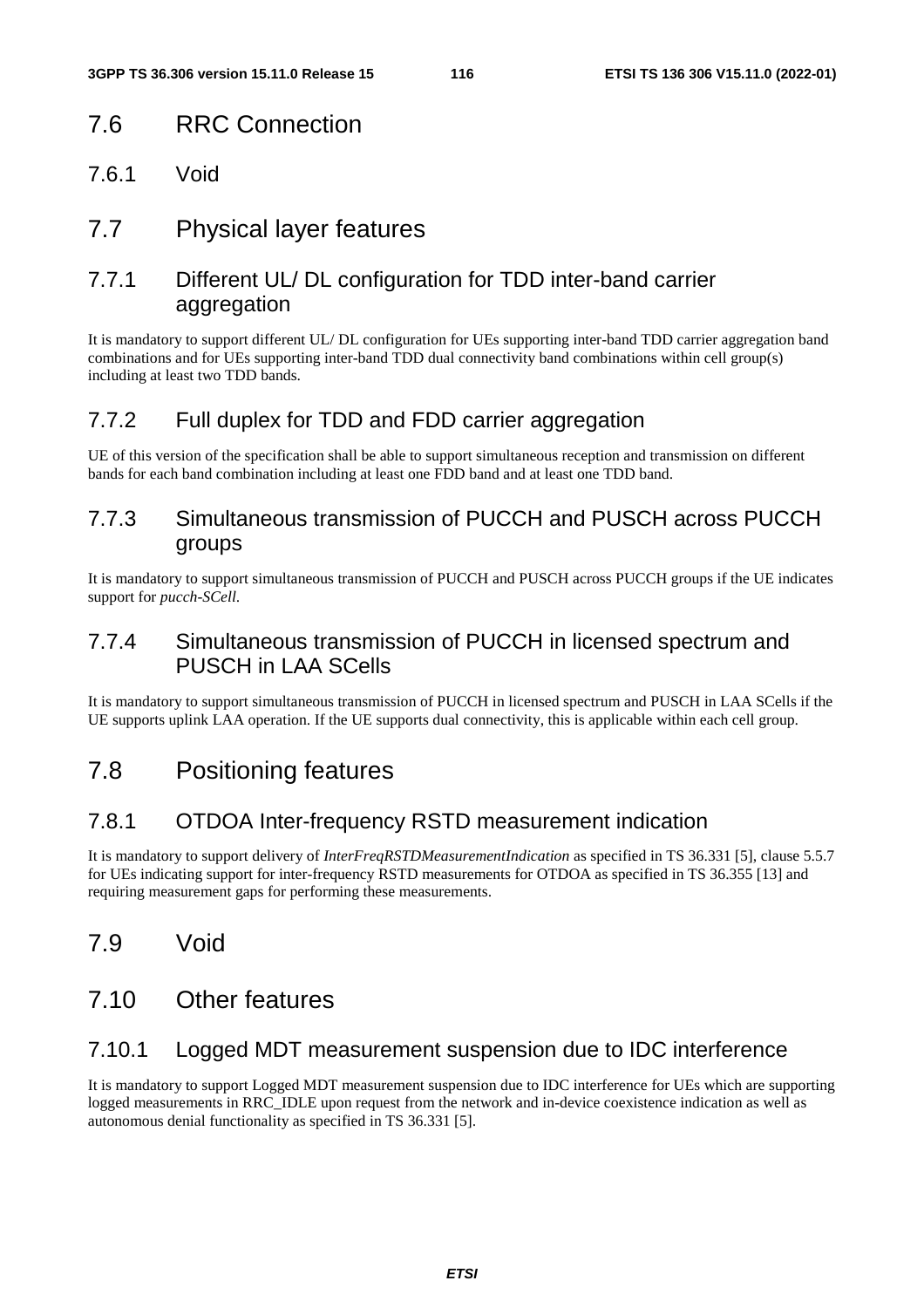## 7.6 RRC Connection

### 7.6.1 Void

## 7.7 Physical layer features

### 7.7.1 Different UL/ DL configuration for TDD inter-band carrier aggregation

It is mandatory to support different UL/ DL configuration for UEs supporting inter-band TDD carrier aggregation band combinations and for UEs supporting inter-band TDD dual connectivity band combinations within cell group(s) including at least two TDD bands.

### 7.7.2 Full duplex for TDD and FDD carrier aggregation

UE of this version of the specification shall be able to support simultaneous reception and transmission on different bands for each band combination including at least one FDD band and at least one TDD band.

### 7.7.3 Simultaneous transmission of PUCCH and PUSCH across PUCCH groups

It is mandatory to support simultaneous transmission of PUCCH and PUSCH across PUCCH groups if the UE indicates support for *pucch-SCell*.

### 7.7.4 Simultaneous transmission of PUCCH in licensed spectrum and PUSCH in LAA SCells

It is mandatory to support simultaneous transmission of PUCCH in licensed spectrum and PUSCH in LAA SCells if the UE supports uplink LAA operation. If the UE supports dual connectivity, this is applicable within each cell group.

## 7.8 Positioning features

### 7.8.1 OTDOA Inter-frequency RSTD measurement indication

It is mandatory to support delivery of *InterFreqRSTDMeasurementIndication* as specified in TS 36.331 [5], clause 5.5.7 for UEs indicating support for inter-frequency RSTD measurements for OTDOA as specified in TS 36.355 [13] and requiring measurement gaps for performing these measurements.

## 7.9 Void

## 7.10 Other features

### 7.10.1 Logged MDT measurement suspension due to IDC interference

It is mandatory to support Logged MDT measurement suspension due to IDC interference for UEs which are supporting logged measurements in RRC_IDLE upon request from the network and in-device coexistence indication as well as autonomous denial functionality as specified in TS 36.331 [5].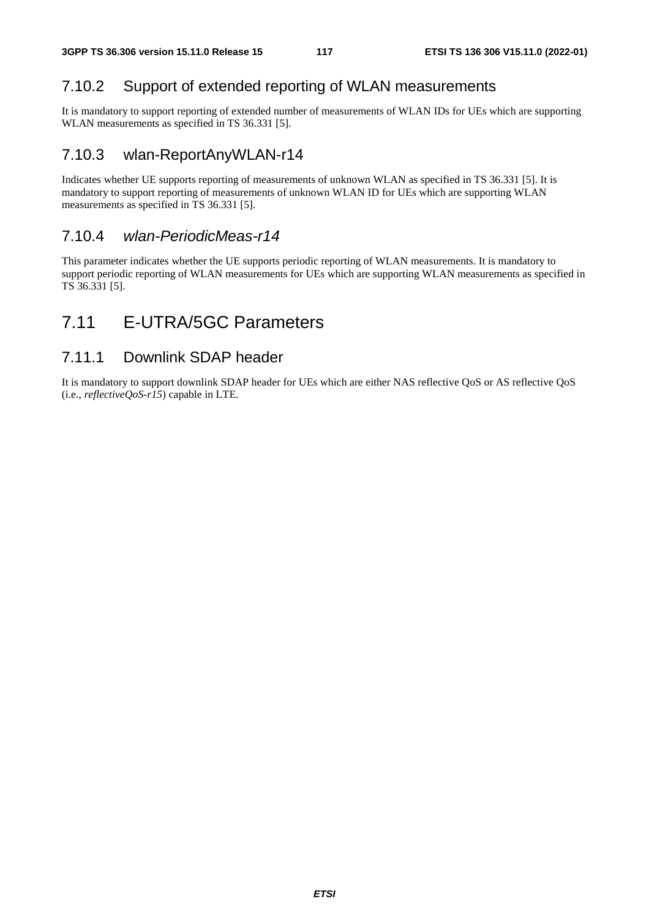### 7.10.2 Support of extended reporting of WLAN measurements

It is mandatory to support reporting of extended number of measurements of WLAN IDs for UEs which are supporting WLAN measurements as specified in TS 36.331 [5].

### 7.10.3 wlan-ReportAnyWLAN-r14

Indicates whether UE supports reporting of measurements of unknown WLAN as specified in TS 36.331 [5]. It is mandatory to support reporting of measurements of unknown WLAN ID for UEs which are supporting WLAN measurements as specified in TS 36.331 [5].

### 7.10.4 *wlan-PeriodicMeas-r14*

This parameter indicates whether the UE supports periodic reporting of WLAN measurements. It is mandatory to support periodic reporting of WLAN measurements for UEs which are supporting WLAN measurements as specified in TS 36.331 [5].

## 7.11 E-UTRA/5GC Parameters

### 7.11.1 Downlink SDAP header

It is mandatory to support downlink SDAP header for UEs which are either NAS reflective QoS or AS reflective QoS (i.e., *reflectiveQoS-r15*) capable in LTE.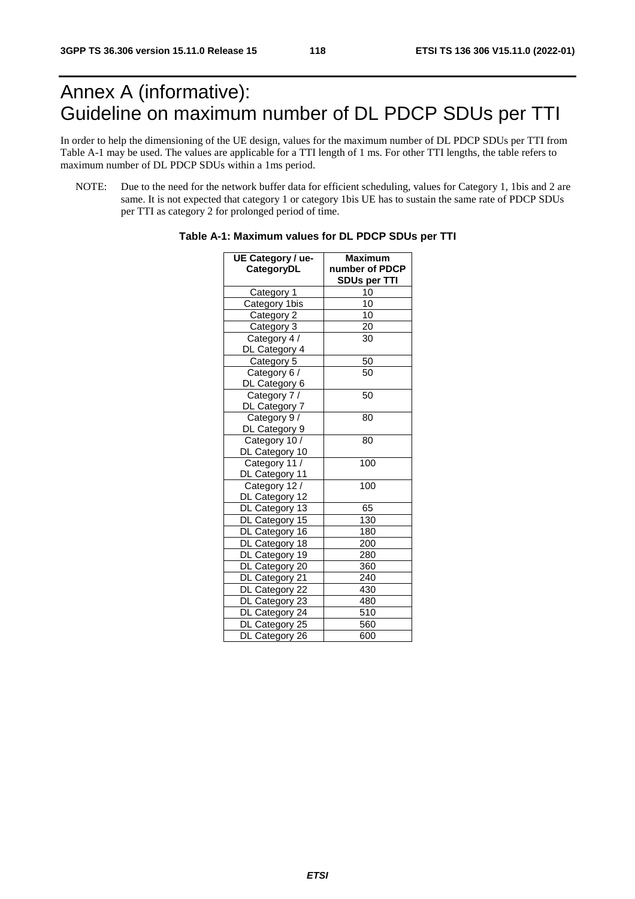# Annex A (informative): Guideline on maximum number of DL PDCP SDUs per TTI

In order to help the dimensioning of the UE design, values for the maximum number of DL PDCP SDUs per TTI from Table A-1 may be used. The values are applicable for a TTI length of 1 ms. For other TTI lengths, the table refers to maximum number of DL PDCP SDUs within a 1ms period.

NOTE: Due to the need for the network buffer data for efficient scheduling, values for Category 1, 1bis and 2 are same. It is not expected that category 1 or category 1bis UE has to sustain the same rate of PDCP SDUs per TTI as category 2 for prolonged period of time.

**Table A-1: Maximum values for DL PDCP SDUs per TTI**

| UE Category / ue-CategoryDL | Maximum number of PDCP SDUs per TTI |
|---|---|
| Category 1 | 10 |
| Category 1bis | 10 |
| Category 2 | 10 |
| Category 3 | 20 |
| Category 4 / DL Category 4 | 30 |
| Category 5 | 50 |
| Category 6 / DL Category 6 | 50 |
| Category 7 / DL Category 7 | 50 |
| Category 9 / DL Category 9 | 80 |
| Category 10 / DL Category 10 | 80 |
| Category 11 / DL Category 11 | 100 |
| Category 12 / DL Category 12 | 100 |
| DL Category 13 | 65 |
| DL Category 15 | 130 |
| DL Category 16 | 180 |
| DL Category 18 | 200 |
| DL Category 19 | 280 |
| DL Category 20 | 360 |
| DL Category 21 | 240 |
| DL Category 22 | 430 |
| DL Category 23 | 480 |
| DL Category 24 | 510 |
| DL Category 25 | 560 |
| DL Category 26 | 600 |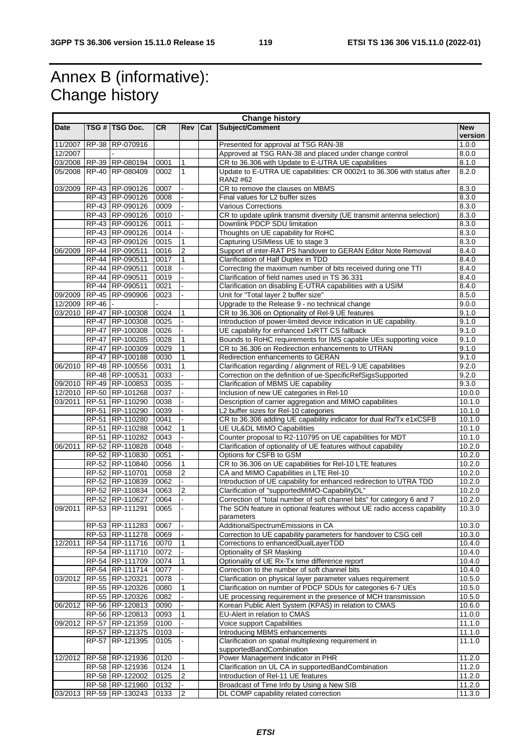# Annex B (informative): Change history

| Change history | | | | | | | |
|---|---|---|---|---|---|---|---|
| **Date** | **TSG #** | **TSG Doc.** | **CR** | **Rev** | **Cat** | **Subject/Comment** | **New version** |
| 11/2007 | RP-38 | RP-070916 | | | | Presented for approval at TSG RAN-38 | 1.0.0 |
| 12/2007 | | - | | | | Approved at TSG RAN-38 and placed under change control | 8.0.0 |
| 03/2008 | RP-39 | RP-080194 | 0001 | 1 | | CR to 36.306 with Update to E-UTRA UE capabilities | 8.1.0 |
| 05/2008 | RP-40 | RP-080409 | 0002 | 1 | | Update to E-UTRA UE capabilities: CR 0002r1 to 36.306 with status after RAN2 #62 | 8.2.0 |
| 03/2009 | RP-43 | RP-090126 | 0007 | - | | CR to remove the clauses on MBMS | 8.3.0 |
| | RP-43 | RP-090126 | 0008 | - | | Final values for L2 buffer sizes | 8.3.0 |
| | RP-43 | RP-090126 | 0009 | - | | Various Corrections | 8.3.0 |
| | RP-43 | RP-090126 | 0010 | - | | CR to update uplink transmit diversity (UE transmit antenna selection) | 8.3.0 |
| | RP-43 | RP-090126 | 0011 | - | | Downlink PDCP SDU limitation | 8.3.0 |
| | RP-43 | RP-090126 | 0014 | - | | Thoughts on UE capability for RoHC | 8.3.0 |
| | RP-43 | RP-090126 | 0015 | 1 | | Capturing USIMless UE to stage 3 | 8.3.0 |
| 06/2009 | RP-44 | RP-090511 | 0016 | 2 | | Support of inter-RAT PS handover to GERAN Editor Note Removal | 8.4.0 |
| | RP-44 | RP-090511 | 0017 | 1 | | Clarification of Half Duplex in TDD | 8.4.0 |
| | RP-44 | RP-090511 | 0018 | - | | Correcting the maximum number of bits received during one TTI | 8.4.0 |
| | RP-44 | RP-090511 | 0019 | - | | Clarification of field names used in TS 36.331 | 8.4.0 |
| | RP-44 | RP-090511 | 0021 | - | | Clarification on disabling E-UTRA capabilities with a USIM | 8.4.0 |
| 09/2009 | RP-45 | RP-090906 | 0023 | - | | Unit for "Total layer 2 buffer size" | 8.5.0 |
| 12/2009 | RP-46 | - | - | | | Upgrade to the Release 9 - no technical change | 9.0.0 |
| 03/2010 | RP-47 | RP-100308 | 0024 | 1 | | CR to 36.306 on Optionality of Rel-9 UE features | 9.1.0 |
| | RP-47 | RP-100308 | 0025 | - | | Introduction of power-limited device indication in UE capability. | 9.1.0 |
| | RP-47 | RP-100308 | 0026 | - | | UE capability for enhanced 1xRTT CS fallback | 9.1.0 |
| | RP-47 | RP-100285 | 0028 | 1 | | Bounds to RoHC requirements for IMS capable UEs supporting voice | 9.1.0 |
| | RP-47 | RP-100309 | 0029 | 1 | | CR to 36.306 on Redirection enhancements to UTRAN | 9.1.0 |
| | RP-47 | RP-100188 | 0030 | 1 | | Redirection enhancements to GERAN | 9.1.0 |
| 06/2010 | RP-48 | RP-100556 | 0031 | 1 | | Clarification regarding / alignment of REL-9 UE capabilities | 9.2.0 |
| | RP-48 | RP-100531 | 0033 | - | | Correction on the definition of ue-SpecificRefSigsSupported | 9.2.0 |
| 09/2010 | RP-49 | RP-100853 | 0035 | - | | Clarification of MBMS UE capability | 9.3.0 |
| 12/2010 | RP-50 | RP-101268 | 0037 | - | | Inclusion of new UE categories in Rel-10 | 10.0.0 |
| 03/2011 | RP-51 | RP-110290 | 0038 | - | | Description of carrier aggregation and MIMO capabilities | 10.1.0 |
| | RP-51 | RP-110290 | 0039 | - | | L2 buffer sizes for Rel-10 categories | 10.1.0 |
| | RP-51 | RP-110280 | 0041 | - | | CR to 36.306 adding UE capability indicator for dual Rx/Tx e1xCSFB | 10.1.0 |
| | RP-51 | RP-110288 | 0042 | 1 | | UE UL&DL MIMO Capabilities | 10.1.0 |
| | RP-51 | RP-110282 | 0043 | - | | Counter proposal to R2-110795 on UE capabilities for MDT | 10.1.0 |
| 06/2011 | RP-52 | RP-110828 | 0048 | - | | Clarification of optionality of UE features without capability | 10.2.0 |
| | RP-52 | RP-110830 | 0051 | - | | Options for CSFB to GSM | 10.2.0 |
| | RP-52 | RP-110840 | 0056 | 1 | | CR to 36.306 on UE capabilities for Rel-10 LTE features | 10.2.0 |
| | RP-52 | RP-110701 | 0058 | 2 | | CA and MIMO Capabilities in LTE Rel-10 | 10.2.0 |
| | RP-52 | RP-110839 | 0062 | - | | Introduction of UE capability for enhanced redirection to UTRA TDD | 10.2.0 |
| | RP-52 | RP-110834 | 0063 | 2 | | Clarification of "supportedMIMO-CapabilityDL" | 10.2.0 |
| | RP-52 | RP-110627 | 0064 | - | | Correction of "total number of soft channel bits" for category 6 and 7 | 10.2.0 |
| 09/2011 | RP-53 | RP-111291 | 0065 | - | | The SON feature in optional features without UE radio access capability parameters | 10.3.0 |
| | RP-53 | RP-111283 | 0067 | - | | AdditionalSpectrumEmissions in CA | 10.3.0 |
| | RP-53 | RP-111278 | 0069 | - | | Correction to UE capability parameters for handover to CSG cell | 10.3.0 |
| 12/2011 | RP-54 | RP-111716 | 0070 | 1 | | Corrections to enhancedDualLayerTDD | 10.4.0 |
| | RP-54 | RP-111710 | 0072 | - | | Optionality of SR Masking | 10.4.0 |
| | RP-54 | RP-111709 | 0074 | 1 | | Optionality of UE Rx-Tx time difference report | 10.4.0 |
| | RP-54 | RP-111714 | 0077 | - | | Correction to the number of soft channel bits | 10.4.0 |
| 03/2012 | RP-55 | RP-120321 | 0078 | - | | Clarification on physical layer parameter values requirement | 10.5.0 |
| | RP-55 | RP-120326 | 0080 | 1 | | Clarification on number of PDCP SDUs for categories 6-7 UEs | 10.5.0 |
| | RP-55 | RP-120326 | 0082 | - | | UE processing requirement in the presence of MCH transmission | 10.5.0 |
| 06/2012 | RP-56 | RP-120813 | 0090 | - | | Korean Public Alert System (KPAS) in relation to CMAS | 10.6.0 |
| | RP-56 | RP-120813 | 0093 | 1 | | EU-Alert in relation to CMAS | 11.0.0 |
| 09/2012 | RP-57 | RP-121359 | 0100 | - | | Voice support Capabilities | 11.1.0 |
| | RP-57 | RP-121375 | 0103 | - | | Introducing MBMS enhancements | 11.1.0 |
| | RP-57 | RP-121395 | 0105 | - | | Clarification on spatial multiplexing requirement in supportedBandCombination | 11.1.0 |
| 12/2012 | RP-58 | RP-121936 | 0120 | - | | Power Management Indicator in PHR | 11.2.0 |
| | RP-58 | RP-121936 | 0124 | 1 | | Clarification on UL CA in supportedBandCombination | 11.2.0 |
| | RP-58 | RP-122002 | 0125 | 2 | | Introduction of Rel-11 UE features | 11.2.0 |
| | RP-58 | RP-121960 | 0132 | - | | Broadcast of Time Info by Using a New SIB | 11.2.0 |
| 03/2013 | RP-59 | RP-130243 | 0133 | 2 | | DL COMP capability related correction | 11.3.0 |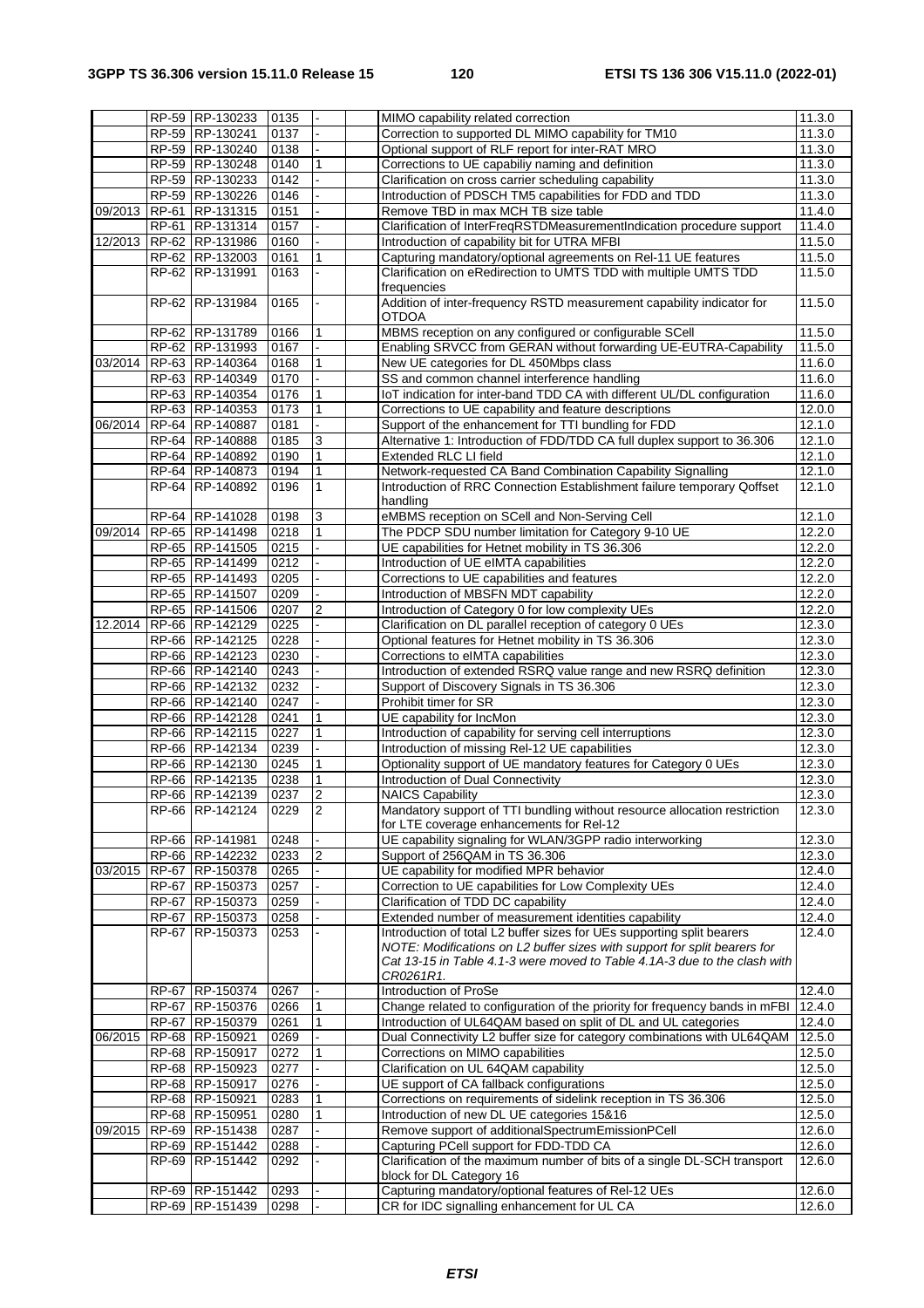| | RP-59 | RP-130233 | 0135 | - | | MIMO capability related correction | 11.3.0 |
|---|---|---|---|---|---|---|---|
| | RP-59 | RP-130241 | 0137 | - | | Correction to supported DL MIMO capability for TM10 | 11.3.0 |
| | RP-59 | RP-130240 | 0138 | - | | Optional support of RLF report for inter-RAT MRO | 11.3.0 |
| | RP-59 | RP-130248 | 0140 | 1 | | Corrections to UE capabiliy naming and definition | 11.3.0 |
| | RP-59 | RP-130233 | 0142 | - | | Clarification on cross carrier scheduling capability | 11.3.0 |
| | RP-59 | RP-130226 | 0146 | - | | Introduction of PDSCH TM5 capabilities for FDD and TDD | 11.3.0 |
| 09/2013 | RP-61 | RP-131315 | 0151 | - | | Remove TBD in max MCH TB size table | 11.4.0 |
| | RP-61 | RP-131314 | 0157 | - | | Clarification of InterFreqRSTDMeasurementIndication procedure support | 11.4.0 |
| 12/2013 | RP-62 | RP-131986 | 0160 | - | | Introduction of capability bit for UTRA MFBI | 11.5.0 |
| | RP-62 | RP-132003 | 0161 | 1 | | Capturing mandatory/optional agreements on Rel-11 UE features | 11.5.0 |
| | RP-62 | RP-131991 | 0163 | - | | Clarification on eRedirection to UMTS TDD with multiple UMTS TDD frequencies | 11.5.0 |
| | RP-62 | RP-131984 | 0165 | - | | Addition of inter-frequency RSTD measurement capability indicator for OTDOA | 11.5.0 |
| | RP-62 | RP-131789 | 0166 | 1 | | MBMS reception on any configured or configurable SCell | 11.5.0 |
| | RP-62 | RP-131993 | 0167 | - | | Enabling SRVCC from GERAN without forwarding UE-EUTRA-Capability | 11.5.0 |
| 03/2014 | RP-63 | RP-140364 | 0168 | 1 | | New UE categories for DL 450Mbps class | 11.6.0 |
| | RP-63 | RP-140349 | 0170 | - | | SS and common channel interference handling | 11.6.0 |
| | RP-63 | RP-140354 | 0176 | 1 | | IoT indication for inter-band TDD CA with different UL/DL configuration | 11.6.0 |
| | RP-63 | RP-140353 | 0173 | 1 | | Corrections to UE capability and feature descriptions | 12.0.0 |
| 06/2014 | RP-64 | RP-140887 | 0181 | - | | Support of the enhancement for TTI bundling for FDD | 12.1.0 |
| | RP-64 | RP-140888 | 0185 | 3 | | Alternative 1: Introduction of FDD/TDD CA full duplex support to 36.306 | 12.1.0 |
| | RP-64 | RP-140892 | 0190 | 1 | | Extended RLC LI field | 12.1.0 |
| | RP-64 | RP-140873 | 0194 | 1 | | Network-requested CA Band Combination Capability Signalling | 12.1.0 |
| | RP-64 | RP-140892 | 0196 | 1 | | Introduction of RRC Connection Establishment failure temporary Qoffset handling | 12.1.0 |
| | RP-64 | RP-141028 | 0198 | 3 | | eMBMS reception on SCell and Non-Serving Cell | 12.1.0 |
| 09/2014 | RP-65 | RP-141498 | 0218 | 1 | | The PDCP SDU number limitation for Category 9-10 UE | 12.2.0 |
| | RP-65 | RP-141505 | 0215 | - | | UE capabilities for Hetnet mobility in TS 36.306 | 12.2.0 |
| | RP-65 | RP-141499 | 0212 | - | | Introduction of UE eIMTA capabilities | 12.2.0 |
| | RP-65 | RP-141493 | 0205 | - | | Corrections to UE capabilities and features | 12.2.0 |
| | RP-65 | RP-141507 | 0209 | - | | Introduction of MBSFN MDT capability | 12.2.0 |
| | RP-65 | RP-141506 | 0207 | 2 | | Introduction of Category 0 for low complexity UEs | 12.2.0 |
| 12.2014 | RP-66 | RP-142129 | 0225 | - | | Clarification on DL parallel reception of category 0 UEs | 12.3.0 |
| | RP-66 | RP-142125 | 0228 | - | | Optional features for Hetnet mobility in TS 36.306 | 12.3.0 |
| | RP-66 | RP-142123 | 0230 | - | | Corrections to eIMTA capabilities | 12.3.0 |
| | RP-66 | RP-142140 | 0243 | - | | Introduction of extended RSRQ value range and new RSRQ definition | 12.3.0 |
| | RP-66 | RP-142132 | 0232 | - | | Support of Discovery Signals in TS 36.306 | 12.3.0 |
| | RP-66 | RP-142140 | 0247 | - | | Prohibit timer for SR | 12.3.0 |
| | RP-66 | RP-142128 | 0241 | 1 | | UE capability for IncMon | 12.3.0 |
| | RP-66 | RP-142115 | 0227 | 1 | | Introduction of capability for serving cell interruptions | 12.3.0 |
| | RP-66 | RP-142134 | 0239 | - | | Introduction of missing Rel-12 UE capabilities | 12.3.0 |
| | RP-66 | RP-142130 | 0245 | 1 | | Optionality support of UE mandatory features for Category 0 UEs | 12.3.0 |
| | RP-66 | RP-142135 | 0238 | 1 | | Introduction of Dual Connectivity | 12.3.0 |
| | RP-66 | RP-142139 | 0237 | 2 | | NAICS Capability | 12.3.0 |
| | RP-66 | RP-142124 | 0229 | 2 | | Mandatory support of TTI bundling without resource allocation restriction for LTE coverage enhancements for Rel-12 | 12.3.0 |
| | RP-66 | RP-141981 | 0248 | - | | UE capability signaling for WLAN/3GPP radio interworking | 12.3.0 |
| | RP-66 | RP-142232 | 0233 | 2 | | Support of 256QAM in TS 36.306 | 12.3.0 |
| 03/2015 | RP-67 | RP-150378 | 0265 | - | | UE capability for modified MPR behavior | 12.4.0 |
| | RP-67 | RP-150373 | 0257 | - | | Correction to UE capabilities for Low Complexity UEs | 12.4.0 |
| | RP-67 | RP-150373 | 0259 | - | | Clarification of TDD DC capability | 12.4.0 |
| | RP-67 | RP-150373 | 0258 | - | | Extended number of measurement identities capability | 12.4.0 |
| | RP-67 | RP-150373 | 0253 | - | | Introduction of total L2 buffer sizes for UEs supporting split bearers *NOTE: Modifications on L2 buffer sizes with support for split bearers for Cat 13-15 in Table 4.1-3 were moved to Table 4.1A-3 due to the clash with CR0261R1.* | 12.4.0 |
| | RP-67 | RP-150374 | 0267 | - | | Introduction of ProSe | 12.4.0 |
| | RP-67 | RP-150376 | 0266 | 1 | | Change related to configuration of the priority for frequency bands in mFBI | 12.4.0 |
| | RP-67 | RP-150379 | 0261 | 1 | | Introduction of UL64QAM based on split of DL and UL categories | 12.4.0 |
| 06/2015 | RP-68 | RP-150921 | 0269 | - | | Dual Connectivity L2 buffer size for category combinations with UL64QAM | 12.5.0 |
| | RP-68 | RP-150917 | 0272 | 1 | | Corrections on MIMO capabilities | 12.5.0 |
| | RP-68 | RP-150923 | 0277 | - | | Clarification on UL 64QAM capability | 12.5.0 |
| | RP-68 | RP-150917 | 0276 | - | | UE support of CA fallback configurations | 12.5.0 |
| | RP-68 | RP-150921 | 0283 | 1 | | Corrections on requirements of sidelink reception in TS 36.306 | 12.5.0 |
| | RP-68 | RP-150951 | 0280 | 1 | | Introduction of new DL UE categories 15&16 | 12.5.0 |
| 09/2015 | RP-69 | RP-151438 | 0287 | - | | Remove support of additionalSpectrumEmissionPCell | 12.6.0 |
| | RP-69 | RP-151442 | 0288 | - | | Capturing PCell support for FDD-TDD CA | 12.6.0 |
| | RP-69 | RP-151442 | 0292 | - | | Clarification of the maximum number of bits of a single DL-SCH transport block for DL Category 16 | 12.6.0 |
| | RP-69 | RP-151442 | 0293 | - | | Capturing mandatory/optional features of Rel-12 UEs | 12.6.0 |
| | RP-69 | RP-151439 | 0298 | - | | CR for IDC signalling enhancement for UL CA | 12.6.0 |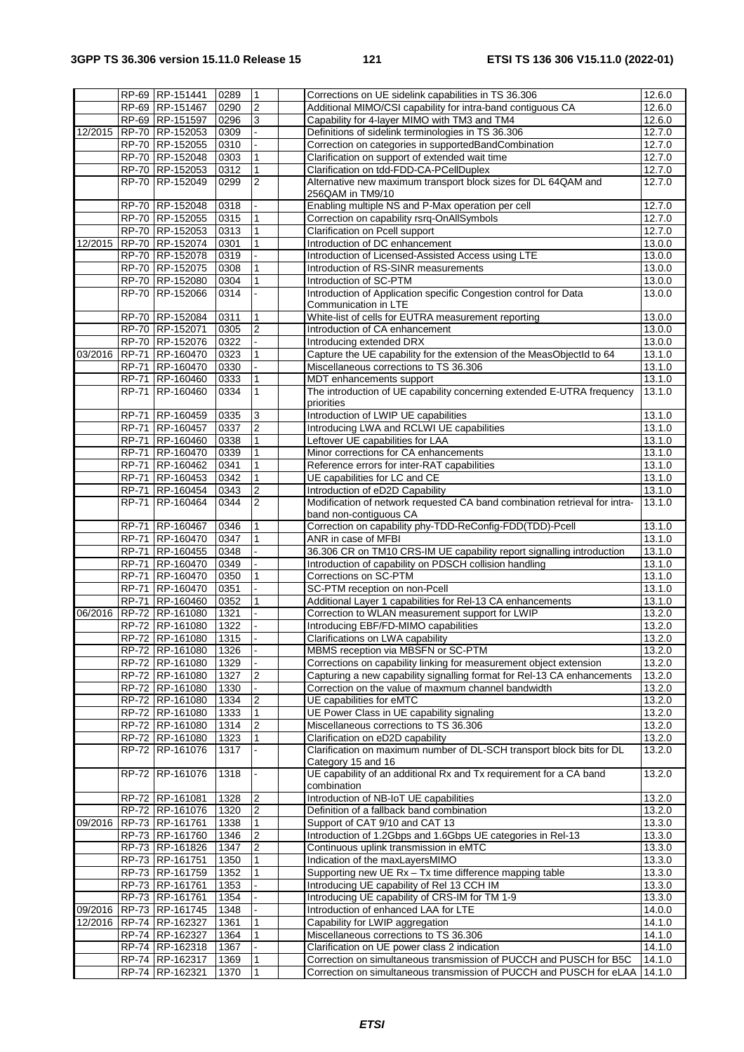|  | RP-69 | RP-151441 | 0289 | 1 |  | Corrections on UE sidelink capabilities in TS 36.306 | 12.6.0 |
|---|---|---|---|---|---|---|---|
|  | RP-69 | RP-151467 | 0290 | 2 |  | Additional MIMO/CSI capability for intra-band contiguous CA | 12.6.0 |
|  | RP-69 | RP-151597 | 0296 | 3 |  | Capability for 4-layer MIMO with TM3 and TM4 | 12.6.0 |
| 12/2015 | RP-70 | RP-152053 | 0309 | - |  | Definitions of sidelink terminologies in TS 36.306 | 12.7.0 |
|  | RP-70 | RP-152055 | 0310 | - |  | Correction on categories in supportedBandCombination | 12.7.0 |
|  | RP-70 | RP-152048 | 0303 | 1 |  | Clarification on support of extended wait time | 12.7.0 |
|  | RP-70 | RP-152053 | 0312 | 1 |  | Clarification on tdd-FDD-CA-PCellDuplex | 12.7.0 |
|  | RP-70 | RP-152049 | 0299 | 2 |  | Alternative new maximum transport block sizes for DL 64QAM and 256QAM in TM9/10 | 12.7.0 |
|  | RP-70 | RP-152048 | 0318 | - |  | Enabling multiple NS and P-Max operation per cell | 12.7.0 |
|  | RP-70 | RP-152055 | 0315 | 1 |  | Correction on capability rsrq-OnAllSymbols | 12.7.0 |
|  | RP-70 | RP-152053 | 0313 | 1 |  | Clarification on Pcell support | 12.7.0 |
| 12/2015 | RP-70 | RP-152074 | 0301 | 1 |  | Introduction of DC enhancement | 13.0.0 |
|  | RP-70 | RP-152078 | 0319 | - |  | Introduction of Licensed-Assisted Access using LTE | 13.0.0 |
|  | RP-70 | RP-152075 | 0308 | 1 |  | Introduction of RS-SINR measurements | 13.0.0 |
|  | RP-70 | RP-152080 | 0304 | 1 |  | Introduction of SC-PTM | 13.0.0 |
|  | RP-70 | RP-152066 | 0314 | - |  | Introduction of Application specific Congestion control for Data Communication in LTE | 13.0.0 |
|  | RP-70 | RP-152084 | 0311 | 1 |  | White-list of cells for EUTRA measurement reporting | 13.0.0 |
|  | RP-70 | RP-152071 | 0305 | 2 |  | Introduction of CA enhancement | 13.0.0 |
|  | RP-70 | RP-152076 | 0322 | - |  | Introducing extended DRX | 13.0.0 |
| 03/2016 | RP-71 | RP-160470 | 0323 | 1 |  | Capture the UE capability for the extension of the MeasObjectId to 64 | 13.1.0 |
|  | RP-71 | RP-160470 | 0330 | - |  | Miscellaneous corrections to TS 36.306 | 13.1.0 |
|  | RP-71 | RP-160460 | 0333 | 1 |  | MDT enhancements support | 13.1.0 |
|  | RP-71 | RP-160460 | 0334 | 1 |  | The introduction of UE capability concerning extended E-UTRA frequency priorities | 13.1.0 |
|  | RP-71 | RP-160459 | 0335 | 3 |  | Introduction of LWIP UE capabilities | 13.1.0 |
|  | RP-71 | RP-160457 | 0337 | 2 |  | Introducing LWA and RCLWI UE capabilities | 13.1.0 |
|  | RP-71 | RP-160460 | 0338 | 1 |  | Leftover UE capabilities for LAA | 13.1.0 |
|  | RP-71 | RP-160470 | 0339 | 1 |  | Minor corrections for CA enhancements | 13.1.0 |
|  | RP-71 | RP-160462 | 0341 | 1 |  | Reference errors for inter-RAT capabilities | 13.1.0 |
|  | RP-71 | RP-160453 | 0342 | 1 |  | UE capabilities for LC and CE | 13.1.0 |
|  | RP-71 | RP-160454 | 0343 | 2 |  | Introduction of eD2D Capability | 13.1.0 |
|  | RP-71 | RP-160464 | 0344 | 2 |  | Modification of network requested CA band combination retrieval for intra-band non-contiguous CA | 13.1.0 |
|  | RP-71 | RP-160467 | 0346 | 1 |  | Correction on capability phy-TDD-ReConfig-FDD(TDD)-Pcell | 13.1.0 |
|  | RP-71 | RP-160470 | 0347 | 1 |  | ANR in case of MFBI | 13.1.0 |
|  | RP-71 | RP-160455 | 0348 | - |  | 36.306 CR on TM10 CRS-IM UE capability report signalling introduction | 13.1.0 |
|  | RP-71 | RP-160470 | 0349 | - |  | Introduction of capability on PDSCH collision handling | 13.1.0 |
|  | RP-71 | RP-160470 | 0350 | 1 |  | Corrections on SC-PTM | 13.1.0 |
|  | RP-71 | RP-160470 | 0351 | - |  | SC-PTM reception on non-Pcell | 13.1.0 |
|  | RP-71 | RP-160460 | 0352 | 1 |  | Additional Layer 1 capabilities for Rel-13 CA enhancements | 13.1.0 |
| 06/2016 | RP-72 | RP-161080 | 1321 | - |  | Correction to WLAN measurement support for LWIP | 13.2.0 |
|  | RP-72 | RP-161080 | 1322 | - |  | Introducing EBF/FD-MIMO capabilities | 13.2.0 |
|  | RP-72 | RP-161080 | 1315 | - |  | Clarifications on LWA capability | 13.2.0 |
|  | RP-72 | RP-161080 | 1326 | - |  | MBMS reception via MBSFN or SC-PTM | 13.2.0 |
|  | RP-72 | RP-161080 | 1329 | - |  | Corrections on capability linking for measurement object extension | 13.2.0 |
|  | RP-72 | RP-161080 | 1327 | 2 |  | Capturing a new capability signalling format for Rel-13 CA enhancements | 13.2.0 |
|  | RP-72 | RP-161080 | 1330 | - |  | Correction on the value of maxmum channel bandwidth | 13.2.0 |
|  | RP-72 | RP-161080 | 1334 | 2 |  | UE capabilities for eMTC | 13.2.0 |
|  | RP-72 | RP-161080 | 1333 | 1 |  | UE Power Class in UE capability signaling | 13.2.0 |
|  | RP-72 | RP-161080 | 1314 | 2 |  | Miscellaneous corrections to TS 36.306 | 13.2.0 |
|  | RP-72 | RP-161080 | 1323 | 1 |  | Clarification on eD2D capability | 13.2.0 |
|  | RP-72 | RP-161076 | 1317 | - |  | Clarification on maximum number of DL-SCH transport block bits for DL Category 15 and 16 | 13.2.0 |
|  | RP-72 | RP-161076 | 1318 | - |  | UE capability of an additional Rx and Tx requirement for a CA band combination | 13.2.0 |
|  | RP-72 | RP-161081 | 1328 | 2 |  | Introduction of NB-IoT UE capabilities | 13.2.0 |
|  | RP-72 | RP-161076 | 1320 | 2 |  | Definition of a fallback band combination | 13.2.0 |
| 09/2016 | RP-73 | RP-161761 | 1338 | 1 |  | Support of CAT 9/10 and CAT 13 | 13.3.0 |
|  | RP-73 | RP-161760 | 1346 | 2 |  | Introduction of 1.2Gbps and 1.6Gbps UE categories in Rel-13 | 13.3.0 |
|  | RP-73 | RP-161826 | 1347 | 2 |  | Continuous uplink transmission in eMTC | 13.3.0 |
|  | RP-73 | RP-161751 | 1350 | 1 |  | Indication of the maxLayersMIMO | 13.3.0 |
|  | RP-73 | RP-161759 | 1352 | 1 |  | Supporting new UE Rx – Tx time difference mapping table | 13.3.0 |
|  | RP-73 | RP-161761 | 1353 | - |  | Introducing UE capability of Rel 13 CCH IM | 13.3.0 |
|  | RP-73 | RP-161761 | 1354 | - |  | Introducing UE capability of CRS-IM for TM 1-9 | 13.3.0 |
| 09/2016 | RP-73 | RP-161745 | 1348 | - |  | Introduction of enhanced LAA for LTE | 14.0.0 |
| 12/2016 | RP-74 | RP-162327 | 1361 | 1 |  | Capability for LWIP aggregation | 14.1.0 |
|  | RP-74 | RP-162327 | 1364 | 1 |  | Miscellaneous corrections to TS 36.306 | 14.1.0 |
|  | RP-74 | RP-162318 | 1367 | - |  | Clarification on UE power class 2 indication | 14.1.0 |
|  | RP-74 | RP-162317 | 1369 | 1 |  | Correction on simultaneous transmission of PUCCH and PUSCH for B5C | 14.1.0 |
|  | RP-74 | RP-162321 | 1370 | 1 |  | Correction on simultaneous transmission of PUCCH and PUSCH for eLAA | 14.1.0 |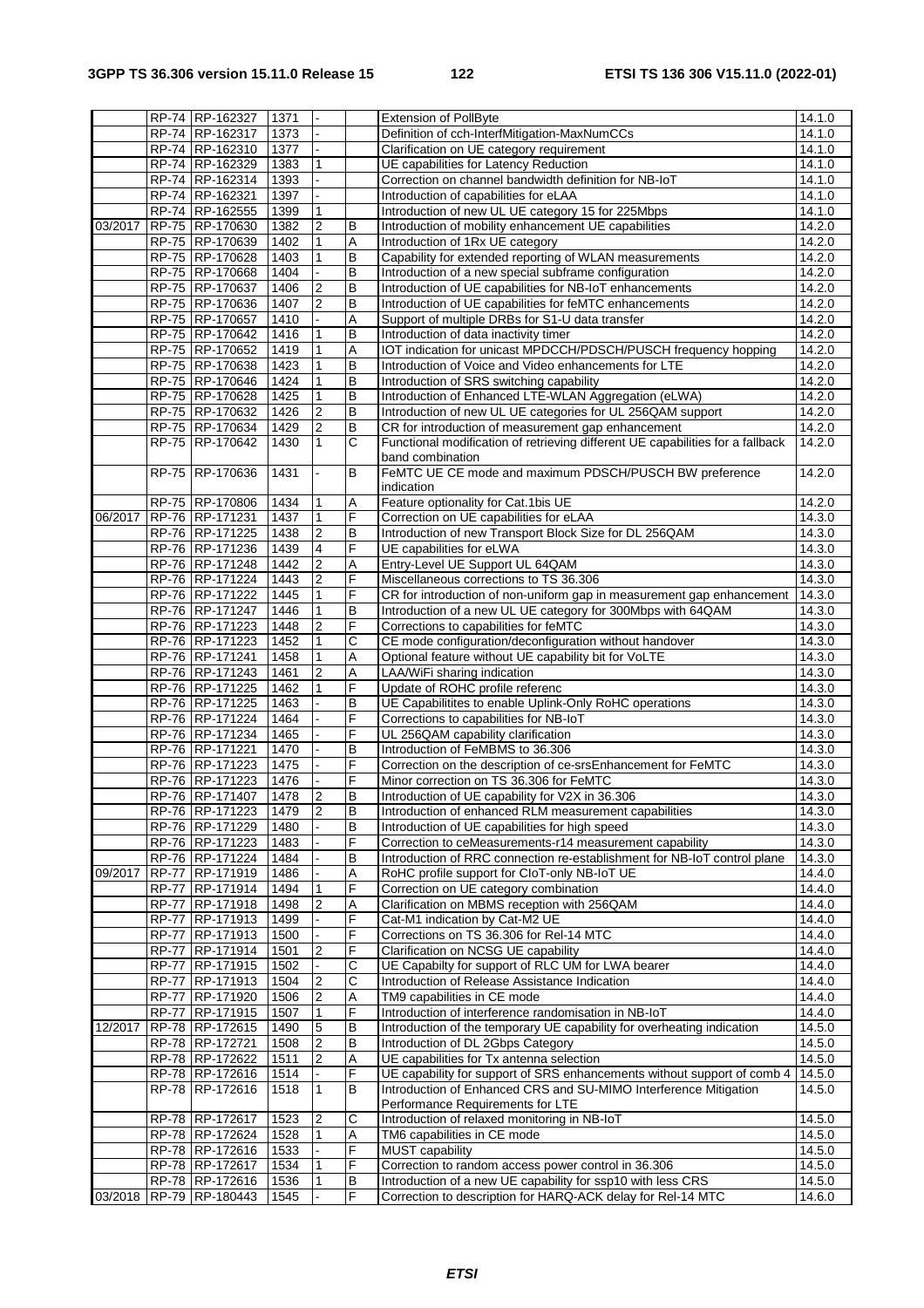|  | RP-74 | RP-162327 | 1371 | - |  | Extension of PollByte | 14.1.0 |
|---|---|---|---|---|---|---|---|
|  | RP-74 | RP-162317 | 1373 | - |  | Definition of cch-InterfMitigation-MaxNumCCs | 14.1.0 |
|  | RP-74 | RP-162310 | 1377 | - |  | Clarification on UE category requirement | 14.1.0 |
|  | RP-74 | RP-162329 | 1383 | 1 |  | UE capabilities for Latency Reduction | 14.1.0 |
|  | RP-74 | RP-162314 | 1393 | - |  | Correction on channel bandwidth definition for NB-IoT | 14.1.0 |
|  | RP-74 | RP-162321 | 1397 | - |  | Introduction of capabilities for eLAA | 14.1.0 |
|  | RP-74 | RP-162555 | 1399 | 1 |  | Introduction of new UL UE category 15 for 225Mbps | 14.1.0 |
| 03/2017 | RP-75 | RP-170630 | 1382 | 2 | B | Introduction of mobility enhancement UE capabilities | 14.2.0 |
|  | RP-75 | RP-170639 | 1402 | 1 | A | Introduction of 1Rx UE category | 14.2.0 |
|  | RP-75 | RP-170628 | 1403 | 1 | B | Capability for extended reporting of WLAN measurements | 14.2.0 |
|  | RP-75 | RP-170668 | 1404 | - | B | Introduction of a new special subframe configuration | 14.2.0 |
|  | RP-75 | RP-170637 | 1406 | 2 | B | Introduction of UE capabilities for NB-IoT enhancements | 14.2.0 |
|  | RP-75 | RP-170636 | 1407 | 2 | B | Introduction of UE capabilities for feMTC enhancements | 14.2.0 |
|  | RP-75 | RP-170657 | 1410 | - | A | Support of multiple DRBs for S1-U data transfer | 14.2.0 |
|  | RP-75 | RP-170642 | 1416 | 1 | B | Introduction of data inactivity timer | 14.2.0 |
|  | RP-75 | RP-170652 | 1419 | 1 | A | IOT indication for unicast MPDCCH/PDSCH/PUSCH frequency hopping | 14.2.0 |
|  | RP-75 | RP-170638 | 1423 | 1 | B | Introduction of Voice and Video enhancements for LTE | 14.2.0 |
|  | RP-75 | RP-170646 | 1424 | 1 | B | Introduction of SRS switching capability | 14.2.0 |
|  | RP-75 | RP-170628 | 1425 | 1 | B | Introduction of Enhanced LTE-WLAN Aggregation (eLWA) | 14.2.0 |
|  | RP-75 | RP-170632 | 1426 | 2 | B | Introduction of new UL UE categories for UL 256QAM support | 14.2.0 |
|  | RP-75 | RP-170634 | 1429 | 2 | B | CR for introduction of measurement gap enhancement | 14.2.0 |
|  | RP-75 | RP-170642 | 1430 | 1 | C | Functional modification of retrieving different UE capabilities for a fallback band combination | 14.2.0 |
|  | RP-75 | RP-170636 | 1431 | - | B | FeMTC UE CE mode and maximum PDSCH/PUSCH BW preference indication | 14.2.0 |
|  | RP-75 | RP-170806 | 1434 | 1 | A | Feature optionality for Cat.1bis UE | 14.2.0 |
| 06/2017 | RP-76 | RP-171231 | 1437 | 1 | F | Correction on UE capabilities for eLAA | 14.3.0 |
|  | RP-76 | RP-171225 | 1438 | 2 | B | Introduction of new Transport Block Size for DL 256QAM | 14.3.0 |
|  | RP-76 | RP-171236 | 1439 | 4 | F | UE capabilities for eLWA | 14.3.0 |
|  | RP-76 | RP-171248 | 1442 | 2 | A | Entry-Level UE Support UL 64QAM | 14.3.0 |
|  | RP-76 | RP-171224 | 1443 | 2 | F | Miscellaneous corrections to TS 36.306 | 14.3.0 |
|  | RP-76 | RP-171222 | 1445 | 1 | F | CR for introduction of non-uniform gap in measurement gap enhancement | 14.3.0 |
|  | RP-76 | RP-171247 | 1446 | 1 | B | Introduction of a new UL UE category for 300Mbps with 64QAM | 14.3.0 |
|  | RP-76 | RP-171223 | 1448 | 2 | F | Corrections to capabilities for feMTC | 14.3.0 |
|  | RP-76 | RP-171223 | 1452 | 1 | C | CE mode configuration/deconfiguration without handover | 14.3.0 |
|  | RP-76 | RP-171241 | 1458 | 1 | A | Optional feature without UE capability bit for VoLTE | 14.3.0 |
|  | RP-76 | RP-171243 | 1461 | 2 | A | LAA/WiFi sharing indication | 14.3.0 |
|  | RP-76 | RP-171225 | 1462 | 1 | F | Update of ROHC profile referenc | 14.3.0 |
|  | RP-76 | RP-171225 | 1463 | - | B | UE Capabilitites to enable Uplink-Only RoHC operations | 14.3.0 |
|  | RP-76 | RP-171224 | 1464 | - | F | Corrections to capabilities for NB-IoT | 14.3.0 |
|  | RP-76 | RP-171234 | 1465 | - | F | UL 256QAM capability clarification | 14.3.0 |
|  | RP-76 | RP-171221 | 1470 | - | B | Introduction of FeMBMS to 36.306 | 14.3.0 |
|  | RP-76 | RP-171223 | 1475 | - | F | Correction on the description of ce-srsEnhancement for FeMTC | 14.3.0 |
|  | RP-76 | RP-171223 | 1476 | - | F | Minor correction on TS 36.306 for FeMTC | 14.3.0 |
|  | RP-76 | RP-171407 | 1478 | 2 | B | Introduction of UE capability for V2X in 36.306 | 14.3.0 |
|  | RP-76 | RP-171223 | 1479 | 2 | B | Introduction of enhanced RLM measurement capabilities | 14.3.0 |
|  | RP-76 | RP-171229 | 1480 | - | B | Introduction of UE capabilities for high speed | 14.3.0 |
|  | RP-76 | RP-171223 | 1483 | - | F | Correction to ceMeasurements-r14 measurement capability | 14.3.0 |
|  | RP-76 | RP-171224 | 1484 | - | B | Introduction of RRC connection re-establishment for NB-IoT control plane | 14.3.0 |
| 09/2017 | RP-77 | RP-171919 | 1486 | - | A | RoHC profile support for CIoT-only NB-IoT UE | 14.4.0 |
|  | RP-77 | RP-171914 | 1494 | 1 | F | Correction on UE category combination | 14.4.0 |
|  | RP-77 | RP-171918 | 1498 | 2 | A | Clarification on MBMS reception with 256QAM | 14.4.0 |
|  | RP-77 | RP-171913 | 1499 | - | F | Cat-M1 indication by Cat-M2 UE | 14.4.0 |
|  | RP-77 | RP-171913 | 1500 | - | F | Corrections on TS 36.306 for Rel-14 MTC | 14.4.0 |
|  | RP-77 | RP-171914 | 1501 | 2 | F | Clarification on NCSG UE capability | 14.4.0 |
|  | RP-77 | RP-171915 | 1502 | - | C | UE Capabilty for support of RLC UM for LWA bearer | 14.4.0 |
|  | RP-77 | RP-171913 | 1504 | 2 | C | Introduction of Release Assistance Indication | 14.4.0 |
|  | RP-77 | RP-171920 | 1506 | 2 | A | TM9 capabilities in CE mode | 14.4.0 |
|  | RP-77 | RP-171915 | 1507 | 1 | F | Introduction of interference randomisation in NB-IoT | 14.4.0 |
| 12/2017 | RP-78 | RP-172615 | 1490 | 5 | B | Introduction of the temporary UE capability for overheating indication | 14.5.0 |
|  | RP-78 | RP-172721 | 1508 | 2 | B | Introduction of DL 2Gbps Category | 14.5.0 |
|  | RP-78 | RP-172622 | 1511 | 2 | A | UE capabilities for Tx antenna selection | 14.5.0 |
|  | RP-78 | RP-172616 | 1514 | - | F | UE capability for support of SRS enhancements without support of comb 4 | 14.5.0 |
|  | RP-78 | RP-172616 | 1518 | 1 | B | Introduction of Enhanced CRS and SU-MIMO Interference Mitigation Performance Requirements for LTE | 14.5.0 |
|  | RP-78 | RP-172617 | 1523 | 2 | C | Introduction of relaxed monitoring in NB-IoT | 14.5.0 |
|  | RP-78 | RP-172624 | 1528 | 1 | A | TM6 capabilities in CE mode | 14.5.0 |
|  | RP-78 | RP-172616 | 1533 | - | F | MUST capability | 14.5.0 |
|  | RP-78 | RP-172617 | 1534 | 1 | F | Correction to random access power control in 36.306 | 14.5.0 |
|  | RP-78 | RP-172616 | 1536 | 1 | B | Introduction of a new UE capability for ssp10 with less CRS | 14.5.0 |
| 03/2018 | RP-79 | RP-180443 | 1545 | - | F | Correction to description for HARQ-ACK delay for Rel-14 MTC | 14.6.0 |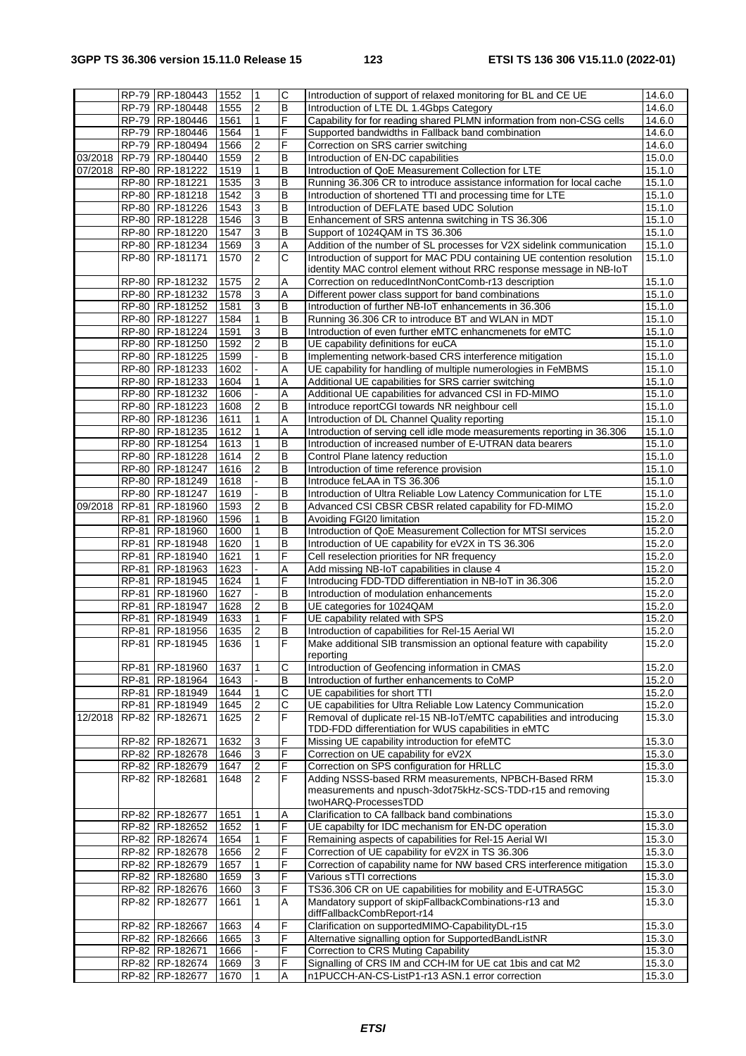|  |  |  |  |  |  |  |  |
|---|---|---|---|---|---|---|---|
|  | RP-79 | RP-180443 | 1552 | 1 | C | Introduction of support of relaxed monitoring for BL and CE UE | 14.6.0 |
|  | RP-79 | RP-180448 | 1555 | 2 | B | Introduction of LTE DL 1.4Gbps Category | 14.6.0 |
|  | RP-79 | RP-180446 | 1561 | 1 | F | Capability for for reading shared PLMN information from non-CSG cells | 14.6.0 |
|  | RP-79 | RP-180446 | 1564 | 1 | F | Supported bandwidths in Fallback band combination | 14.6.0 |
|  | RP-79 | RP-180494 | 1566 | 2 | F | Correction on SRS carrier switching | 14.6.0 |
| 03/2018 | RP-79 | RP-180440 | 1559 | 2 | B | Introduction of EN-DC capabilities | 15.0.0 |
| 07/2018 | RP-80 | RP-181222 | 1519 | 1 | B | Introduction of QoE Measurement Collection for LTE | 15.1.0 |
|  | RP-80 | RP-181221 | 1535 | 3 | B | Running 36.306 CR to introduce assistance information for local cache | 15.1.0 |
|  | RP-80 | RP-181218 | 1542 | 3 | B | Introduction of shortened TTI and processing time for LTE | 15.1.0 |
|  | RP-80 | RP-181226 | 1543 | 3 | B | Introduction of DEFLATE based UDC Solution | 15.1.0 |
|  | RP-80 | RP-181228 | 1546 | 3 | B | Enhancement of SRS antenna switching in TS 36.306 | 15.1.0 |
|  | RP-80 | RP-181220 | 1547 | 3 | B | Support of 1024QAM in TS 36.306 | 15.1.0 |
|  | RP-80 | RP-181234 | 1569 | 3 | A | Addition of the number of SL processes for V2X sidelink communication | 15.1.0 |
|  | RP-80 | RP-181171 | 1570 | 2 | C | Introduction of support for MAC PDU containing UE contention resolution identity MAC control element without RRC response message in NB-IoT | 15.1.0 |
|  | RP-80 | RP-181232 | 1575 | 2 | A | Correction on reducedIntNonContComb-r13 description | 15.1.0 |
|  | RP-80 | RP-181232 | 1578 | 3 | A | Different power class support for band combinations | 15.1.0 |
|  | RP-80 | RP-181252 | 1581 | 3 | B | Introduction of further NB-IoT enhancements in 36.306 | 15.1.0 |
|  | RP-80 | RP-181227 | 1584 | 1 | B | Running 36.306 CR to introduce BT and WLAN in MDT | 15.1.0 |
|  | RP-80 | RP-181224 | 1591 | 3 | B | Introduction of even further eMTC enhancmenets for eMTC | 15.1.0 |
|  | RP-80 | RP-181250 | 1592 | 2 | B | UE capability definitions for euCA | 15.1.0 |
|  | RP-80 | RP-181225 | 1599 | - | B | Implementing network-based CRS interference mitigation | 15.1.0 |
|  | RP-80 | RP-181233 | 1602 | - | A | UE capability for handling of multiple numerologies in FeMBMS | 15.1.0 |
|  | RP-80 | RP-181233 | 1604 | 1 | A | Additional UE capabilities for SRS carrier switching | 15.1.0 |
|  | RP-80 | RP-181232 | 1606 | - | A | Additional UE capabilities for advanced CSI in FD-MIMO | 15.1.0 |
|  | RP-80 | RP-181223 | 1608 | 2 | B | Introduce reportCGI towards NR neighbour cell | 15.1.0 |
|  | RP-80 | RP-181236 | 1611 | 1 | A | Introduction of DL Channel Quality reporting | 15.1.0 |
|  | RP-80 | RP-181235 | 1612 | 1 | A | Introduction of serving cell idle mode measurements reporting in 36.306 | 15.1.0 |
|  | RP-80 | RP-181254 | 1613 | 1 | B | Introduction of increased number of E-UTRAN data bearers | 15.1.0 |
|  | RP-80 | RP-181228 | 1614 | 2 | B | Control Plane latency reduction | 15.1.0 |
|  | RP-80 | RP-181247 | 1616 | 2 | B | Introduction of time reference provision | 15.1.0 |
|  | RP-80 | RP-181249 | 1618 | - | B | Introduce feLAA in TS 36.306 | 15.1.0 |
|  | RP-80 | RP-181247 | 1619 | - | B | Introduction of Ultra Reliable Low Latency Communication for LTE | 15.1.0 |
| 09/2018 | RP-81 | RP-181960 | 1593 | 2 | B | Advanced CSI CBSR CBSR related capability for FD-MIMO | 15.2.0 |
|  | RP-81 | RP-181960 | 1596 | 1 | B | Avoiding FGI20 limitation | 15.2.0 |
|  | RP-81 | RP-181960 | 1600 | 1 | B | Introduction of QoE Measurement Collection for MTSI services | 15.2.0 |
|  | RP-81 | RP-181948 | 1620 | 1 | B | Introduction of UE capability for eV2X in TS 36.306 | 15.2.0 |
|  | RP-81 | RP-181940 | 1621 | 1 | F | Cell reselection priorities for NR frequency | 15.2.0 |
|  | RP-81 | RP-181963 | 1623 | - | A | Add missing NB-IoT capabilities in clause 4 | 15.2.0 |
|  | RP-81 | RP-181945 | 1624 | 1 | F | Introducing FDD-TDD differentiation in NB-IoT in 36.306 | 15.2.0 |
|  | RP-81 | RP-181960 | 1627 | - | B | Introduction of modulation enhancements | 15.2.0 |
|  | RP-81 | RP-181947 | 1628 | 2 | B | UE categories for 1024QAM | 15.2.0 |
|  | RP-81 | RP-181949 | 1633 | 1 | F | UE capability related with SPS | 15.2.0 |
|  | RP-81 | RP-181956 | 1635 | 2 | B | Introduction of capabilities for Rel-15 Aerial WI | 15.2.0 |
|  | RP-81 | RP-181945 | 1636 | 1 | F | Make additional SIB transmission an optional feature with capability reporting | 15.2.0 |
|  | RP-81 | RP-181960 | 1637 | 1 | C | Introduction of Geofencing information in CMAS | 15.2.0 |
|  | RP-81 | RP-181964 | 1643 | - | B | Introduction of further enhancements to CoMP | 15.2.0 |
|  | RP-81 | RP-181949 | 1644 | 1 | C | UE capabilities for short TTI | 15.2.0 |
|  | RP-81 | RP-181949 | 1645 | 2 | C | UE capabilities for Ultra Reliable Low Latency Communication | 15.2.0 |
| 12/2018 | RP-82 | RP-182671 | 1625 | 2 | F | Removal of duplicate rel-15 NB-IoT/eMTC capabilities and introducing TDD-FDD differentiation for WUS capabilities in eMTC | 15.3.0 |
|  | RP-82 | RP-182671 | 1632 | 3 | F | Missing UE capability introduction for efeMTC | 15.3.0 |
|  | RP-82 | RP-182678 | 1646 | 3 | F | Correction on UE capability for eV2X | 15.3.0 |
|  | RP-82 | RP-182679 | 1647 | 2 | F | Correction on SPS configuration for HRLLC | 15.3.0 |
|  | RP-82 | RP-182681 | 1648 | 2 | F | Adding NSSS-based RRM measurements, NPBCH-Based RRM measurements and npusch-3dot75kHz-SCS-TDD-r15 and removing twoHARQ-ProcessesTDD | 15.3.0 |
|  | RP-82 | RP-182677 | 1651 | 1 | A | Clarification to CA fallback band combinations | 15.3.0 |
|  | RP-82 | RP-182652 | 1652 | 1 | F | UE capabilty for IDC mechanism for EN-DC operation | 15.3.0 |
|  | RP-82 | RP-182674 | 1654 | 1 | F | Remaining aspects of capabilities for Rel-15 Aerial WI | 15.3.0 |
|  | RP-82 | RP-182678 | 1656 | 2 | F | Correction of UE capability for eV2X in TS 36.306 | 15.3.0 |
|  | RP-82 | RP-182679 | 1657 | 1 | F | Correction of capability name for NW based CRS interference mitigation | 15.3.0 |
|  | RP-82 | RP-182680 | 1659 | 3 | F | Various sTTI corrections | 15.3.0 |
|  | RP-82 | RP-182676 | 1660 | 3 | F | TS36.306 CR on UE capabilities for mobility and E-UTRA5GC | 15.3.0 |
|  | RP-82 | RP-182677 | 1661 | 1 | A | Mandatory support of skipFallbackCombinations-r13 and diffFallbackCombReport-r14 | 15.3.0 |
|  | RP-82 | RP-182667 | 1663 | 4 | F | Clarification on supportedMIMO-CapabilityDL-r15 | 15.3.0 |
|  | RP-82 | RP-182666 | 1665 | 3 | F | Alternative signalling option for SupportedBandListNR | 15.3.0 |
|  | RP-82 | RP-182671 | 1666 | - | F | Correction to CRS Muting Capability | 15.3.0 |
|  | RP-82 | RP-182674 | 1669 | 3 | F | Signalling of CRS IM and CCH-IM for UE cat 1bis and cat M2 | 15.3.0 |
|  | RP-82 | RP-182677 | 1670 | 1 | A | n1PUCCH-AN-CS-ListP1-r13 ASN.1 error correction | 15.3.0 |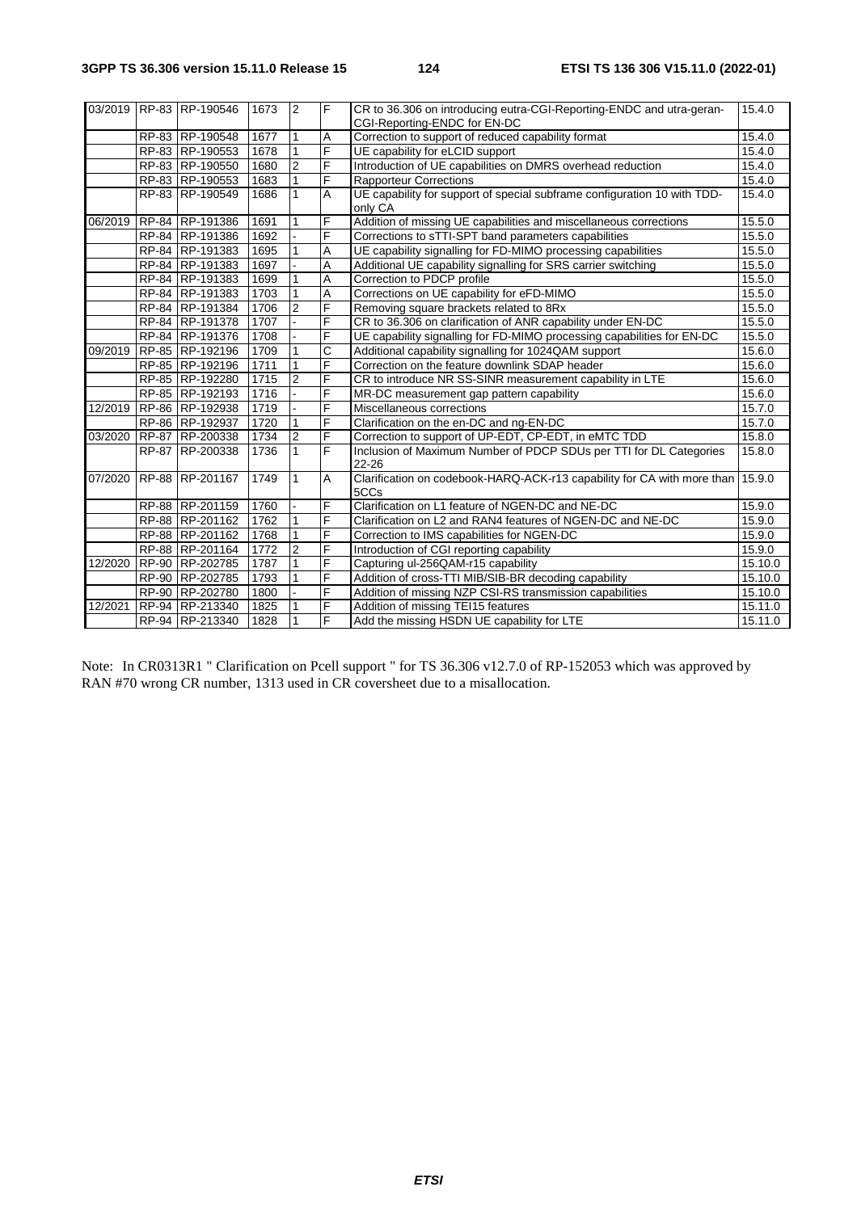| 03/2019 | RP-83 | RP-190546 | 1673 | 2 | F | CR to 36.306 on introducing eutra-CGI-Reporting-ENDC and utra-geran-CGI-Reporting-ENDC for EN-DC | 15.4.0 |
|---|---|---|---|---|---|---|---|
| | RP-83 | RP-190548 | 1677 | 1 | A | Correction to support of reduced capability format | 15.4.0 |
| | RP-83 | RP-190553 | 1678 | 1 | F | UE capability for eLCID support | 15.4.0 |
| | RP-83 | RP-190550 | 1680 | 2 | F | Introduction of UE capabilities on DMRS overhead reduction | 15.4.0 |
| | RP-83 | RP-190553 | 1683 | 1 | F | Rapporteur Corrections | 15.4.0 |
| | RP-83 | RP-190549 | 1686 | 1 | A | UE capability for support of special subframe configuration 10 with TDD-only CA | 15.4.0 |
| 06/2019 | RP-84 | RP-191386 | 1691 | 1 | F | Addition of missing UE capabilities and miscellaneous corrections | 15.5.0 |
| | RP-84 | RP-191386 | 1692 | - | F | Corrections to sTTI-SPT band parameters capabilities | 15.5.0 |
| | RP-84 | RP-191383 | 1695 | 1 | A | UE capability signalling for FD-MIMO processing capabilities | 15.5.0 |
| | RP-84 | RP-191383 | 1697 | - | A | Additional UE capability signalling for SRS carrier switching | 15.5.0 |
| | RP-84 | RP-191383 | 1699 | 1 | A | Correction to PDCP profile | 15.5.0 |
| | RP-84 | RP-191383 | 1703 | 1 | A | Corrections on UE capability for eFD-MIMO | 15.5.0 |
| | RP-84 | RP-191384 | 1706 | 2 | F | Removing square brackets related to 8Rx | 15.5.0 |
| | RP-84 | RP-191378 | 1707 | - | F | CR to 36.306 on clarification of ANR capability under EN-DC | 15.5.0 |
| | RP-84 | RP-191376 | 1708 | - | F | UE capability signalling for FD-MIMO processing capabilities for EN-DC | 15.5.0 |
| 09/2019 | RP-85 | RP-192196 | 1709 | 1 | C | Additional capability signalling for 1024QAM support | 15.6.0 |
| | RP-85 | RP-192196 | 1711 | 1 | F | Correction on the feature downlink SDAP header | 15.6.0 |
| | RP-85 | RP-192280 | 1715 | 2 | F | CR to introduce NR SS-SINR measurement capability in LTE | 15.6.0 |
| | RP-85 | RP-192193 | 1716 | - | F | MR-DC measurement gap pattern capability | 15.6.0 |
| 12/2019 | RP-86 | RP-192938 | 1719 | - | F | Miscellaneous corrections | 15.7.0 |
| | RP-86 | RP-192937 | 1720 | 1 | F | Clarification on the en-DC and ng-EN-DC | 15.7.0 |
| 03/2020 | RP-87 | RP-200338 | 1734 | 2 | F | Correction to support of UP-EDT, CP-EDT, in eMTC TDD | 15.8.0 |
| | RP-87 | RP-200338 | 1736 | 1 | F | Inclusion of Maximum Number of PDCP SDUs per TTI for DL Categories 22-26 | 15.8.0 |
| 07/2020 | RP-88 | RP-201167 | 1749 | 1 | A | Clarification on codebook-HARQ-ACK-r13 capability for CA with more than 5CCs | 15.9.0 |
| | RP-88 | RP-201159 | 1760 | - | F | Clarification on L1 feature of NGEN-DC and NE-DC | 15.9.0 |
| | RP-88 | RP-201162 | 1762 | 1 | F | Clarification on L2 and RAN4 features of NGEN-DC and NE-DC | 15.9.0 |
| | RP-88 | RP-201162 | 1768 | 1 | F | Correction to IMS capabilities for NGEN-DC | 15.9.0 |
| | RP-88 | RP-201164 | 1772 | 2 | F | Introduction of CGI reporting capability | 15.9.0 |
| 12/2020 | RP-90 | RP-202785 | 1787 | 1 | F | Capturing ul-256QAM-r15 capability | 15.10.0 |
| | RP-90 | RP-202785 | 1793 | 1 | F | Addition of cross-TTI MIB/SIB-BR decoding capability | 15.10.0 |
| | RP-90 | RP-202780 | 1800 | - | F | Addition of missing NZP CSI-RS transmission capabilities | 15.10.0 |
| 12/2021 | RP-94 | RP-213340 | 1825 | 1 | F | Addition of missing TEI15 features | 15.11.0 |
| | RP-94 | RP-213340 | 1828 | 1 | F | Add the missing HSDN UE capability for LTE | 15.11.0 |

Note: In CR0313R1 " Clarification on Pcell support " for TS 36.306 v12.7.0 of RP-152053 which was approved by RAN #70 wrong CR number, 1313 used in CR coversheet due to a misallocation.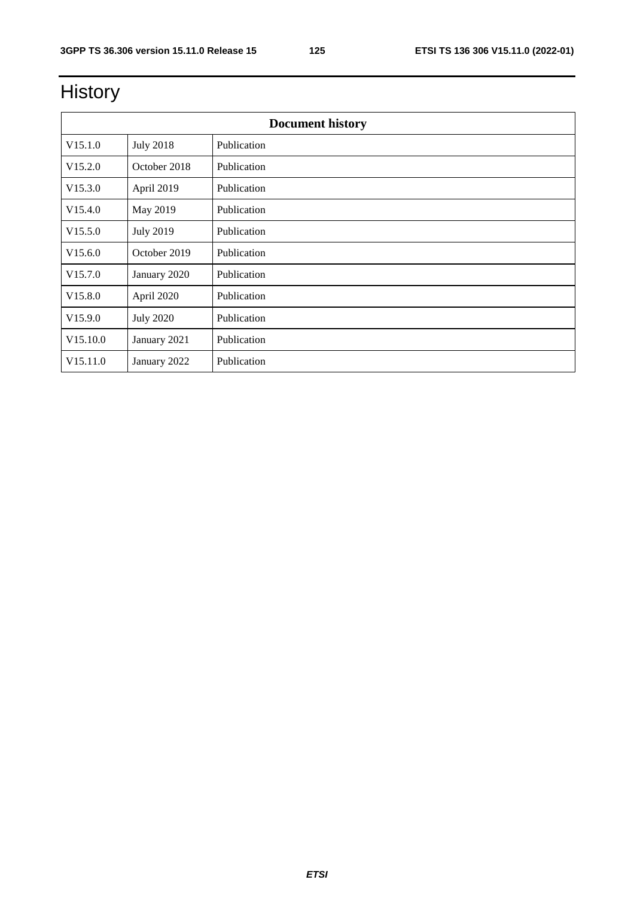# History

| Document history | | |
|---|---|---|
| V15.1.0 | July 2018 | Publication |
| V15.2.0 | October 2018 | Publication |
| V15.3.0 | April 2019 | Publication |
| V15.4.0 | May 2019 | Publication |
| V15.5.0 | July 2019 | Publication |
| V15.6.0 | October 2019 | Publication |
| V15.7.0 | January 2020 | Publication |
| V15.8.0 | April 2020 | Publication |
| V15.9.0 | July 2020 | Publication |
| V15.10.0 | January 2021 | Publication |
| V15.11.0 | January 2022 | Publication |